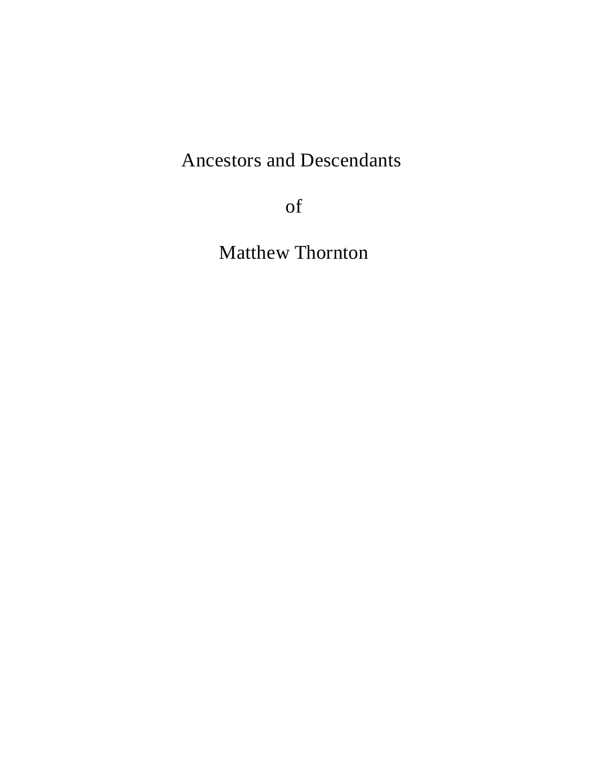# Ancestors and Descendants

# of

# Matthew Thornton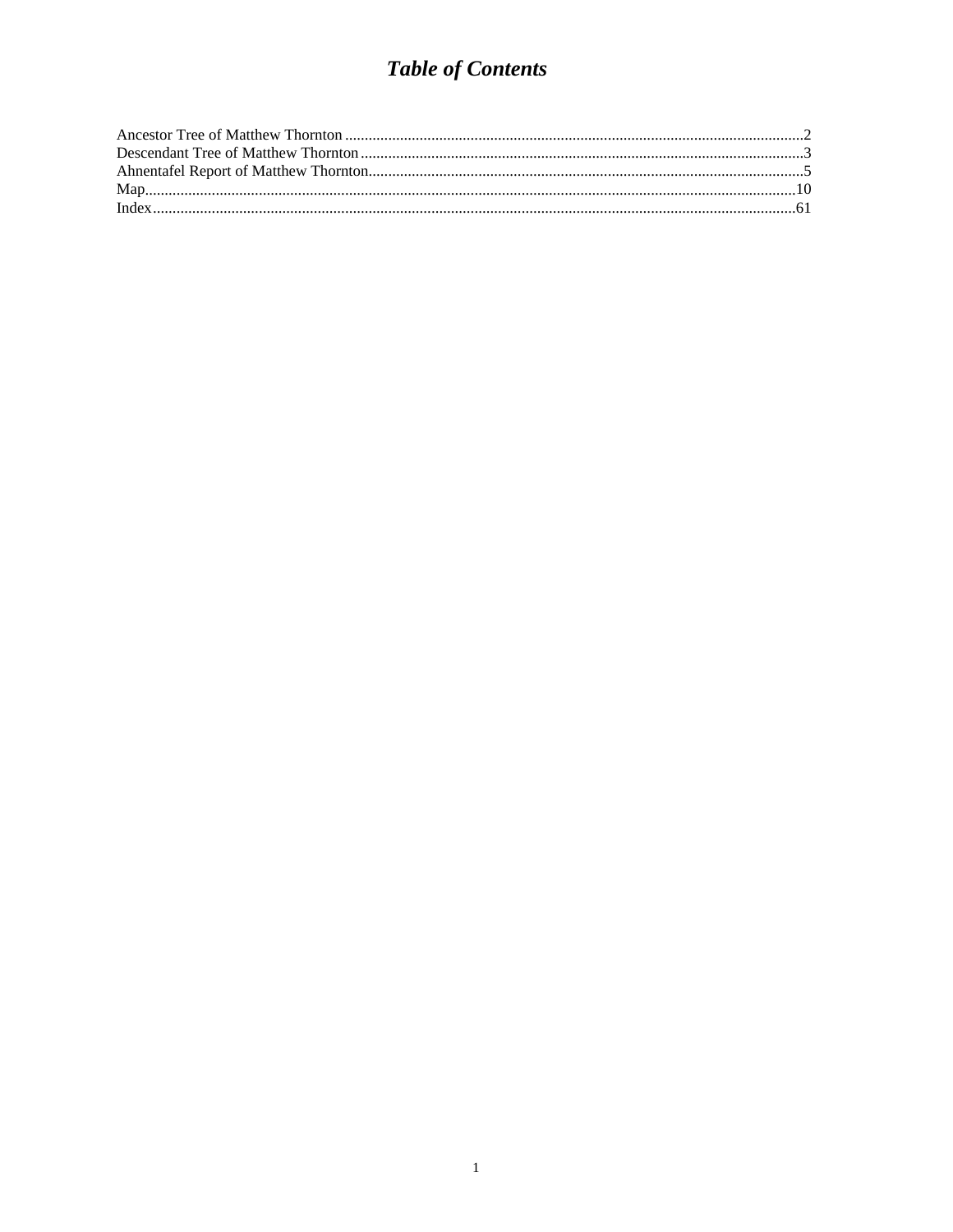# *Table of Contents*

Ancestor Tree of Matthew Thornton ....................................................................................................................2
Descendant Tree of Matthew Thornton ................................................................................................................3
Ahnentafel Report of Matthew Thornton.............................................................................................................5
Map....................................................................................................................................................................10
Index..................................................................................................................................................................61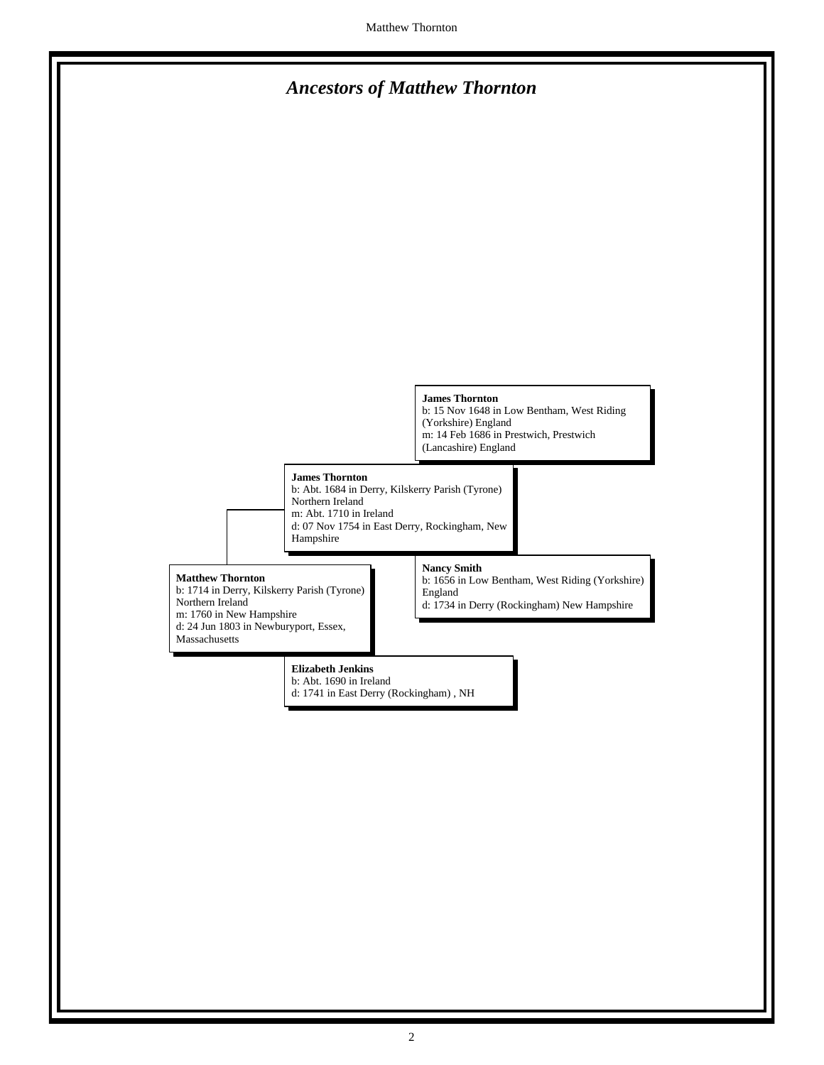# *Ancestors of Matthew Thornton*

**James Thornton**
b: 15 Nov 1648 in Low Bentham, West Riding (Yorkshire) England
m: 14 Feb 1686 in Prestwich, Prestwich (Lancashire) England

**James Thornton**
b: Abt. 1684 in Derry, Kilskerry Parish (Tyrone) Northern Ireland
m: Abt. 1710 in Ireland
d: 07 Nov 1754 in East Derry, Rockingham, New Hampshire

**Nancy Smith**
b: 1656 in Low Bentham, West Riding (Yorkshire) England
d: 1734 in Derry (Rockingham) New Hampshire

**Matthew Thornton**
b: 1714 in Derry, Kilskerry Parish (Tyrone) Northern Ireland
m: 1760 in New Hampshire
d: 24 Jun 1803 in Newburyport, Essex, Massachusetts

**Elizabeth Jenkins**
b: Abt. 1690 in Ireland
d: 1741 in East Derry (Rockingham) , NH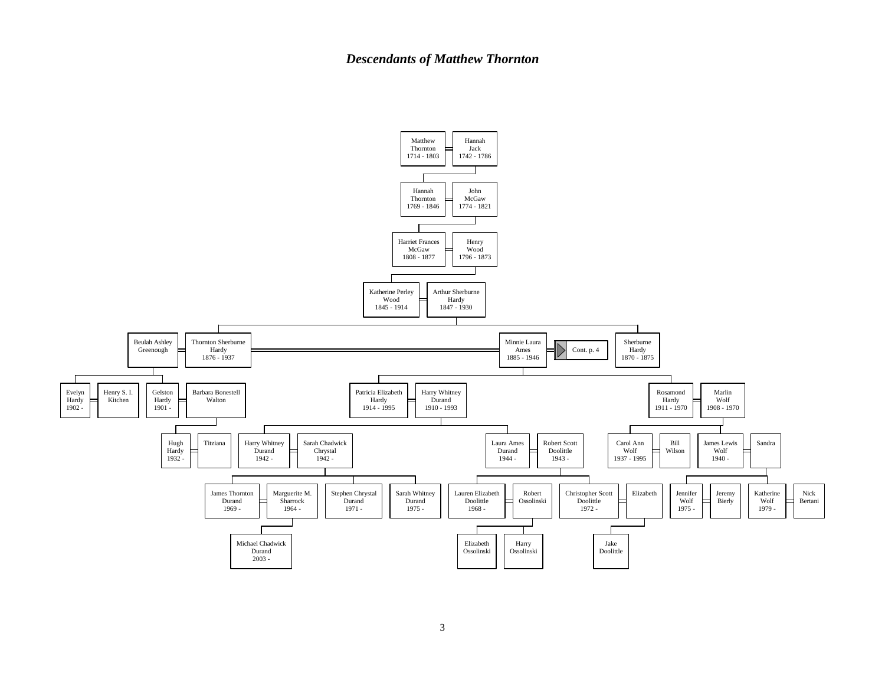# *Descendants of Matthew Thornton*

- Matthew Thornton (1714 - 1803) = Hannah Jack (1742 - 1786)
  - Hannah Thornton (1769 - 1846) = John McGaw (1774 - 1821)
    - Harriet Frances McGaw (1808 - 1877) = Henry Wood (1796 - 1873)
      - Katherine Perley Wood (1845 - 1914) = Arthur Sherburne Hardy (1847 - 1930)
        - Thornton Sherburne Hardy (1876 - 1937) = Beulah Ashley Greenough
          - Evelyn Hardy (1902 -) = Henry S. I. Kitchen
          - Gelston Hardy (1901 -) = Barbara Bonestell Walton
            - Hugh Hardy (1932 -) = Titziana
        - Thornton Sherburne Hardy (1876 - 1937) = Minnie Laura Ames (1885 - 1946) [Cont. p. 4]
          - Patricia Elizabeth Hardy (1914 - 1995) = Harry Whitney Durand (1910 - 1993)
            - Harry Whitney Durand (1942 -) = Sarah Chadwick Chrystal (1942 -)
              - James Thornton Durand (1969 -) = Marguerite M. Sharrock (1964 -)
                - Michael Chadwick Durand (2003 -)
              - Stephen Chrystal Durand (1971 -)
              - Sarah Whitney Durand (1975 -)
            - Laura Ames Durand (1944 -) = Robert Scott Doolittle (1943 -)
              - Lauren Elizabeth Doolittle (1968 -) = Robert Ossolinski
                - Elizabeth Ossolinski
                - Harry Ossolinski
              - Christopher Scott Doolittle (1972 -) = Elizabeth
                - Jake Doolittle
          - Rosamond Hardy (1911 - 1970) = Marlin Wolf (1908 - 1970)
            - Carol Ann Wolf (1937 - 1995) = Bill Wilson
            - James Lewis Wolf (1940 -) = Sandra
              - Jennifer Wolf (1975 -) = Jeremy Bierly
              - Katherine Wolf (1979 -) = Nick Bertani
        - Sherburne Hardy (1870 - 1875)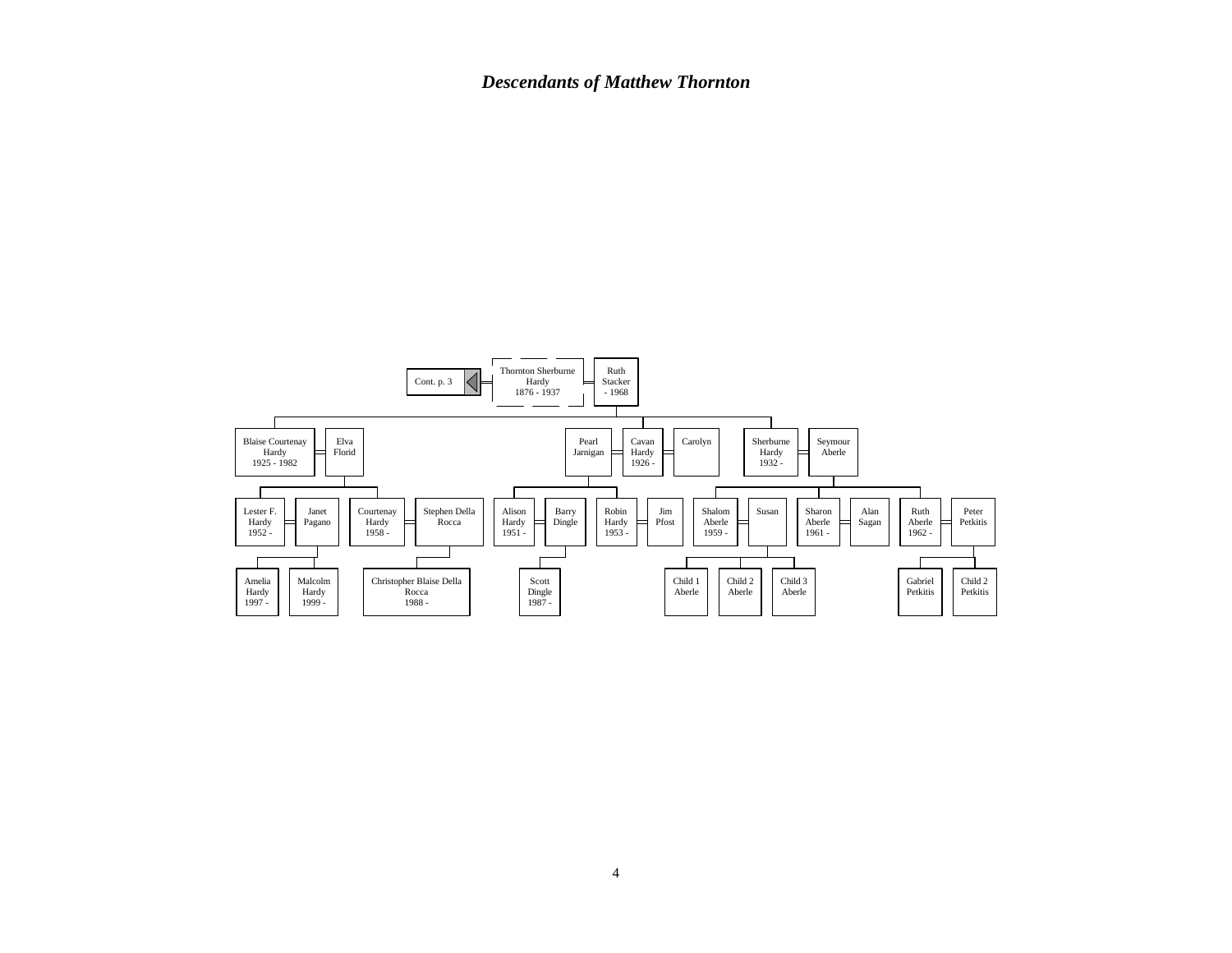# *Descendants of Matthew Thornton*

Cont. p. 3

- **Thornton Sherburne Hardy** (1876 - 1937) = **Ruth Stacker** (- 1968)
  - **Blaise Courtenay Hardy** (1925 - 1982) = **Elva Florid**
    - **Lester F. Hardy** (1952 - ) = **Janet Pagano**
      - Amelia Hardy (1997 - )
      - Malcolm Hardy (1999 - )
    - **Courtenay Hardy** (1958 - ) = **Stephen Della Rocca**
      - Christopher Blaise Della Rocca (1988 - )
  - **Cavan Hardy** (1926 - ) = **Pearl Jarnigan**; = **Carolyn**
    - **Alison Hardy** (1951 - ) = **Barry Dingle**
      - Scott Dingle (1987 - )
    - **Robin Hardy** (1953 - ) = **Jim Pfost**
  - **Sherburne Hardy** (1932 - ) = **Seymour Aberle**
    - **Shalom Aberle** (1959 - ) = **Susan**
      - Child 1 Aberle
      - Child 2 Aberle
      - Child 3 Aberle
    - **Sharon Aberle** (1961 - ) = **Alan Sagan**
    - **Ruth Aberle** (1962 - ) = **Peter Petkitis**
      - Gabriel Petkitis
      - Child 2 Petkitis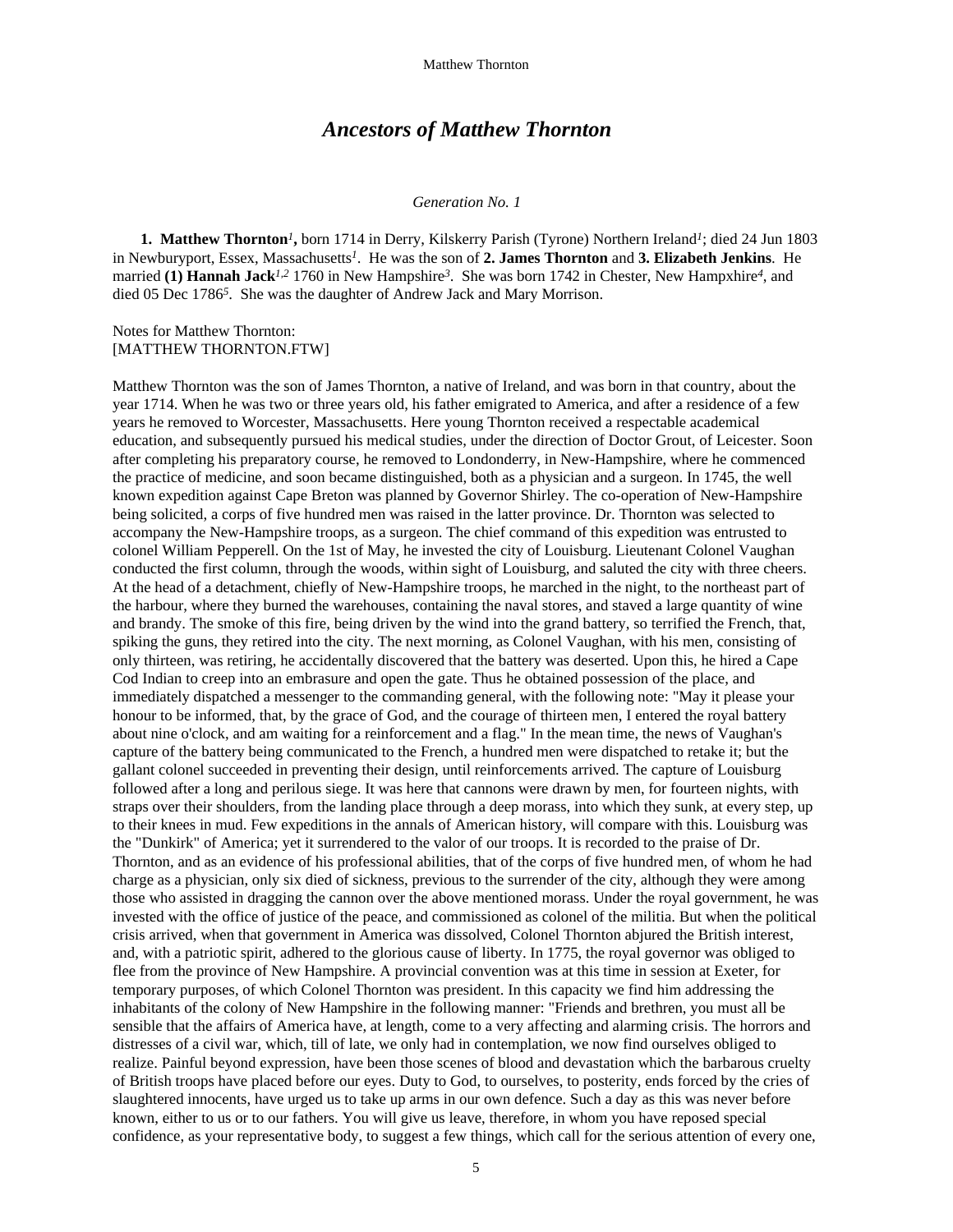# *Ancestors of Matthew Thornton*

*Generation No. 1*

**1. Matthew Thornton**[1]**,** born 1714 in Derry, Kilskerry Parish (Tyrone) Northern Ireland[1]; died 24 Jun 1803 in Newburyport, Essex, Massachusetts[1]. He was the son of **2. James Thornton** and **3. Elizabeth Jenkins**. He married **(1) Hannah Jack**[1,2] 1760 in New Hampshire[3]. She was born 1742 in Chester, New Hampxhire[4], and died 05 Dec 1786[5]. She was the daughter of Andrew Jack and Mary Morrison.

Notes for Matthew Thornton:
[MATTHEW THORNTON.FTW]

Matthew Thornton was the son of James Thornton, a native of Ireland, and was born in that country, about the year 1714. When he was two or three years old, his father emigrated to America, and after a residence of a few years he removed to Worcester, Massachusetts. Here young Thornton received a respectable academical education, and subsequently pursued his medical studies, under the direction of Doctor Grout, of Leicester. Soon after completing his preparatory course, he removed to Londonderry, in New-Hampshire, where he commenced the practice of medicine, and soon became distinguished, both as a physician and a surgeon. In 1745, the well known expedition against Cape Breton was planned by Governor Shirley. The co-operation of New-Hampshire being solicited, a corps of five hundred men was raised in the latter province. Dr. Thornton was selected to accompany the New-Hampshire troops, as a surgeon. The chief command of this expedition was entrusted to colonel William Pepperell. On the 1st of May, he invested the city of Louisburg. Lieutenant Colonel Vaughan conducted the first column, through the woods, within sight of Louisburg, and saluted the city with three cheers. At the head of a detachment, chiefly of New-Hampshire troops, he marched in the night, to the northeast part of the harbour, where they burned the warehouses, containing the naval stores, and staved a large quantity of wine and brandy. The smoke of this fire, being driven by the wind into the grand battery, so terrified the French, that, spiking the guns, they retired into the city. The next morning, as Colonel Vaughan, with his men, consisting of only thirteen, was retiring, he accidentally discovered that the battery was deserted. Upon this, he hired a Cape Cod Indian to creep into an embrasure and open the gate. Thus he obtained possession of the place, and immediately dispatched a messenger to the commanding general, with the following note: "May it please your honour to be informed, that, by the grace of God, and the courage of thirteen men, I entered the royal battery about nine o'clock, and am waiting for a reinforcement and a flag." In the mean time, the news of Vaughan's capture of the battery being communicated to the French, a hundred men were dispatched to retake it; but the gallant colonel succeeded in preventing their design, until reinforcements arrived. The capture of Louisburg followed after a long and perilous siege. It was here that cannons were drawn by men, for fourteen nights, with straps over their shoulders, from the landing place through a deep morass, into which they sunk, at every step, up to their knees in mud. Few expeditions in the annals of American history, will compare with this. Louisburg was the "Dunkirk" of America; yet it surrendered to the valor of our troops. It is recorded to the praise of Dr. Thornton, and as an evidence of his professional abilities, that of the corps of five hundred men, of whom he had charge as a physician, only six died of sickness, previous to the surrender of the city, although they were among those who assisted in dragging the cannon over the above mentioned morass. Under the royal government, he was invested with the office of justice of the peace, and commissioned as colonel of the militia. But when the political crisis arrived, when that government in America was dissolved, Colonel Thornton abjured the British interest, and, with a patriotic spirit, adhered to the glorious cause of liberty. In 1775, the royal governor was obliged to flee from the province of New Hampshire. A provincial convention was at this time in session at Exeter, for temporary purposes, of which Colonel Thornton was president. In this capacity we find him addressing the inhabitants of the colony of New Hampshire in the following manner: "Friends and brethren, you must all be sensible that the affairs of America have, at length, come to a very affecting and alarming crisis. The horrors and distresses of a civil war, which, till of late, we only had in contemplation, we now find ourselves obliged to realize. Painful beyond expression, have been those scenes of blood and devastation which the barbarous cruelty of British troops have placed before our eyes. Duty to God, to ourselves, to posterity, ends forced by the cries of slaughtered innocents, have urged us to take up arms in our own defence. Such a day as this was never before known, either to us or to our fathers. You will give us leave, therefore, in whom you have reposed special confidence, as your representative body, to suggest a few things, which call for the serious attention of every one,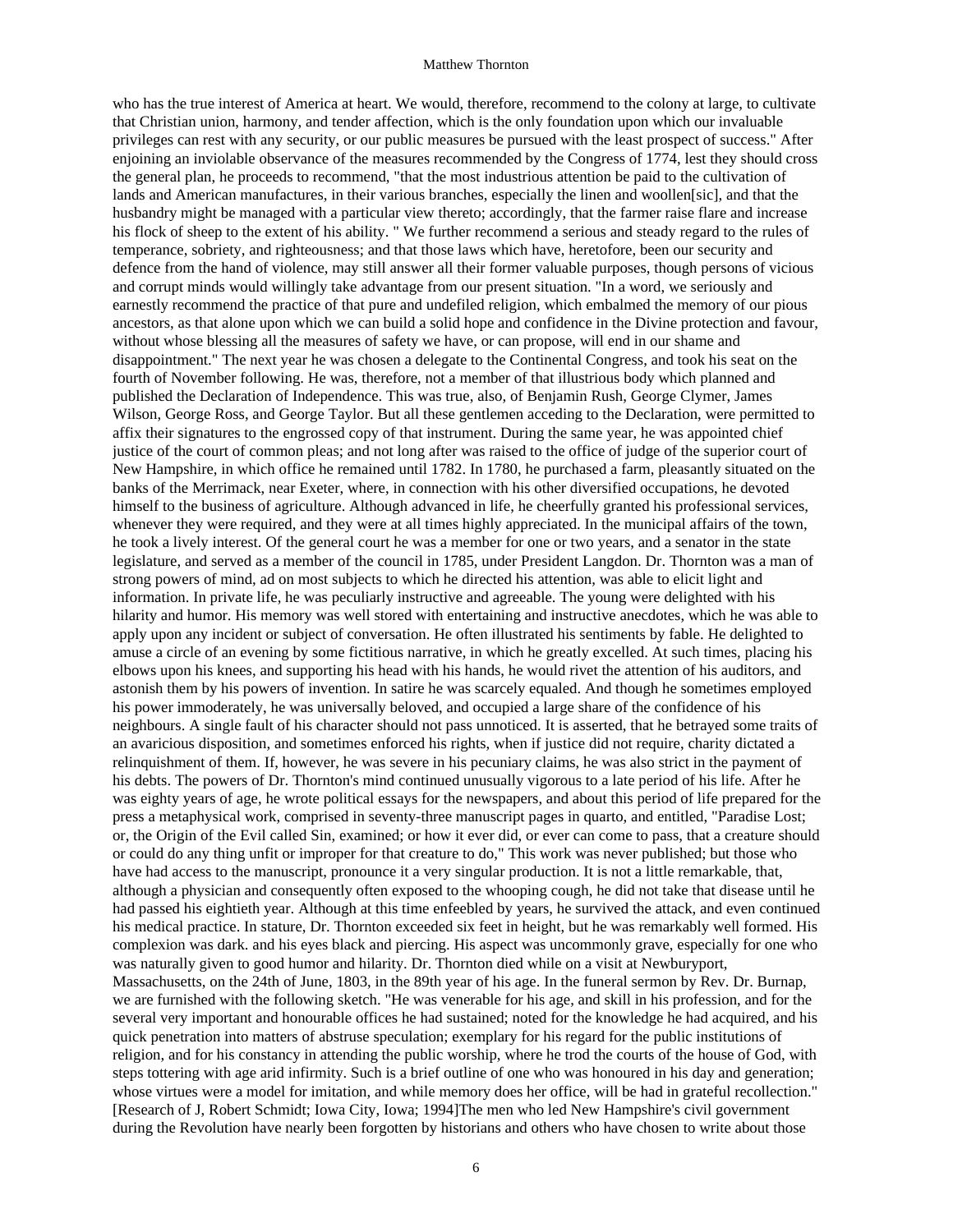who has the true interest of America at heart. We would, therefore, recommend to the colony at large, to cultivate that Christian union, harmony, and tender affection, which is the only foundation upon which our invaluable privileges can rest with any security, or our public measures be pursued with the least prospect of success." After enjoining an inviolable observance of the measures recommended by the Congress of 1774, lest they should cross the general plan, he proceeds to recommend, "that the most industrious attention be paid to the cultivation of lands and American manufactures, in their various branches, especially the linen and woollen[sic], and that the husbandry might be managed with a particular view thereto; accordingly, that the farmer raise flare and increase his flock of sheep to the extent of his ability. " We further recommend a serious and steady regard to the rules of temperance, sobriety, and righteousness; and that those laws which have, heretofore, been our security and defence from the hand of violence, may still answer all their former valuable purposes, though persons of vicious and corrupt minds would willingly take advantage from our present situation. "In a word, we seriously and earnestly recommend the practice of that pure and undefiled religion, which embalmed the memory of our pious ancestors, as that alone upon which we can build a solid hope and confidence in the Divine protection and favour, without whose blessing all the measures of safety we have, or can propose, will end in our shame and disappointment." The next year he was chosen a delegate to the Continental Congress, and took his seat on the fourth of November following. He was, therefore, not a member of that illustrious body which planned and published the Declaration of Independence. This was true, also, of Benjamin Rush, George Clymer, James Wilson, George Ross, and George Taylor. But all these gentlemen acceding to the Declaration, were permitted to affix their signatures to the engrossed copy of that instrument. During the same year, he was appointed chief justice of the court of common pleas; and not long after was raised to the office of judge of the superior court of New Hampshire, in which office he remained until 1782. In 1780, he purchased a farm, pleasantly situated on the banks of the Merrimack, near Exeter, where, in connection with his other diversified occupations, he devoted himself to the business of agriculture. Although advanced in life, he cheerfully granted his professional services, whenever they were required, and they were at all times highly appreciated. In the municipal affairs of the town, he took a lively interest. Of the general court he was a member for one or two years, and a senator in the state legislature, and served as a member of the council in 1785, under President Langdon. Dr. Thornton was a man of strong powers of mind, ad on most subjects to which he directed his attention, was able to elicit light and information. In private life, he was peculiarly instructive and agreeable. The young were delighted with his hilarity and humor. His memory was well stored with entertaining and instructive anecdotes, which he was able to apply upon any incident or subject of conversation. He often illustrated his sentiments by fable. He delighted to amuse a circle of an evening by some fictitious narrative, in which he greatly excelled. At such times, placing his elbows upon his knees, and supporting his head with his hands, he would rivet the attention of his auditors, and astonish them by his powers of invention. In satire he was scarcely equaled. And though he sometimes employed his power immoderately, he was universally beloved, and occupied a large share of the confidence of his neighbours. A single fault of his character should not pass unnoticed. It is asserted, that he betrayed some traits of an avaricious disposition, and sometimes enforced his rights, when if justice did not require, charity dictated a relinquishment of them. If, however, he was severe in his pecuniary claims, he was also strict in the payment of his debts. The powers of Dr. Thornton's mind continued unusually vigorous to a late period of his life. After he was eighty years of age, he wrote political essays for the newspapers, and about this period of life prepared for the press a metaphysical work, comprised in seventy-three manuscript pages in quarto, and entitled, "Paradise Lost; or, the Origin of the Evil called Sin, examined; or how it ever did, or ever can come to pass, that a creature should or could do any thing unfit or improper for that creature to do," This work was never published; but those who have had access to the manuscript, pronounce it a very singular production. It is not a little remarkable, that, although a physician and consequently often exposed to the whooping cough, he did not take that disease until he had passed his eightieth year. Although at this time enfeebled by years, he survived the attack, and even continued his medical practice. In stature, Dr. Thornton exceeded six feet in height, but he was remarkably well formed. His complexion was dark. and his eyes black and piercing. His aspect was uncommonly grave, especially for one who was naturally given to good humor and hilarity. Dr. Thornton died while on a visit at Newburyport, Massachusetts, on the 24th of June, 1803, in the 89th year of his age. In the funeral sermon by Rev. Dr. Burnap, we are furnished with the following sketch. "He was venerable for his age, and skill in his profession, and for the several very important and honourable offices he had sustained; noted for the knowledge he had acquired, and his quick penetration into matters of abstruse speculation; exemplary for his regard for the public institutions of religion, and for his constancy in attending the public worship, where he trod the courts of the house of God, with steps tottering with age arid infirmity. Such is a brief outline of one who was honoured in his day and generation; whose virtues were a model for imitation, and while memory does her office, will be had in grateful recollection." [Research of J, Robert Schmidt; Iowa City, Iowa; 1994]The men who led New Hampshire's civil government during the Revolution have nearly been forgotten by historians and others who have chosen to write about those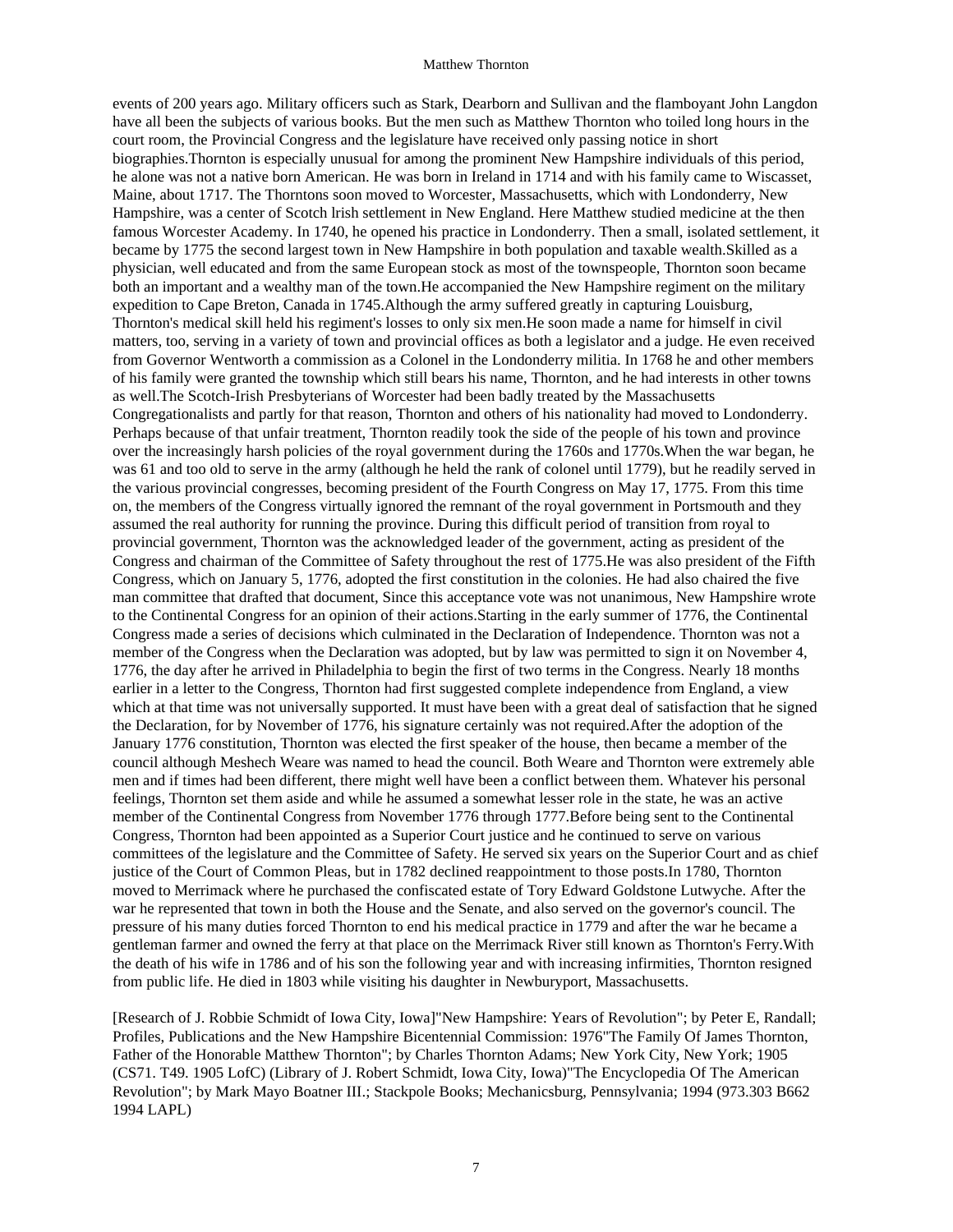events of 200 years ago. Military officers such as Stark, Dearborn and Sullivan and the flamboyant John Langdon have all been the subjects of various books. But the men such as Matthew Thornton who toiled long hours in the court room, the Provincial Congress and the legislature have received only passing notice in short biographies.Thornton is especially unusual for among the prominent New Hampshire individuals of this period, he alone was not a native born American. He was born in Ireland in 1714 and with his family came to Wiscasset, Maine, about 1717. The Thorntons soon moved to Worcester, Massachusetts, which with Londonderry, New Hampshire, was a center of Scotch lrish settlement in New England. Here Matthew studied medicine at the then famous Worcester Academy. In 1740, he opened his practice in Londonderry. Then a small, isolated settlement, it became by 1775 the second largest town in New Hampshire in both population and taxable wealth.Skilled as a physician, well educated and from the same European stock as most of the townspeople, Thornton soon became both an important and a wealthy man of the town.He accompanied the New Hampshire regiment on the military expedition to Cape Breton, Canada in 1745.Although the army suffered greatly in capturing Louisburg, Thornton's medical skill held his regiment's losses to only six men.He soon made a name for himself in civil matters, too, serving in a variety of town and provincial offices as both a legislator and a judge. He even received from Governor Wentworth a commission as a Colonel in the Londonderry militia. In 1768 he and other members of his family were granted the township which still bears his name, Thornton, and he had interests in other towns as well.The Scotch-Irish Presbyterians of Worcester had been badly treated by the Massachusetts Congregationalists and partly for that reason, Thornton and others of his nationality had moved to Londonderry. Perhaps because of that unfair treatment, Thornton readily took the side of the people of his town and province over the increasingly harsh policies of the royal government during the 1760s and 1770s.When the war began, he was 61 and too old to serve in the army (although he held the rank of colonel until 1779), but he readily served in the various provincial congresses, becoming president of the Fourth Congress on May 17, 1775. From this time on, the members of the Congress virtually ignored the remnant of the royal government in Portsmouth and they assumed the real authority for running the province. During this difficult period of transition from royal to provincial government, Thornton was the acknowledged leader of the government, acting as president of the Congress and chairman of the Committee of Safety throughout the rest of 1775.He was also president of the Fifth Congress, which on January 5, 1776, adopted the first constitution in the colonies. He had also chaired the five man committee that drafted that document, Since this acceptance vote was not unanimous, New Hampshire wrote to the Continental Congress for an opinion of their actions.Starting in the early summer of 1776, the Continental Congress made a series of decisions which culminated in the Declaration of Independence. Thornton was not a member of the Congress when the Declaration was adopted, but by law was permitted to sign it on November 4, 1776, the day after he arrived in Philadelphia to begin the first of two terms in the Congress. Nearly 18 months earlier in a letter to the Congress, Thornton had first suggested complete independence from England, a view which at that time was not universally supported. It must have been with a great deal of satisfaction that he signed the Declaration, for by November of 1776, his signature certainly was not required.After the adoption of the January 1776 constitution, Thornton was elected the first speaker of the house, then became a member of the council although Meshech Weare was named to head the council. Both Weare and Thornton were extremely able men and if times had been different, there might well have been a conflict between them. Whatever his personal feelings, Thornton set them aside and while he assumed a somewhat lesser role in the state, he was an active member of the Continental Congress from November 1776 through 1777.Before being sent to the Continental Congress, Thornton had been appointed as a Superior Court justice and he continued to serve on various committees of the legislature and the Committee of Safety. He served six years on the Superior Court and as chief justice of the Court of Common Pleas, but in 1782 declined reappointment to those posts.In 1780, Thornton moved to Merrimack where he purchased the confiscated estate of Tory Edward Goldstone Lutwyche. After the war he represented that town in both the House and the Senate, and also served on the governor's council. The pressure of his many duties forced Thornton to end his medical practice in 1779 and after the war he became a gentleman farmer and owned the ferry at that place on the Merrimack River still known as Thornton's Ferry.With the death of his wife in 1786 and of his son the following year and with increasing infirmities, Thornton resigned from public life. He died in 1803 while visiting his daughter in Newburyport, Massachusetts.

[Research of J. Robbie Schmidt of Iowa City, Iowa]"New Hampshire: Years of Revolution"; by Peter E, Randall; Profiles, Publications and the New Hampshire Bicentennial Commission: 1976"The Family Of James Thornton, Father of the Honorable Matthew Thornton"; by Charles Thornton Adams; New York City, New York; 1905 (CS71. T49. 1905 LofC) (Library of J. Robert Schmidt, Iowa City, Iowa)"The Encyclopedia Of The American Revolution"; by Mark Mayo Boatner III.; Stackpole Books; Mechanicsburg, Pennsylvania; 1994 (973.303 B662 1994 LAPL)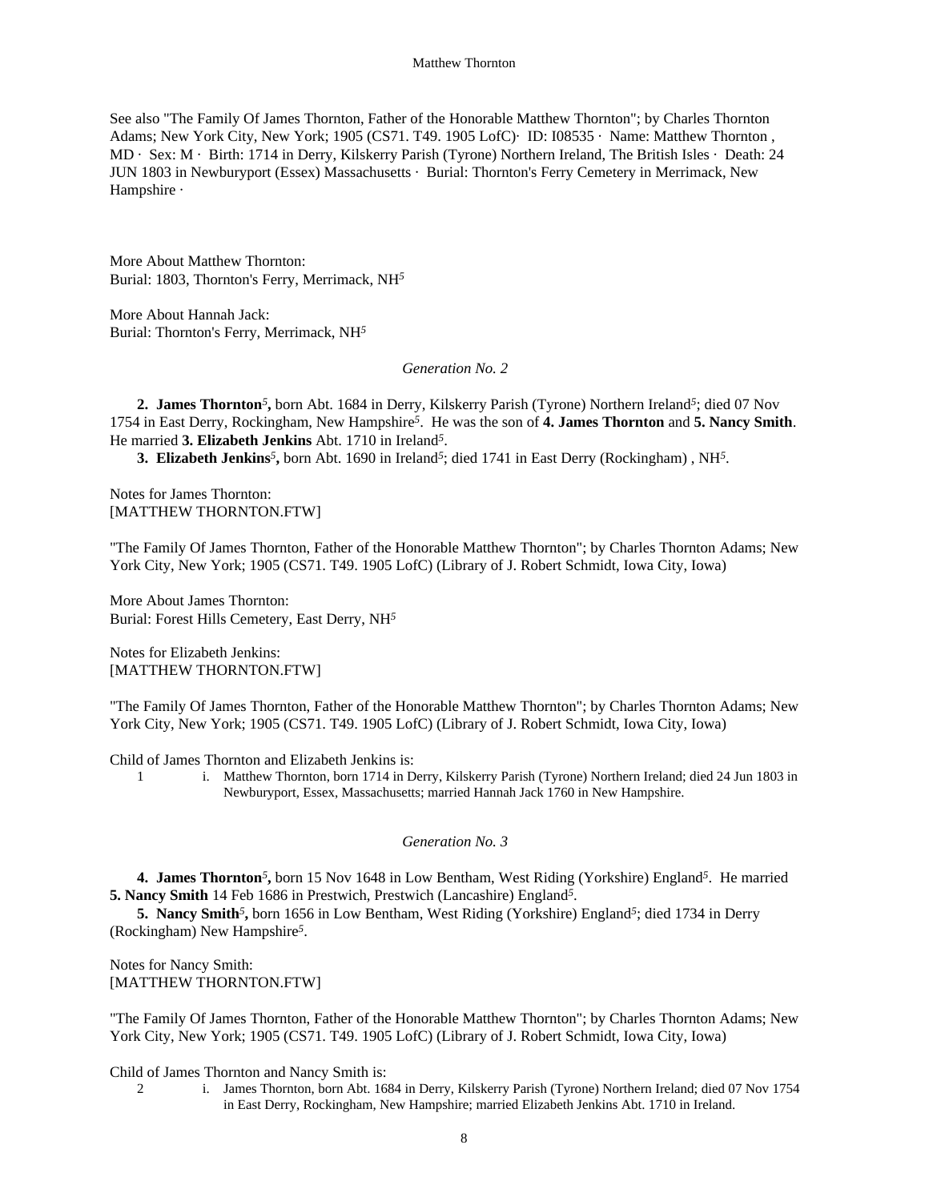See also "The Family Of James Thornton, Father of the Honorable Matthew Thornton"; by Charles Thornton Adams; New York City, New York; 1905 (CS71. T49. 1905 LofC)· ID: I08535 · Name: Matthew Thornton , MD · Sex: M · Birth: 1714 in Derry, Kilskerry Parish (Tyrone) Northern Ireland, The British Isles · Death: 24 JUN 1803 in Newburyport (Essex) Massachusetts · Burial: Thornton's Ferry Cemetery in Merrimack, New Hampshire ·

More About Matthew Thornton:
Burial: 1803, Thornton's Ferry, Merrimack, NH[5]

More About Hannah Jack:
Burial: Thornton's Ferry, Merrimack, NH[5]

*Generation No. 2*

**2. James Thornton**[5]**,** born Abt. 1684 in Derry, Kilskerry Parish (Tyrone) Northern Ireland[5]; died 07 Nov 1754 in East Derry, Rockingham, New Hampshire[5]. He was the son of **4. James Thornton** and **5. Nancy Smith**. He married **3. Elizabeth Jenkins** Abt. 1710 in Ireland[5].

**3. Elizabeth Jenkins**[5]**,** born Abt. 1690 in Ireland[5]; died 1741 in East Derry (Rockingham) , NH[5].

Notes for James Thornton:
[MATTHEW THORNTON.FTW]

"The Family Of James Thornton, Father of the Honorable Matthew Thornton"; by Charles Thornton Adams; New York City, New York; 1905 (CS71. T49. 1905 LofC) (Library of J. Robert Schmidt, Iowa City, Iowa)

More About James Thornton:
Burial: Forest Hills Cemetery, East Derry, NH[5]

Notes for Elizabeth Jenkins:
[MATTHEW THORNTON.FTW]

"The Family Of James Thornton, Father of the Honorable Matthew Thornton"; by Charles Thornton Adams; New York City, New York; 1905 (CS71. T49. 1905 LofC) (Library of J. Robert Schmidt, Iowa City, Iowa)

Child of James Thornton and Elizabeth Jenkins is:

1 i. Matthew Thornton, born 1714 in Derry, Kilskerry Parish (Tyrone) Northern Ireland; died 24 Jun 1803 in Newburyport, Essex, Massachusetts; married Hannah Jack 1760 in New Hampshire.

*Generation No. 3*

**4. James Thornton**[5]**,** born 15 Nov 1648 in Low Bentham, West Riding (Yorkshire) England[5]. He married **5. Nancy Smith** 14 Feb 1686 in Prestwich, Prestwich (Lancashire) England[5].

**5. Nancy Smith**[5]**,** born 1656 in Low Bentham, West Riding (Yorkshire) England[5]; died 1734 in Derry (Rockingham) New Hampshire[5].

Notes for Nancy Smith:
[MATTHEW THORNTON.FTW]

"The Family Of James Thornton, Father of the Honorable Matthew Thornton"; by Charles Thornton Adams; New York City, New York; 1905 (CS71. T49. 1905 LofC) (Library of J. Robert Schmidt, Iowa City, Iowa)

Child of James Thornton and Nancy Smith is:

2 i. James Thornton, born Abt. 1684 in Derry, Kilskerry Parish (Tyrone) Northern Ireland; died 07 Nov 1754 in East Derry, Rockingham, New Hampshire; married Elizabeth Jenkins Abt. 1710 in Ireland.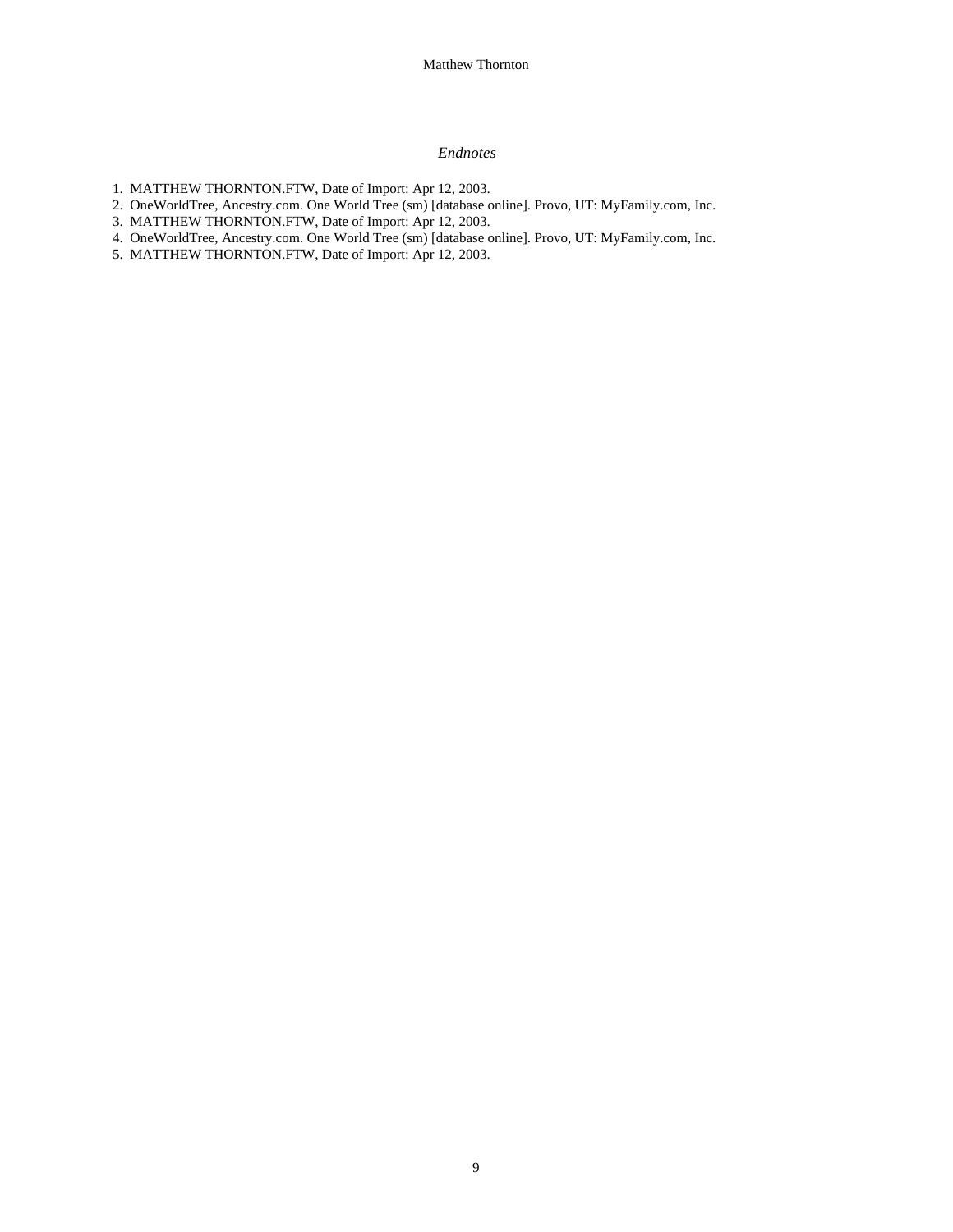*Endnotes*

1. MATTHEW THORNTON.FTW, Date of Import: Apr 12, 2003.
2. OneWorldTree, Ancestry.com. One World Tree (sm) [database online]. Provo, UT: MyFamily.com, Inc.
3. MATTHEW THORNTON.FTW, Date of Import: Apr 12, 2003.
4. OneWorldTree, Ancestry.com. One World Tree (sm) [database online]. Provo, UT: MyFamily.com, Inc.
5. MATTHEW THORNTON.FTW, Date of Import: Apr 12, 2003.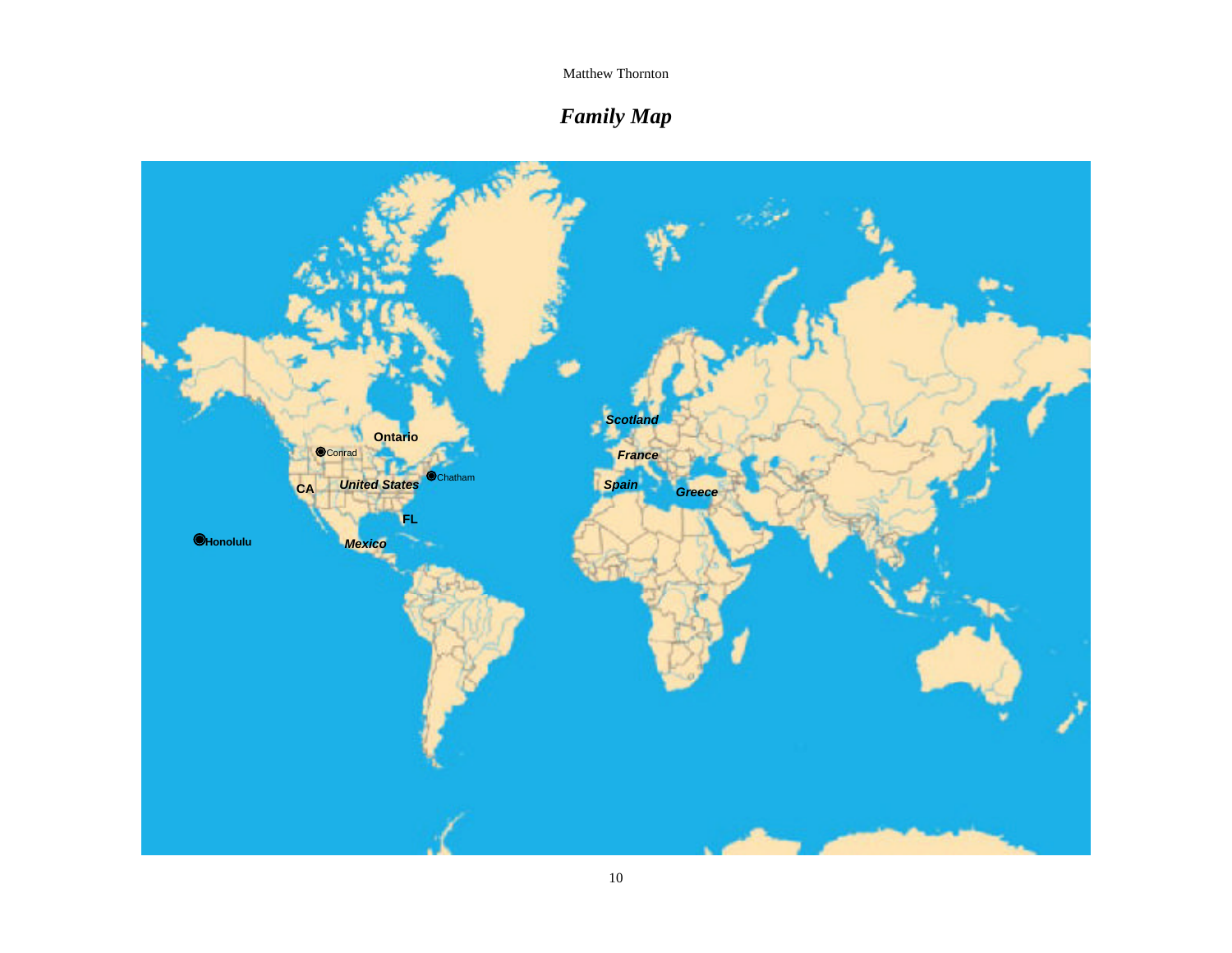# *Family Map*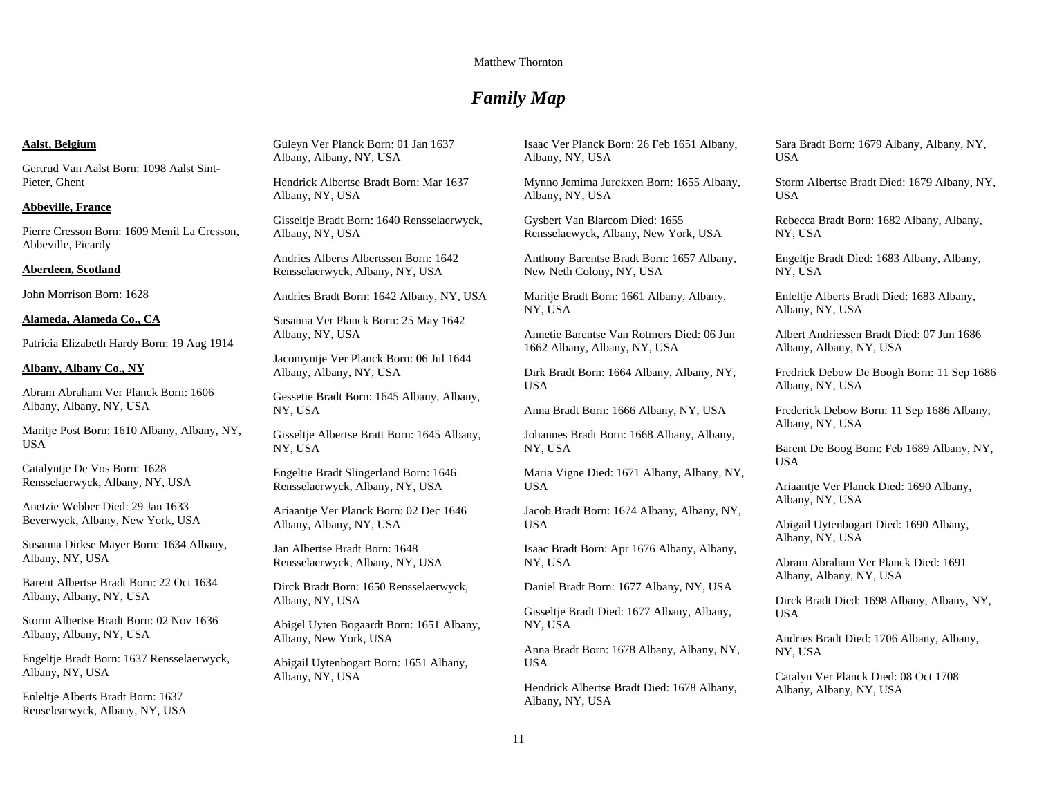# *Family Map*

**Aalst, Belgium**

Gertrud Van Aalst Born: 1098 Aalst Sint-Pieter, Ghent

**Abbeville, France**

Pierre Cresson Born: 1609 Menil La Cresson, Abbeville, Picardy

**Aberdeen, Scotland**

John Morrison Born: 1628

**Alameda, Alameda Co., CA**

Patricia Elizabeth Hardy Born: 19 Aug 1914

**Albany, Albany Co., NY**

Abram Abraham Ver Planck Born: 1606 Albany, Albany, NY, USA

Maritje Post Born: 1610 Albany, Albany, NY, USA

Catalyntje De Vos Born: 1628 Rensselaerwyck, Albany, NY, USA

Anetzie Webber Died: 29 Jan 1633 Beverwyck, Albany, New York, USA

Susanna Dirkse Mayer Born: 1634 Albany, Albany, NY, USA

Barent Albertse Bradt Born: 22 Oct 1634 Albany, Albany, NY, USA

Storm Albertse Bradt Born: 02 Nov 1636 Albany, Albany, NY, USA

Engeltje Bradt Born: 1637 Rensselaerwyck, Albany, NY, USA

Enleltje Alberts Bradt Born: 1637 Renselearwyck, Albany, NY, USA

Guleyn Ver Planck Born: 01 Jan 1637 Albany, Albany, NY, USA

Hendrick Albertse Bradt Born: Mar 1637 Albany, NY, USA

Gisseltje Bradt Born: 1640 Rensselaerwyck, Albany, NY, USA

Andries Alberts Albertssen Born: 1642 Rensselaerwyck, Albany, NY, USA

Andries Bradt Born: 1642 Albany, NY, USA

Susanna Ver Planck Born: 25 May 1642 Albany, NY, USA

Jacomyntje Ver Planck Born: 06 Jul 1644 Albany, Albany, NY, USA

Gessetie Bradt Born: 1645 Albany, Albany, NY, USA

Gisseltje Albertse Bratt Born: 1645 Albany, NY, USA

Engeltie Bradt Slingerland Born: 1646 Rensselaerwyck, Albany, NY, USA

Ariaantje Ver Planck Born: 02 Dec 1646 Albany, Albany, NY, USA

Jan Albertse Bradt Born: 1648 Rensselaerwyck, Albany, NY, USA

Dirck Bradt Born: 1650 Rensselaerwyck, Albany, NY, USA

Abigel Uyten Bogaardt Born: 1651 Albany, Albany, New York, USA

Abigail Uytenbogart Born: 1651 Albany, Albany, NY, USA

Isaac Ver Planck Born: 26 Feb 1651 Albany, Albany, NY, USA

Mynno Jemima Jurckxen Born: 1655 Albany, Albany, NY, USA

Gysbert Van Blarcom Died: 1655 Rensselaewyck, Albany, New York, USA

Anthony Barentse Bradt Born: 1657 Albany, New Neth Colony, NY, USA

Maritje Bradt Born: 1661 Albany, Albany, NY, USA

Annetie Barentse Van Rotmers Died: 06 Jun 1662 Albany, Albany, NY, USA

Dirk Bradt Born: 1664 Albany, Albany, NY, USA

Anna Bradt Born: 1666 Albany, NY, USA

Johannes Bradt Born: 1668 Albany, Albany, NY, USA

Maria Vigne Died: 1671 Albany, Albany, NY, USA

Jacob Bradt Born: 1674 Albany, Albany, NY, USA

Isaac Bradt Born: Apr 1676 Albany, Albany, NY, USA

Daniel Bradt Born: 1677 Albany, NY, USA

Gisseltje Bradt Died: 1677 Albany, Albany, NY, USA

Anna Bradt Born: 1678 Albany, Albany, NY, USA

Hendrick Albertse Bradt Died: 1678 Albany, Albany, NY, USA

Sara Bradt Born: 1679 Albany, Albany, NY, USA

Storm Albertse Bradt Died: 1679 Albany, NY, USA

Rebecca Bradt Born: 1682 Albany, Albany, NY, USA

Engeltje Bradt Died: 1683 Albany, Albany, NY, USA

Enleltje Alberts Bradt Died: 1683 Albany, Albany, NY, USA

Albert Andriessen Bradt Died: 07 Jun 1686 Albany, Albany, NY, USA

Fredrick Debow De Boogh Born: 11 Sep 1686 Albany, NY, USA

Frederick Debow Born: 11 Sep 1686 Albany, Albany, NY, USA

Barent De Boog Born: Feb 1689 Albany, NY, USA

Ariaantje Ver Planck Died: 1690 Albany, Albany, NY, USA

Abigail Uytenbogart Died: 1690 Albany, Albany, NY, USA

Abram Abraham Ver Planck Died: 1691 Albany, Albany, NY, USA

Dirck Bradt Died: 1698 Albany, Albany, NY, USA

Andries Bradt Died: 1706 Albany, Albany, NY, USA

Catalyn Ver Planck Died: 08 Oct 1708 Albany, Albany, NY, USA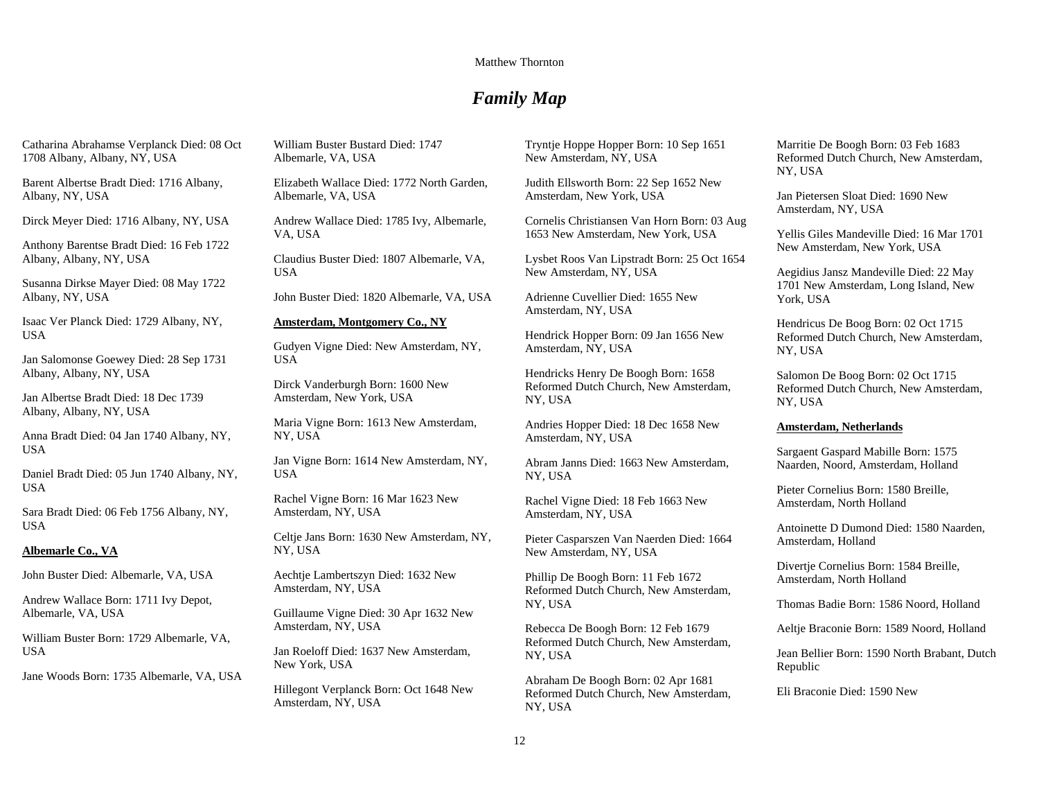## *Family Map*

Catharina Abrahamse Verplanck Died: 08 Oct 1708 Albany, Albany, NY, USA

Barent Albertse Bradt Died: 1716 Albany, Albany, NY, USA

Dirck Meyer Died: 1716 Albany, NY, USA

Anthony Barentse Bradt Died: 16 Feb 1722 Albany, Albany, NY, USA

Susanna Dirkse Mayer Died: 08 May 1722 Albany, NY, USA

Isaac Ver Planck Died: 1729 Albany, NY, USA

Jan Salomonse Goewey Died: 28 Sep 1731 Albany, Albany, NY, USA

Jan Albertse Bradt Died: 18 Dec 1739 Albany, Albany, NY, USA

Anna Bradt Died: 04 Jan 1740 Albany, NY, USA

Daniel Bradt Died: 05 Jun 1740 Albany, NY, USA

Sara Bradt Died: 06 Feb 1756 Albany, NY, USA

**Albemarle Co., VA**

John Buster Died: Albemarle, VA, USA

Andrew Wallace Born: 1711 Ivy Depot, Albemarle, VA, USA

William Buster Born: 1729 Albemarle, VA, USA

Jane Woods Born: 1735 Albemarle, VA, USA

William Buster Bustard Died: 1747 Albemarle, VA, USA

Elizabeth Wallace Died: 1772 North Garden, Albemarle, VA, USA

Andrew Wallace Died: 1785 Ivy, Albemarle, VA, USA

Claudius Buster Died: 1807 Albemarle, VA, USA

John Buster Died: 1820 Albemarle, VA, USA

**Amsterdam, Montgomery Co., NY**

Gudyen Vigne Died: New Amsterdam, NY, USA

Dirck Vanderburgh Born: 1600 New Amsterdam, New York, USA

Maria Vigne Born: 1613 New Amsterdam, NY, USA

Jan Vigne Born: 1614 New Amsterdam, NY, USA

Rachel Vigne Born: 16 Mar 1623 New Amsterdam, NY, USA

Celtje Jans Born: 1630 New Amsterdam, NY, NY, USA

Aechtje Lambertszyn Died: 1632 New Amsterdam, NY, USA

Guillaume Vigne Died: 30 Apr 1632 New Amsterdam, NY, USA

Jan Roeloff Died: 1637 New Amsterdam, New York, USA

Hillegont Verplanck Born: Oct 1648 New Amsterdam, NY, USA

Tryntje Hoppe Hopper Born: 10 Sep 1651 New Amsterdam, NY, USA

Judith Ellsworth Born: 22 Sep 1652 New Amsterdam, New York, USA

Cornelis Christiansen Van Horn Born: 03 Aug 1653 New Amsterdam, New York, USA

Lysbet Roos Van Lipstradt Born: 25 Oct 1654 New Amsterdam, NY, USA

Adrienne Cuvellier Died: 1655 New Amsterdam, NY, USA

Hendrick Hopper Born: 09 Jan 1656 New Amsterdam, NY, USA

Hendricks Henry De Boogh Born: 1658 Reformed Dutch Church, New Amsterdam, NY, USA

Andries Hopper Died: 18 Dec 1658 New Amsterdam, NY, USA

Abram Janns Died: 1663 New Amsterdam, NY, USA

Rachel Vigne Died: 18 Feb 1663 New Amsterdam, NY, USA

Pieter Casparszen Van Naerden Died: 1664 New Amsterdam, NY, USA

Phillip De Boogh Born: 11 Feb 1672 Reformed Dutch Church, New Amsterdam, NY, USA

Rebecca De Boogh Born: 12 Feb 1679 Reformed Dutch Church, New Amsterdam, NY, USA

Abraham De Boogh Born: 02 Apr 1681 Reformed Dutch Church, New Amsterdam, NY, USA

Marritie De Boogh Born: 03 Feb 1683 Reformed Dutch Church, New Amsterdam, NY, USA

Jan Pietersen Sloat Died: 1690 New Amsterdam, NY, USA

Yellis Giles Mandeville Died: 16 Mar 1701 New Amsterdam, New York, USA

Aegidius Jansz Mandeville Died: 22 May 1701 New Amsterdam, Long Island, New York, USA

Hendricus De Boog Born: 02 Oct 1715 Reformed Dutch Church, New Amsterdam, NY, USA

Salomon De Boog Born: 02 Oct 1715 Reformed Dutch Church, New Amsterdam, NY, USA

**Amsterdam, Netherlands**

Sargaent Gaspard Mabille Born: 1575 Naarden, Noord, Amsterdam, Holland

Pieter Cornelius Born: 1580 Breille, Amsterdam, North Holland

Antoinette D Dumond Died: 1580 Naarden, Amsterdam, Holland

Divertje Cornelius Born: 1584 Breille, Amsterdam, North Holland

Thomas Badie Born: 1586 Noord, Holland

Aeltje Braconie Born: 1589 Noord, Holland

Jean Bellier Born: 1590 North Brabant, Dutch Republic

Eli Braconie Died: 1590 New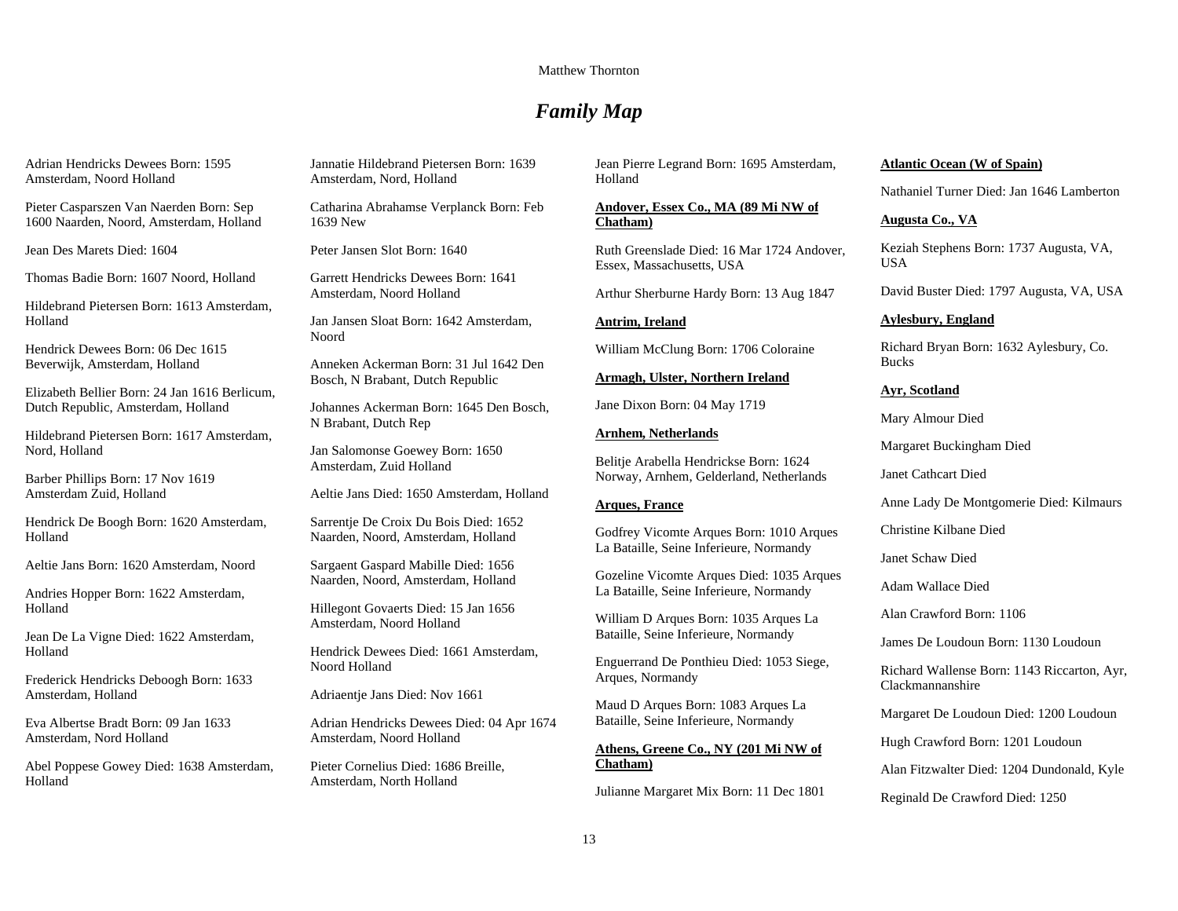# *Family Map*

Adrian Hendricks Dewees Born: 1595 Amsterdam, Noord Holland

Pieter Casparszen Van Naerden Born: Sep 1600 Naarden, Noord, Amsterdam, Holland

Jean Des Marets Died: 1604

Thomas Badie Born: 1607 Noord, Holland

Hildebrand Pietersen Born: 1613 Amsterdam, Holland

Hendrick Dewees Born: 06 Dec 1615 Beverwijk, Amsterdam, Holland

Elizabeth Bellier Born: 24 Jan 1616 Berlicum, Dutch Republic, Amsterdam, Holland

Hildebrand Pietersen Born: 1617 Amsterdam, Nord, Holland

Barber Phillips Born: 17 Nov 1619 Amsterdam Zuid, Holland

Hendrick De Boogh Born: 1620 Amsterdam, Holland

Aeltie Jans Born: 1620 Amsterdam, Noord

Andries Hopper Born: 1622 Amsterdam, Holland

Jean De La Vigne Died: 1622 Amsterdam, Holland

Frederick Hendricks Deboogh Born: 1633 Amsterdam, Holland

Eva Albertse Bradt Born: 09 Jan 1633 Amsterdam, Nord Holland

Abel Poppese Gowey Died: 1638 Amsterdam, Holland

Jannatie Hildebrand Pietersen Born: 1639 Amsterdam, Nord, Holland

Catharina Abrahamse Verplanck Born: Feb 1639 New

Peter Jansen Slot Born: 1640

Garrett Hendricks Dewees Born: 1641 Amsterdam, Noord Holland

Jan Jansen Sloat Born: 1642 Amsterdam, Noord

Anneken Ackerman Born: 31 Jul 1642 Den Bosch, N Brabant, Dutch Republic

Johannes Ackerman Born: 1645 Den Bosch, N Brabant, Dutch Rep

Jan Salomonse Goewey Born: 1650 Amsterdam, Zuid Holland

Aeltie Jans Died: 1650 Amsterdam, Holland

Sarrentje De Croix Du Bois Died: 1652 Naarden, Noord, Amsterdam, Holland

Sargaent Gaspard Mabille Died: 1656 Naarden, Noord, Amsterdam, Holland

Hillegont Govaerts Died: 15 Jan 1656 Amsterdam, Noord Holland

Hendrick Dewees Died: 1661 Amsterdam, Noord Holland

Adriaentje Jans Died: Nov 1661

Adrian Hendricks Dewees Died: 04 Apr 1674 Amsterdam, Noord Holland

Pieter Cornelius Died: 1686 Breille, Amsterdam, North Holland

Jean Pierre Legrand Born: 1695 Amsterdam, Holland

**Andover, Essex Co., MA (89 Mi NW of Chatham)**

Ruth Greenslade Died: 16 Mar 1724 Andover, Essex, Massachusetts, USA

Arthur Sherburne Hardy Born: 13 Aug 1847

**Antrim, Ireland**

William McClung Born: 1706 Coloraine

**Armagh, Ulster, Northern Ireland**

Jane Dixon Born: 04 May 1719

**Arnhem, Netherlands**

Belitje Arabella Hendrickse Born: 1624 Norway, Arnhem, Gelderland, Netherlands

**Arques, France**

Godfrey Vicomte Arques Born: 1010 Arques La Bataille, Seine Inferieure, Normandy

Gozeline Vicomte Arques Died: 1035 Arques La Bataille, Seine Inferieure, Normandy

William D Arques Born: 1035 Arques La Bataille, Seine Inferieure, Normandy

Enguerrand De Ponthieu Died: 1053 Siege, Arques, Normandy

Maud D Arques Born: 1083 Arques La Bataille, Seine Inferieure, Normandy

**Athens, Greene Co., NY (201 Mi NW of Chatham)**

Julianne Margaret Mix Born: 11 Dec 1801

**Atlantic Ocean (W of Spain)**

Nathaniel Turner Died: Jan 1646 Lamberton

**Augusta Co., VA**

Keziah Stephens Born: 1737 Augusta, VA, USA

David Buster Died: 1797 Augusta, VA, USA

**Aylesbury, England**

Richard Bryan Born: 1632 Aylesbury, Co. Bucks

**Ayr, Scotland**

Mary Almour Died

Margaret Buckingham Died

Janet Cathcart Died

Anne Lady De Montgomerie Died: Kilmaurs

Christine Kilbane Died

Janet Schaw Died

Adam Wallace Died

Alan Crawford Born: 1106

James De Loudoun Born: 1130 Loudoun

Richard Wallense Born: 1143 Riccarton, Ayr, Clackmannanshire

Margaret De Loudoun Died: 1200 Loudoun

Hugh Crawford Born: 1201 Loudoun

Alan Fitzwalter Died: 1204 Dundonald, Kyle

Reginald De Crawford Died: 1250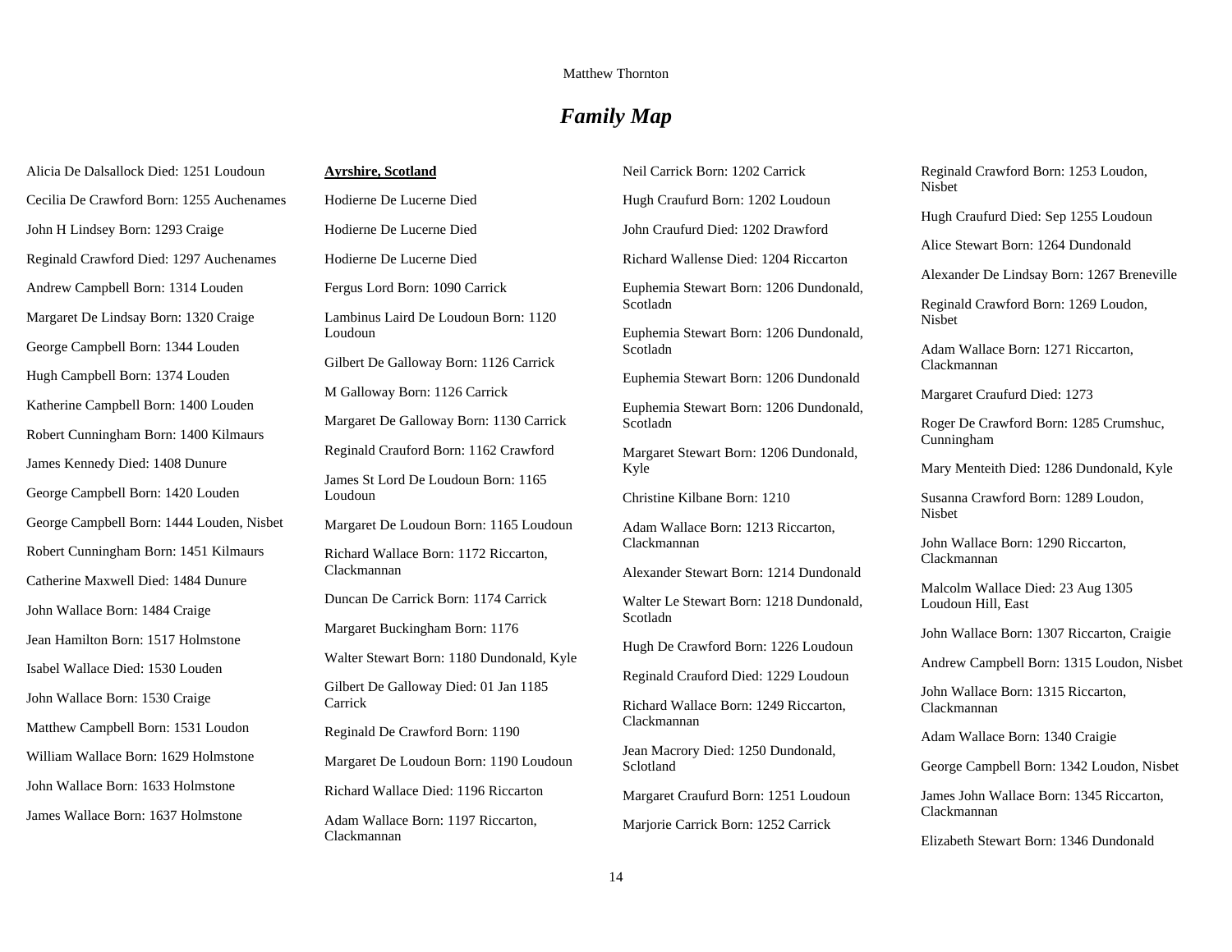# *Family Map*

Alicia De Dalsallock Died: 1251 Loudoun

Cecilia De Crawford Born: 1255 Auchenames

John H Lindsey Born: 1293 Craige

Reginald Crawford Died: 1297 Auchenames

Andrew Campbell Born: 1314 Louden

Margaret De Lindsay Born: 1320 Craige

George Campbell Born: 1344 Louden

Hugh Campbell Born: 1374 Louden

Katherine Campbell Born: 1400 Louden

Robert Cunningham Born: 1400 Kilmaurs

James Kennedy Died: 1408 Dunure

George Campbell Born: 1420 Louden

George Campbell Born: 1444 Louden, Nisbet

Robert Cunningham Born: 1451 Kilmaurs

Catherine Maxwell Died: 1484 Dunure

John Wallace Born: 1484 Craige

Jean Hamilton Born: 1517 Holmstone

Isabel Wallace Died: 1530 Louden

John Wallace Born: 1530 Craige

Matthew Campbell Born: 1531 Loudon

William Wallace Born: 1629 Holmstone

John Wallace Born: 1633 Holmstone

James Wallace Born: 1637 Holmstone

**Ayrshire, Scotland**

Hodierne De Lucerne Died

Hodierne De Lucerne Died

Hodierne De Lucerne Died

Fergus Lord Born: 1090 Carrick

Lambinus Laird De Loudoun Born: 1120 Loudoun

Gilbert De Galloway Born: 1126 Carrick

M Galloway Born: 1126 Carrick

Margaret De Galloway Born: 1130 Carrick

Reginald Crauford Born: 1162 Crawford

James St Lord De Loudoun Born: 1165 Loudoun

Margaret De Loudoun Born: 1165 Loudoun

Richard Wallace Born: 1172 Riccarton, Clackmannan

Duncan De Carrick Born: 1174 Carrick

Margaret Buckingham Born: 1176

Walter Stewart Born: 1180 Dundonald, Kyle

Gilbert De Galloway Died: 01 Jan 1185 Carrick

Reginald De Crawford Born: 1190

Margaret De Loudoun Born: 1190 Loudoun

Richard Wallace Died: 1196 Riccarton

Adam Wallace Born: 1197 Riccarton, Clackmannan

Neil Carrick Born: 1202 Carrick

Hugh Craufurd Born: 1202 Loudoun

John Craufurd Died: 1202 Drawford

Richard Wallense Died: 1204 Riccarton

Euphemia Stewart Born: 1206 Dundonald, Scotladn

Euphemia Stewart Born: 1206 Dundonald, Scotladn

Euphemia Stewart Born: 1206 Dundonald

Euphemia Stewart Born: 1206 Dundonald, Scotladn

Margaret Stewart Born: 1206 Dundonald, Kyle

Christine Kilbane Born: 1210

Adam Wallace Born: 1213 Riccarton, Clackmannan

Alexander Stewart Born: 1214 Dundonald

Walter Le Stewart Born: 1218 Dundonald, Scotladn

Hugh De Crawford Born: 1226 Loudoun

Reginald Crauford Died: 1229 Loudoun

Richard Wallace Born: 1249 Riccarton, Clackmannan

Jean Macrory Died: 1250 Dundonald, Sclotland

Margaret Craufurd Born: 1251 Loudoun

Marjorie Carrick Born: 1252 Carrick

Reginald Crawford Born: 1253 Loudon, Nisbet

Hugh Craufurd Died: Sep 1255 Loudoun

Alice Stewart Born: 1264 Dundonald

Alexander De Lindsay Born: 1267 Breneville

Reginald Crawford Born: 1269 Loudon, Nisbet

Adam Wallace Born: 1271 Riccarton, Clackmannan

Margaret Craufurd Died: 1273

Roger De Crawford Born: 1285 Crumshuc, Cunningham

Mary Menteith Died: 1286 Dundonald, Kyle

Susanna Crawford Born: 1289 Loudon, Nisbet

John Wallace Born: 1290 Riccarton, Clackmannan

Malcolm Wallace Died: 23 Aug 1305 Loudoun Hill, East

John Wallace Born: 1307 Riccarton, Craigie

Andrew Campbell Born: 1315 Loudon, Nisbet

John Wallace Born: 1315 Riccarton, Clackmannan

Adam Wallace Born: 1340 Craigie

George Campbell Born: 1342 Loudon, Nisbet

James John Wallace Born: 1345 Riccarton, Clackmannan

Elizabeth Stewart Born: 1346 Dundonald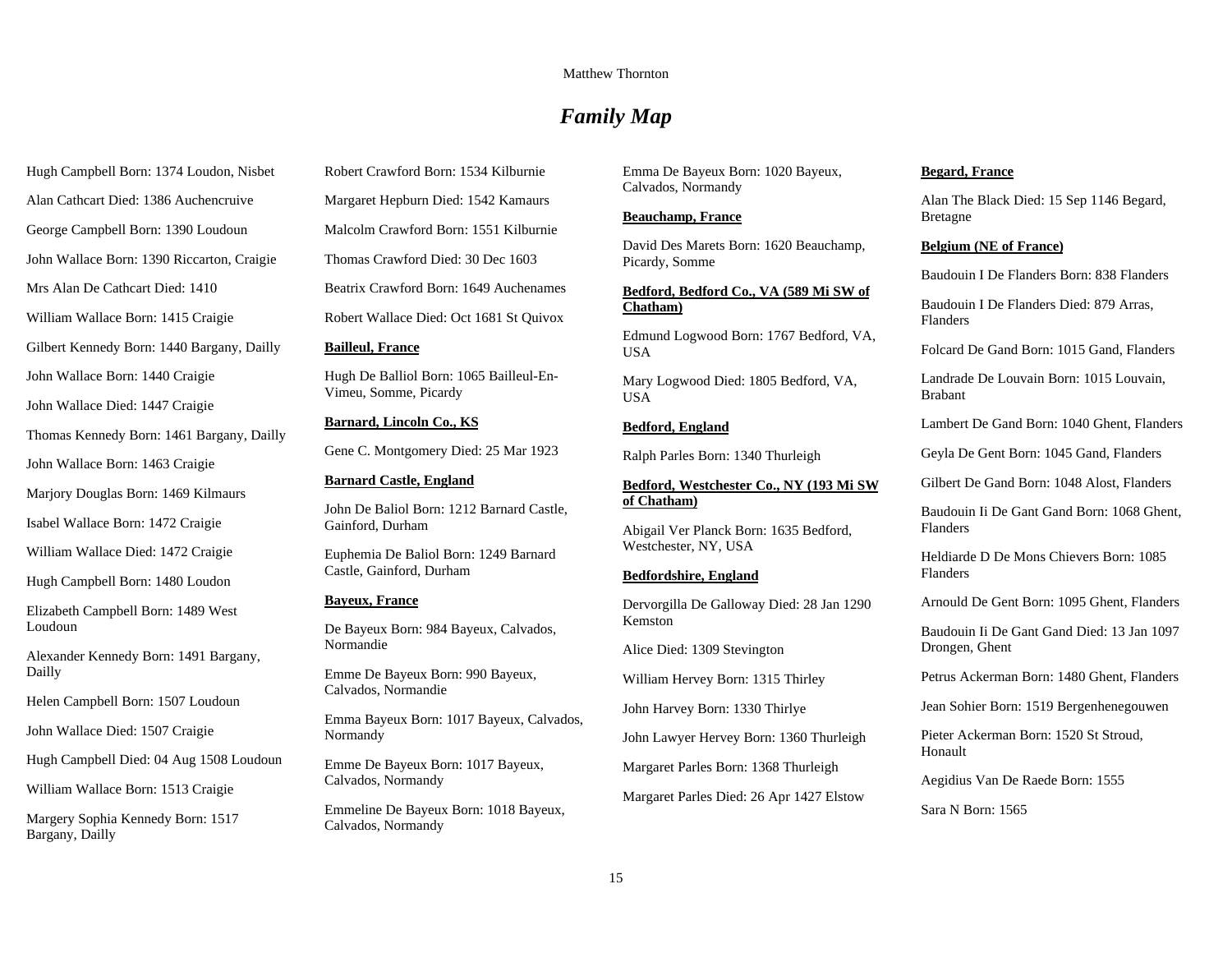# *Family Map*

Hugh Campbell Born: 1374 Loudon, Nisbet

Alan Cathcart Died: 1386 Auchencruive

George Campbell Born: 1390 Loudoun

John Wallace Born: 1390 Riccarton, Craigie

Mrs Alan De Cathcart Died: 1410

William Wallace Born: 1415 Craigie

Gilbert Kennedy Born: 1440 Bargany, Dailly

John Wallace Born: 1440 Craigie

John Wallace Died: 1447 Craigie

Thomas Kennedy Born: 1461 Bargany, Dailly

John Wallace Born: 1463 Craigie

Marjory Douglas Born: 1469 Kilmaurs

Isabel Wallace Born: 1472 Craigie

William Wallace Died: 1472 Craigie

Hugh Campbell Born: 1480 Loudon

Elizabeth Campbell Born: 1489 West Loudoun

Alexander Kennedy Born: 1491 Bargany, Dailly

Helen Campbell Born: 1507 Loudoun

John Wallace Died: 1507 Craigie

Hugh Campbell Died: 04 Aug 1508 Loudoun

William Wallace Born: 1513 Craigie

Margery Sophia Kennedy Born: 1517 Bargany, Dailly

Robert Crawford Born: 1534 Kilburnie

Margaret Hepburn Died: 1542 Kamaurs

Malcolm Crawford Born: 1551 Kilburnie

Thomas Crawford Died: 30 Dec 1603

Beatrix Crawford Born: 1649 Auchenames

Robert Wallace Died: Oct 1681 St Quivox

**Bailleul, France**

Hugh De Balliol Born: 1065 Bailleul-En-Vimeu, Somme, Picardy

**Barnard, Lincoln Co., KS**

Gene C. Montgomery Died: 25 Mar 1923

**Barnard Castle, England**

John De Baliol Born: 1212 Barnard Castle, Gainford, Durham

Euphemia De Baliol Born: 1249 Barnard Castle, Gainford, Durham

**Bayeux, France**

De Bayeux Born: 984 Bayeux, Calvados, Normandie

Emme De Bayeux Born: 990 Bayeux, Calvados, Normandie

Emma Bayeux Born: 1017 Bayeux, Calvados, Normandy

Emme De Bayeux Born: 1017 Bayeux, Calvados, Normandy

Emmeline De Bayeux Born: 1018 Bayeux, Calvados, Normandy

Emma De Bayeux Born: 1020 Bayeux, Calvados, Normandy

**Beauchamp, France**

David Des Marets Born: 1620 Beauchamp, Picardy, Somme

**Bedford, Bedford Co., VA (589 Mi SW of Chatham)**

Edmund Logwood Born: 1767 Bedford, VA, USA

Mary Logwood Died: 1805 Bedford, VA, USA

**Bedford, England**

Ralph Parles Born: 1340 Thurleigh

**Bedford, Westchester Co., NY (193 Mi SW of Chatham)**

Abigail Ver Planck Born: 1635 Bedford, Westchester, NY, USA

**Bedfordshire, England**

Dervorgilla De Galloway Died: 28 Jan 1290 Kemston

Alice Died: 1309 Stevington

William Hervey Born: 1315 Thirley

John Harvey Born: 1330 Thirlye

John Lawyer Hervey Born: 1360 Thurleigh

Margaret Parles Born: 1368 Thurleigh

Margaret Parles Died: 26 Apr 1427 Elstow

**Begard, France**

Alan The Black Died: 15 Sep 1146 Begard, Bretagne

**Belgium (NE of France)**

Baudouin I De Flanders Born: 838 Flanders

Baudouin I De Flanders Died: 879 Arras, Flanders

Folcard De Gand Born: 1015 Gand, Flanders

Landrade De Louvain Born: 1015 Louvain, Brabant

Lambert De Gand Born: 1040 Ghent, Flanders

Geyla De Gent Born: 1045 Gand, Flanders

Gilbert De Gand Born: 1048 Alost, Flanders

Baudouin Ii De Gant Gand Born: 1068 Ghent, Flanders

Heldiarde D De Mons Chievers Born: 1085 Flanders

Arnould De Gent Born: 1095 Ghent, Flanders

Baudouin Ii De Gant Gand Died: 13 Jan 1097 Drongen, Ghent

Petrus Ackerman Born: 1480 Ghent, Flanders

Jean Sohier Born: 1519 Bergenhenegouwen

Pieter Ackerman Born: 1520 St Stroud, Honault

Aegidius Van De Raede Born: 1555

Sara N Born: 1565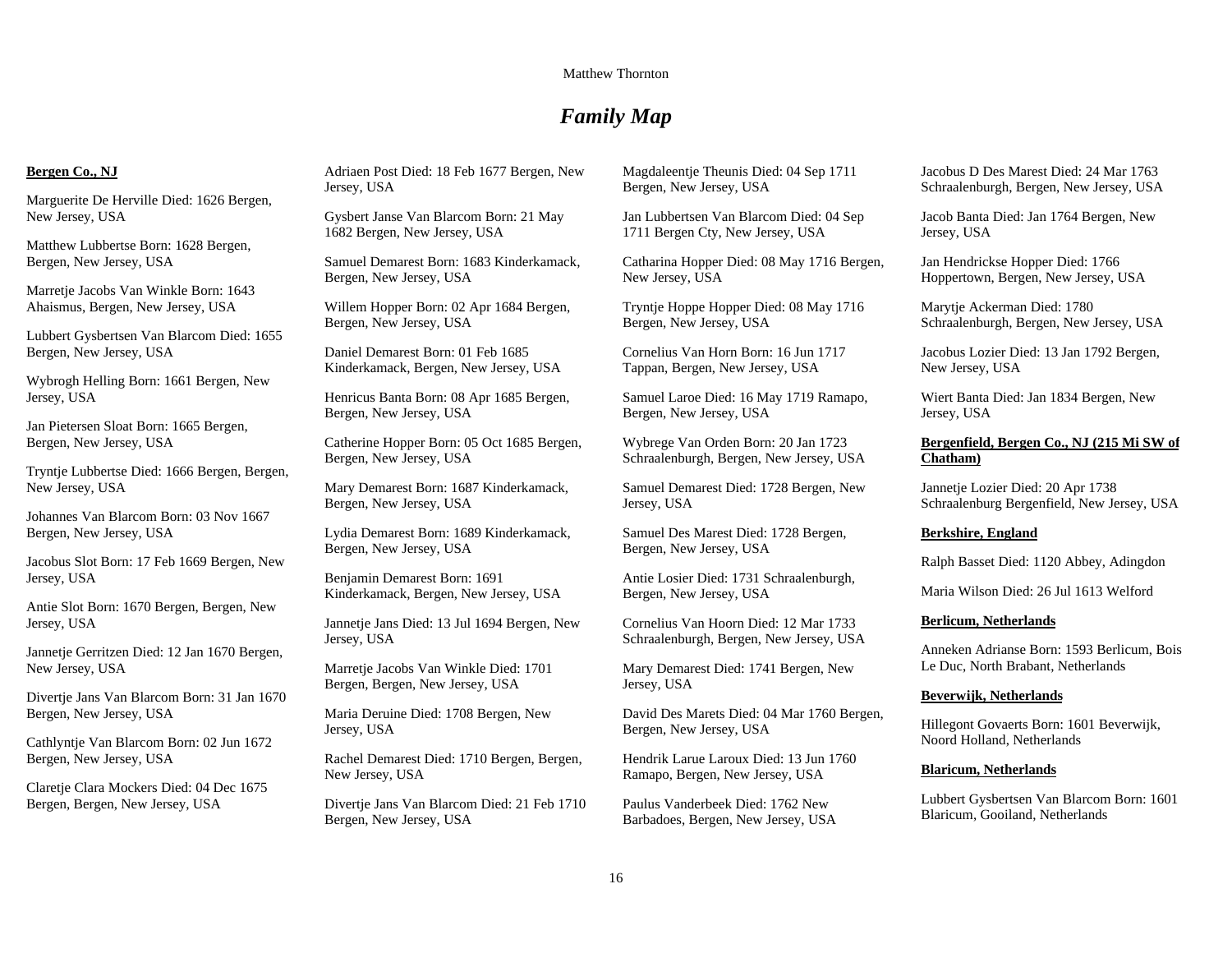# *Family Map*

**Bergen Co., NJ**

Marguerite De Herville Died: 1626 Bergen, New Jersey, USA

Matthew Lubbertse Born: 1628 Bergen, Bergen, New Jersey, USA

Marretje Jacobs Van Winkle Born: 1643 Ahaismus, Bergen, New Jersey, USA

Lubbert Gysbertsen Van Blarcom Died: 1655 Bergen, New Jersey, USA

Wybrogh Helling Born: 1661 Bergen, New Jersey, USA

Jan Pietersen Sloat Born: 1665 Bergen, Bergen, New Jersey, USA

Tryntje Lubbertse Died: 1666 Bergen, Bergen, New Jersey, USA

Johannes Van Blarcom Born: 03 Nov 1667 Bergen, New Jersey, USA

Jacobus Slot Born: 17 Feb 1669 Bergen, New Jersey, USA

Antie Slot Born: 1670 Bergen, Bergen, New Jersey, USA

Jannetje Gerritzen Died: 12 Jan 1670 Bergen, New Jersey, USA

Divertje Jans Van Blarcom Born: 31 Jan 1670 Bergen, New Jersey, USA

Cathlyntje Van Blarcom Born: 02 Jun 1672 Bergen, New Jersey, USA

Claretje Clara Mockers Died: 04 Dec 1675 Bergen, Bergen, New Jersey, USA

Adriaen Post Died: 18 Feb 1677 Bergen, New Jersey, USA

Gysbert Janse Van Blarcom Born: 21 May 1682 Bergen, New Jersey, USA

Samuel Demarest Born: 1683 Kinderkamack, Bergen, New Jersey, USA

Willem Hopper Born: 02 Apr 1684 Bergen, Bergen, New Jersey, USA

Daniel Demarest Born: 01 Feb 1685 Kinderkamack, Bergen, New Jersey, USA

Henricus Banta Born: 08 Apr 1685 Bergen, Bergen, New Jersey, USA

Catherine Hopper Born: 05 Oct 1685 Bergen, Bergen, New Jersey, USA

Mary Demarest Born: 1687 Kinderkamack, Bergen, New Jersey, USA

Lydia Demarest Born: 1689 Kinderkamack, Bergen, New Jersey, USA

Benjamin Demarest Born: 1691 Kinderkamack, Bergen, New Jersey, USA

Jannetje Jans Died: 13 Jul 1694 Bergen, New Jersey, USA

Marretje Jacobs Van Winkle Died: 1701 Bergen, Bergen, New Jersey, USA

Maria Deruine Died: 1708 Bergen, New Jersey, USA

Rachel Demarest Died: 1710 Bergen, Bergen, New Jersey, USA

Divertje Jans Van Blarcom Died: 21 Feb 1710 Bergen, New Jersey, USA

Magdaleentje Theunis Died: 04 Sep 1711 Bergen, New Jersey, USA

Jan Lubbertsen Van Blarcom Died: 04 Sep 1711 Bergen Cty, New Jersey, USA

Catharina Hopper Died: 08 May 1716 Bergen, New Jersey, USA

Tryntje Hoppe Hopper Died: 08 May 1716 Bergen, New Jersey, USA

Cornelius Van Horn Born: 16 Jun 1717 Tappan, Bergen, New Jersey, USA

Samuel Laroe Died: 16 May 1719 Ramapo, Bergen, New Jersey, USA

Wybrege Van Orden Born: 20 Jan 1723 Schraalenburgh, Bergen, New Jersey, USA

Samuel Demarest Died: 1728 Bergen, New Jersey, USA

Samuel Des Marest Died: 1728 Bergen, Bergen, New Jersey, USA

Antie Losier Died: 1731 Schraalenburgh, Bergen, New Jersey, USA

Cornelius Van Hoorn Died: 12 Mar 1733 Schraalenburgh, Bergen, New Jersey, USA

Mary Demarest Died: 1741 Bergen, New Jersey, USA

David Des Marets Died: 04 Mar 1760 Bergen, Bergen, New Jersey, USA

Hendrik Larue Laroux Died: 13 Jun 1760 Ramapo, Bergen, New Jersey, USA

Paulus Vanderbeek Died: 1762 New Barbadoes, Bergen, New Jersey, USA

Jacobus D Des Marest Died: 24 Mar 1763 Schraalenburgh, Bergen, New Jersey, USA

Jacob Banta Died: Jan 1764 Bergen, New Jersey, USA

Jan Hendrickse Hopper Died: 1766 Hoppertown, Bergen, New Jersey, USA

Marytje Ackerman Died: 1780 Schraalenburgh, Bergen, New Jersey, USA

Jacobus Lozier Died: 13 Jan 1792 Bergen, New Jersey, USA

Wiert Banta Died: Jan 1834 Bergen, New Jersey, USA

**Bergenfield, Bergen Co., NJ (215 Mi SW of Chatham)**

Jannetje Lozier Died: 20 Apr 1738 Schraalenburg Bergenfield, New Jersey, USA

**Berkshire, England**

Ralph Basset Died: 1120 Abbey, Adingdon

Maria Wilson Died: 26 Jul 1613 Welford

**Berlicum, Netherlands**

Anneken Adrianse Born: 1593 Berlicum, Bois Le Duc, North Brabant, Netherlands

**Beverwijk, Netherlands**

Hillegont Govaerts Born: 1601 Beverwijk, Noord Holland, Netherlands

**Blaricum, Netherlands**

Lubbert Gysbertsen Van Blarcom Born: 1601 Blaricum, Gooiland, Netherlands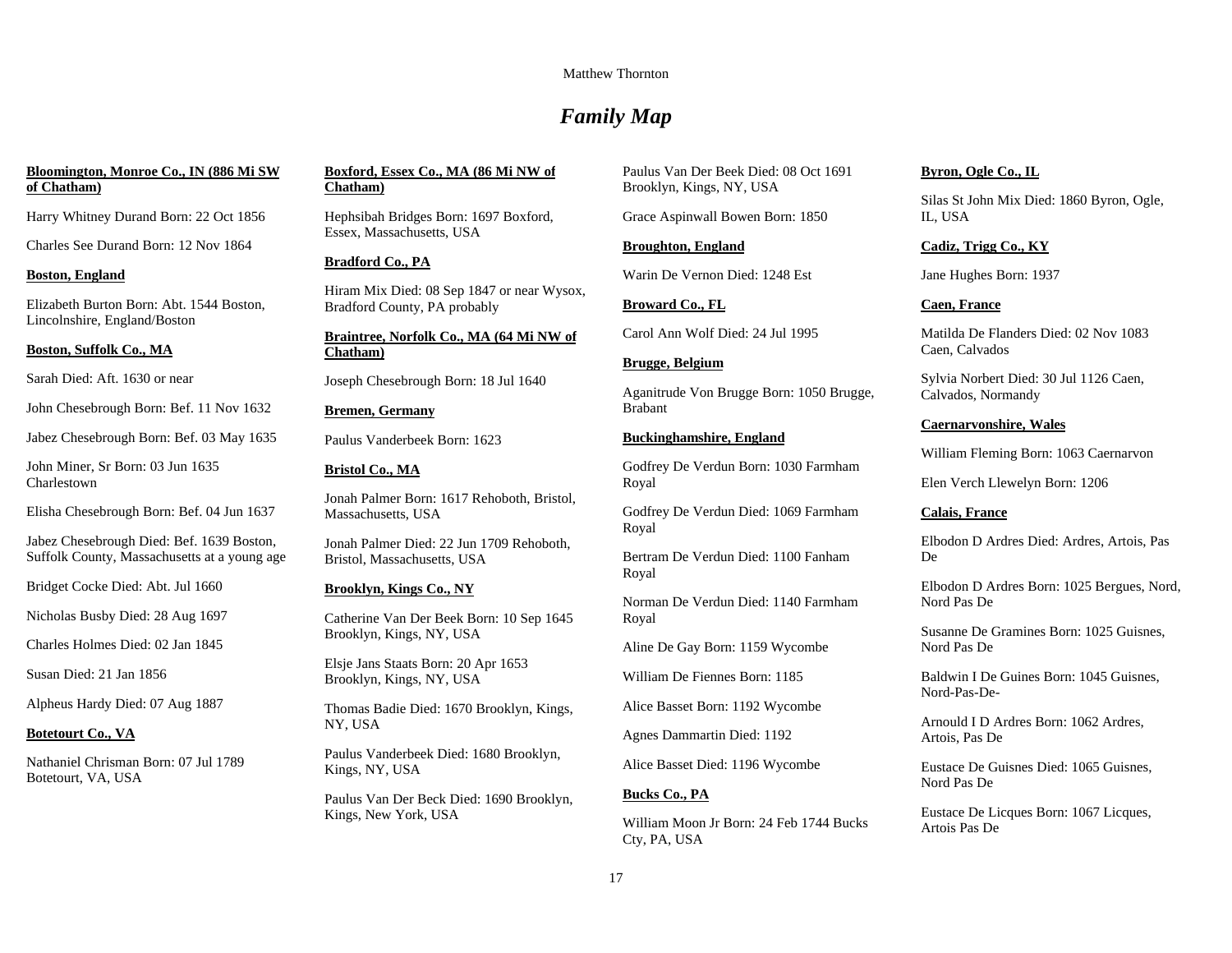# *Family Map*

**Bloomington, Monroe Co., IN (886 Mi SW of Chatham)**

Harry Whitney Durand Born: 22 Oct 1856

Charles See Durand Born: 12 Nov 1864

**Boston, England**

Elizabeth Burton Born: Abt. 1544 Boston, Lincolnshire, England/Boston

**Boston, Suffolk Co., MA**

Sarah Died: Aft. 1630 or near

John Chesebrough Born: Bef. 11 Nov 1632

Jabez Chesebrough Born: Bef. 03 May 1635

John Miner, Sr Born: 03 Jun 1635 Charlestown

Elisha Chesebrough Born: Bef. 04 Jun 1637

Jabez Chesebrough Died: Bef. 1639 Boston, Suffolk County, Massachusetts at a young age

Bridget Cocke Died: Abt. Jul 1660

Nicholas Busby Died: 28 Aug 1697

Charles Holmes Died: 02 Jan 1845

Susan Died: 21 Jan 1856

Alpheus Hardy Died: 07 Aug 1887

**Botetourt Co., VA**

Nathaniel Chrisman Born: 07 Jul 1789 Botetourt, VA, USA

**Boxford, Essex Co., MA (86 Mi NW of Chatham)**

Hephsibah Bridges Born: 1697 Boxford, Essex, Massachusetts, USA

**Bradford Co., PA**

Hiram Mix Died: 08 Sep 1847 or near Wysox, Bradford County, PA probably

**Braintree, Norfolk Co., MA (64 Mi NW of Chatham)**

Joseph Chesebrough Born: 18 Jul 1640

**Bremen, Germany**

Paulus Vanderbeek Born: 1623

**Bristol Co., MA**

Jonah Palmer Born: 1617 Rehoboth, Bristol, Massachusetts, USA

Jonah Palmer Died: 22 Jun 1709 Rehoboth, Bristol, Massachusetts, USA

**Brooklyn, Kings Co., NY**

Catherine Van Der Beek Born: 10 Sep 1645 Brooklyn, Kings, NY, USA

Elsje Jans Staats Born: 20 Apr 1653 Brooklyn, Kings, NY, USA

Thomas Badie Died: 1670 Brooklyn, Kings, NY, USA

Paulus Vanderbeek Died: 1680 Brooklyn, Kings, NY, USA

Paulus Van Der Beck Died: 1690 Brooklyn, Kings, New York, USA

Paulus Van Der Beek Died: 08 Oct 1691 Brooklyn, Kings, NY, USA

Grace Aspinwall Bowen Born: 1850

**Broughton, England**

Warin De Vernon Died: 1248 Est

**Broward Co., FL**

Carol Ann Wolf Died: 24 Jul 1995

**Brugge, Belgium**

Aganitrude Von Brugge Born: 1050 Brugge, Brabant

**Buckinghamshire, England**

Godfrey De Verdun Born: 1030 Farmham Royal

Godfrey De Verdun Died: 1069 Farmham Royal

Bertram De Verdun Died: 1100 Fanham Royal

Norman De Verdun Died: 1140 Farmham Royal

Aline De Gay Born: 1159 Wycombe

William De Fiennes Born: 1185

Alice Basset Born: 1192 Wycombe

Agnes Dammartin Died: 1192

Alice Basset Died: 1196 Wycombe

**Bucks Co., PA**

William Moon Jr Born: 24 Feb 1744 Bucks Cty, PA, USA

**Byron, Ogle Co., IL**

Silas St John Mix Died: 1860 Byron, Ogle, IL, USA

**Cadiz, Trigg Co., KY**

Jane Hughes Born: 1937

**Caen, France**

Matilda De Flanders Died: 02 Nov 1083 Caen, Calvados

Sylvia Norbert Died: 30 Jul 1126 Caen, Calvados, Normandy

**Caernarvonshire, Wales**

William Fleming Born: 1063 Caernarvon

Elen Verch Llewelyn Born: 1206

**Calais, France**

Elbodon D Ardres Died: Ardres, Artois, Pas De

Elbodon D Ardres Born: 1025 Bergues, Nord, Nord Pas De

Susanne De Gramines Born: 1025 Guisnes, Nord Pas De

Baldwin I De Guines Born: 1045 Guisnes, Nord-Pas-De-

Arnould I D Ardres Born: 1062 Ardres, Artois, Pas De

Eustace De Guisnes Died: 1065 Guisnes, Nord Pas De

Eustace De Licques Born: 1067 Licques, Artois Pas De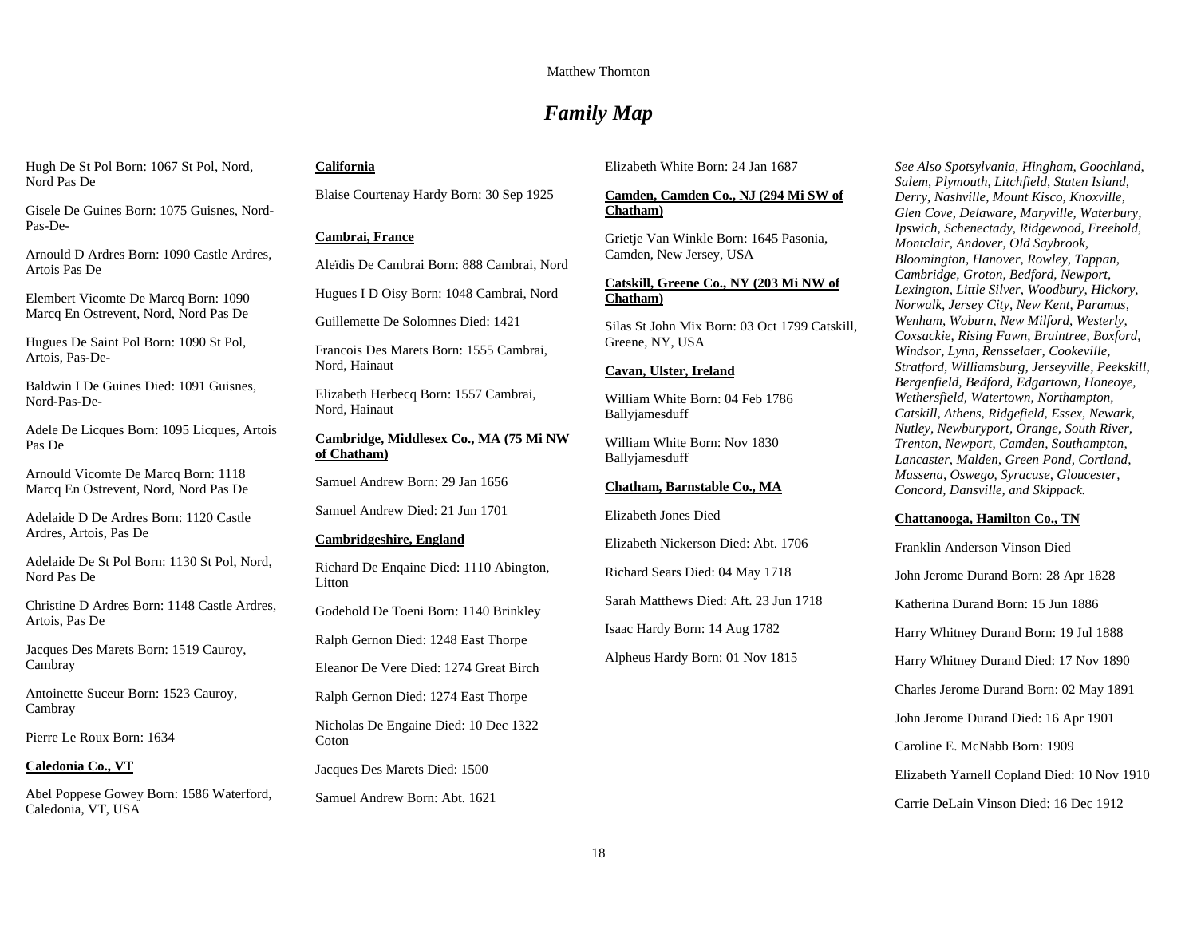# *Family Map*

Hugh De St Pol Born: 1067 St Pol, Nord, Nord Pas De

Gisele De Guines Born: 1075 Guisnes, Nord-Pas-De-

Arnould D Ardres Born: 1090 Castle Ardres, Artois Pas De

Elembert Vicomte De Marcq Born: 1090 Marcq En Ostrevent, Nord, Nord Pas De

Hugues De Saint Pol Born: 1090 St Pol, Artois, Pas-De-

Baldwin I De Guines Died: 1091 Guisnes, Nord-Pas-De-

Adele De Licques Born: 1095 Licques, Artois Pas De

Arnould Vicomte De Marcq Born: 1118 Marcq En Ostrevent, Nord, Nord Pas De

Adelaide D De Ardres Born: 1120 Castle Ardres, Artois, Pas De

Adelaide De St Pol Born: 1130 St Pol, Nord, Nord Pas De

Christine D Ardres Born: 1148 Castle Ardres, Artois, Pas De

Jacques Des Marets Born: 1519 Cauroy, Cambray

Antoinette Suceur Born: 1523 Cauroy, Cambray

Pierre Le Roux Born: 1634

**Caledonia Co., VT**

Abel Poppese Gowey Born: 1586 Waterford, Caledonia, VT, USA

**California**

Blaise Courtenay Hardy Born: 30 Sep 1925

**Cambrai, France**

Aleïdis De Cambrai Born: 888 Cambrai, Nord

Hugues I D Oisy Born: 1048 Cambrai, Nord

Guillemette De Solomnes Died: 1421

Francois Des Marets Born: 1555 Cambrai, Nord, Hainaut

Elizabeth Herbecq Born: 1557 Cambrai, Nord, Hainaut

**Cambridge, Middlesex Co., MA (75 Mi NW of Chatham)**

Samuel Andrew Born: 29 Jan 1656

Samuel Andrew Died: 21 Jun 1701

**Cambridgeshire, England**

Richard De Enqaine Died: 1110 Abington, Litton

Godehold De Toeni Born: 1140 Brinkley

Ralph Gernon Died: 1248 East Thorpe

Eleanor De Vere Died: 1274 Great Birch

Ralph Gernon Died: 1274 East Thorpe

Nicholas De Engaine Died: 10 Dec 1322 Coton

Jacques Des Marets Died: 1500

Samuel Andrew Born: Abt. 1621

Elizabeth White Born: 24 Jan 1687

**Camden, Camden Co., NJ (294 Mi SW of Chatham)**

Grietje Van Winkle Born: 1645 Pasonia, Camden, New Jersey, USA

**Catskill, Greene Co., NY (203 Mi NW of Chatham)**

Silas St John Mix Born: 03 Oct 1799 Catskill, Greene, NY, USA

**Cavan, Ulster, Ireland**

William White Born: 04 Feb 1786 Ballyjamesduff

William White Born: Nov 1830 Ballyjamesduff

**Chatham, Barnstable Co., MA**

Elizabeth Jones Died

Elizabeth Nickerson Died: Abt. 1706

Richard Sears Died: 04 May 1718

Sarah Matthews Died: Aft. 23 Jun 1718

Isaac Hardy Born: 14 Aug 1782

Alpheus Hardy Born: 01 Nov 1815

*See Also Spotsylvania, Hingham, Goochland, Salem, Plymouth, Litchfield, Staten Island, Derry, Nashville, Mount Kisco, Knoxville, Glen Cove, Delaware, Maryville, Waterbury, Ipswich, Schenectady, Ridgewood, Freehold, Montclair, Andover, Old Saybrook, Bloomington, Hanover, Rowley, Tappan, Cambridge, Groton, Bedford, Newport, Lexington, Little Silver, Woodbury, Hickory, Norwalk, Jersey City, New Kent, Paramus, Wenham, Woburn, New Milford, Westerly, Coxsackie, Rising Fawn, Braintree, Boxford, Windsor, Lynn, Rensselaer, Cookeville, Stratford, Williamsburg, Jerseyville, Peekskill, Bergenfield, Bedford, Edgartown, Honeoye, Wethersfield, Watertown, Northampton, Catskill, Athens, Ridgefield, Essex, Newark, Nutley, Newburyport, Orange, South River, Trenton, Newport, Camden, Southampton, Lancaster, Malden, Green Pond, Cortland, Massena, Oswego, Syracuse, Gloucester, Concord, Dansville, and Skippack.*

**Chattanooga, Hamilton Co., TN**

Franklin Anderson Vinson Died

John Jerome Durand Born: 28 Apr 1828

Katherina Durand Born: 15 Jun 1886

Harry Whitney Durand Born: 19 Jul 1888

Harry Whitney Durand Died: 17 Nov 1890

Charles Jerome Durand Born: 02 May 1891

John Jerome Durand Died: 16 Apr 1901

Caroline E. McNabb Born: 1909

Elizabeth Yarnell Copland Died: 10 Nov 1910

Carrie DeLain Vinson Died: 16 Dec 1912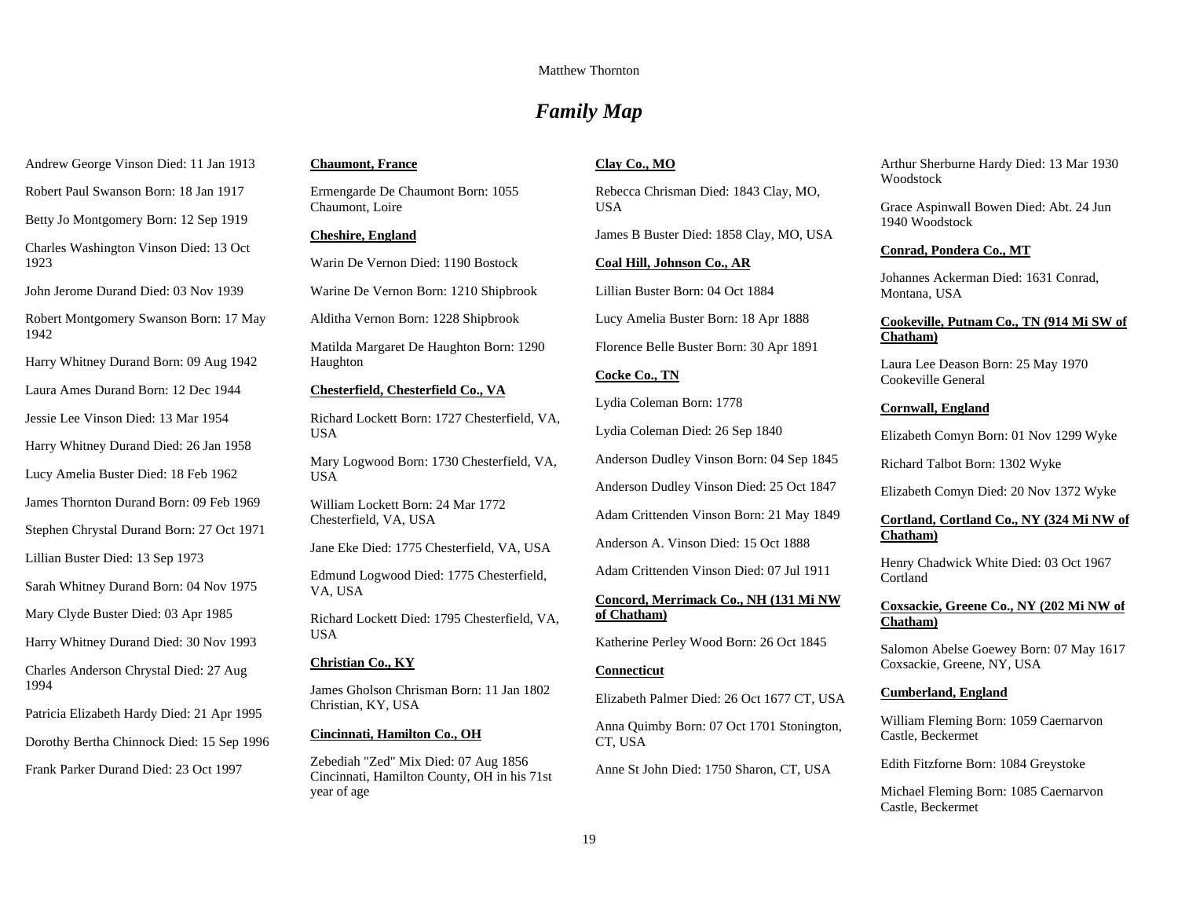# Family Map

Andrew George Vinson Died: 11 Jan 1913

Robert Paul Swanson Born: 18 Jan 1917

Betty Jo Montgomery Born: 12 Sep 1919

Charles Washington Vinson Died: 13 Oct 1923

John Jerome Durand Died: 03 Nov 1939

Robert Montgomery Swanson Born: 17 May 1942

Harry Whitney Durand Born: 09 Aug 1942

Laura Ames Durand Born: 12 Dec 1944

Jessie Lee Vinson Died: 13 Mar 1954

Harry Whitney Durand Died: 26 Jan 1958

Lucy Amelia Buster Died: 18 Feb 1962

James Thornton Durand Born: 09 Feb 1969

Stephen Chrystal Durand Born: 27 Oct 1971

Lillian Buster Died: 13 Sep 1973

Sarah Whitney Durand Born: 04 Nov 1975

Mary Clyde Buster Died: 03 Apr 1985

Harry Whitney Durand Died: 30 Nov 1993

Charles Anderson Chrystal Died: 27 Aug 1994

Patricia Elizabeth Hardy Died: 21 Apr 1995

Dorothy Bertha Chinnock Died: 15 Sep 1996

Frank Parker Durand Died: 23 Oct 1997

**Chaumont, France**

Ermengarde De Chaumont Born: 1055 Chaumont, Loire

**Cheshire, England**

Warin De Vernon Died: 1190 Bostock

Warine De Vernon Born: 1210 Shipbrook

Alditha Vernon Born: 1228 Shipbrook

Matilda Margaret De Haughton Born: 1290 Haughton

**Chesterfield, Chesterfield Co., VA**

Richard Lockett Born: 1727 Chesterfield, VA, USA

Mary Logwood Born: 1730 Chesterfield, VA, USA

William Lockett Born: 24 Mar 1772 Chesterfield, VA, USA

Jane Eke Died: 1775 Chesterfield, VA, USA

Edmund Logwood Died: 1775 Chesterfield, VA, USA

Richard Lockett Died: 1795 Chesterfield, VA, USA

**Christian Co., KY**

James Gholson Chrisman Born: 11 Jan 1802 Christian, KY, USA

**Cincinnati, Hamilton Co., OH**

Zebediah "Zed" Mix Died: 07 Aug 1856 Cincinnati, Hamilton County, OH in his 71st year of age

**Clay Co., MO**

Rebecca Chrisman Died: 1843 Clay, MO, USA

James B Buster Died: 1858 Clay, MO, USA

**Coal Hill, Johnson Co., AR**

Lillian Buster Born: 04 Oct 1884

Lucy Amelia Buster Born: 18 Apr 1888

Florence Belle Buster Born: 30 Apr 1891

**Cocke Co., TN**

Lydia Coleman Born: 1778

Lydia Coleman Died: 26 Sep 1840

Anderson Dudley Vinson Born: 04 Sep 1845

Anderson Dudley Vinson Died: 25 Oct 1847

Adam Crittenden Vinson Born: 21 May 1849

Anderson A. Vinson Died: 15 Oct 1888

Adam Crittenden Vinson Died: 07 Jul 1911

**Concord, Merrimack Co., NH (131 Mi NW of Chatham)**

Katherine Perley Wood Born: 26 Oct 1845

**Connecticut**

Elizabeth Palmer Died: 26 Oct 1677 CT, USA

Anna Quimby Born: 07 Oct 1701 Stonington, CT, USA

Anne St John Died: 1750 Sharon, CT, USA

Arthur Sherburne Hardy Died: 13 Mar 1930 Woodstock

Grace Aspinwall Bowen Died: Abt. 24 Jun 1940 Woodstock

**Conrad, Pondera Co., MT**

Johannes Ackerman Died: 1631 Conrad, Montana, USA

**Cookeville, Putnam Co., TN (914 Mi SW of Chatham)**

Laura Lee Deason Born: 25 May 1970 Cookeville General

**Cornwall, England**

Elizabeth Comyn Born: 01 Nov 1299 Wyke

Richard Talbot Born: 1302 Wyke

Elizabeth Comyn Died: 20 Nov 1372 Wyke

**Cortland, Cortland Co., NY (324 Mi NW of Chatham)**

Henry Chadwick White Died: 03 Oct 1967 Cortland

**Coxsackie, Greene Co., NY (202 Mi NW of Chatham)**

Salomon Abelse Goewey Born: 07 May 1617 Coxsackie, Greene, NY, USA

**Cumberland, England**

William Fleming Born: 1059 Caernarvon Castle, Beckermet

Edith Fitzforne Born: 1084 Greystoke

Michael Fleming Born: 1085 Caernarvon Castle, Beckermet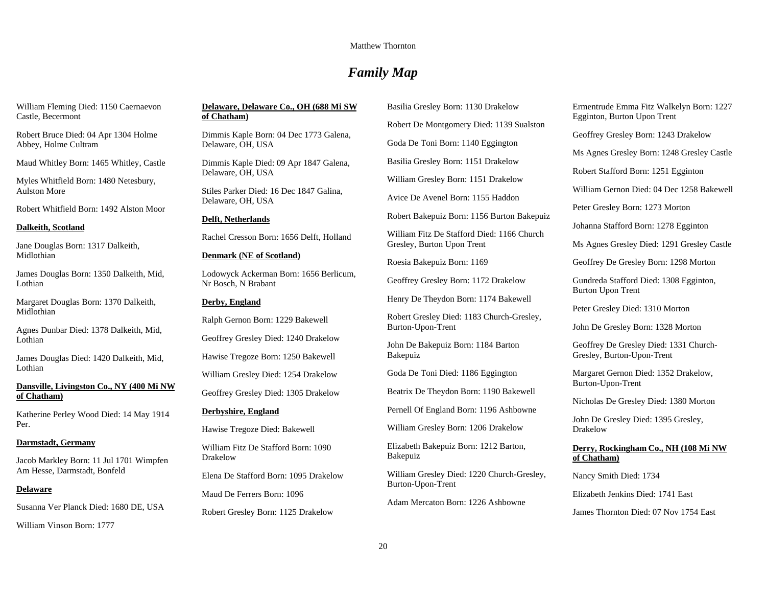## *Family Map*

William Fleming Died: 1150 Caernaevon Castle, Becermont

Robert Bruce Died: 04 Apr 1304 Holme Abbey, Holme Cultram

Maud Whitley Born: 1465 Whitley, Castle

Myles Whitfield Born: 1480 Netesbury, Aulston More

Robert Whitfield Born: 1492 Alston Moor

**Dalkeith, Scotland**

Jane Douglas Born: 1317 Dalkeith, Midlothian

James Douglas Born: 1350 Dalkeith, Mid, Lothian

Margaret Douglas Born: 1370 Dalkeith, Midlothian

Agnes Dunbar Died: 1378 Dalkeith, Mid, Lothian

James Douglas Died: 1420 Dalkeith, Mid, Lothian

**Dansville, Livingston Co., NY (400 Mi NW of Chatham)**

Katherine Perley Wood Died: 14 May 1914 Per.

**Darmstadt, Germany**

Jacob Markley Born: 11 Jul 1701 Wimpfen Am Hesse, Darmstadt, Bonfeld

**Delaware**

Susanna Ver Planck Died: 1680 DE, USA

William Vinson Born: 1777

**Delaware, Delaware Co., OH (688 Mi SW of Chatham)**

Dimmis Kaple Born: 04 Dec 1773 Galena, Delaware, OH, USA

Dimmis Kaple Died: 09 Apr 1847 Galena, Delaware, OH, USA

Stiles Parker Died: 16 Dec 1847 Galina, Delaware, OH, USA

**Delft, Netherlands**

Rachel Cresson Born: 1656 Delft, Holland

**Denmark (NE of Scotland)**

Lodowyck Ackerman Born: 1656 Berlicum, Nr Bosch, N Brabant

**Derby, England**

Ralph Gernon Born: 1229 Bakewell

Geoffrey Gresley Died: 1240 Drakelow

Hawise Tregoze Born: 1250 Bakewell

William Gresley Died: 1254 Drakelow

Geoffrey Gresley Died: 1305 Drakelow

**Derbyshire, England**

Hawise Tregoze Died: Bakewell

William Fitz De Stafford Born: 1090 Drakelow

Elena De Stafford Born: 1095 Drakelow

Maud De Ferrers Born: 1096

Robert Gresley Born: 1125 Drakelow

Basilia Gresley Born: 1130 Drakelow

Robert De Montgomery Died: 1139 Sualston

Goda De Toni Born: 1140 Eggington

Basilia Gresley Born: 1151 Drakelow

William Gresley Born: 1151 Drakelow

Avice De Avenel Born: 1155 Haddon

Robert Bakepuiz Born: 1156 Burton Bakepuiz

William Fitz De Stafford Died: 1166 Church Gresley, Burton Upon Trent

Roesia Bakepuiz Born: 1169

Geoffrey Gresley Born: 1172 Drakelow

Henry De Theydon Born: 1174 Bakewell

Robert Gresley Died: 1183 Church-Gresley, Burton-Upon-Trent

John De Bakepuiz Born: 1184 Barton Bakepuiz

Goda De Toni Died: 1186 Eggington

Beatrix De Theydon Born: 1190 Bakewell

Pernell Of England Born: 1196 Ashbowne

William Gresley Born: 1206 Drakelow

Elizabeth Bakepuiz Born: 1212 Barton, Bakepuiz

William Gresley Died: 1220 Church-Gresley, Burton-Upon-Trent

Adam Mercaton Born: 1226 Ashbowne

Ermentrude Emma Fitz Walkelyn Born: 1227 Egginton, Burton Upon Trent

Geoffrey Gresley Born: 1243 Drakelow

Ms Agnes Gresley Born: 1248 Gresley Castle

Robert Stafford Born: 1251 Egginton

William Gernon Died: 04 Dec 1258 Bakewell

Peter Gresley Born: 1273 Morton

Johanna Stafford Born: 1278 Egginton

Ms Agnes Gresley Died: 1291 Gresley Castle

Geoffrey De Gresley Born: 1298 Morton

Gundreda Stafford Died: 1308 Egginton, Burton Upon Trent

Peter Gresley Died: 1310 Morton

John De Gresley Born: 1328 Morton

Geoffrey De Gresley Died: 1331 Church-Gresley, Burton-Upon-Trent

Margaret Gernon Died: 1352 Drakelow, Burton-Upon-Trent

Nicholas De Gresley Died: 1380 Morton

John De Gresley Died: 1395 Gresley, Drakelow

**Derry, Rockingham Co., NH (108 Mi NW of Chatham)**

Nancy Smith Died: 1734

Elizabeth Jenkins Died: 1741 East

James Thornton Died: 07 Nov 1754 East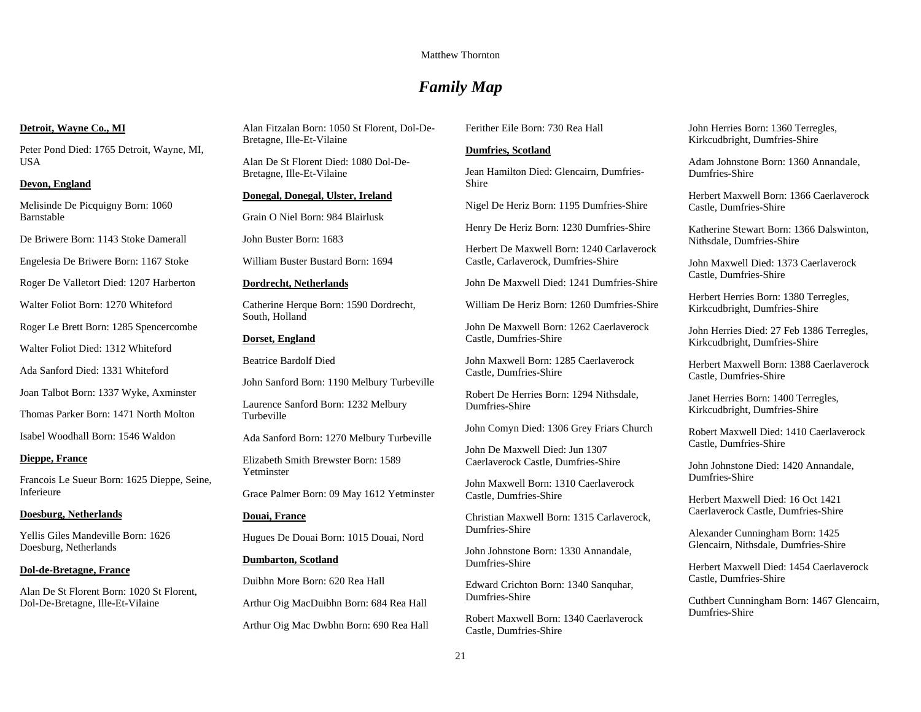# *Family Map*

**Detroit, Wayne Co., MI**

Peter Pond Died: 1765 Detroit, Wayne, MI, USA

**Devon, England**

Melisinde De Picquigny Born: 1060 Barnstable

De Briwere Born: 1143 Stoke Damerall

Engelesia De Briwere Born: 1167 Stoke

Roger De Valletort Died: 1207 Harberton

Walter Foliot Born: 1270 Whiteford

Roger Le Brett Born: 1285 Spencercombe

Walter Foliot Died: 1312 Whiteford

Ada Sanford Died: 1331 Whiteford

Joan Talbot Born: 1337 Wyke, Axminster

Thomas Parker Born: 1471 North Molton

Isabel Woodhall Born: 1546 Waldon

**Dieppe, France**

Francois Le Sueur Born: 1625 Dieppe, Seine, Inferieure

**Doesburg, Netherlands**

Yellis Giles Mandeville Born: 1626 Doesburg, Netherlands

**Dol-de-Bretagne, France**

Alan De St Florent Born: 1020 St Florent, Dol-De-Bretagne, Ille-Et-Vilaine

Alan Fitzalan Born: 1050 St Florent, Dol-De-Bretagne, Ille-Et-Vilaine

Alan De St Florent Died: 1080 Dol-De-Bretagne, Ille-Et-Vilaine

**Donegal, Donegal, Ulster, Ireland**

Grain O Niel Born: 984 Blairlusk

John Buster Born: 1683

William Buster Bustard Born: 1694

**Dordrecht, Netherlands**

Catherine Herque Born: 1590 Dordrecht, South, Holland

**Dorset, England**

Beatrice Bardolf Died

John Sanford Born: 1190 Melbury Turbeville

Laurence Sanford Born: 1232 Melbury Turbeville

Ada Sanford Born: 1270 Melbury Turbeville

Elizabeth Smith Brewster Born: 1589 Yetminster

Grace Palmer Born: 09 May 1612 Yetminster

**Douai, France**

Hugues De Douai Born: 1015 Douai, Nord

**Dumbarton, Scotland**

Duibhn More Born: 620 Rea Hall

Arthur Oig MacDuibhn Born: 684 Rea Hall

Arthur Oig Mac Dwbhn Born: 690 Rea Hall

Ferither Eile Born: 730 Rea Hall

**Dumfries, Scotland**

Jean Hamilton Died: Glencairn, Dumfries-Shire

Nigel De Heriz Born: 1195 Dumfries-Shire

Henry De Heriz Born: 1230 Dumfries-Shire

Herbert De Maxwell Born: 1240 Carlaverock Castle, Carlaverock, Dumfries-Shire

John De Maxwell Died: 1241 Dumfries-Shire

William De Heriz Born: 1260 Dumfries-Shire

John De Maxwell Born: 1262 Caerlaverock Castle, Dumfries-Shire

John Maxwell Born: 1285 Caerlaverock Castle, Dumfries-Shire

Robert De Herries Born: 1294 Nithsdale, Dumfries-Shire

John Comyn Died: 1306 Grey Friars Church

John De Maxwell Died: Jun 1307 Caerlaverock Castle, Dumfries-Shire

John Maxwell Born: 1310 Caerlaverock Castle, Dumfries-Shire

Christian Maxwell Born: 1315 Carlaverock, Dumfries-Shire

John Johnstone Born: 1330 Annandale, Dumfries-Shire

Edward Crichton Born: 1340 Sanquhar, Dumfries-Shire

Robert Maxwell Born: 1340 Caerlaverock Castle, Dumfries-Shire

John Herries Born: 1360 Terregles, Kirkcudbright, Dumfries-Shire

Adam Johnstone Born: 1360 Annandale, Dumfries-Shire

Herbert Maxwell Born: 1366 Caerlaverock Castle, Dumfries-Shire

Katherine Stewart Born: 1366 Dalswinton, Nithsdale, Dumfries-Shire

John Maxwell Died: 1373 Caerlaverock Castle, Dumfries-Shire

Herbert Herries Born: 1380 Terregles, Kirkcudbright, Dumfries-Shire

John Herries Died: 27 Feb 1386 Terregles, Kirkcudbright, Dumfries-Shire

Herbert Maxwell Born: 1388 Caerlaverock Castle, Dumfries-Shire

Janet Herries Born: 1400 Terregles, Kirkcudbright, Dumfries-Shire

Robert Maxwell Died: 1410 Caerlaverock Castle, Dumfries-Shire

John Johnstone Died: 1420 Annandale, Dumfries-Shire

Herbert Maxwell Died: 16 Oct 1421 Caerlaverock Castle, Dumfries-Shire

Alexander Cunningham Born: 1425 Glencairn, Nithsdale, Dumfries-Shire

Herbert Maxwell Died: 1454 Caerlaverock Castle, Dumfries-Shire

Cuthbert Cunningham Born: 1467 Glencairn, Dumfries-Shire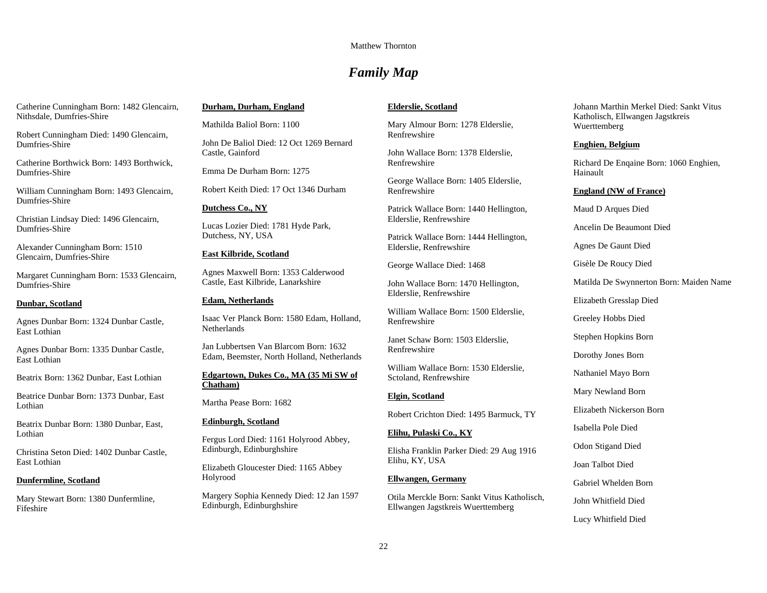## *Family Map*

Catherine Cunningham Born: 1482 Glencairn, Nithsdale, Dumfries-Shire

Robert Cunningham Died: 1490 Glencairn, Dumfries-Shire

Catherine Borthwick Born: 1493 Borthwick, Dumfries-Shire

William Cunningham Born: 1493 Glencairn, Dumfries-Shire

Christian Lindsay Died: 1496 Glencairn, Dumfries-Shire

Alexander Cunningham Born: 1510 Glencairn, Dumfries-Shire

Margaret Cunningham Born: 1533 Glencairn, Dumfries-Shire

**Dunbar, Scotland**

Agnes Dunbar Born: 1324 Dunbar Castle, East Lothian

Agnes Dunbar Born: 1335 Dunbar Castle, East Lothian

Beatrix Born: 1362 Dunbar, East Lothian

Beatrice Dunbar Born: 1373 Dunbar, East Lothian

Beatrix Dunbar Born: 1380 Dunbar, East, Lothian

Christina Seton Died: 1402 Dunbar Castle, East Lothian

**Dunfermline, Scotland**

Mary Stewart Born: 1380 Dunfermline, Fifeshire

**Durham, Durham, England**

Mathilda Baliol Born: 1100

John De Baliol Died: 12 Oct 1269 Bernard Castle, Gainford

Emma De Durham Born: 1275

Robert Keith Died: 17 Oct 1346 Durham

**Dutchess Co., NY**

Lucas Lozier Died: 1781 Hyde Park, Dutchess, NY, USA

**East Kilbride, Scotland**

Agnes Maxwell Born: 1353 Calderwood Castle, East Kilbride, Lanarkshire

**Edam, Netherlands**

Isaac Ver Planck Born: 1580 Edam, Holland, Netherlands

Jan Lubbertsen Van Blarcom Born: 1632 Edam, Beemster, North Holland, Netherlands

**Edgartown, Dukes Co., MA (35 Mi SW of Chatham)**

Martha Pease Born: 1682

**Edinburgh, Scotland**

Fergus Lord Died: 1161 Holyrood Abbey, Edinburgh, Edinburghshire

Elizabeth Gloucester Died: 1165 Abbey Holyrood

Margery Sophia Kennedy Died: 12 Jan 1597 Edinburgh, Edinburghshire

**Elderslie, Scotland**

Mary Almour Born: 1278 Elderslie, Renfrewshire

John Wallace Born: 1378 Elderslie, Renfrewshire

George Wallace Born: 1405 Elderslie, Renfrewshire

Patrick Wallace Born: 1440 Hellington, Elderslie, Renfrewshire

Patrick Wallace Born: 1444 Hellington, Elderslie, Renfrewshire

George Wallace Died: 1468

John Wallace Born: 1470 Hellington, Elderslie, Renfrewshire

William Wallace Born: 1500 Elderslie, Renfrewshire

Janet Schaw Born: 1503 Elderslie, Renfrewshire

William Wallace Born: 1530 Elderslie, Sctoland, Renfrewshire

**Elgin, Scotland**

Robert Crichton Died: 1495 Barmuck, TY

**Elihu, Pulaski Co., KY**

Elisha Franklin Parker Died: 29 Aug 1916 Elihu, KY, USA

**Ellwangen, Germany**

Otila Merckle Born: Sankt Vitus Katholisch, Ellwangen Jagstkreis Wuerttemberg

Johann Marthin Merkel Died: Sankt Vitus Katholisch, Ellwangen Jagstkreis Wuerttemberg

**Enghien, Belgium**

Richard De Enqaine Born: 1060 Enghien, Hainault

**England (NW of France)**

Maud D Arques Died

Ancelin De Beaumont Died

Agnes De Gaunt Died

Gisèle De Roucy Died

Matilda De Swynnerton Born: Maiden Name

Elizabeth Gresslap Died

Greeley Hobbs Died

Stephen Hopkins Born

Dorothy Jones Born

Nathaniel Mayo Born

Mary Newland Born

Elizabeth Nickerson Born

Isabella Pole Died

Odon Stigand Died

Joan Talbot Died

Gabriel Whelden Born

John Whitfield Died

Lucy Whitfield Died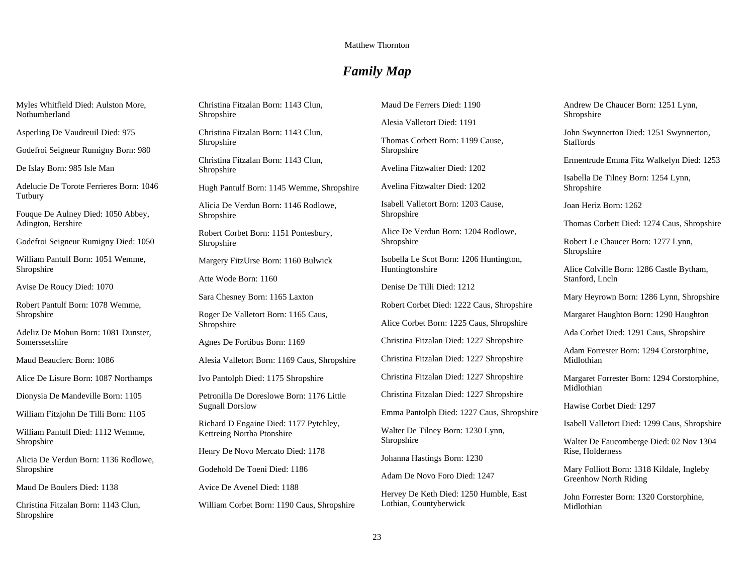# *Family Map*

Myles Whitfield Died: Aulston More, Nothumberland

Asperling De Vaudreuil Died: 975

Godefroi Seigneur Rumigny Born: 980

De Islay Born: 985 Isle Man

Adelucie De Torote Ferrieres Born: 1046 Tutbury

Fouque De Aulney Died: 1050 Abbey, Adington, Bershire

Godefroi Seigneur Rumigny Died: 1050

William Pantulf Born: 1051 Wemme, Shropshire

Avise De Roucy Died: 1070

Robert Pantulf Born: 1078 Wemme, Shropshire

Adeliz De Mohun Born: 1081 Dunster, Somerssetshire

Maud Beauclerc Born: 1086

Alice De Lisure Born: 1087 Northamps

Dionysia De Mandeville Born: 1105

William Fitzjohn De Tilli Born: 1105

William Pantulf Died: 1112 Wemme, Shropshire

Alicia De Verdun Born: 1136 Rodlowe, Shropshire

Maud De Boulers Died: 1138

Christina Fitzalan Born: 1143 Clun, Shropshire

Christina Fitzalan Born: 1143 Clun, Shropshire

Christina Fitzalan Born: 1143 Clun, Shropshire

Christina Fitzalan Born: 1143 Clun, Shropshire

Hugh Pantulf Born: 1145 Wemme, Shropshire

Alicia De Verdun Born: 1146 Rodlowe, Shropshire

Robert Corbet Born: 1151 Pontesbury, Shropshire

Margery FitzUrse Born: 1160 Bulwick

Atte Wode Born: 1160

Sara Chesney Born: 1165 Laxton

Roger De Valletort Born: 1165 Caus, Shropshire

Agnes De Fortibus Born: 1169

Alesia Valletort Born: 1169 Caus, Shropshire

Ivo Pantolph Died: 1175 Shropshire

Petronilla De Doreslowe Born: 1176 Little Sugnall Dorslow

Richard D Engaine Died: 1177 Pytchley, Kettreing Northa Ptonshire

Henry De Novo Mercato Died: 1178

Godehold De Toeni Died: 1186

Avice De Avenel Died: 1188

William Corbet Born: 1190 Caus, Shropshire

Maud De Ferrers Died: 1190

Alesia Valletort Died: 1191

Thomas Corbett Born: 1199 Cause, Shropshire

Avelina Fitzwalter Died: 1202

Avelina Fitzwalter Died: 1202

Isabell Valletort Born: 1203 Cause, Shropshire

Alice De Verdun Born: 1204 Rodlowe, Shropshire

Isobella Le Scot Born: 1206 Huntington, Huntingtonshire

Denise De Tilli Died: 1212

Robert Corbet Died: 1222 Caus, Shropshire

Alice Corbet Born: 1225 Caus, Shropshire

Christina Fitzalan Died: 1227 Shropshire

Christina Fitzalan Died: 1227 Shropshire

Christina Fitzalan Died: 1227 Shropshire

Christina Fitzalan Died: 1227 Shropshire

Emma Pantolph Died: 1227 Caus, Shropshire

Walter De Tilney Born: 1230 Lynn, Shropshire

Johanna Hastings Born: 1230

Adam De Novo Foro Died: 1247

Hervey De Keth Died: 1250 Humble, East Lothian, Countyberwick

Andrew De Chaucer Born: 1251 Lynn, Shropshire

John Swynnerton Died: 1251 Swynnerton, Staffords

Ermentrude Emma Fitz Walkelyn Died: 1253

Isabella De Tilney Born: 1254 Lynn, Shropshire

Joan Heriz Born: 1262

Thomas Corbett Died: 1274 Caus, Shropshire

Robert Le Chaucer Born: 1277 Lynn, Shropshire

Alice Colville Born: 1286 Castle Bytham, Stanford, Lncln

Mary Heyrown Born: 1286 Lynn, Shropshire

Margaret Haughton Born: 1290 Haughton

Ada Corbet Died: 1291 Caus, Shropshire

Adam Forrester Born: 1294 Corstorphine, Midlothian

Margaret Forrester Born: 1294 Corstorphine, Midlothian

Hawise Corbet Died: 1297

Isabell Valletort Died: 1299 Caus, Shropshire

Walter De Faucomberge Died: 02 Nov 1304 Rise, Holderness

Mary Folliott Born: 1318 Kildale, Ingleby Greenhow North Riding

John Forrester Born: 1320 Corstorphine, Midlothian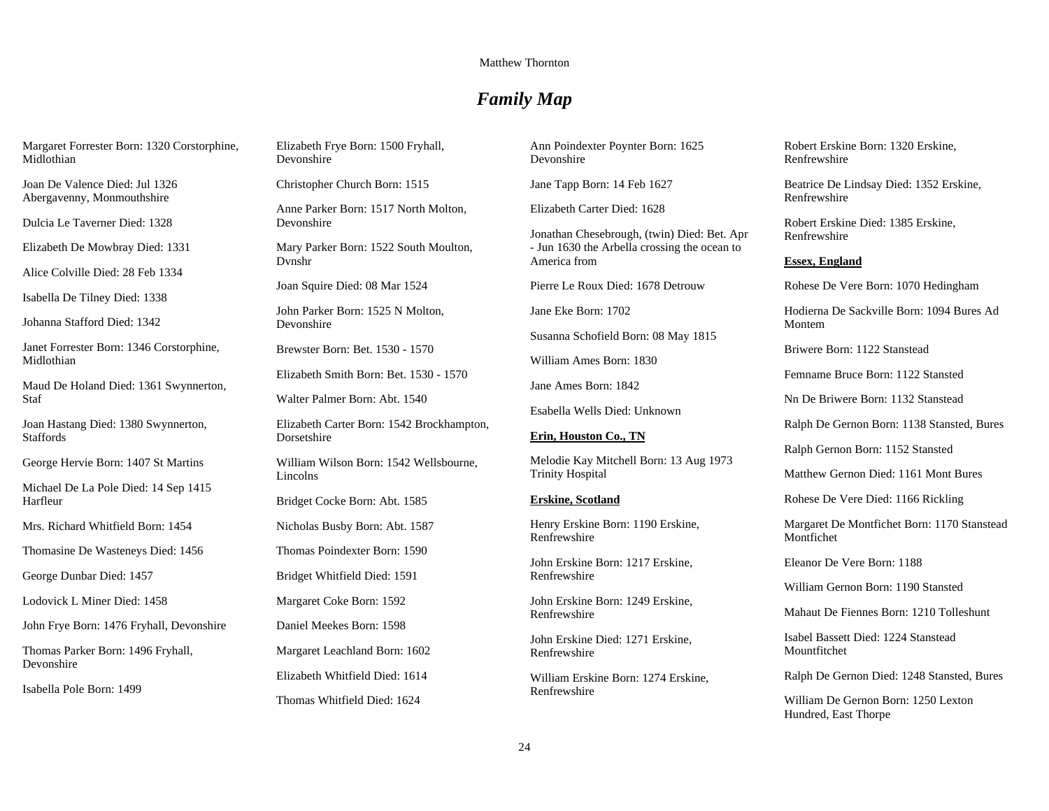## *Family Map*

Margaret Forrester Born: 1320 Corstorphine, Midlothian

Joan De Valence Died: Jul 1326 Abergavenny, Monmouthshire

Dulcia Le Taverner Died: 1328

Elizabeth De Mowbray Died: 1331

Alice Colville Died: 28 Feb 1334

Isabella De Tilney Died: 1338

Johanna Stafford Died: 1342

Janet Forrester Born: 1346 Corstorphine, Midlothian

Maud De Holand Died: 1361 Swynnerton, Staf

Joan Hastang Died: 1380 Swynnerton, Staffords

George Hervie Born: 1407 St Martins

Michael De La Pole Died: 14 Sep 1415 Harfleur

Mrs. Richard Whitfield Born: 1454

Thomasine De Wasteneys Died: 1456

George Dunbar Died: 1457

Lodovick L Miner Died: 1458

John Frye Born: 1476 Fryhall, Devonshire

Thomas Parker Born: 1496 Fryhall, Devonshire

Isabella Pole Born: 1499

Elizabeth Frye Born: 1500 Fryhall, Devonshire

Christopher Church Born: 1515

Anne Parker Born: 1517 North Molton, Devonshire

Mary Parker Born: 1522 South Moulton, Dvnshr

Joan Squire Died: 08 Mar 1524

John Parker Born: 1525 N Molton, Devonshire

Brewster Born: Bet. 1530 - 1570

Elizabeth Smith Born: Bet. 1530 - 1570

Walter Palmer Born: Abt. 1540

Elizabeth Carter Born: 1542 Brockhampton, Dorsetshire

William Wilson Born: 1542 Wellsbourne, Lincolns

Bridget Cocke Born: Abt. 1585

Nicholas Busby Born: Abt. 1587

Thomas Poindexter Born: 1590

Bridget Whitfield Died: 1591

Margaret Coke Born: 1592

Daniel Meekes Born: 1598

Margaret Leachland Born: 1602

Elizabeth Whitfield Died: 1614

Thomas Whitfield Died: 1624

Ann Poindexter Poynter Born: 1625 Devonshire

Jane Tapp Born: 14 Feb 1627

Elizabeth Carter Died: 1628

Jonathan Chesebrough, (twin) Died: Bet. Apr - Jun 1630 the Arbella crossing the ocean to America from

Pierre Le Roux Died: 1678 Detrouw

Jane Eke Born: 1702

Susanna Schofield Born: 08 May 1815

William Ames Born: 1830

Jane Ames Born: 1842

Esabella Wells Died: Unknown

**Erin, Houston Co., TN**

Melodie Kay Mitchell Born: 13 Aug 1973 Trinity Hospital

**Erskine, Scotland**

Henry Erskine Born: 1190 Erskine, Renfrewshire

John Erskine Born: 1217 Erskine, Renfrewshire

John Erskine Born: 1249 Erskine, Renfrewshire

John Erskine Died: 1271 Erskine, Renfrewshire

William Erskine Born: 1274 Erskine, Renfrewshire

Robert Erskine Born: 1320 Erskine, Renfrewshire

Beatrice De Lindsay Died: 1352 Erskine, Renfrewshire

Robert Erskine Died: 1385 Erskine, Renfrewshire

**Essex, England**

Rohese De Vere Born: 1070 Hedingham

Hodierna De Sackville Born: 1094 Bures Ad Montem

Briwere Born: 1122 Stanstead

Femname Bruce Born: 1122 Stansted

Nn De Briwere Born: 1132 Stanstead

Ralph De Gernon Born: 1138 Stansted, Bures

Ralph Gernon Born: 1152 Stansted

Matthew Gernon Died: 1161 Mont Bures

Rohese De Vere Died: 1166 Rickling

Margaret De Montfichet Born: 1170 Stanstead Montfichet

Eleanor De Vere Born: 1188

William Gernon Born: 1190 Stansted

Mahaut De Fiennes Born: 1210 Tolleshunt

Isabel Bassett Died: 1224 Stanstead Mountfitchet

Ralph De Gernon Died: 1248 Stansted, Bures

William De Gernon Born: 1250 Lexton Hundred, East Thorpe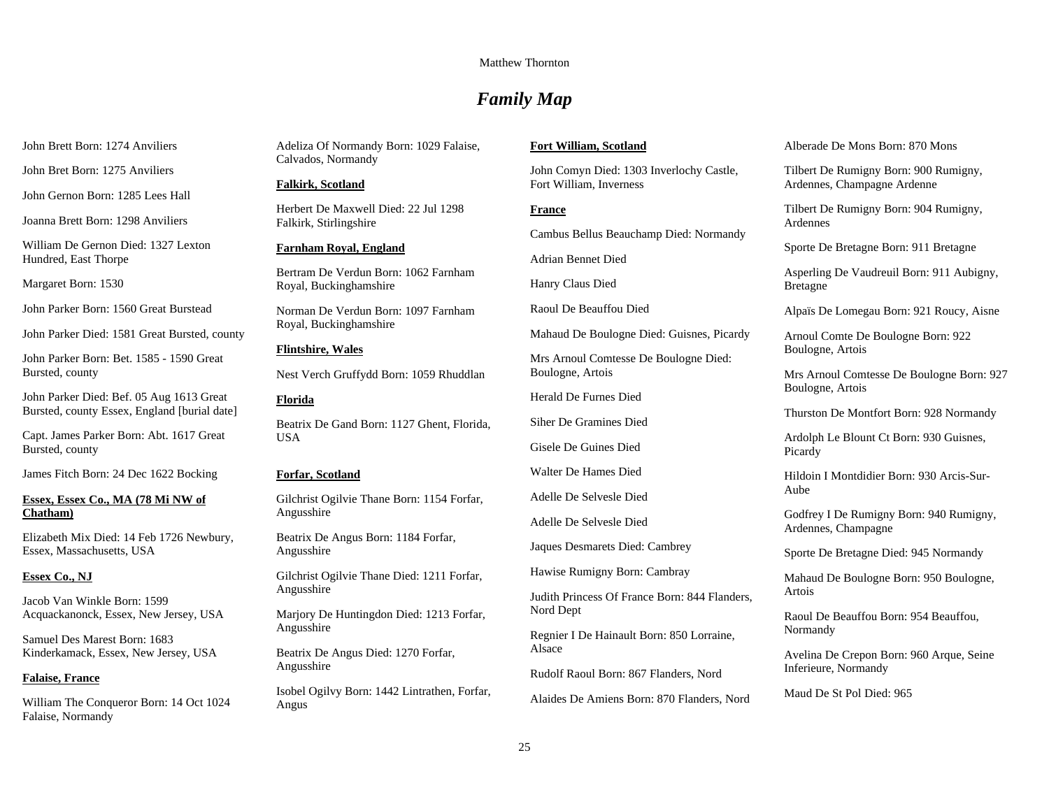# *Family Map*

John Brett Born: 1274 Aviliers

John Bret Born: 1275 Aviliers

John Gernon Born: 1285 Lees Hall

Joanna Brett Born: 1298 Aviliers

William De Gernon Died: 1327 Lexton Hundred, East Thorpe

Margaret Born: 1530

John Parker Born: 1560 Great Burstead

John Parker Died: 1581 Great Bursted, county

John Parker Born: Bet. 1585 - 1590 Great Bursted, county

John Parker Died: Bef. 05 Aug 1613 Great Bursted, county Essex, England [burial date]

Capt. James Parker Born: Abt. 1617 Great Bursted, county

James Fitch Born: 24 Dec 1622 Bocking

**Essex, Essex Co., MA (78 Mi NW of Chatham)**

Elizabeth Mix Died: 14 Feb 1726 Newbury, Essex, Massachusetts, USA

**Essex Co., NJ**

Jacob Van Winkle Born: 1599 Acquackanonck, Essex, New Jersey, USA

Samuel Des Marest Born: 1683 Kinderkamack, Essex, New Jersey, USA

**Falaise, France**

William The Conqueror Born: 14 Oct 1024 Falaise, Normandy

Adeliza Of Normandy Born: 1029 Falaise, Calvados, Normandy

**Falkirk, Scotland**

Herbert De Maxwell Died: 22 Jul 1298 Falkirk, Stirlingshire

**Farnham Royal, England**

Bertram De Verdun Born: 1062 Farnham Royal, Buckinghamshire

Norman De Verdun Born: 1097 Farnham Royal, Buckinghamshire

**Flintshire, Wales**

Nest Verch Gruffydd Born: 1059 Rhuddlan

**Florida**

Beatrix De Gand Born: 1127 Ghent, Florida, USA

**Forfar, Scotland**

Gilchrist Ogilvie Thane Born: 1154 Forfar, Angusshire

Beatrix De Angus Born: 1184 Forfar, Angusshire

Gilchrist Ogilvie Thane Died: 1211 Forfar, Angusshire

Marjory De Huntingdon Died: 1213 Forfar, Angusshire

Beatrix De Angus Died: 1270 Forfar, Angusshire

Isobel Ogilvy Born: 1442 Lintrathen, Forfar, Angus

**Fort William, Scotland**

John Comyn Died: 1303 Inverlochy Castle, Fort William, Inverness

**France**

Cambus Bellus Beauchamp Died: Normandy

Adrian Bennet Died

Hanry Claus Died

Raoul De Beauffou Died

Mahaud De Boulogne Died: Guisnes, Picardy

Mrs Arnoul Comtesse De Boulogne Died: Boulogne, Artois

Herald De Furnes Died

Siher De Gramines Died

Gisele De Guines Died

Walter De Hames Died

Adelle De Selvesle Died

Adelle De Selvesle Died

Jaques Desmarets Died: Cambrey

Hawise Rumigny Born: Cambray

Judith Princess Of France Born: 844 Flanders, Nord Dept

Regnier I De Hainault Born: 850 Lorraine, Alsace

Rudolf Raoul Born: 867 Flanders, Nord

Alaides De Amiens Born: 870 Flanders, Nord

Alberade De Mons Born: 870 Mons

Tilbert De Rumigny Born: 900 Rumigny, Ardennes, Champagne Ardenne

Tilbert De Rumigny Born: 904 Rumigny, Ardennes

Sporte De Bretagne Born: 911 Bretagne

Asperling De Vaudreuil Born: 911 Aubigny, Bretagne

Alpaïs De Lomegau Born: 921 Roucy, Aisne

Arnoul Comte De Boulogne Born: 922 Boulogne, Artois

Mrs Arnoul Comtesse De Boulogne Born: 927 Boulogne, Artois

Thurston De Montfort Born: 928 Normandy

Ardolph Le Blount Ct Born: 930 Guisnes, Picardy

Hildoin I Montdidier Born: 930 Arcis-Sur-Aube

Godfrey I De Rumigny Born: 940 Rumigny, Ardennes, Champagne

Sporte De Bretagne Died: 945 Normandy

Mahaud De Boulogne Born: 950 Boulogne, Artois

Raoul De Beauffou Born: 954 Beauffou, Normandy

Avelina De Crepon Born: 960 Arque, Seine Inferieure, Normandy

Maud De St Pol Died: 965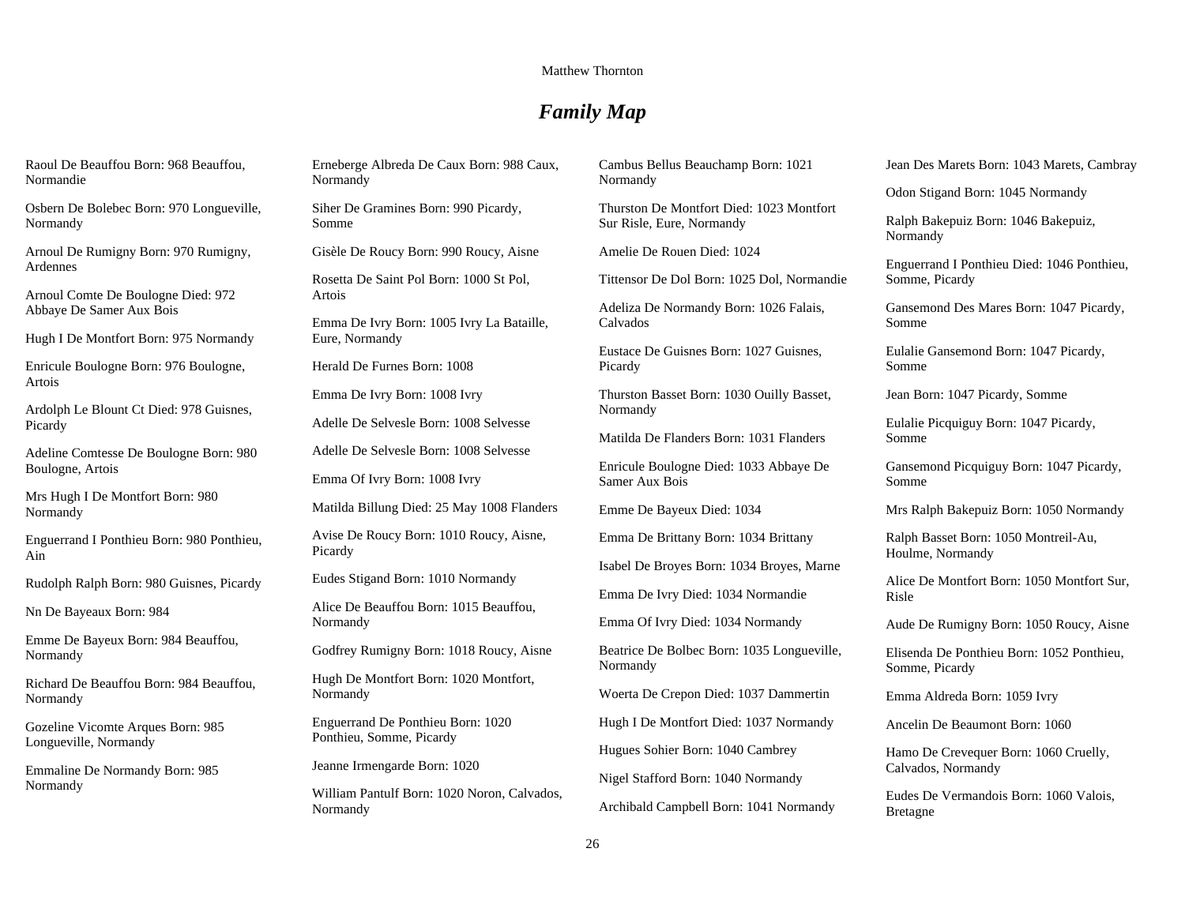# *Family Map*

Raoul De Beauffou Born: 968 Beauffou, Normandie

Osbern De Bolebec Born: 970 Longueville, Normandy

Arnoul De Rumigny Born: 970 Rumigny, Ardennes

Arnoul Comte De Boulogne Died: 972 Abbaye De Samer Aux Bois

Hugh I De Montfort Born: 975 Normandy

Enricule Boulogne Born: 976 Boulogne, Artois

Ardolph Le Blount Ct Died: 978 Guisnes, Picardy

Adeline Comtesse De Boulogne Born: 980 Boulogne, Artois

Mrs Hugh I De Montfort Born: 980 Normandy

Enguerrand I Ponthieu Born: 980 Ponthieu, Ain

Rudolph Ralph Born: 980 Guisnes, Picardy

Nn De Bayeaux Born: 984

Emme De Bayeux Born: 984 Beauffou, Normandy

Richard De Beauffou Born: 984 Beauffou, Normandy

Gozeline Vicomte Arques Born: 985 Longueville, Normandy

Emmaline De Normandy Born: 985 Normandy

Erneberge Albreda De Caux Born: 988 Caux, Normandy

Siher De Gramines Born: 990 Picardy, Somme

Gisèle De Roucy Born: 990 Roucy, Aisne

Rosetta De Saint Pol Born: 1000 St Pol, Artois

Emma De Ivry Born: 1005 Ivry La Bataille, Eure, Normandy

Herald De Furnes Born: 1008

Emma De Ivry Born: 1008 Ivry

Adelle De Selvesle Born: 1008 Selvesse

Adelle De Selvesle Born: 1008 Selvesse

Emma Of Ivry Born: 1008 Ivry

Matilda Billung Died: 25 May 1008 Flanders

Avise De Roucy Born: 1010 Roucy, Aisne, Picardy

Eudes Stigand Born: 1010 Normandy

Alice De Beauffou Born: 1015 Beauffou, Normandy

Godfrey Rumigny Born: 1018 Roucy, Aisne

Hugh De Montfort Born: 1020 Montfort, Normandy

Enguerrand De Ponthieu Born: 1020 Ponthieu, Somme, Picardy

Jeanne Irmengarde Born: 1020

William Pantulf Born: 1020 Noron, Calvados, Normandy

Cambus Bellus Beauchamp Born: 1021 Normandy

Thurston De Montfort Died: 1023 Montfort Sur Risle, Eure, Normandy

Amelie De Rouen Died: 1024

Tittensor De Dol Born: 1025 Dol, Normandie

Adeliza De Normandy Born: 1026 Falais, Calvados

Eustace De Guisnes Born: 1027 Guisnes, Picardy

Thurston Basset Born: 1030 Ouilly Basset, Normandy

Matilda De Flanders Born: 1031 Flanders

Enricule Boulogne Died: 1033 Abbaye De Samer Aux Bois

Emme De Bayeux Died: 1034

Emma De Brittany Born: 1034 Brittany

Isabel De Broyes Born: 1034 Broyes, Marne

Emma De Ivry Died: 1034 Normandie

Emma Of Ivry Died: 1034 Normandy

Beatrice De Bolbec Born: 1035 Longueville, Normandy

Woerta De Crepon Died: 1037 Dammertin

Hugh I De Montfort Died: 1037 Normandy

Hugues Sohier Born: 1040 Cambrey

Nigel Stafford Born: 1040 Normandy

Archibald Campbell Born: 1041 Normandy

Jean Des Marets Born: 1043 Marets, Cambray

Odon Stigand Born: 1045 Normandy

Ralph Bakepuiz Born: 1046 Bakepuiz, Normandy

Enguerrand I Ponthieu Died: 1046 Ponthieu, Somme, Picardy

Gansemond Des Mares Born: 1047 Picardy, Somme

Eulalie Gansemond Born: 1047 Picardy, Somme

Jean Born: 1047 Picardy, Somme

Eulalie Picquiguy Born: 1047 Picardy, Somme

Gansemond Picquiguy Born: 1047 Picardy, Somme

Mrs Ralph Bakepuiz Born: 1050 Normandy

Ralph Basset Born: 1050 Montreil-Au, Houlme, Normandy

Alice De Montfort Born: 1050 Montfort Sur, Risle

Aude De Rumigny Born: 1050 Roucy, Aisne

Elisenda De Ponthieu Born: 1052 Ponthieu, Somme, Picardy

Emma Aldreda Born: 1059 Ivry

Ancelin De Beaumont Born: 1060

Hamo De Crevequer Born: 1060 Cruelly, Calvados, Normandy

Eudes De Vermandois Born: 1060 Valois, Bretagne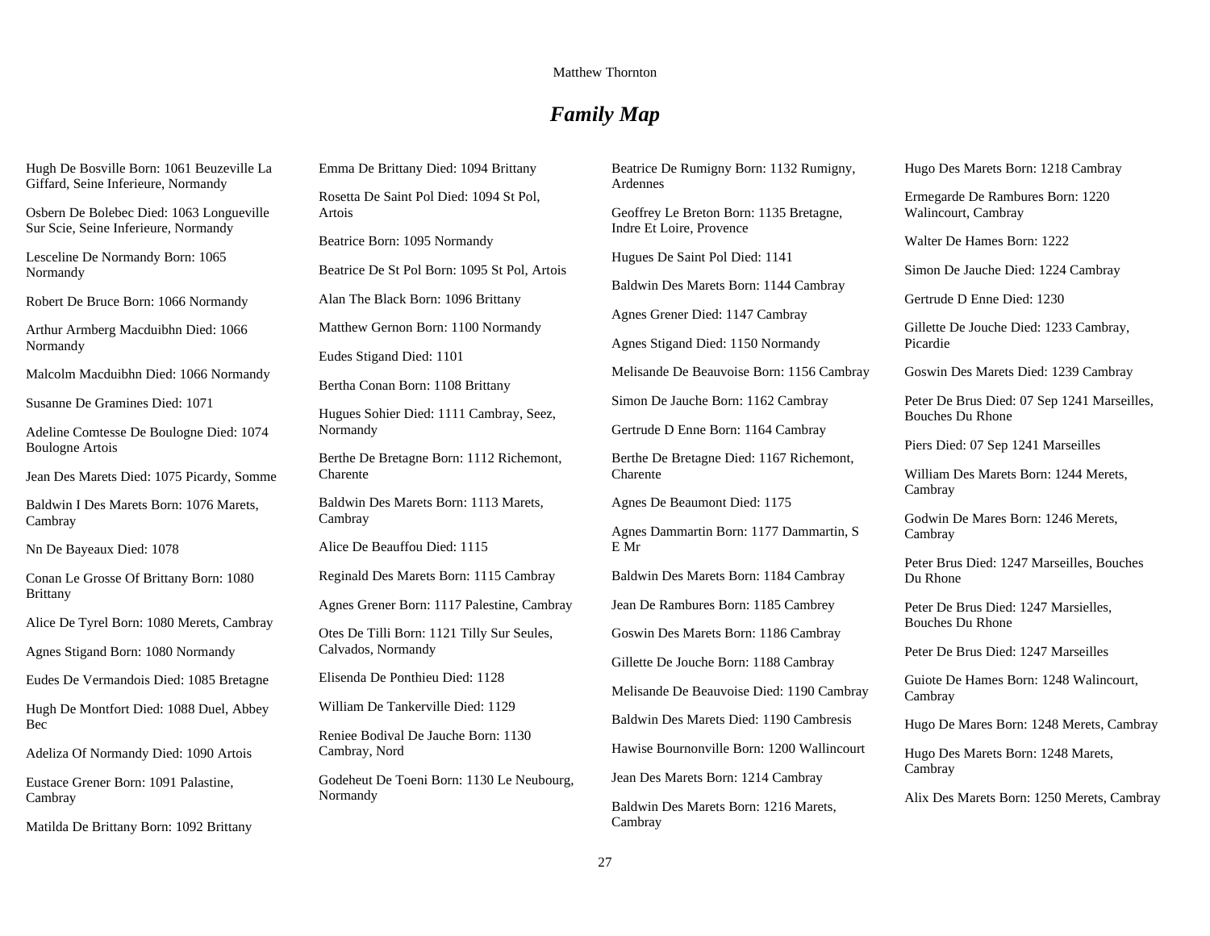## *Family Map*

Hugh De Bosville Born: 1061 Beuzeville La Giffard, Seine Inferieure, Normandy

Osbern De Bolebec Died: 1063 Longueville Sur Scie, Seine Inferieure, Normandy

Lesceline De Normandy Born: 1065 Normandy

Robert De Bruce Born: 1066 Normandy

Arthur Armberg Macduibhn Died: 1066 Normandy

Malcolm Macduibhn Died: 1066 Normandy

Susanne De Gramines Died: 1071

Adeline Comtesse De Boulogne Died: 1074 Boulogne Artois

Jean Des Marets Died: 1075 Picardy, Somme

Baldwin I Des Marets Born: 1076 Marets, Cambray

Nn De Bayeaux Died: 1078

Conan Le Grosse Of Brittany Born: 1080 Brittany

Alice De Tyrel Born: 1080 Merets, Cambray

Agnes Stigand Born: 1080 Normandy

Eudes De Vermandois Died: 1085 Bretagne

Hugh De Montfort Died: 1088 Duel, Abbey Bec

Adeliza Of Normandy Died: 1090 Artois

Eustace Grener Born: 1091 Palastine, Cambray

Matilda De Brittany Born: 1092 Brittany

Emma De Brittany Died: 1094 Brittany

Rosetta De Saint Pol Died: 1094 St Pol, Artois

Beatrice Born: 1095 Normandy

Beatrice De St Pol Born: 1095 St Pol, Artois

Alan The Black Born: 1096 Brittany

Matthew Gernon Born: 1100 Normandy

Eudes Stigand Died: 1101

Bertha Conan Born: 1108 Brittany

Hugues Sohier Died: 1111 Cambray, Seez, Normandy

Berthe De Bretagne Born: 1112 Richemont, Charente

Baldwin Des Marets Born: 1113 Marets, Cambray

Alice De Beauffou Died: 1115

Reginald Des Marets Born: 1115 Cambray

Agnes Grener Born: 1117 Palestine, Cambray

Otes De Tilli Born: 1121 Tilly Sur Seules, Calvados, Normandy

Elisenda De Ponthieu Died: 1128

William De Tankerville Died: 1129

Reniee Bodival De Jauche Born: 1130 Cambray, Nord

Godeheut De Toeni Born: 1130 Le Neubourg, Normandy

Beatrice De Rumigny Born: 1132 Rumigny, Ardennes

Geoffrey Le Breton Born: 1135 Bretagne, Indre Et Loire, Provence

Hugues De Saint Pol Died: 1141

Baldwin Des Marets Born: 1144 Cambray

Agnes Grener Died: 1147 Cambray

Agnes Stigand Died: 1150 Normandy

Melisande De Beauvoise Born: 1156 Cambray

Simon De Jauche Born: 1162 Cambray

Gertrude D Enne Born: 1164 Cambray

Berthe De Bretagne Died: 1167 Richemont, Charente

Agnes De Beaumont Died: 1175

Agnes Dammartin Born: 1177 Dammartin, S E Mr

Baldwin Des Marets Born: 1184 Cambray

Jean De Rambures Born: 1185 Cambrey

Goswin Des Marets Born: 1186 Cambray

Gillette De Jouche Born: 1188 Cambray

Melisande De Beauvoise Died: 1190 Cambray

Baldwin Des Marets Died: 1190 Cambresis

Hawise Bournonville Born: 1200 Wallincourt

Jean Des Marets Born: 1214 Cambray

Baldwin Des Marets Born: 1216 Marets, Cambray

Hugo Des Marets Born: 1218 Cambray

Ermegarde De Rambures Born: 1220 Walincourt, Cambray

Walter De Hames Born: 1222

Simon De Jauche Died: 1224 Cambray

Gertrude D Enne Died: 1230

Gillette De Jouche Died: 1233 Cambray, Picardie

Goswin Des Marets Died: 1239 Cambray

Peter De Brus Died: 07 Sep 1241 Marseilles, Bouches Du Rhone

Piers Died: 07 Sep 1241 Marseilles

William Des Marets Born: 1244 Merets, Cambray

Godwin De Mares Born: 1246 Merets, Cambray

Peter Brus Died: 1247 Marseilles, Bouches Du Rhone

Peter De Brus Died: 1247 Marsielles, Bouches Du Rhone

Peter De Brus Died: 1247 Marseilles

Guiote De Hames Born: 1248 Walincourt, Cambray

Hugo De Mares Born: 1248 Merets, Cambray

Hugo Des Marets Born: 1248 Marets, Cambray

Alix Des Marets Born: 1250 Merets, Cambray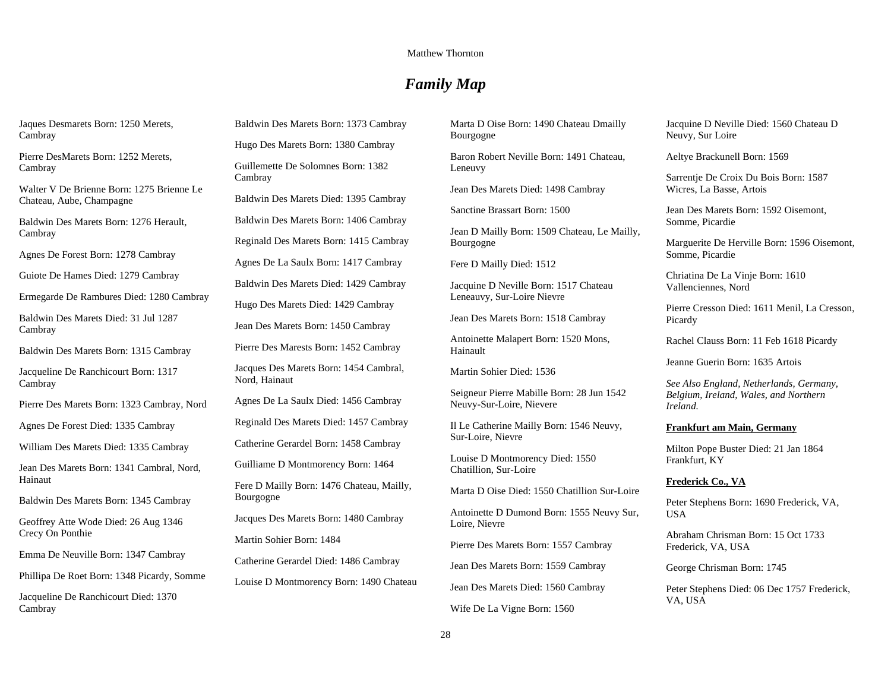# *Family Map*

Jaques Desmarets Born: 1250 Merets, Cambray

Pierre DesMarets Born: 1252 Merets, Cambray

Walter V De Brienne Born: 1275 Brienne Le Chateau, Aube, Champagne

Baldwin Des Marets Born: 1276 Herault, Cambray

Agnes De Forest Born: 1278 Cambray

Guiote De Hames Died: 1279 Cambray

Ermegarde De Rambures Died: 1280 Cambray

Baldwin Des Marets Died: 31 Jul 1287 Cambray

Baldwin Des Marets Born: 1315 Cambray

Jacqueline De Ranchicourt Born: 1317 Cambray

Pierre Des Marets Born: 1323 Cambray, Nord

Agnes De Forest Died: 1335 Cambray

William Des Marets Died: 1335 Cambray

Jean Des Marets Born: 1341 Cambral, Nord, Hainaut

Baldwin Des Marets Born: 1345 Cambray

Geoffrey Atte Wode Died: 26 Aug 1346 Crecy On Ponthie

Emma De Neuville Born: 1347 Cambray

Phillipa De Roet Born: 1348 Picardy, Somme

Jacqueline De Ranchicourt Died: 1370 Cambray

Baldwin Des Marets Born: 1373 Cambray

Hugo Des Marets Born: 1380 Cambray

Guillemette De Solomnes Born: 1382 Cambray

Baldwin Des Marets Died: 1395 Cambray

Baldwin Des Marets Born: 1406 Cambray

Reginald Des Marets Born: 1415 Cambray

Agnes De La Saulx Born: 1417 Cambray

Baldwin Des Marets Died: 1429 Cambray

Hugo Des Marets Died: 1429 Cambray

Jean Des Marets Born: 1450 Cambray

Pierre Des Marests Born: 1452 Cambray

Jacques Des Marets Born: 1454 Cambral, Nord, Hainaut

Agnes De La Saulx Died: 1456 Cambray

Reginald Des Marets Died: 1457 Cambray

Catherine Gerardel Born: 1458 Cambray

Guilliame D Montmorency Born: 1464

Fere D Mailly Born: 1476 Chateau, Mailly, Bourgogne

Jacques Des Marets Born: 1480 Cambray

Martin Sohier Born: 1484

Catherine Gerardel Died: 1486 Cambray

Louise D Montmorency Born: 1490 Chateau

Marta D Oise Born: 1490 Chateau Dmailly Bourgogne

Baron Robert Neville Born: 1491 Chateau, Leneuvy

Jean Des Marets Died: 1498 Cambray

Sanctine Brassart Born: 1500

Jean D Mailly Born: 1509 Chateau, Le Mailly, Bourgogne

Fere D Mailly Died: 1512

Jacquine D Neville Born: 1517 Chateau Leneauvy, Sur-Loire Nievre

Jean Des Marets Born: 1518 Cambray

Antoinette Malapert Born: 1520 Mons, Hainault

Martin Sohier Died: 1536

Seigneur Pierre Mabille Born: 28 Jun 1542 Neuvy-Sur-Loire, Nievere

Il Le Catherine Mailly Born: 1546 Neuvy, Sur-Loire, Nievre

Louise D Montmorency Died: 1550 Chatillion, Sur-Loire

Marta D Oise Died: 1550 Chatillion Sur-Loire

Antoinette D Dumond Born: 1555 Neuvy Sur, Loire, Nievre

Pierre Des Marets Born: 1557 Cambray

Jean Des Marets Born: 1559 Cambray

Jean Des Marets Died: 1560 Cambray

Wife De La Vigne Born: 1560

Jacquine D Neville Died: 1560 Chateau D Neuvy, Sur Loire

Aeltye Brackunell Born: 1569

Sarrentje De Croix Du Bois Born: 1587 Wicres, La Basse, Artois

Jean Des Marets Born: 1592 Oisemont, Somme, Picardie

Marguerite De Herville Born: 1596 Oisemont, Somme, Picardie

Chriatina De La Vinje Born: 1610 Vallenciennes, Nord

Pierre Cresson Died: 1611 Menil, La Cresson, Picardy

Rachel Clauss Born: 11 Feb 1618 Picardy

Jeanne Guerin Born: 1635 Artois

*See Also England, Netherlands, Germany, Belgium, Ireland, Wales, and Northern Ireland.*

**Frankfurt am Main, Germany**

Milton Pope Buster Died: 21 Jan 1864 Frankfurt, KY

**Frederick Co., VA**

Peter Stephens Born: 1690 Frederick, VA, USA

Abraham Chrisman Born: 15 Oct 1733 Frederick, VA, USA

George Chrisman Born: 1745

Peter Stephens Died: 06 Dec 1757 Frederick, VA, USA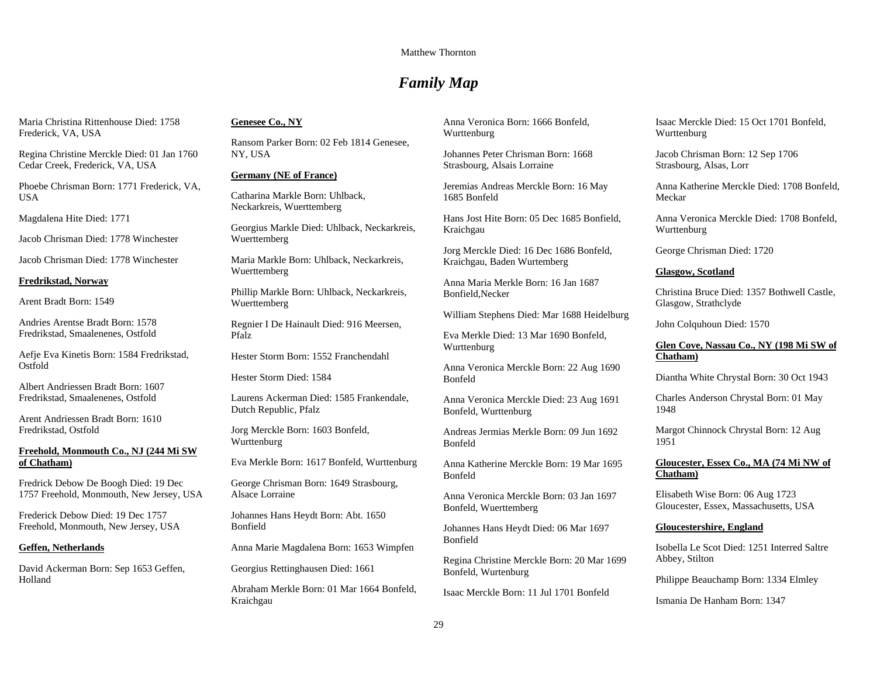# *Family Map*

Maria Christina Rittenhouse Died: 1758 Frederick, VA, USA

Regina Christine Merckle Died: 01 Jan 1760 Cedar Creek, Frederick, VA, USA

Phoebe Chrisman Born: 1771 Frederick, VA, USA

Magdalena Hite Died: 1771

Jacob Chrisman Died: 1778 Winchester

Jacob Chrisman Died: 1778 Winchester

**Fredrikstad, Norway**

Arent Bradt Born: 1549

Andries Arentse Bradt Born: 1578 Fredrikstad, Smaalenenes, Ostfold

Aefje Eva Kinetis Born: 1584 Fredrikstad, Ostfold

Albert Andriessen Bradt Born: 1607 Fredrikstad, Smaalenenes, Ostfold

Arent Andriessen Bradt Born: 1610 Fredrikstad, Ostfold

**Freehold, Monmouth Co., NJ (244 Mi SW of Chatham)**

Fredrick Debow De Boogh Died: 19 Dec 1757 Freehold, Monmouth, New Jersey, USA

Frederick Debow Died: 19 Dec 1757 Freehold, Monmouth, New Jersey, USA

**Geffen, Netherlands**

David Ackerman Born: Sep 1653 Geffen, Holland

**Genesee Co., NY**

Ransom Parker Born: 02 Feb 1814 Genesee, NY, USA

**Germany (NE of France)**

Catharina Markle Born: Uhlback, Neckarkreis, Wuerttemberg

Georgius Markle Died: Uhlback, Neckarkreis, Wuerttemberg

Maria Markle Born: Uhlback, Neckarkreis, Wuerttemberg

Phillip Markle Born: Uhlback, Neckarkreis, Wuerttemberg

Regnier I De Hainault Died: 916 Meersen, Pfalz

Hester Storm Born: 1552 Franchendahl

Hester Storm Died: 1584

Laurens Ackerman Died: 1585 Frankendale, Dutch Republic, Pfalz

Jorg Merckle Born: 1603 Bonfeld, Wurttenburg

Eva Merkle Born: 1617 Bonfeld, Wurttenburg

George Chrisman Born: 1649 Strasbourg, Alsace Lorraine

Johannes Hans Heydt Born: Abt. 1650 Bonfield

Anna Marie Magdalena Born: 1653 Wimpfen

Georgius Rettinghausen Died: 1661

Abraham Merkle Born: 01 Mar 1664 Bonfeld, Kraichgau

Anna Veronica Born: 1666 Bonfeld, Wurttenburg

Johannes Peter Chrisman Born: 1668 Strasbourg, Alsais Lorraine

Jeremias Andreas Merckle Born: 16 May 1685 Bonfeld

Hans Jost Hite Born: 05 Dec 1685 Bonfield, Kraichgau

Jorg Merckle Died: 16 Dec 1686 Bonfeld, Kraichgau, Baden Wurtemberg

Anna Maria Merkle Born: 16 Jan 1687 Bonfield,Necker

William Stephens Died: Mar 1688 Heidelburg

Eva Merkle Died: 13 Mar 1690 Bonfeld, Wurttenburg

Anna Veronica Merckle Born: 22 Aug 1690 Bonfeld

Anna Veronica Merckle Died: 23 Aug 1691 Bonfeld, Wurttenburg

Andreas Jermias Merkle Born: 09 Jun 1692 Bonfeld

Anna Katherine Merckle Born: 19 Mar 1695 Bonfeld

Anna Veronica Merckle Born: 03 Jan 1697 Bonfeld, Wuerttemberg

Johannes Hans Heydt Died: 06 Mar 1697 Bonfield

Regina Christine Merckle Born: 20 Mar 1699 Bonfeld, Wurtenburg

Isaac Merckle Born: 11 Jul 1701 Bonfeld

Isaac Merckle Died: 15 Oct 1701 Bonfeld, Wurttenburg

Jacob Chrisman Born: 12 Sep 1706 Strasbourg, Alsas, Lorr

Anna Katherine Merckle Died: 1708 Bonfeld, Meckar

Anna Veronica Merckle Died: 1708 Bonfeld, Wurttenburg

George Chrisman Died: 1720

**Glasgow, Scotland**

Christina Bruce Died: 1357 Bothwell Castle, Glasgow, Strathclyde

John Colquhoun Died: 1570

**Glen Cove, Nassau Co., NY (198 Mi SW of Chatham)**

Diantha White Chrystal Born: 30 Oct 1943

Charles Anderson Chrystal Born: 01 May 1948

Margot Chinnock Chrystal Born: 12 Aug 1951

**Gloucester, Essex Co., MA (74 Mi NW of Chatham)**

Elisabeth Wise Born: 06 Aug 1723 Gloucester, Essex, Massachusetts, USA

**Gloucestershire, England**

Isobella Le Scot Died: 1251 Interred Saltre Abbey, Stilton

Philippe Beauchamp Born: 1334 Elmley

Ismania De Hanham Born: 1347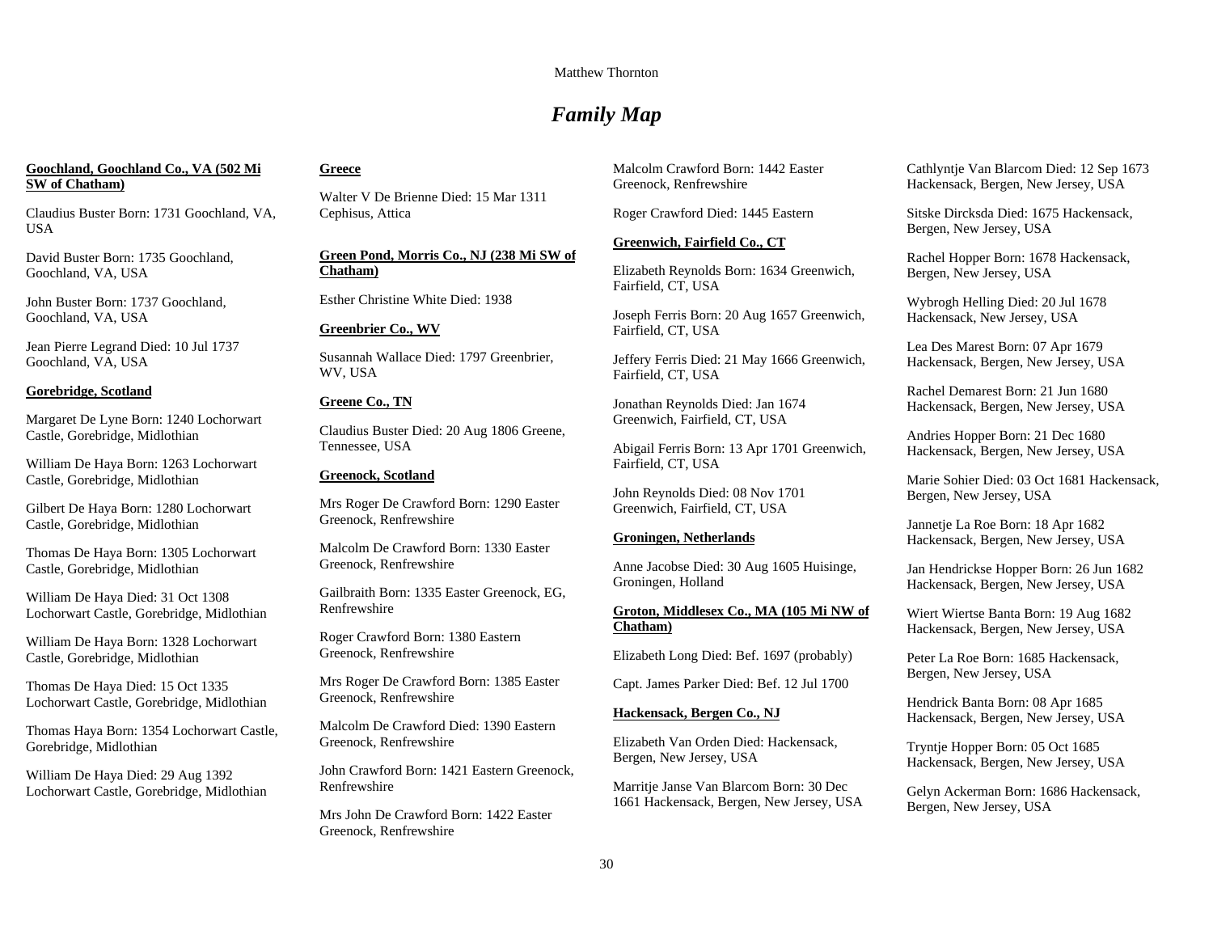## *Family Map*

**Goochland, Goochland Co., VA (502 Mi SW of Chatham)**

Claudius Buster Born: 1731 Goochland, VA, USA

David Buster Born: 1735 Goochland, Goochland, VA, USA

John Buster Born: 1737 Goochland, Goochland, VA, USA

Jean Pierre Legrand Died: 10 Jul 1737 Goochland, VA, USA

**Gorebridge, Scotland**

Margaret De Lyne Born: 1240 Lochorwart Castle, Gorebridge, Midlothian

William De Haya Born: 1263 Lochorwart Castle, Gorebridge, Midlothian

Gilbert De Haya Born: 1280 Lochorwart Castle, Gorebridge, Midlothian

Thomas De Haya Born: 1305 Lochorwart Castle, Gorebridge, Midlothian

William De Haya Died: 31 Oct 1308 Lochorwart Castle, Gorebridge, Midlothian

William De Haya Born: 1328 Lochorwart Castle, Gorebridge, Midlothian

Thomas De Haya Died: 15 Oct 1335 Lochorwart Castle, Gorebridge, Midlothian

Thomas Haya Born: 1354 Lochorwart Castle, Gorebridge, Midlothian

William De Haya Died: 29 Aug 1392 Lochorwart Castle, Gorebridge, Midlothian

**Greece**

Walter V De Brienne Died: 15 Mar 1311 Cephisus, Attica

**Green Pond, Morris Co., NJ (238 Mi SW of Chatham)**

Esther Christine White Died: 1938

**Greenbrier Co., WV**

Susannah Wallace Died: 1797 Greenbrier, WV, USA

**Greene Co., TN**

Claudius Buster Died: 20 Aug 1806 Greene, Tennessee, USA

**Greenock, Scotland**

Mrs Roger De Crawford Born: 1290 Easter Greenock, Renfrewshire

Malcolm De Crawford Born: 1330 Easter Greenock, Renfrewshire

Gailbraith Born: 1335 Easter Greenock, EG, Renfrewshire

Roger Crawford Born: 1380 Eastern Greenock, Renfrewshire

Mrs Roger De Crawford Born: 1385 Easter Greenock, Renfrewshire

Malcolm De Crawford Died: 1390 Eastern Greenock, Renfrewshire

John Crawford Born: 1421 Eastern Greenock, Renfrewshire

Mrs John De Crawford Born: 1422 Easter Greenock, Renfrewshire

Malcolm Crawford Born: 1442 Easter Greenock, Renfrewshire

Roger Crawford Died: 1445 Eastern

**Greenwich, Fairfield Co., CT**

Elizabeth Reynolds Born: 1634 Greenwich, Fairfield, CT, USA

Joseph Ferris Born: 20 Aug 1657 Greenwich, Fairfield, CT, USA

Jeffery Ferris Died: 21 May 1666 Greenwich, Fairfield, CT, USA

Jonathan Reynolds Died: Jan 1674 Greenwich, Fairfield, CT, USA

Abigail Ferris Born: 13 Apr 1701 Greenwich, Fairfield, CT, USA

John Reynolds Died: 08 Nov 1701 Greenwich, Fairfield, CT, USA

**Groningen, Netherlands**

Anne Jacobse Died: 30 Aug 1605 Huisinge, Groningen, Holland

**Groton, Middlesex Co., MA (105 Mi NW of Chatham)**

Elizabeth Long Died: Bef. 1697 (probably)

Capt. James Parker Died: Bef. 12 Jul 1700

**Hackensack, Bergen Co., NJ**

Elizabeth Van Orden Died: Hackensack, Bergen, New Jersey, USA

Marritje Janse Van Blarcom Born: 30 Dec 1661 Hackensack, Bergen, New Jersey, USA

Cathlyntje Van Blarcom Died: 12 Sep 1673 Hackensack, Bergen, New Jersey, USA

Sitske Dircksda Died: 1675 Hackensack, Bergen, New Jersey, USA

Rachel Hopper Born: 1678 Hackensack, Bergen, New Jersey, USA

Wybrogh Helling Died: 20 Jul 1678 Hackensack, New Jersey, USA

Lea Des Marest Born: 07 Apr 1679 Hackensack, Bergen, New Jersey, USA

Rachel Demarest Born: 21 Jun 1680 Hackensack, Bergen, New Jersey, USA

Andries Hopper Born: 21 Dec 1680 Hackensack, Bergen, New Jersey, USA

Marie Sohier Died: 03 Oct 1681 Hackensack, Bergen, New Jersey, USA

Jannetje La Roe Born: 18 Apr 1682 Hackensack, Bergen, New Jersey, USA

Jan Hendrickse Hopper Born: 26 Jun 1682 Hackensack, Bergen, New Jersey, USA

Wiert Wiertse Banta Born: 19 Aug 1682 Hackensack, Bergen, New Jersey, USA

Peter La Roe Born: 1685 Hackensack, Bergen, New Jersey, USA

Hendrick Banta Born: 08 Apr 1685 Hackensack, Bergen, New Jersey, USA

Tryntje Hopper Born: 05 Oct 1685 Hackensack, Bergen, New Jersey, USA

Gelyn Ackerman Born: 1686 Hackensack, Bergen, New Jersey, USA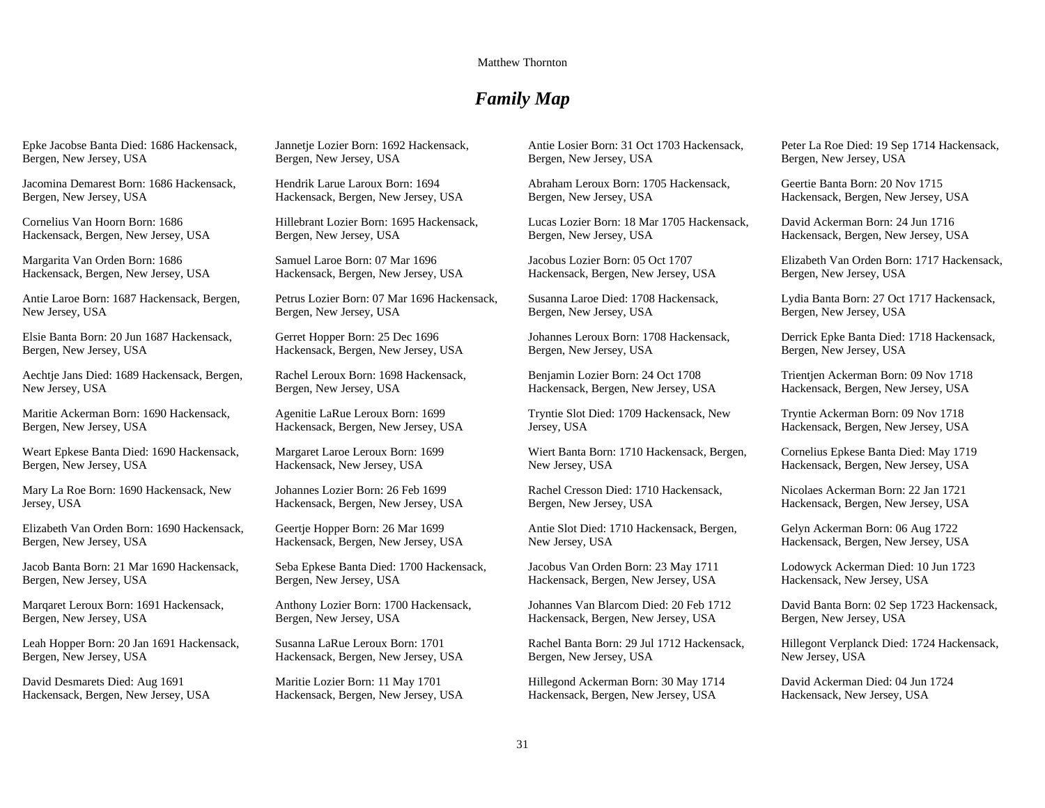## *Family Map*

Epke Jacobse Banta Died: 1686 Hackensack, Bergen, New Jersey, USA

Jacomina Demarest Born: 1686 Hackensack, Bergen, New Jersey, USA

Cornelius Van Hoorn Born: 1686 Hackensack, Bergen, New Jersey, USA

Margarita Van Orden Born: 1686 Hackensack, Bergen, New Jersey, USA

Antie Laroe Born: 1687 Hackensack, Bergen, New Jersey, USA

Elsie Banta Born: 20 Jun 1687 Hackensack, Bergen, New Jersey, USA

Aechtje Jans Died: 1689 Hackensack, Bergen, New Jersey, USA

Maritie Ackerman Born: 1690 Hackensack, Bergen, New Jersey, USA

Weart Epkese Banta Died: 1690 Hackensack, Bergen, New Jersey, USA

Mary La Roe Born: 1690 Hackensack, New Jersey, USA

Elizabeth Van Orden Born: 1690 Hackensack, Bergen, New Jersey, USA

Jacob Banta Born: 21 Mar 1690 Hackensack, Bergen, New Jersey, USA

Marqaret Leroux Born: 1691 Hackensack, Bergen, New Jersey, USA

Leah Hopper Born: 20 Jan 1691 Hackensack, Bergen, New Jersey, USA

David Desmarets Died: Aug 1691 Hackensack, Bergen, New Jersey, USA

Jannetje Lozier Born: 1692 Hackensack, Bergen, New Jersey, USA

Hendrik Larue Laroux Born: 1694 Hackensack, Bergen, New Jersey, USA

Hillebrant Lozier Born: 1695 Hackensack, Bergen, New Jersey, USA

Samuel Laroe Born: 07 Mar 1696 Hackensack, Bergen, New Jersey, USA

Petrus Lozier Born: 07 Mar 1696 Hackensack, Bergen, New Jersey, USA

Gerret Hopper Born: 25 Dec 1696 Hackensack, Bergen, New Jersey, USA

Rachel Leroux Born: 1698 Hackensack, Bergen, New Jersey, USA

Agenitie LaRue Leroux Born: 1699 Hackensack, Bergen, New Jersey, USA

Margaret Laroe Leroux Born: 1699 Hackensack, New Jersey, USA

Johannes Lozier Born: 26 Feb 1699 Hackensack, Bergen, New Jersey, USA

Geertje Hopper Born: 26 Mar 1699 Hackensack, Bergen, New Jersey, USA

Seba Epkese Banta Died: 1700 Hackensack, Bergen, New Jersey, USA

Anthony Lozier Born: 1700 Hackensack, Bergen, New Jersey, USA

Susanna LaRue Leroux Born: 1701 Hackensack, Bergen, New Jersey, USA

Maritie Lozier Born: 11 May 1701 Hackensack, Bergen, New Jersey, USA

Antie Losier Born: 31 Oct 1703 Hackensack, Bergen, New Jersey, USA

Abraham Leroux Born: 1705 Hackensack, Bergen, New Jersey, USA

Lucas Lozier Born: 18 Mar 1705 Hackensack, Bergen, New Jersey, USA

Jacobus Lozier Born: 05 Oct 1707 Hackensack, Bergen, New Jersey, USA

Susanna Laroe Died: 1708 Hackensack, Bergen, New Jersey, USA

Johannes Leroux Born: 1708 Hackensack, Bergen, New Jersey, USA

Benjamin Lozier Born: 24 Oct 1708 Hackensack, Bergen, New Jersey, USA

Tryntie Slot Died: 1709 Hackensack, New Jersey, USA

Wiert Banta Born: 1710 Hackensack, Bergen, New Jersey, USA

Rachel Cresson Died: 1710 Hackensack, Bergen, New Jersey, USA

Antie Slot Died: 1710 Hackensack, Bergen, New Jersey, USA

Jacobus Van Orden Born: 23 May 1711 Hackensack, Bergen, New Jersey, USA

Johannes Van Blarcom Died: 20 Feb 1712 Hackensack, Bergen, New Jersey, USA

Rachel Banta Born: 29 Jul 1712 Hackensack, Bergen, New Jersey, USA

Hillegond Ackerman Born: 30 May 1714 Hackensack, Bergen, New Jersey, USA

Peter La Roe Died: 19 Sep 1714 Hackensack, Bergen, New Jersey, USA

Geertie Banta Born: 20 Nov 1715 Hackensack, Bergen, New Jersey, USA

David Ackerman Born: 24 Jun 1716 Hackensack, Bergen, New Jersey, USA

Elizabeth Van Orden Born: 1717 Hackensack, Bergen, New Jersey, USA

Lydia Banta Born: 27 Oct 1717 Hackensack, Bergen, New Jersey, USA

Derrick Epke Banta Died: 1718 Hackensack, Bergen, New Jersey, USA

Trientjen Ackerman Born: 09 Nov 1718 Hackensack, Bergen, New Jersey, USA

Tryntie Ackerman Born: 09 Nov 1718 Hackensack, Bergen, New Jersey, USA

Cornelius Epkese Banta Died: May 1719 Hackensack, Bergen, New Jersey, USA

Nicolaes Ackerman Born: 22 Jan 1721 Hackensack, Bergen, New Jersey, USA

Gelyn Ackerman Born: 06 Aug 1722 Hackensack, Bergen, New Jersey, USA

Lodowyck Ackerman Died: 10 Jun 1723 Hackensack, New Jersey, USA

David Banta Born: 02 Sep 1723 Hackensack, Bergen, New Jersey, USA

Hillegont Verplanck Died: 1724 Hackensack, New Jersey, USA

David Ackerman Died: 04 Jun 1724 Hackensack, New Jersey, USA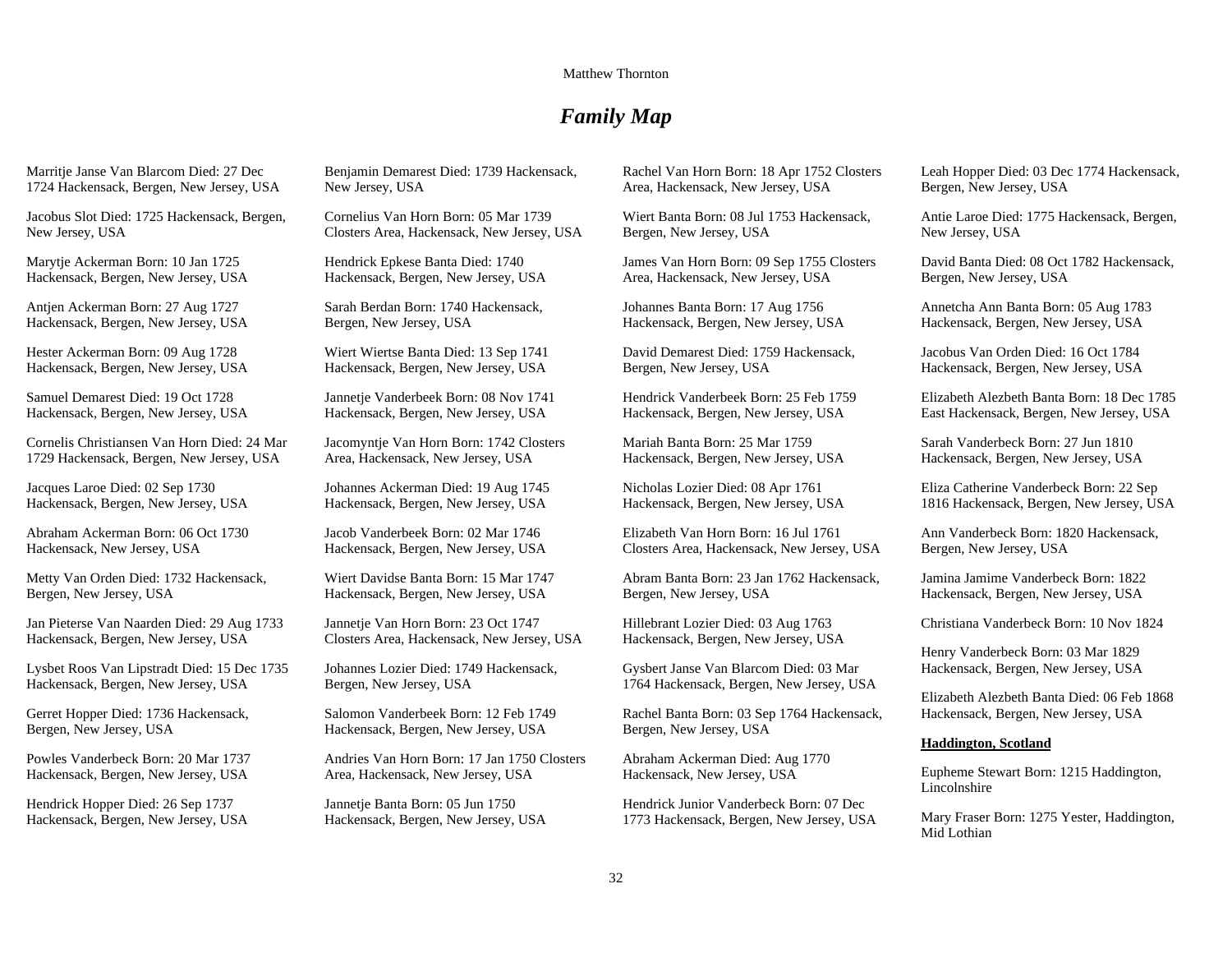# *Family Map*

Marritje Janse Van Blarcom Died: 27 Dec 1724 Hackensack, Bergen, New Jersey, USA

Jacobus Slot Died: 1725 Hackensack, Bergen, New Jersey, USA

Marytje Ackerman Born: 10 Jan 1725 Hackensack, Bergen, New Jersey, USA

Antjen Ackerman Born: 27 Aug 1727 Hackensack, Bergen, New Jersey, USA

Hester Ackerman Born: 09 Aug 1728 Hackensack, Bergen, New Jersey, USA

Samuel Demarest Died: 19 Oct 1728 Hackensack, Bergen, New Jersey, USA

Cornelis Christiansen Van Horn Died: 24 Mar 1729 Hackensack, Bergen, New Jersey, USA

Jacques Laroe Died: 02 Sep 1730 Hackensack, Bergen, New Jersey, USA

Abraham Ackerman Born: 06 Oct 1730 Hackensack, New Jersey, USA

Metty Van Orden Died: 1732 Hackensack, Bergen, New Jersey, USA

Jan Pieterse Van Naarden Died: 29 Aug 1733 Hackensack, Bergen, New Jersey, USA

Lysbet Roos Van Lipstradt Died: 15 Dec 1735 Hackensack, Bergen, New Jersey, USA

Gerret Hopper Died: 1736 Hackensack, Bergen, New Jersey, USA

Powles Vanderbeck Born: 20 Mar 1737 Hackensack, Bergen, New Jersey, USA

Hendrick Hopper Died: 26 Sep 1737 Hackensack, Bergen, New Jersey, USA

Benjamin Demarest Died: 1739 Hackensack, New Jersey, USA

Cornelius Van Horn Born: 05 Mar 1739 Closters Area, Hackensack, New Jersey, USA

Hendrick Epkese Banta Died: 1740 Hackensack, Bergen, New Jersey, USA

Sarah Berdan Born: 1740 Hackensack, Bergen, New Jersey, USA

Wiert Wiertse Banta Died: 13 Sep 1741 Hackensack, Bergen, New Jersey, USA

Jannetje Vanderbeek Born: 08 Nov 1741 Hackensack, Bergen, New Jersey, USA

Jacomyntje Van Horn Born: 1742 Closters Area, Hackensack, New Jersey, USA

Johannes Ackerman Died: 19 Aug 1745 Hackensack, Bergen, New Jersey, USA

Jacob Vanderbeek Born: 02 Mar 1746 Hackensack, Bergen, New Jersey, USA

Wiert Davidse Banta Born: 15 Mar 1747 Hackensack, Bergen, New Jersey, USA

Jannetje Van Horn Born: 23 Oct 1747 Closters Area, Hackensack, New Jersey, USA

Johannes Lozier Died: 1749 Hackensack, Bergen, New Jersey, USA

Salomon Vanderbeek Born: 12 Feb 1749 Hackensack, Bergen, New Jersey, USA

Andries Van Horn Born: 17 Jan 1750 Closters Area, Hackensack, New Jersey, USA

Jannetje Banta Born: 05 Jun 1750 Hackensack, Bergen, New Jersey, USA

Rachel Van Horn Born: 18 Apr 1752 Closters Area, Hackensack, New Jersey, USA

Wiert Banta Born: 08 Jul 1753 Hackensack, Bergen, New Jersey, USA

James Van Horn Born: 09 Sep 1755 Closters Area, Hackensack, New Jersey, USA

Johannes Banta Born: 17 Aug 1756 Hackensack, Bergen, New Jersey, USA

David Demarest Died: 1759 Hackensack, Bergen, New Jersey, USA

Hendrick Vanderbeek Born: 25 Feb 1759 Hackensack, Bergen, New Jersey, USA

Mariah Banta Born: 25 Mar 1759 Hackensack, Bergen, New Jersey, USA

Nicholas Lozier Died: 08 Apr 1761 Hackensack, Bergen, New Jersey, USA

Elizabeth Van Horn Born: 16 Jul 1761 Closters Area, Hackensack, New Jersey, USA

Abram Banta Born: 23 Jan 1762 Hackensack, Bergen, New Jersey, USA

Hillebrant Lozier Died: 03 Aug 1763 Hackensack, Bergen, New Jersey, USA

Gysbert Janse Van Blarcom Died: 03 Mar 1764 Hackensack, Bergen, New Jersey, USA

Rachel Banta Born: 03 Sep 1764 Hackensack, Bergen, New Jersey, USA

Abraham Ackerman Died: Aug 1770 Hackensack, New Jersey, USA

Hendrick Junior Vanderbeck Born: 07 Dec 1773 Hackensack, Bergen, New Jersey, USA

Leah Hopper Died: 03 Dec 1774 Hackensack, Bergen, New Jersey, USA

Antie Laroe Died: 1775 Hackensack, Bergen, New Jersey, USA

David Banta Died: 08 Oct 1782 Hackensack, Bergen, New Jersey, USA

Annetcha Ann Banta Born: 05 Aug 1783 Hackensack, Bergen, New Jersey, USA

Jacobus Van Orden Died: 16 Oct 1784 Hackensack, Bergen, New Jersey, USA

Elizabeth Alezbeth Banta Born: 18 Dec 1785 East Hackensack, Bergen, New Jersey, USA

Sarah Vanderbeck Born: 27 Jun 1810 Hackensack, Bergen, New Jersey, USA

Eliza Catherine Vanderbeck Born: 22 Sep 1816 Hackensack, Bergen, New Jersey, USA

Ann Vanderbeck Born: 1820 Hackensack, Bergen, New Jersey, USA

Jamina Jamime Vanderbeck Born: 1822 Hackensack, Bergen, New Jersey, USA

Christiana Vanderbeck Born: 10 Nov 1824

Henry Vanderbeck Born: 03 Mar 1829 Hackensack, Bergen, New Jersey, USA

Elizabeth Alezbeth Banta Died: 06 Feb 1868 Hackensack, Bergen, New Jersey, USA

**Haddington, Scotland**

Eupheme Stewart Born: 1215 Haddington, Lincolnshire

Mary Fraser Born: 1275 Yester, Haddington, Mid Lothian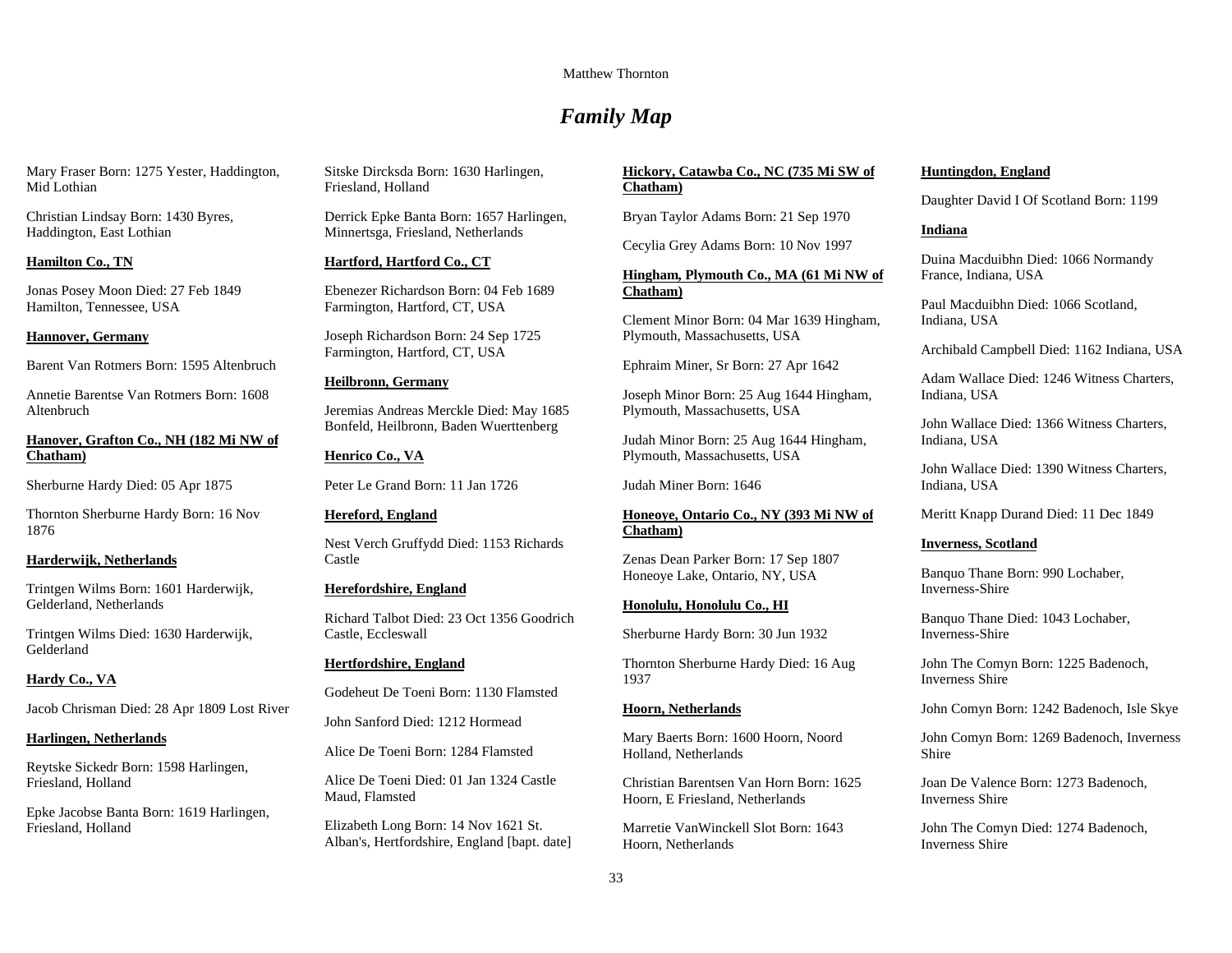# *Family Map*

Mary Fraser Born: 1275 Yester, Haddington, Mid Lothian

Christian Lindsay Born: 1430 Byres, Haddington, East Lothian

**Hamilton Co., TN**

Jonas Posey Moon Died: 27 Feb 1849 Hamilton, Tennessee, USA

**Hannover, Germany**

Barent Van Rotmers Born: 1595 Altenbruch

Annetie Barentse Van Rotmers Born: 1608 Altenbruch

**Hanover, Grafton Co., NH (182 Mi NW of Chatham)**

Sherburne Hardy Died: 05 Apr 1875

Thornton Sherburne Hardy Born: 16 Nov 1876

**Harderwijk, Netherlands**

Trintgen Wilms Born: 1601 Harderwijk, Gelderland, Netherlands

Trintgen Wilms Died: 1630 Harderwijk, Gelderland

**Hardy Co., VA**

Jacob Chrisman Died: 28 Apr 1809 Lost River

**Harlingen, Netherlands**

Reytske Sickedr Born: 1598 Harlingen, Friesland, Holland

Epke Jacobse Banta Born: 1619 Harlingen, Friesland, Holland

Sitske Dircksda Born: 1630 Harlingen, Friesland, Holland

Derrick Epke Banta Born: 1657 Harlingen, Minnertsga, Friesland, Netherlands

**Hartford, Hartford Co., CT**

Ebenezer Richardson Born: 04 Feb 1689 Farmington, Hartford, CT, USA

Joseph Richardson Born: 24 Sep 1725 Farmington, Hartford, CT, USA

**Heilbronn, Germany**

Jeremias Andreas Merckle Died: May 1685 Bonfeld, Heilbronn, Baden Wuerttenberg

**Henrico Co., VA**

Peter Le Grand Born: 11 Jan 1726

**Hereford, England**

Nest Verch Gruffydd Died: 1153 Richards Castle

**Herefordshire, England**

Richard Talbot Died: 23 Oct 1356 Goodrich Castle, Eccleswall

**Hertfordshire, England**

Godeheut De Toeni Born: 1130 Flamsted

John Sanford Died: 1212 Hormead

Alice De Toeni Born: 1284 Flamsted

Alice De Toeni Died: 01 Jan 1324 Castle Maud, Flamsted

Elizabeth Long Born: 14 Nov 1621 St. Alban's, Hertfordshire, England [bapt. date]

**Hickory, Catawba Co., NC (735 Mi SW of Chatham)**

Bryan Taylor Adams Born: 21 Sep 1970

Cecylia Grey Adams Born: 10 Nov 1997

**Hingham, Plymouth Co., MA (61 Mi NW of Chatham)**

Clement Minor Born: 04 Mar 1639 Hingham, Plymouth, Massachusetts, USA

Ephraim Miner, Sr Born: 27 Apr 1642

Joseph Minor Born: 25 Aug 1644 Hingham, Plymouth, Massachusetts, USA

Judah Minor Born: 25 Aug 1644 Hingham, Plymouth, Massachusetts, USA

Judah Miner Born: 1646

**Honeoye, Ontario Co., NY (393 Mi NW of Chatham)**

Zenas Dean Parker Born: 17 Sep 1807 Honeoye Lake, Ontario, NY, USA

**Honolulu, Honolulu Co., HI**

Sherburne Hardy Born: 30 Jun 1932

Thornton Sherburne Hardy Died: 16 Aug 1937

**Hoorn, Netherlands**

Mary Baerts Born: 1600 Hoorn, Noord Holland, Netherlands

Christian Barentsen Van Horn Born: 1625 Hoorn, E Friesland, Netherlands

Marretie VanWinckell Slot Born: 1643 Hoorn, Netherlands

**Huntingdon, England**

Daughter David I Of Scotland Born: 1199

**Indiana**

Duina Macduibhn Died: 1066 Normandy France, Indiana, USA

Paul Macduibhn Died: 1066 Scotland, Indiana, USA

Archibald Campbell Died: 1162 Indiana, USA

Adam Wallace Died: 1246 Witness Charters, Indiana, USA

John Wallace Died: 1366 Witness Charters, Indiana, USA

John Wallace Died: 1390 Witness Charters, Indiana, USA

Meritt Knapp Durand Died: 11 Dec 1849

**Inverness, Scotland**

Banquo Thane Born: 990 Lochaber, Inverness-Shire

Banquo Thane Died: 1043 Lochaber, Inverness-Shire

John The Comyn Born: 1225 Badenoch, Inverness Shire

John Comyn Born: 1242 Badenoch, Isle Skye

John Comyn Born: 1269 Badenoch, Inverness Shire

Joan De Valence Born: 1273 Badenoch, Inverness Shire

John The Comyn Died: 1274 Badenoch, Inverness Shire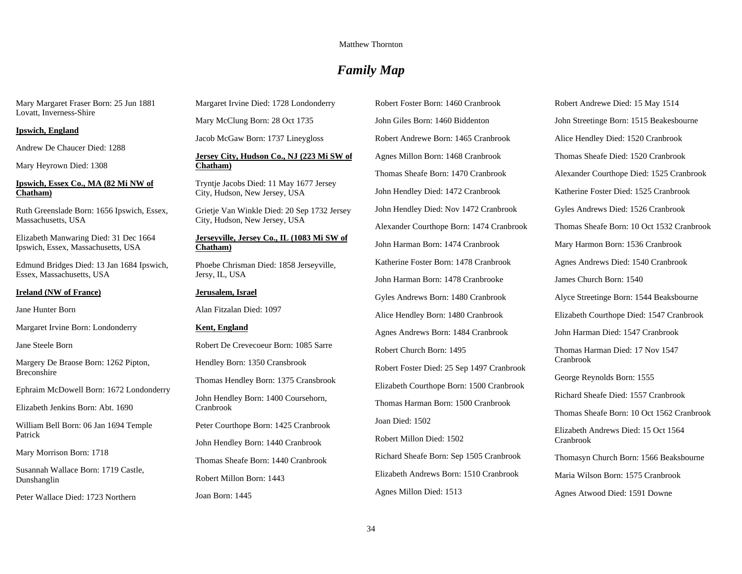## *Family Map*

Mary Margaret Fraser Born: 25 Jun 1881 Lovatt, Inverness-Shire

**Ipswich, England**

Andrew De Chaucer Died: 1288

Mary Heyrown Died: 1308

**Ipswich, Essex Co., MA (82 Mi NW of Chatham)**

Ruth Greenslade Born: 1656 Ipswich, Essex, Massachusetts, USA

Elizabeth Manwaring Died: 31 Dec 1664 Ipswich, Essex, Massachusetts, USA

Edmund Bridges Died: 13 Jan 1684 Ipswich, Essex, Massachusetts, USA

**Ireland (NW of France)**

Jane Hunter Born

Margaret Irvine Born: Londonderry

Jane Steele Born

Margery De Braose Born: 1262 Pipton, Breconshire

Ephraim McDowell Born: 1672 Londonderry

Elizabeth Jenkins Born: Abt. 1690

William Bell Born: 06 Jan 1694 Temple Patrick

Mary Morrison Born: 1718

Susannah Wallace Born: 1719 Castle, Dunshanglin

Peter Wallace Died: 1723 Northern

Margaret Irvine Died: 1728 Londonderry

Mary McClung Born: 28 Oct 1735

Jacob McGaw Born: 1737 Lineygloss

**Jersey City, Hudson Co., NJ (223 Mi SW of Chatham)**

Tryntje Jacobs Died: 11 May 1677 Jersey City, Hudson, New Jersey, USA

Grietje Van Winkle Died: 20 Sep 1732 Jersey City, Hudson, New Jersey, USA

**Jerseyville, Jersey Co., IL (1083 Mi SW of Chatham)**

Phoebe Chrisman Died: 1858 Jerseyville, Jersy, IL, USA

**Jerusalem, Israel**

Alan Fitzalan Died: 1097

**Kent, England**

Robert De Crevecoeur Born: 1085 Sarre

Hendley Born: 1350 Cransbrook

Thomas Hendley Born: 1375 Cransbrook

John Hendley Born: 1400 Coursehorn, Cranbrook

Peter Courthope Born: 1425 Cranbrook

John Hendley Born: 1440 Cranbrook

Thomas Sheafe Born: 1440 Cranbrook

Robert Millon Born: 1443

Joan Born: 1445

Robert Foster Born: 1460 Cranbrook

John Giles Born: 1460 Biddenton

Robert Andrewe Born: 1465 Cranbrook

Agnes Millon Born: 1468 Cranbrook

Thomas Sheafe Born: 1470 Cranbrook

John Hendley Died: 1472 Cranbrook

John Hendley Died: Nov 1472 Cranbrook

Alexander Courthope Born: 1474 Cranbrook

John Harman Born: 1474 Cranbrook

Katherine Foster Born: 1478 Cranbrook

John Harman Born: 1478 Cranbrooke

Gyles Andrews Born: 1480 Cranbrook

Alice Hendley Born: 1480 Cranbrook

Agnes Andrews Born: 1484 Cranbrook

Robert Church Born: 1495

Robert Foster Died: 25 Sep 1497 Cranbrook

Elizabeth Courthope Born: 1500 Cranbrook

Thomas Harman Born: 1500 Cranbrook

Joan Died: 1502

Robert Millon Died: 1502

Richard Sheafe Born: Sep 1505 Cranbrook

Elizabeth Andrews Born: 1510 Cranbrook

Agnes Millon Died: 1513

Robert Andrewe Died: 15 May 1514

John Streetinge Born: 1515 Beakesbourne

Alice Hendley Died: 1520 Cranbrook

Thomas Sheafe Died: 1520 Cranbrook

Alexander Courthope Died: 1525 Cranbrook

Katherine Foster Died: 1525 Cranbrook

Gyles Andrews Died: 1526 Cranbrook

Thomas Sheafe Born: 10 Oct 1532 Cranbrook

Mary Harmon Born: 1536 Cranbrook

Agnes Andrews Died: 1540 Cranbrook

James Church Born: 1540

Alyce Streetinge Born: 1544 Beaksbourne

Elizabeth Courthope Died: 1547 Cranbrook

John Harman Died: 1547 Cranbrook

Thomas Harman Died: 17 Nov 1547 Cranbrook

George Reynolds Born: 1555

Richard Sheafe Died: 1557 Cranbrook

Thomas Sheafe Born: 10 Oct 1562 Cranbrook

Elizabeth Andrews Died: 15 Oct 1564 Cranbrook

Thomasyn Church Born: 1566 Beaksbourne

Maria Wilson Born: 1575 Cranbrook

Agnes Atwood Died: 1591 Downe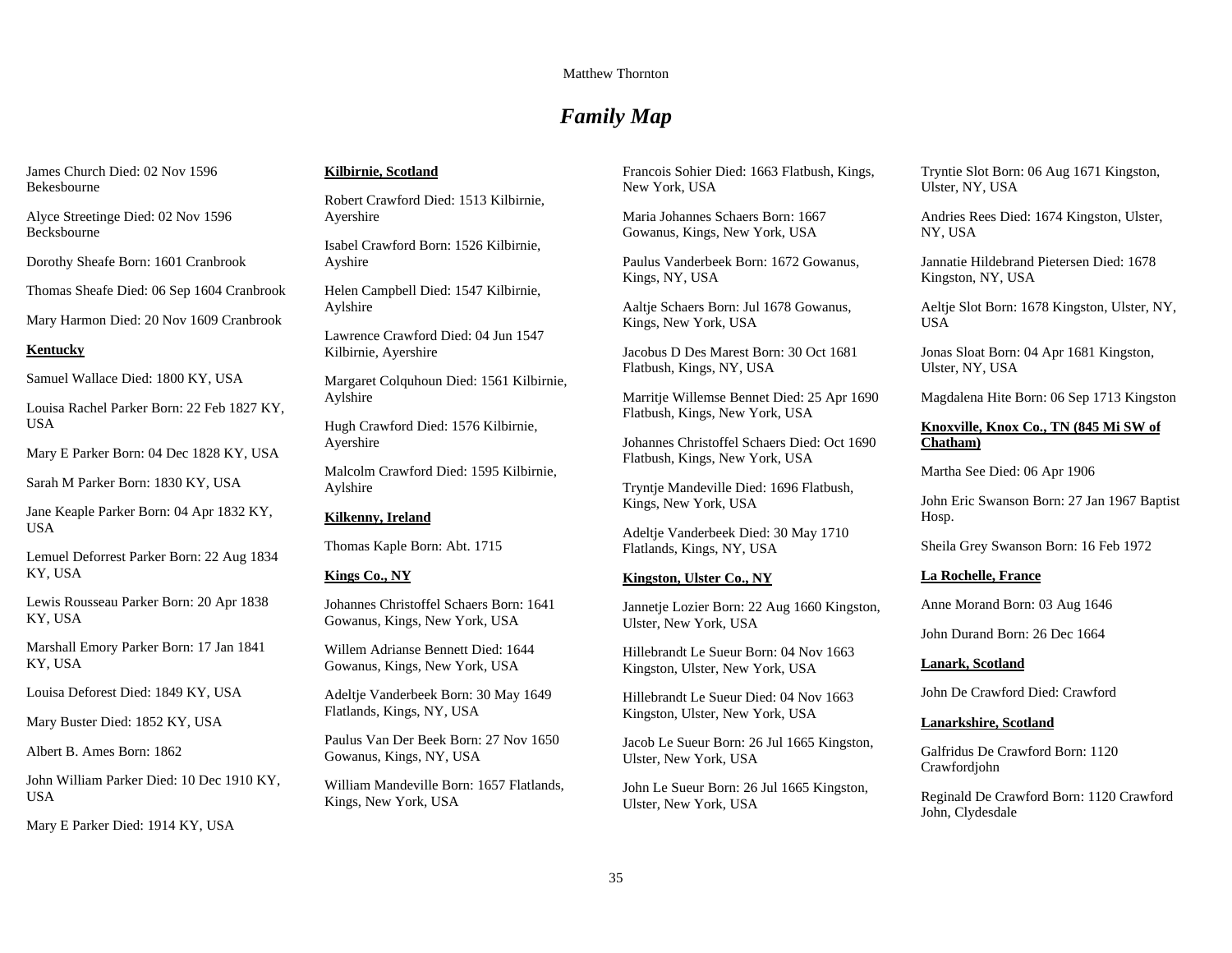# *Family Map*

James Church Died: 02 Nov 1596 Bekesbourne

Alyce Streetinge Died: 02 Nov 1596 Becksbourne

Dorothy Sheafe Born: 1601 Cranbrook

Thomas Sheafe Died: 06 Sep 1604 Cranbrook

Mary Harmon Died: 20 Nov 1609 Cranbrook

**Kentucky**

Samuel Wallace Died: 1800 KY, USA

Louisa Rachel Parker Born: 22 Feb 1827 KY, USA

Mary E Parker Born: 04 Dec 1828 KY, USA

Sarah M Parker Born: 1830 KY, USA

Jane Keaple Parker Born: 04 Apr 1832 KY, USA

Lemuel Deforrest Parker Born: 22 Aug 1834 KY, USA

Lewis Rousseau Parker Born: 20 Apr 1838 KY, USA

Marshall Emory Parker Born: 17 Jan 1841 KY, USA

Louisa Deforest Died: 1849 KY, USA

Mary Buster Died: 1852 KY, USA

Albert B. Ames Born: 1862

John William Parker Died: 10 Dec 1910 KY, USA

Mary E Parker Died: 1914 KY, USA

**Kilbirnie, Scotland**

Robert Crawford Died: 1513 Kilbirnie, Ayershire

Isabel Crawford Born: 1526 Kilbirnie, Ayshire

Helen Campbell Died: 1547 Kilbirnie, Aylshire

Lawrence Crawford Died: 04 Jun 1547 Kilbirnie, Ayershire

Margaret Colquhoun Died: 1561 Kilbirnie, Aylshire

Hugh Crawford Died: 1576 Kilbirnie, Ayershire

Malcolm Crawford Died: 1595 Kilbirnie, Aylshire

**Kilkenny, Ireland**

Thomas Kaple Born: Abt. 1715

**Kings Co., NY**

Johannes Christoffel Schaers Born: 1641 Gowanus, Kings, New York, USA

Willem Adrianse Bennett Died: 1644 Gowanus, Kings, New York, USA

Adeltje Vanderbeek Born: 30 May 1649 Flatlands, Kings, NY, USA

Paulus Van Der Beek Born: 27 Nov 1650 Gowanus, Kings, NY, USA

William Mandeville Born: 1657 Flatlands, Kings, New York, USA

Francois Sohier Died: 1663 Flatbush, Kings, New York, USA

Maria Johannes Schaers Born: 1667 Gowanus, Kings, New York, USA

Paulus Vanderbeek Born: 1672 Gowanus, Kings, NY, USA

Aaltje Schaers Born: Jul 1678 Gowanus, Kings, New York, USA

Jacobus D Des Marest Born: 30 Oct 1681 Flatbush, Kings, NY, USA

Marritje Willemse Bennet Died: 25 Apr 1690 Flatbush, Kings, New York, USA

Johannes Christoffel Schaers Died: Oct 1690 Flatbush, Kings, New York, USA

Tryntje Mandeville Died: 1696 Flatbush, Kings, New York, USA

Adeltje Vanderbeek Died: 30 May 1710 Flatlands, Kings, NY, USA

**Kingston, Ulster Co., NY**

Jannetje Lozier Born: 22 Aug 1660 Kingston, Ulster, New York, USA

Hillebrandt Le Sueur Born: 04 Nov 1663 Kingston, Ulster, New York, USA

Hillebrandt Le Sueur Died: 04 Nov 1663 Kingston, Ulster, New York, USA

Jacob Le Sueur Born: 26 Jul 1665 Kingston, Ulster, New York, USA

John Le Sueur Born: 26 Jul 1665 Kingston, Ulster, New York, USA

Tryntie Slot Born: 06 Aug 1671 Kingston, Ulster, NY, USA

Andries Rees Died: 1674 Kingston, Ulster, NY, USA

Jannatie Hildebrand Pietersen Died: 1678 Kingston, NY, USA

Aeltje Slot Born: 1678 Kingston, Ulster, NY, USA

Jonas Sloat Born: 04 Apr 1681 Kingston, Ulster, NY, USA

Magdalena Hite Born: 06 Sep 1713 Kingston

**Knoxville, Knox Co., TN (845 Mi SW of Chatham)**

Martha See Died: 06 Apr 1906

John Eric Swanson Born: 27 Jan 1967 Baptist Hosp.

Sheila Grey Swanson Born: 16 Feb 1972

**La Rochelle, France**

Anne Morand Born: 03 Aug 1646

John Durand Born: 26 Dec 1664

**Lanark, Scotland**

John De Crawford Died: Crawford

**Lanarkshire, Scotland**

Galfridus De Crawford Born: 1120 Crawfordjohn

Reginald De Crawford Born: 1120 Crawford John, Clydesdale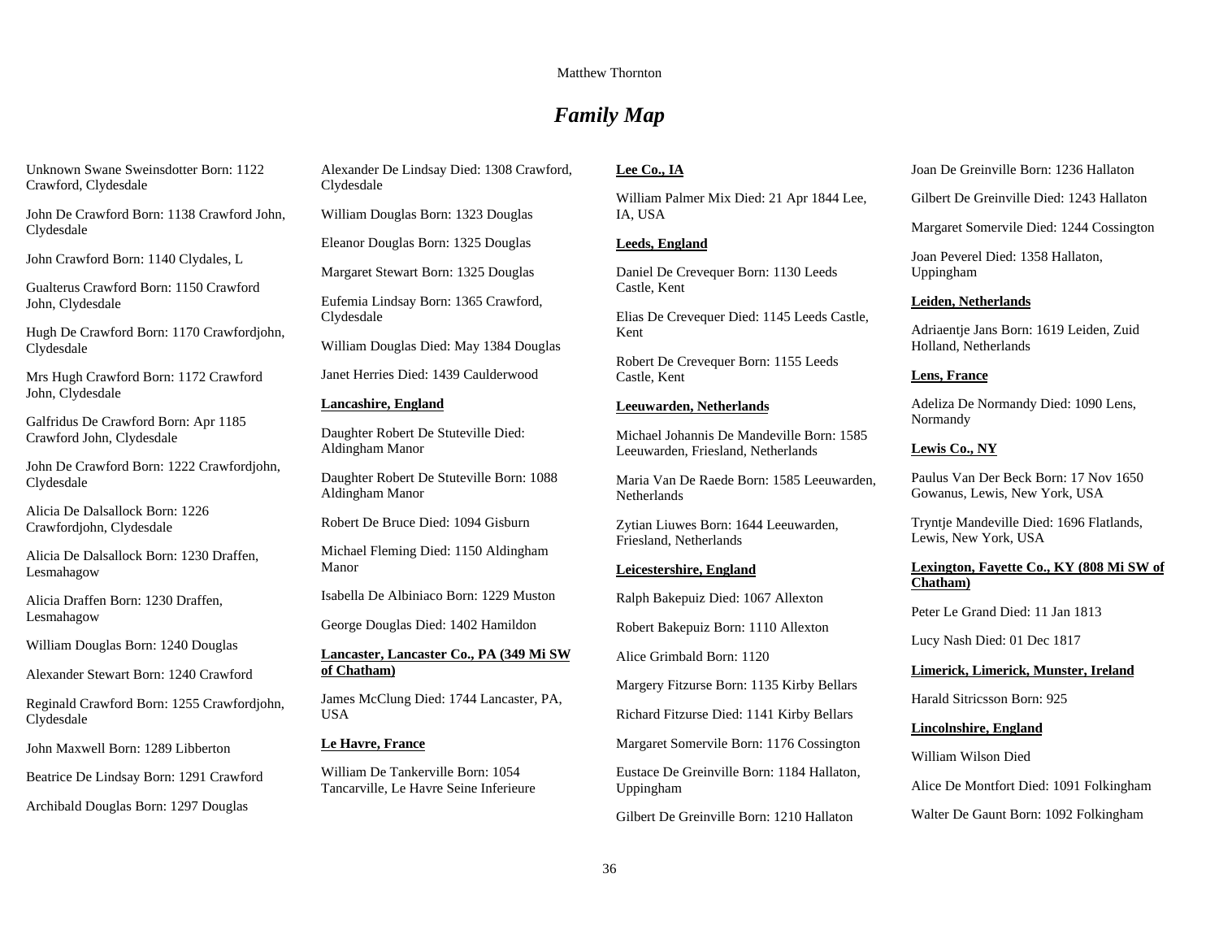## *Family Map*

Unknown Swane Sweinsdotter Born: 1122 Crawford, Clydesdale

John De Crawford Born: 1138 Crawford John, Clydesdale

John Crawford Born: 1140 Clydales, L

Gualterus Crawford Born: 1150 Crawford John, Clydesdale

Hugh De Crawford Born: 1170 Crawfordjohn, Clydesdale

Mrs Hugh Crawford Born: 1172 Crawford John, Clydesdale

Galfridus De Crawford Born: Apr 1185 Crawford John, Clydesdale

John De Crawford Born: 1222 Crawfordjohn, Clydesdale

Alicia De Dalsallock Born: 1226 Crawfordjohn, Clydesdale

Alicia De Dalsallock Born: 1230 Draffen, Lesmahagow

Alicia Draffen Born: 1230 Draffen, Lesmahagow

William Douglas Born: 1240 Douglas

Alexander Stewart Born: 1240 Crawford

Reginald Crawford Born: 1255 Crawfordjohn, Clydesdale

John Maxwell Born: 1289 Libberton

Beatrice De Lindsay Born: 1291 Crawford

Archibald Douglas Born: 1297 Douglas

Alexander De Lindsay Died: 1308 Crawford, Clydesdale

William Douglas Born: 1323 Douglas

Eleanor Douglas Born: 1325 Douglas

Margaret Stewart Born: 1325 Douglas

Eufemia Lindsay Born: 1365 Crawford, Clydesdale

William Douglas Died: May 1384 Douglas

Janet Herries Died: 1439 Caulderwood

**Lancashire, England**

Daughter Robert De Stuteville Died: Aldingham Manor

Daughter Robert De Stuteville Born: 1088 Aldingham Manor

Robert De Bruce Died: 1094 Gisburn

Michael Fleming Died: 1150 Aldingham Manor

Isabella De Albiniaco Born: 1229 Muston

George Douglas Died: 1402 Hamildon

**Lancaster, Lancaster Co., PA (349 Mi SW of Chatham)**

James McClung Died: 1744 Lancaster, PA, USA

**Le Havre, France**

William De Tankerville Born: 1054 Tancarville, Le Havre Seine Inferieure

**Lee Co., IA**

William Palmer Mix Died: 21 Apr 1844 Lee, IA, USA

**Leeds, England**

Daniel De Crevequer Born: 1130 Leeds Castle, Kent

Elias De Crevequer Died: 1145 Leeds Castle, Kent

Robert De Crevequer Born: 1155 Leeds Castle, Kent

**Leeuwarden, Netherlands**

Michael Johannis De Mandeville Born: 1585 Leeuwarden, Friesland, Netherlands

Maria Van De Raede Born: 1585 Leeuwarden, Netherlands

Zytian Liuwes Born: 1644 Leeuwarden, Friesland, Netherlands

**Leicestershire, England**

Ralph Bakepuiz Died: 1067 Allexton

Robert Bakepuiz Born: 1110 Allexton

Alice Grimbald Born: 1120

Margery Fitzurse Born: 1135 Kirby Bellars

Richard Fitzurse Died: 1141 Kirby Bellars

Margaret Somervile Born: 1176 Cossington

Eustace De Greinville Born: 1184 Hallaton, Uppingham

Gilbert De Greinville Born: 1210 Hallaton

Joan De Greinville Born: 1236 Hallaton

Gilbert De Greinville Died: 1243 Hallaton

Margaret Somervile Died: 1244 Cossington

Joan Peverel Died: 1358 Hallaton, Uppingham

**Leiden, Netherlands**

Adriaentje Jans Born: 1619 Leiden, Zuid Holland, Netherlands

**Lens, France**

Adeliza De Normandy Died: 1090 Lens, Normandy

**Lewis Co., NY**

Paulus Van Der Beck Born: 17 Nov 1650 Gowanus, Lewis, New York, USA

Tryntje Mandeville Died: 1696 Flatlands, Lewis, New York, USA

**Lexington, Fayette Co., KY (808 Mi SW of Chatham)**

Peter Le Grand Died: 11 Jan 1813

Lucy Nash Died: 01 Dec 1817

**Limerick, Limerick, Munster, Ireland**

Harald Sitricsson Born: 925

**Lincolnshire, England**

William Wilson Died

Alice De Montfort Died: 1091 Folkingham

Walter De Gaunt Born: 1092 Folkingham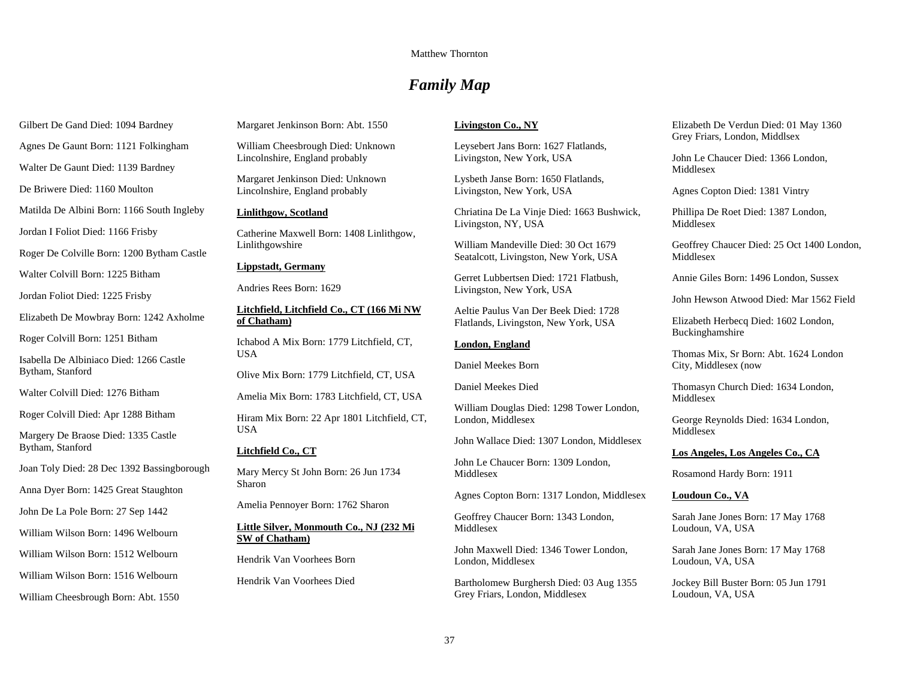## *Family Map*

Gilbert De Gand Died: 1094 Bardney

Agnes De Gaunt Born: 1121 Folkingham

Walter De Gaunt Died: 1139 Bardney

De Briwere Died: 1160 Moulton

Matilda De Albini Born: 1166 South Ingleby

Jordan I Foliot Died: 1166 Frisby

Roger De Colville Born: 1200 Bytham Castle

Walter Colvill Born: 1225 Bitham

Jordan Foliot Died: 1225 Frisby

Elizabeth De Mowbray Born: 1242 Axholme

Roger Colvill Born: 1251 Bitham

Isabella De Albiniaco Died: 1266 Castle Bytham, Stanford

Walter Colvill Died: 1276 Bitham

Roger Colvill Died: Apr 1288 Bitham

Margery De Braose Died: 1335 Castle Bytham, Stanford

Joan Toly Died: 28 Dec 1392 Bassingborough

Anna Dyer Born: 1425 Great Staughton

John De La Pole Born: 27 Sep 1442

William Wilson Born: 1496 Welbourn

William Wilson Born: 1512 Welbourn

William Wilson Born: 1516 Welbourn

William Cheesbrough Born: Abt. 1550

Margaret Jenkinson Born: Abt. 1550

William Cheesbrough Died: Unknown Lincolnshire, England probably

Margaret Jenkinson Died: Unknown Lincolnshire, England probably

**Linlithgow, Scotland**

Catherine Maxwell Born: 1408 Linlithgow, Linlithgowshire

**Lippstadt, Germany**

Andries Rees Born: 1629

**Litchfield, Litchfield Co., CT (166 Mi NW of Chatham)**

Ichabod A Mix Born: 1779 Litchfield, CT, USA

Olive Mix Born: 1779 Litchfield, CT, USA

Amelia Mix Born: 1783 Litchfield, CT, USA

Hiram Mix Born: 22 Apr 1801 Litchfield, CT, USA

**Litchfield Co., CT**

Mary Mercy St John Born: 26 Jun 1734 Sharon

Amelia Pennoyer Born: 1762 Sharon

**Little Silver, Monmouth Co., NJ (232 Mi SW of Chatham)**

Hendrik Van Voorhees Born

Hendrik Van Voorhees Died

**Livingston Co., NY**

Leysebert Jans Born: 1627 Flatlands, Livingston, New York, USA

Lysbeth Janse Born: 1650 Flatlands, Livingston, New York, USA

Chriatina De La Vinje Died: 1663 Bushwick, Livingston, NY, USA

William Mandeville Died: 30 Oct 1679 Seatalcott, Livingston, New York, USA

Gerret Lubbertsen Died: 1721 Flatbush, Livingston, New York, USA

Aeltie Paulus Van Der Beek Died: 1728 Flatlands, Livingston, New York, USA

**London, England**

Daniel Meekes Born

Daniel Meekes Died

William Douglas Died: 1298 Tower London, London, Middlesex

John Wallace Died: 1307 London, Middlesex

John Le Chaucer Born: 1309 London, Middlesex

Agnes Copton Born: 1317 London, Middlesex

Geoffrey Chaucer Born: 1343 London, Middlesex

John Maxwell Died: 1346 Tower London, London, Middlesex

Bartholomew Burghersh Died: 03 Aug 1355 Grey Friars, London, Middlesex

Elizabeth De Verdun Died: 01 May 1360 Grey Friars, London, Middlsex

John Le Chaucer Died: 1366 London, Middlesex

Agnes Copton Died: 1381 Vintry

Phillipa De Roet Died: 1387 London, Middlesex

Geoffrey Chaucer Died: 25 Oct 1400 London, Middlesex

Annie Giles Born: 1496 London, Sussex

John Hewson Atwood Died: Mar 1562 Field

Elizabeth Herbecq Died: 1602 London, Buckinghamshire

Thomas Mix, Sr Born: Abt. 1624 London City, Middlesex (now

Thomasyn Church Died: 1634 London, Middlesex

George Reynolds Died: 1634 London, Middlesex

**Los Angeles, Los Angeles Co., CA**

Rosamond Hardy Born: 1911

**Loudoun Co., VA**

Sarah Jane Jones Born: 17 May 1768 Loudoun, VA, USA

Sarah Jane Jones Born: 17 May 1768 Loudoun, VA, USA

Jockey Bill Buster Born: 05 Jun 1791 Loudoun, VA, USA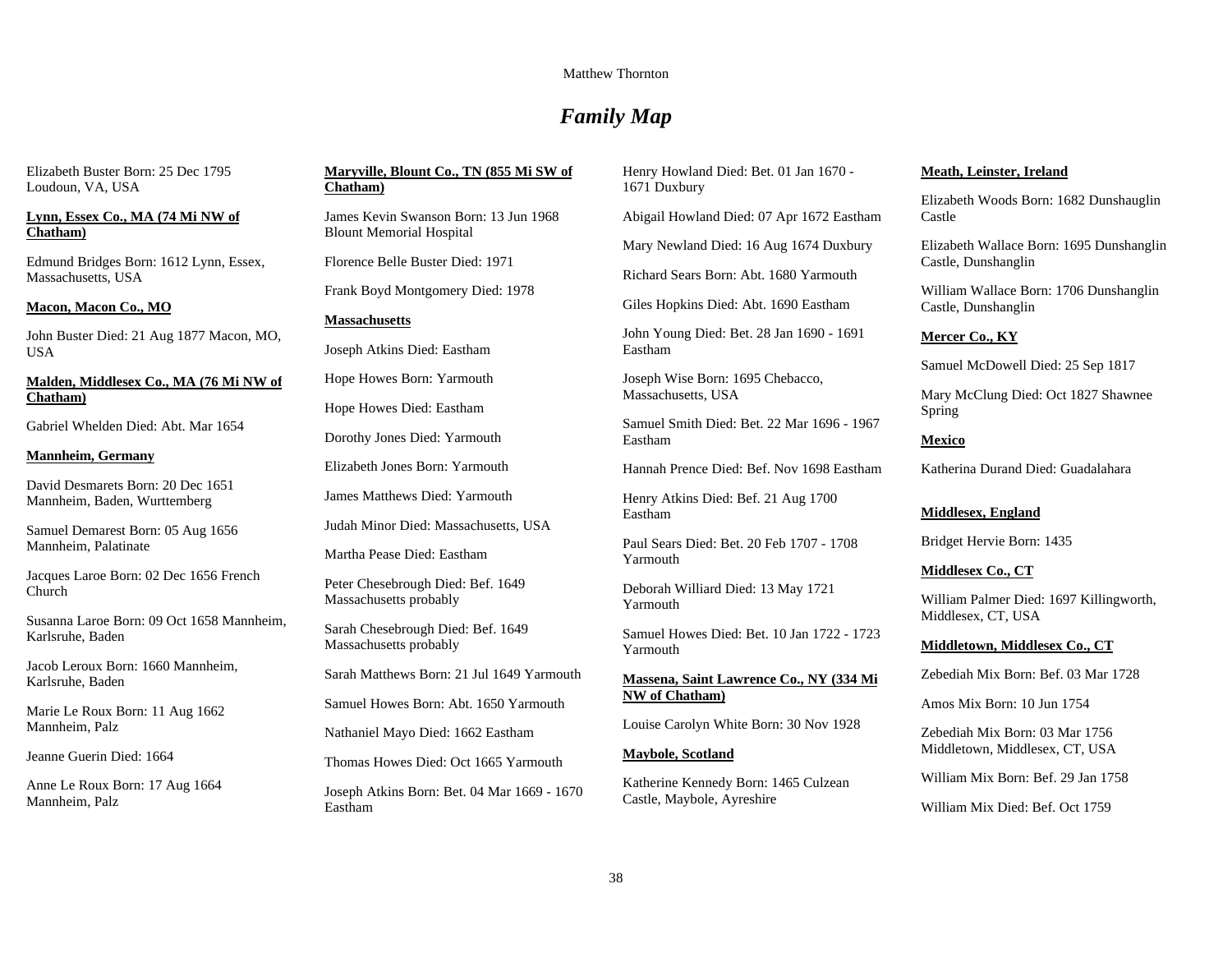## *Family Map*

Elizabeth Buster Born: 25 Dec 1795 Loudoun, VA, USA

**Lynn, Essex Co., MA (74 Mi NW of Chatham)**

Edmund Bridges Born: 1612 Lynn, Essex, Massachusetts, USA

**Macon, Macon Co., MO**

John Buster Died: 21 Aug 1877 Macon, MO, USA

**Malden, Middlesex Co., MA (76 Mi NW of Chatham)**

Gabriel Whelden Died: Abt. Mar 1654

**Mannheim, Germany**

David Desmarets Born: 20 Dec 1651 Mannheim, Baden, Wurttemberg

Samuel Demarest Born: 05 Aug 1656 Mannheim, Palatinate

Jacques Laroe Born: 02 Dec 1656 French Church

Susanna Laroe Born: 09 Oct 1658 Mannheim, Karlsruhe, Baden

Jacob Leroux Born: 1660 Mannheim, Karlsruhe, Baden

Marie Le Roux Born: 11 Aug 1662 Mannheim, Palz

Jeanne Guerin Died: 1664

Anne Le Roux Born: 17 Aug 1664 Mannheim, Palz

**Maryville, Blount Co., TN (855 Mi SW of Chatham)**

James Kevin Swanson Born: 13 Jun 1968 Blount Memorial Hospital

Florence Belle Buster Died: 1971

Frank Boyd Montgomery Died: 1978

**Massachusetts**

Joseph Atkins Died: Eastham

Hope Howes Born: Yarmouth

Hope Howes Died: Eastham

Dorothy Jones Died: Yarmouth

Elizabeth Jones Born: Yarmouth

James Matthews Died: Yarmouth

Judah Minor Died: Massachusetts, USA

Martha Pease Died: Eastham

Peter Chesebrough Died: Bef. 1649 Massachusetts probably

Sarah Chesebrough Died: Bef. 1649 Massachusetts probably

Sarah Matthews Born: 21 Jul 1649 Yarmouth

Samuel Howes Born: Abt. 1650 Yarmouth

Nathaniel Mayo Died: 1662 Eastham

Thomas Howes Died: Oct 1665 Yarmouth

Joseph Atkins Born: Bet. 04 Mar 1669 - 1670 Eastham

Henry Howland Died: Bet. 01 Jan 1670 - 1671 Duxbury

Abigail Howland Died: 07 Apr 1672 Eastham

Mary Newland Died: 16 Aug 1674 Duxbury

Richard Sears Born: Abt. 1680 Yarmouth

Giles Hopkins Died: Abt. 1690 Eastham

John Young Died: Bet. 28 Jan 1690 - 1691 Eastham

Joseph Wise Born: 1695 Chebacco, Massachusetts, USA

Samuel Smith Died: Bet. 22 Mar 1696 - 1967 Eastham

Hannah Prence Died: Bef. Nov 1698 Eastham

Henry Atkins Died: Bef. 21 Aug 1700 Eastham

Paul Sears Died: Bet. 20 Feb 1707 - 1708 Yarmouth

Deborah Williard Died: 13 May 1721 Yarmouth

Samuel Howes Died: Bet. 10 Jan 1722 - 1723 Yarmouth

**Massena, Saint Lawrence Co., NY (334 Mi NW of Chatham)**

Louise Carolyn White Born: 30 Nov 1928

**Maybole, Scotland**

Katherine Kennedy Born: 1465 Culzean Castle, Maybole, Ayreshire

**Meath, Leinster, Ireland**

Elizabeth Woods Born: 1682 Dunshauglin Castle

Elizabeth Wallace Born: 1695 Dunshanglin Castle, Dunshanglin

William Wallace Born: 1706 Dunshanglin Castle, Dunshanglin

**Mercer Co., KY**

Samuel McDowell Died: 25 Sep 1817

Mary McClung Died: Oct 1827 Shawnee Spring

**Mexico**

Katherina Durand Died: Guadalahara

**Middlesex, England**

Bridget Hervie Born: 1435

**Middlesex Co., CT**

William Palmer Died: 1697 Killingworth, Middlesex, CT, USA

**Middletown, Middlesex Co., CT**

Zebediah Mix Born: Bef. 03 Mar 1728

Amos Mix Born: 10 Jun 1754

Zebediah Mix Born: 03 Mar 1756 Middletown, Middlesex, CT, USA

William Mix Born: Bef. 29 Jan 1758

William Mix Died: Bef. Oct 1759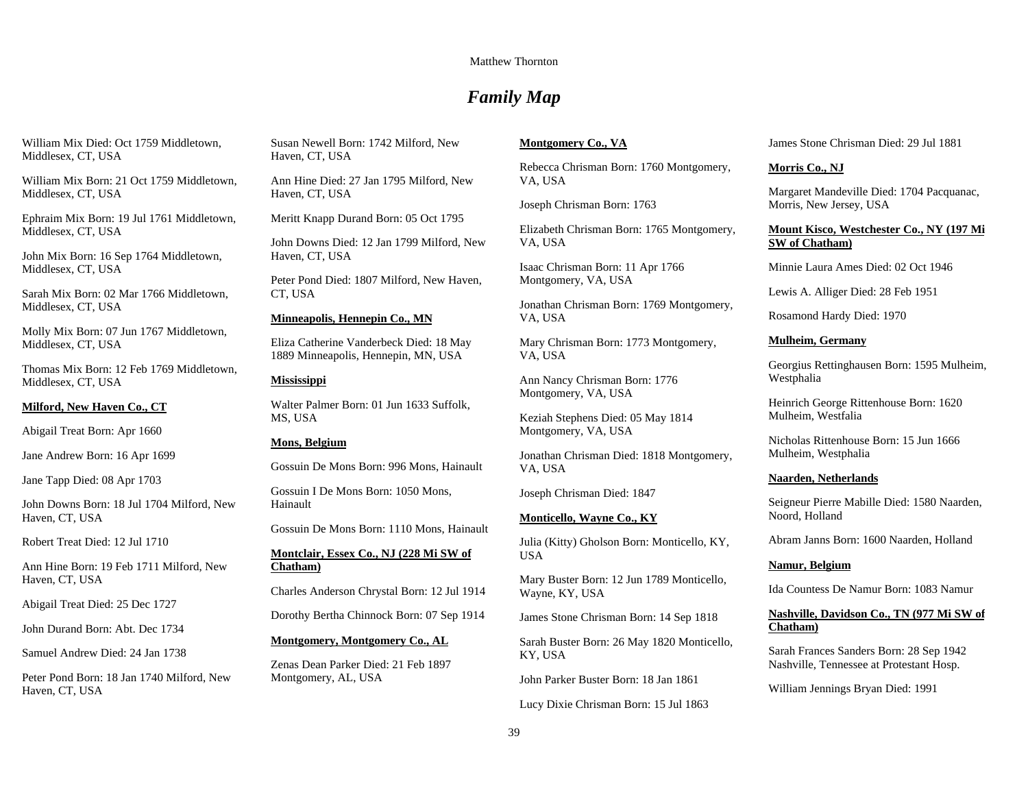# *Family Map*

William Mix Died: Oct 1759 Middletown, Middlesex, CT, USA

William Mix Born: 21 Oct 1759 Middletown, Middlesex, CT, USA

Ephraim Mix Born: 19 Jul 1761 Middletown, Middlesex, CT, USA

John Mix Born: 16 Sep 1764 Middletown, Middlesex, CT, USA

Sarah Mix Born: 02 Mar 1766 Middletown, Middlesex, CT, USA

Molly Mix Born: 07 Jun 1767 Middletown, Middlesex, CT, USA

Thomas Mix Born: 12 Feb 1769 Middletown, Middlesex, CT, USA

**Milford, New Haven Co., CT**

Abigail Treat Born: Apr 1660

Jane Andrew Born: 16 Apr 1699

Jane Tapp Died: 08 Apr 1703

John Downs Born: 18 Jul 1704 Milford, New Haven, CT, USA

Robert Treat Died: 12 Jul 1710

Ann Hine Born: 19 Feb 1711 Milford, New Haven, CT, USA

Abigail Treat Died: 25 Dec 1727

John Durand Born: Abt. Dec 1734

Samuel Andrew Died: 24 Jan 1738

Peter Pond Born: 18 Jan 1740 Milford, New Haven, CT, USA

Susan Newell Born: 1742 Milford, New Haven, CT, USA

Ann Hine Died: 27 Jan 1795 Milford, New Haven, CT, USA

Meritt Knapp Durand Born: 05 Oct 1795

John Downs Died: 12 Jan 1799 Milford, New Haven, CT, USA

Peter Pond Died: 1807 Milford, New Haven, CT, USA

**Minneapolis, Hennepin Co., MN**

Eliza Catherine Vanderbeck Died: 18 May 1889 Minneapolis, Hennepin, MN, USA

**Mississippi**

Walter Palmer Born: 01 Jun 1633 Suffolk, MS, USA

**Mons, Belgium**

Gossuin De Mons Born: 996 Mons, Hainault

Gossuin I De Mons Born: 1050 Mons, Hainault

Gossuin De Mons Born: 1110 Mons, Hainault

**Montclair, Essex Co., NJ (228 Mi SW of Chatham)**

Charles Anderson Chrystal Born: 12 Jul 1914

Dorothy Bertha Chinnock Born: 07 Sep 1914

**Montgomery, Montgomery Co., AL**

Zenas Dean Parker Died: 21 Feb 1897 Montgomery, AL, USA

**Montgomery Co., VA**

Rebecca Chrisman Born: 1760 Montgomery, VA, USA

Joseph Chrisman Born: 1763

Elizabeth Chrisman Born: 1765 Montgomery, VA, USA

Isaac Chrisman Born: 11 Apr 1766 Montgomery, VA, USA

Jonathan Chrisman Born: 1769 Montgomery, VA, USA

Mary Chrisman Born: 1773 Montgomery, VA, USA

Ann Nancy Chrisman Born: 1776 Montgomery, VA, USA

Keziah Stephens Died: 05 May 1814 Montgomery, VA, USA

Jonathan Chrisman Died: 1818 Montgomery, VA, USA

Joseph Chrisman Died: 1847

**Monticello, Wayne Co., KY**

Julia (Kitty) Gholson Born: Monticello, KY, USA

Mary Buster Born: 12 Jun 1789 Monticello, Wayne, KY, USA

James Stone Chrisman Born: 14 Sep 1818

Sarah Buster Born: 26 May 1820 Monticello, KY, USA

John Parker Buster Born: 18 Jan 1861

Lucy Dixie Chrisman Born: 15 Jul 1863

James Stone Chrisman Died: 29 Jul 1881

**Morris Co., NJ**

Margaret Mandeville Died: 1704 Pacquanac, Morris, New Jersey, USA

**Mount Kisco, Westchester Co., NY (197 Mi SW of Chatham)**

Minnie Laura Ames Died: 02 Oct 1946

Lewis A. Alliger Died: 28 Feb 1951

Rosamond Hardy Died: 1970

**Mulheim, Germany**

Georgius Rettinghausen Born: 1595 Mulheim, Westphalia

Heinrich George Rittenhouse Born: 1620 Mulheim, Westfalia

Nicholas Rittenhouse Born: 15 Jun 1666 Mulheim, Westphalia

**Naarden, Netherlands**

Seigneur Pierre Mabille Died: 1580 Naarden, Noord, Holland

Abram Janns Born: 1600 Naarden, Holland

**Namur, Belgium**

Ida Countess De Namur Born: 1083 Namur

**Nashville, Davidson Co., TN (977 Mi SW of Chatham)**

Sarah Frances Sanders Born: 28 Sep 1942 Nashville, Tennessee at Protestant Hosp.

William Jennings Bryan Died: 1991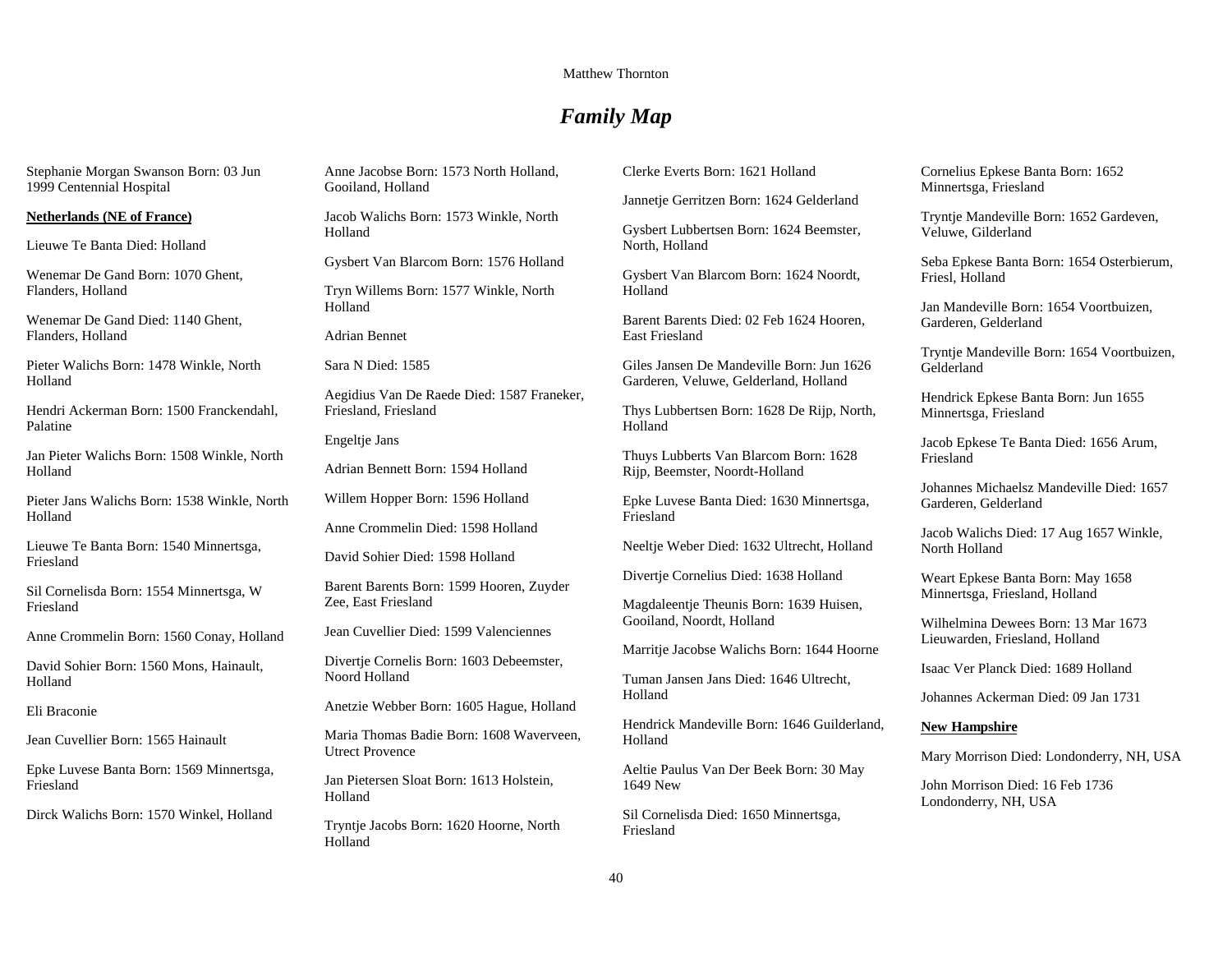# *Family Map*

Stephanie Morgan Swanson Born: 03 Jun 1999 Centennial Hospital

**Netherlands (NE of France)**

Lieuwe Te Banta Died: Holland

Wenemar De Gand Born: 1070 Ghent, Flanders, Holland

Wenemar De Gand Died: 1140 Ghent, Flanders, Holland

Pieter Walichs Born: 1478 Winkle, North Holland

Hendri Ackerman Born: 1500 Franckendahl, Palatine

Jan Pieter Walichs Born: 1508 Winkle, North Holland

Pieter Jans Walichs Born: 1538 Winkle, North Holland

Lieuwe Te Banta Born: 1540 Minnertsga, Friesland

Sil Cornelisda Born: 1554 Minnertsga, W Friesland

Anne Crommelin Born: 1560 Conay, Holland

David Sohier Born: 1560 Mons, Hainault, Holland

Eli Braconie

Jean Cuvellier Born: 1565 Hainault

Epke Luvese Banta Born: 1569 Minnertsga, Friesland

Dirck Walichs Born: 1570 Winkel, Holland

Anne Jacobse Born: 1573 North Holland, Gooiland, Holland

Jacob Walichs Born: 1573 Winkle, North Holland

Gysbert Van Blarcom Born: 1576 Holland

Tryn Willems Born: 1577 Winkle, North Holland

Adrian Bennet

Sara N Died: 1585

Aegidius Van De Raede Died: 1587 Franeker, Friesland, Friesland

Engeltje Jans

Adrian Bennett Born: 1594 Holland

Willem Hopper Born: 1596 Holland

Anne Crommelin Died: 1598 Holland

David Sohier Died: 1598 Holland

Barent Barents Born: 1599 Hooren, Zuyder Zee, East Friesland

Jean Cuvellier Died: 1599 Valenciennes

Divertje Cornelis Born: 1603 Debeemster, Noord Holland

Anetzie Webber Born: 1605 Hague, Holland

Maria Thomas Badie Born: 1608 Waverveen, Utrect Provence

Jan Pietersen Sloat Born: 1613 Holstein, Holland

Tryntje Jacobs Born: 1620 Hoorne, North Holland

Clerke Everts Born: 1621 Holland

Jannetje Gerritzen Born: 1624 Gelderland

Gysbert Lubbertsen Born: 1624 Beemster, North, Holland

Gysbert Van Blarcom Born: 1624 Noordt, Holland

Barent Barents Died: 02 Feb 1624 Hooren, East Friesland

Giles Jansen De Mandeville Born: Jun 1626 Garderen, Veluwe, Gelderland, Holland

Thys Lubbertsen Born: 1628 De Rijp, North, Holland

Thuys Lubberts Van Blarcom Born: 1628 Rijp, Beemster, Noordt-Holland

Epke Luvese Banta Died: 1630 Minnertsga, Friesland

Neeltje Weber Died: 1632 Ultrecht, Holland

Divertje Cornelius Died: 1638 Holland

Magdaleentje Theunis Born: 1639 Huisen, Gooiland, Noordt, Holland

Marritje Jacobse Walichs Born: 1644 Hoorne

Tuman Jansen Jans Died: 1646 Ultrecht, Holland

Hendrick Mandeville Born: 1646 Guilderland, Holland

Aeltie Paulus Van Der Beek Born: 30 May 1649 New

Sil Cornelisda Died: 1650 Minnertsga, Friesland

Cornelius Epkese Banta Born: 1652 Minnertsga, Friesland

Tryntje Mandeville Born: 1652 Gardeven, Veluwe, Gilderland

Seba Epkese Banta Born: 1654 Osterbierum, Friesl, Holland

Jan Mandeville Born: 1654 Voortbuizen, Garderen, Gelderland

Tryntje Mandeville Born: 1654 Voortbuizen, Gelderland

Hendrick Epkese Banta Born: Jun 1655 Minnertsga, Friesland

Jacob Epkese Te Banta Died: 1656 Arum, Friesland

Johannes Michaelsz Mandeville Died: 1657 Garderen, Gelderland

Jacob Walichs Died: 17 Aug 1657 Winkle, North Holland

Weart Epkese Banta Born: May 1658 Minnertsga, Friesland, Holland

Wilhelmina Dewees Born: 13 Mar 1673 Lieuwarden, Friesland, Holland

Isaac Ver Planck Died: 1689 Holland

Johannes Ackerman Died: 09 Jan 1731

**New Hampshire**

Mary Morrison Died: Londonderry, NH, USA

John Morrison Died: 16 Feb 1736 Londonderry, NH, USA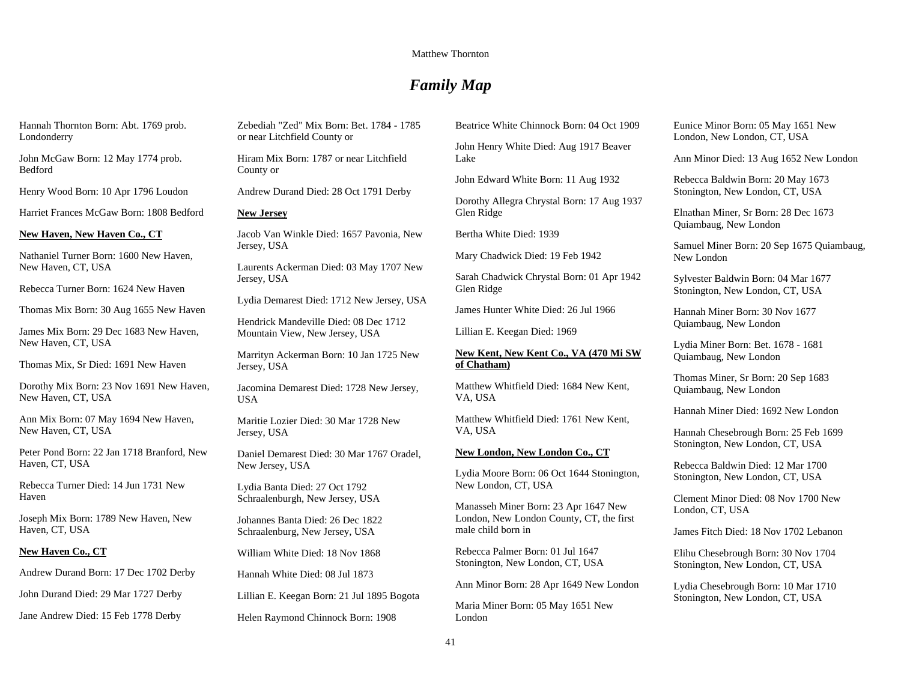# *Family Map*

Hannah Thornton Born: Abt. 1769 prob. Londonderry

John McGaw Born: 12 May 1774 prob. Bedford

Henry Wood Born: 10 Apr 1796 Loudon

Harriet Frances McGaw Born: 1808 Bedford

**New Haven, New Haven Co., CT**

Nathaniel Turner Born: 1600 New Haven, New Haven, CT, USA

Rebecca Turner Born: 1624 New Haven

Thomas Mix Born: 30 Aug 1655 New Haven

James Mix Born: 29 Dec 1683 New Haven, New Haven, CT, USA

Thomas Mix, Sr Died: 1691 New Haven

Dorothy Mix Born: 23 Nov 1691 New Haven, New Haven, CT, USA

Ann Mix Born: 07 May 1694 New Haven, New Haven, CT, USA

Peter Pond Born: 22 Jan 1718 Branford, New Haven, CT, USA

Rebecca Turner Died: 14 Jun 1731 New Haven

Joseph Mix Born: 1789 New Haven, New Haven, CT, USA

**New Haven Co., CT**

Andrew Durand Born: 17 Dec 1702 Derby

John Durand Died: 29 Mar 1727 Derby

Jane Andrew Died: 15 Feb 1778 Derby

Zebediah "Zed" Mix Born: Bet. 1784 - 1785 or near Litchfield County or

Hiram Mix Born: 1787 or near Litchfield County or

Andrew Durand Died: 28 Oct 1791 Derby

**New Jersey**

Jacob Van Winkle Died: 1657 Pavonia, New Jersey, USA

Laurents Ackerman Died: 03 May 1707 New Jersey, USA

Lydia Demarest Died: 1712 New Jersey, USA

Hendrick Mandeville Died: 08 Dec 1712 Mountain View, New Jersey, USA

Marrityn Ackerman Born: 10 Jan 1725 New Jersey, USA

Jacomina Demarest Died: 1728 New Jersey, USA

Maritie Lozier Died: 30 Mar 1728 New Jersey, USA

Daniel Demarest Died: 30 Mar 1767 Oradel, New Jersey, USA

Lydia Banta Died: 27 Oct 1792 Schraalenburgh, New Jersey, USA

Johannes Banta Died: 26 Dec 1822 Schraalenburg, New Jersey, USA

William White Died: 18 Nov 1868

Hannah White Died: 08 Jul 1873

Lillian E. Keegan Born: 21 Jul 1895 Bogota

Helen Raymond Chinnock Born: 1908

Beatrice White Chinnock Born: 04 Oct 1909

John Henry White Died: Aug 1917 Beaver Lake

John Edward White Born: 11 Aug 1932

Dorothy Allegra Chrystal Born: 17 Aug 1937 Glen Ridge

Bertha White Died: 1939

Mary Chadwick Died: 19 Feb 1942

Sarah Chadwick Chrystal Born: 01 Apr 1942 Glen Ridge

James Hunter White Died: 26 Jul 1966

Lillian E. Keegan Died: 1969

**New Kent, New Kent Co., VA (470 Mi SW of Chatham)**

Matthew Whitfield Died: 1684 New Kent, VA, USA

Matthew Whitfield Died: 1761 New Kent, VA, USA

**New London, New London Co., CT**

Lydia Moore Born: 06 Oct 1644 Stonington, New London, CT, USA

Manasseh Miner Born: 23 Apr 1647 New London, New London County, CT, the first male child born in

Rebecca Palmer Born: 01 Jul 1647 Stonington, New London, CT, USA

Ann Minor Born: 28 Apr 1649 New London

Maria Miner Born: 05 May 1651 New London

Eunice Minor Born: 05 May 1651 New London, New London, CT, USA

Ann Minor Died: 13 Aug 1652 New London

Rebecca Baldwin Born: 20 May 1673 Stonington, New London, CT, USA

Elnathan Miner, Sr Born: 28 Dec 1673 Quiambaug, New London

Samuel Miner Born: 20 Sep 1675 Quiambaug, New London

Sylvester Baldwin Born: 04 Mar 1677 Stonington, New London, CT, USA

Hannah Miner Born: 30 Nov 1677 Quiambaug, New London

Lydia Miner Born: Bet. 1678 - 1681 Quiambaug, New London

Thomas Miner, Sr Born: 20 Sep 1683 Quiambaug, New London

Hannah Miner Died: 1692 New London

Hannah Chesebrough Born: 25 Feb 1699 Stonington, New London, CT, USA

Rebecca Baldwin Died: 12 Mar 1700 Stonington, New London, CT, USA

Clement Minor Died: 08 Nov 1700 New London, CT, USA

James Fitch Died: 18 Nov 1702 Lebanon

Elihu Chesebrough Born: 30 Nov 1704 Stonington, New London, CT, USA

Lydia Chesebrough Born: 10 Mar 1710 Stonington, New London, CT, USA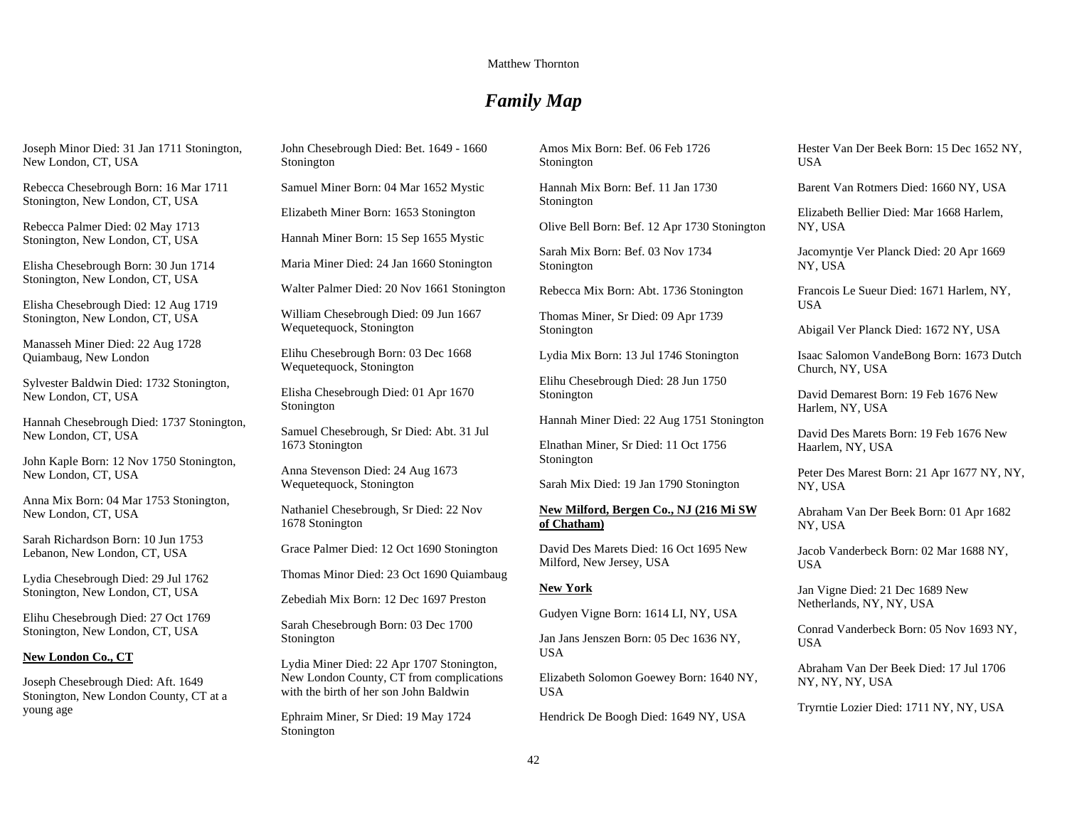## *Family Map*

Joseph Minor Died: 31 Jan 1711 Stonington, New London, CT, USA

Rebecca Chesebrough Born: 16 Mar 1711 Stonington, New London, CT, USA

Rebecca Palmer Died: 02 May 1713 Stonington, New London, CT, USA

Elisha Chesebrough Born: 30 Jun 1714 Stonington, New London, CT, USA

Elisha Chesebrough Died: 12 Aug 1719 Stonington, New London, CT, USA

Manasseh Miner Died: 22 Aug 1728 Quiambaug, New London

Sylvester Baldwin Died: 1732 Stonington, New London, CT, USA

Hannah Chesebrough Died: 1737 Stonington, New London, CT, USA

John Kaple Born: 12 Nov 1750 Stonington, New London, CT, USA

Anna Mix Born: 04 Mar 1753 Stonington, New London, CT, USA

Sarah Richardson Born: 10 Jun 1753 Lebanon, New London, CT, USA

Lydia Chesebrough Died: 29 Jul 1762 Stonington, New London, CT, USA

Elihu Chesebrough Died: 27 Oct 1769 Stonington, New London, CT, USA

**New London Co., CT**

Joseph Chesebrough Died: Aft. 1649 Stonington, New London County, CT at a young age

John Chesebrough Died: Bet. 1649 - 1660 Stonington

Samuel Miner Born: 04 Mar 1652 Mystic

Elizabeth Miner Born: 1653 Stonington

Hannah Miner Born: 15 Sep 1655 Mystic

Maria Miner Died: 24 Jan 1660 Stonington

Walter Palmer Died: 20 Nov 1661 Stonington

William Chesebrough Died: 09 Jun 1667 Wequetequock, Stonington

Elihu Chesebrough Born: 03 Dec 1668 Wequetequock, Stonington

Elisha Chesebrough Died: 01 Apr 1670 Stonington

Samuel Chesebrough, Sr Died: Abt. 31 Jul 1673 Stonington

Anna Stevenson Died: 24 Aug 1673 Wequetequock, Stonington

Nathaniel Chesebrough, Sr Died: 22 Nov 1678 Stonington

Grace Palmer Died: 12 Oct 1690 Stonington

Thomas Minor Died: 23 Oct 1690 Quiambaug

Zebediah Mix Born: 12 Dec 1697 Preston

Sarah Chesebrough Born: 03 Dec 1700 Stonington

Lydia Miner Died: 22 Apr 1707 Stonington, New London County, CT from complications with the birth of her son John Baldwin

Ephraim Miner, Sr Died: 19 May 1724 Stonington

Amos Mix Born: Bef. 06 Feb 1726 Stonington

Hannah Mix Born: Bef. 11 Jan 1730 Stonington

Olive Bell Born: Bef. 12 Apr 1730 Stonington

Sarah Mix Born: Bef. 03 Nov 1734 Stonington

Rebecca Mix Born: Abt. 1736 Stonington

Thomas Miner, Sr Died: 09 Apr 1739 Stonington

Lydia Mix Born: 13 Jul 1746 Stonington

Elihu Chesebrough Died: 28 Jun 1750 Stonington

Hannah Miner Died: 22 Aug 1751 Stonington

Elnathan Miner, Sr Died: 11 Oct 1756 Stonington

Sarah Mix Died: 19 Jan 1790 Stonington

**New Milford, Bergen Co., NJ (216 Mi SW of Chatham)**

David Des Marets Died: 16 Oct 1695 New Milford, New Jersey, USA

**New York**

Gudyen Vigne Born: 1614 LI, NY, USA

Jan Jans Jenszen Born: 05 Dec 1636 NY, USA

Elizabeth Solomon Goewey Born: 1640 NY, USA

Hendrick De Boogh Died: 1649 NY, USA

Hester Van Der Beek Born: 15 Dec 1652 NY, USA

Barent Van Rotmers Died: 1660 NY, USA

Elizabeth Bellier Died: Mar 1668 Harlem, NY, USA

Jacomyntje Ver Planck Died: 20 Apr 1669 NY, USA

Francois Le Sueur Died: 1671 Harlem, NY, USA

Abigail Ver Planck Died: 1672 NY, USA

Isaac Salomon VandeBong Born: 1673 Dutch Church, NY, USA

David Demarest Born: 19 Feb 1676 New Harlem, NY, USA

David Des Marets Born: 19 Feb 1676 New Haarlem, NY, USA

Peter Des Marest Born: 21 Apr 1677 NY, NY, NY, USA

Abraham Van Der Beek Born: 01 Apr 1682 NY, USA

Jacob Vanderbeck Born: 02 Mar 1688 NY, USA

Jan Vigne Died: 21 Dec 1689 New Netherlands, NY, NY, USA

Conrad Vanderbeck Born: 05 Nov 1693 NY, USA

Abraham Van Der Beek Died: 17 Jul 1706 NY, NY, NY, USA

Tryrntie Lozier Died: 1711 NY, NY, USA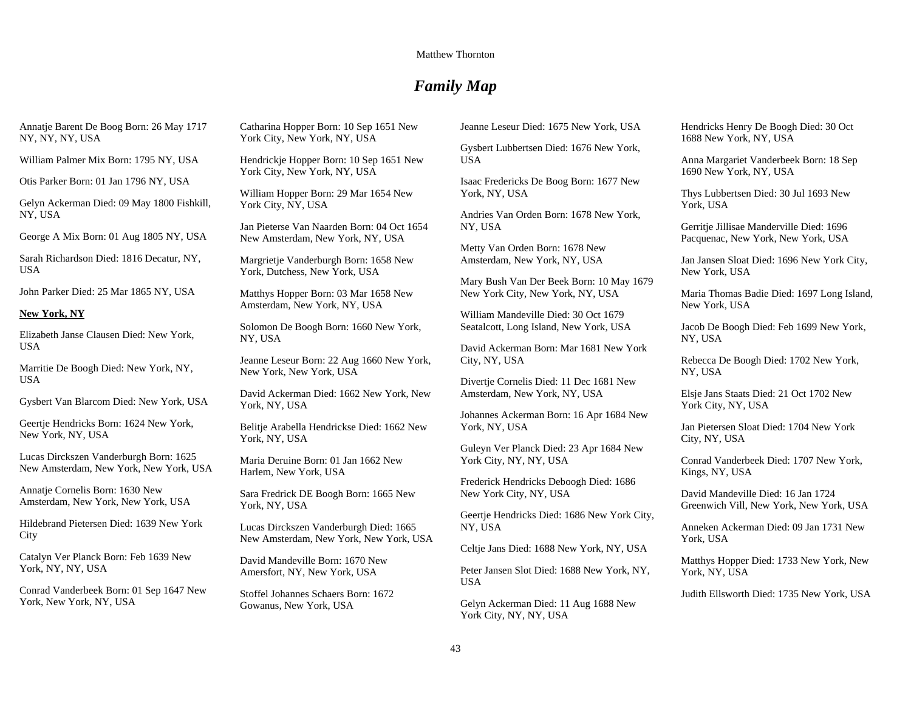# *Family Map*

Annatje Barent De Boog Born: 26 May 1717 NY, NY, NY, USA

William Palmer Mix Born: 1795 NY, USA

Otis Parker Born: 01 Jan 1796 NY, USA

Gelyn Ackerman Died: 09 May 1800 Fishkill, NY, USA

George A Mix Born: 01 Aug 1805 NY, USA

Sarah Richardson Died: 1816 Decatur, NY, USA

John Parker Died: 25 Mar 1865 NY, USA

**New York, NY**

Elizabeth Janse Clausen Died: New York, USA

Marritie De Boogh Died: New York, NY, USA

Gysbert Van Blarcom Died: New York, USA

Geertje Hendricks Born: 1624 New York, New York, NY, USA

Lucas Dircksz en Vanderburgh Born: 1625 New Amsterdam, New York, New York, USA

Annatje Cornelis Born: 1630 New Amsterdam, New York, New York, USA

Hildebrand Pietersen Died: 1639 New York City

Catalyn Ver Planck Born: Feb 1639 New York, NY, NY, USA

Conrad Vanderbeek Born: 01 Sep 1647 New York, New York, NY, USA

Catharina Hopper Born: 10 Sep 1651 New York City, New York, NY, USA

Hendrickje Hopper Born: 10 Sep 1651 New York City, New York, NY, USA

William Hopper Born: 29 Mar 1654 New York City, NY, USA

Jan Pieterse Van Naarden Born: 04 Oct 1654 New Amsterdam, New York, NY, USA

Margrietje Vanderburgh Born: 1658 New York, Dutchess, New York, USA

Matthys Hopper Born: 03 Mar 1658 New Amsterdam, New York, NY, USA

Solomon De Boogh Born: 1660 New York, NY, USA

Jeanne Leseur Born: 22 Aug 1660 New York, New York, New York, USA

David Ackerman Died: 1662 New York, New York, NY, USA

Belitje Arabella Hendrickse Died: 1662 New York, NY, USA

Maria Deruine Born: 01 Jan 1662 New Harlem, New York, USA

Sara Fredrick DE Boogh Born: 1665 New York, NY, USA

Lucas Dircksz en Vanderburgh Died: 1665 New Amsterdam, New York, New York, USA

David Mandeville Born: 1670 New Amersfort, NY, New York, USA

Stoffel Johannes Schaers Born: 1672 Gowanus, New York, USA

Jeanne Leseur Died: 1675 New York, USA

Gysbert Lubbertsen Died: 1676 New York, USA

Isaac Fredericks De Boog Born: 1677 New York, NY, USA

Andries Van Orden Born: 1678 New York, NY, USA

Metty Van Orden Born: 1678 New Amsterdam, New York, NY, USA

Mary Bush Van Der Beek Born: 10 May 1679 New York City, New York, NY, USA

William Mandeville Died: 30 Oct 1679 Seatalcott, Long Island, New York, USA

David Ackerman Born: Mar 1681 New York City, NY, USA

Divertje Cornelis Died: 11 Dec 1681 New Amsterdam, New York, NY, USA

Johannes Ackerman Born: 16 Apr 1684 New York, NY, USA

Guleyn Ver Planck Died: 23 Apr 1684 New York City, NY, NY, USA

Frederick Hendricks Deboogh Died: 1686 New York City, NY, USA

Geertje Hendricks Died: 1686 New York City, NY, USA

Celtje Jans Died: 1688 New York, NY, USA

Peter Jansen Slot Died: 1688 New York, NY, USA

Gelyn Ackerman Died: 11 Aug 1688 New York City, NY, NY, USA

Hendricks Henry De Boogh Died: 30 Oct 1688 New York, NY, USA

Anna Margariet Vanderbeek Born: 18 Sep 1690 New York, NY, USA

Thys Lubbertsen Died: 30 Jul 1693 New York, USA

Gerritje Jillisae Manderville Died: 1696 Pacquenac, New York, New York, USA

Jan Jansen Sloat Died: 1696 New York City, New York, USA

Maria Thomas Badie Died: 1697 Long Island, New York, USA

Jacob De Boogh Died: Feb 1699 New York, NY, USA

Rebecca De Boogh Died: 1702 New York, NY, USA

Elsje Jans Staats Died: 21 Oct 1702 New York City, NY, USA

Jan Pietersen Sloat Died: 1704 New York City, NY, USA

Conrad Vanderbeek Died: 1707 New York, Kings, NY, USA

David Mandeville Died: 16 Jan 1724 Greenwich Vill, New York, New York, USA

Anneken Ackerman Died: 09 Jan 1731 New York, USA

Matthys Hopper Died: 1733 New York, New York, NY, USA

Judith Ellsworth Died: 1735 New York, USA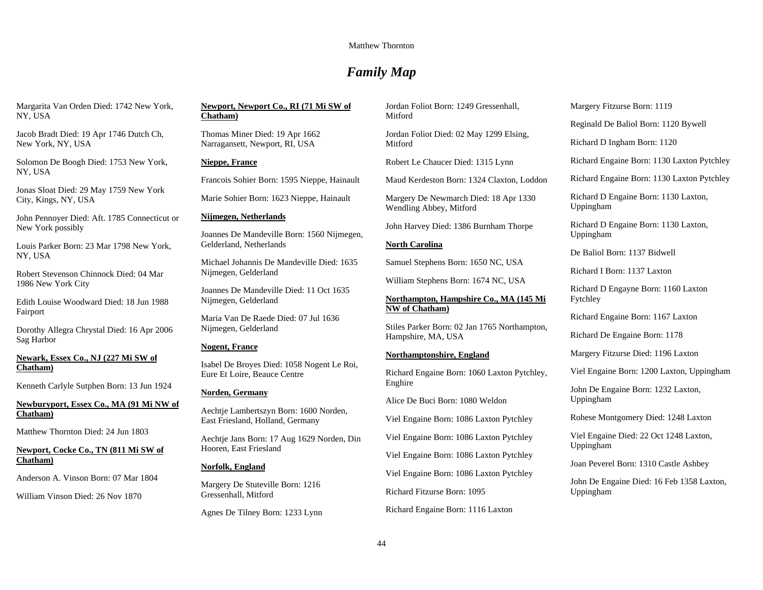# *Family Map*

Margarita Van Orden Died: 1742 New York, NY, USA

Jacob Bradt Died: 19 Apr 1746 Dutch Ch, New York, NY, USA

Solomon De Boogh Died: 1753 New York, NY, USA

Jonas Sloat Died: 29 May 1759 New York City, Kings, NY, USA

John Pennoyer Died: Aft. 1785 Connecticut or New York possibly

Louis Parker Born: 23 Mar 1798 New York, NY, USA

Robert Stevenson Chinnock Died: 04 Mar 1986 New York City

Edith Louise Woodward Died: 18 Jun 1988 Fairport

Dorothy Allegra Chrystal Died: 16 Apr 2006 Sag Harbor

**Newark, Essex Co., NJ (227 Mi SW of Chatham)**

Kenneth Carlyle Sutphen Born: 13 Jun 1924

**Newburyport, Essex Co., MA (91 Mi NW of Chatham)**

Matthew Thornton Died: 24 Jun 1803

**Newport, Cocke Co., TN (811 Mi SW of Chatham)**

Anderson A. Vinson Born: 07 Mar 1804

William Vinson Died: 26 Nov 1870

**Newport, Newport Co., RI (71 Mi SW of Chatham)**

Thomas Miner Died: 19 Apr 1662 Narragansett, Newport, RI, USA

**Nieppe, France**

Francois Sohier Born: 1595 Nieppe, Hainault

Marie Sohier Born: 1623 Nieppe, Hainault

**Nijmegen, Netherlands**

Joannes De Mandeville Born: 1560 Nijmegen, Gelderland, Netherlands

Michael Johannis De Mandeville Died: 1635 Nijmegen, Gelderland

Joannes De Mandeville Died: 11 Oct 1635 Nijmegen, Gelderland

Maria Van De Raede Died: 07 Jul 1636 Nijmegen, Gelderland

**Nogent, France**

Isabel De Broyes Died: 1058 Nogent Le Roi, Eure Et Loire, Beauce Centre

**Norden, Germany**

Aechtje Lambertszyn Born: 1600 Norden, East Friesland, Holland, Germany

Aechtje Jans Born: 17 Aug 1629 Norden, Din Hooren, East Friesland

**Norfolk, England**

Margery De Stuteville Born: 1216 Gressenhall, Mitford

Agnes De Tilney Born: 1233 Lynn

Jordan Foliot Born: 1249 Gressenhall, Mitford

Jordan Foliot Died: 02 May 1299 Elsing, Mitford

Robert Le Chaucer Died: 1315 Lynn

Maud Kerdeston Born: 1324 Claxton, Loddon

Margery De Newmarch Died: 18 Apr 1330 Wendling Abbey, Mitford

John Harvey Died: 1386 Burnham Thorpe

**North Carolina**

Samuel Stephens Born: 1650 NC, USA

William Stephens Born: 1674 NC, USA

**Northampton, Hampshire Co., MA (145 Mi NW of Chatham)**

Stiles Parker Born: 02 Jan 1765 Northampton, Hampshire, MA, USA

**Northamptonshire, England**

Richard Engaine Born: 1060 Laxton Pytchley, Enghire

Alice De Buci Born: 1080 Weldon

Viel Engaine Born: 1086 Laxton Pytchley

Viel Engaine Born: 1086 Laxton Pytchley

Viel Engaine Born: 1086 Laxton Pytchley

Viel Engaine Born: 1086 Laxton Pytchley

Richard Fitzurse Born: 1095

Richard Engaine Born: 1116 Laxton

Margery Fitzurse Born: 1119

Reginald De Baliol Born: 1120 Bywell

Richard D Ingham Born: 1120

Richard Engaine Born: 1130 Laxton Pytchley

Richard Engaine Born: 1130 Laxton Pytchley

Richard D Engaine Born: 1130 Laxton, Uppingham

Richard D Engaine Born: 1130 Laxton, Uppingham

De Baliol Born: 1137 Bidwell

Richard I Born: 1137 Laxton

Richard D Engayne Born: 1160 Laxton Fytchley

Richard Engaine Born: 1167 Laxton

Richard De Engaine Born: 1178

Margery Fitzurse Died: 1196 Laxton

Viel Engaine Born: 1200 Laxton, Uppingham

John De Engaine Born: 1232 Laxton, Uppingham

Rohese Montgomery Died: 1248 Laxton

Viel Engaine Died: 22 Oct 1248 Laxton, Uppingham

Joan Peverel Born: 1310 Castle Ashbey

John De Engaine Died: 16 Feb 1358 Laxton, Uppingham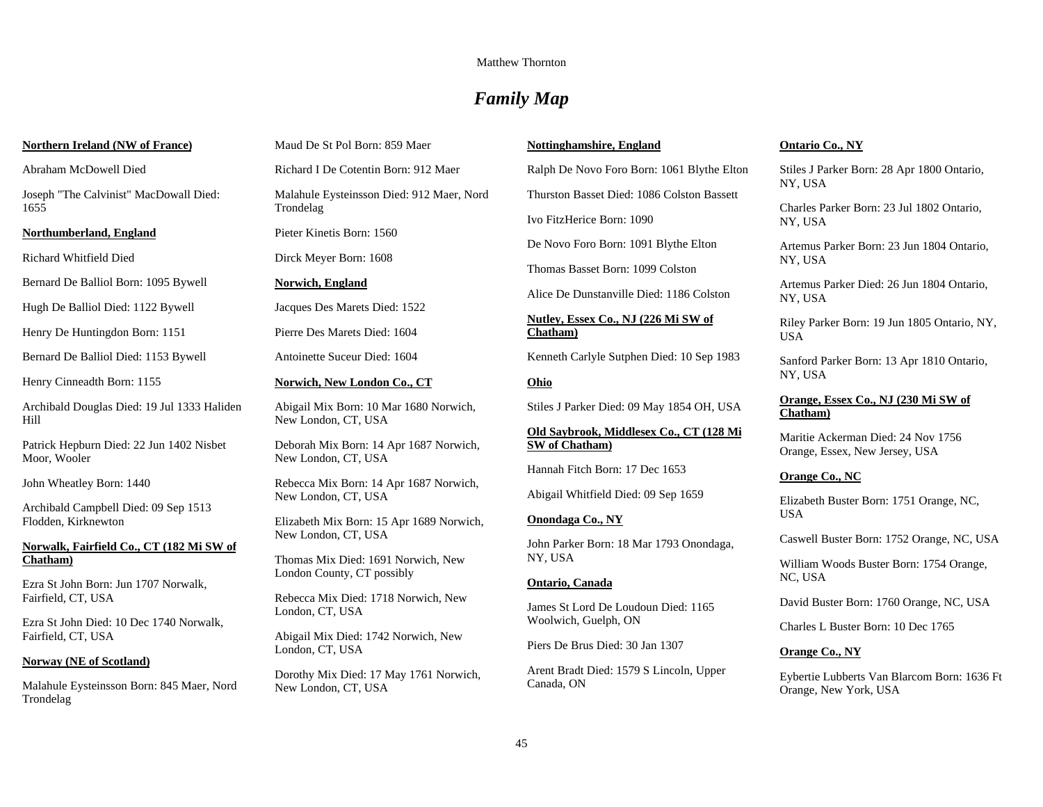# *Family Map*

**Northern Ireland (NW of France)**

Abraham McDowell Died

Joseph "The Calvinist" MacDowall Died: 1655

**Northumberland, England**

Richard Whitfield Died

Bernard De Balliol Born: 1095 Bywell

Hugh De Balliol Died: 1122 Bywell

Henry De Huntingdon Born: 1151

Bernard De Balliol Died: 1153 Bywell

Henry Cinneadth Born: 1155

Archibald Douglas Died: 19 Jul 1333 Haliden Hill

Patrick Hepburn Died: 22 Jun 1402 Nisbet Moor, Wooler

John Wheatley Born: 1440

Archibald Campbell Died: 09 Sep 1513 Flodden, Kirknewton

**Norwalk, Fairfield Co., CT (182 Mi SW of Chatham)**

Ezra St John Born: Jun 1707 Norwalk, Fairfield, CT, USA

Ezra St John Died: 10 Dec 1740 Norwalk, Fairfield, CT, USA

**Norway (NE of Scotland)**

Malahule Eysteinsson Born: 845 Maer, Nord Trondelag

Maud De St Pol Born: 859 Maer

Richard I De Cotentin Born: 912 Maer

Malahule Eysteinsson Died: 912 Maer, Nord Trondelag

Pieter Kinetis Born: 1560

Dirck Meyer Born: 1608

**Norwich, England**

Jacques Des Marets Died: 1522

Pierre Des Marets Died: 1604

Antoinette Suceur Died: 1604

**Norwich, New London Co., CT**

Abigail Mix Born: 10 Mar 1680 Norwich, New London, CT, USA

Deborah Mix Born: 14 Apr 1687 Norwich, New London, CT, USA

Rebecca Mix Born: 14 Apr 1687 Norwich, New London, CT, USA

Elizabeth Mix Born: 15 Apr 1689 Norwich, New London, CT, USA

Thomas Mix Died: 1691 Norwich, New London County, CT possibly

Rebecca Mix Died: 1718 Norwich, New London, CT, USA

Abigail Mix Died: 1742 Norwich, New London, CT, USA

Dorothy Mix Died: 17 May 1761 Norwich, New London, CT, USA

**Nottinghamshire, England**

Ralph De Novo Foro Born: 1061 Blythe Elton

Thurston Basset Died: 1086 Colston Bassett

Ivo FitzHerice Born: 1090

De Novo Foro Born: 1091 Blythe Elton

Thomas Basset Born: 1099 Colston

Alice De Dunstanville Died: 1186 Colston

**Nutley, Essex Co., NJ (226 Mi SW of Chatham)**

Kenneth Carlyle Sutphen Died: 10 Sep 1983

**Ohio**

Stiles J Parker Died: 09 May 1854 OH, USA

**Old Saybrook, Middlesex Co., CT (128 Mi SW of Chatham)**

Hannah Fitch Born: 17 Dec 1653

Abigail Whitfield Died: 09 Sep 1659

**Onondaga Co., NY**

John Parker Born: 18 Mar 1793 Onondaga, NY, USA

**Ontario, Canada**

James St Lord De Loudoun Died: 1165 Woolwich, Guelph, ON

Piers De Brus Died: 30 Jan 1307

Arent Bradt Died: 1579 S Lincoln, Upper Canada, ON

**Ontario Co., NY**

Stiles J Parker Born: 28 Apr 1800 Ontario, NY, USA

Charles Parker Born: 23 Jul 1802 Ontario, NY, USA

Artemus Parker Born: 23 Jun 1804 Ontario, NY, USA

Artemus Parker Died: 26 Jun 1804 Ontario, NY, USA

Riley Parker Born: 19 Jun 1805 Ontario, NY, USA

Sanford Parker Born: 13 Apr 1810 Ontario, NY, USA

**Orange, Essex Co., NJ (230 Mi SW of Chatham)**

Maritie Ackerman Died: 24 Nov 1756 Orange, Essex, New Jersey, USA

**Orange Co., NC**

Elizabeth Buster Born: 1751 Orange, NC, USA

Caswell Buster Born: 1752 Orange, NC, USA

William Woods Buster Born: 1754 Orange, NC, USA

David Buster Born: 1760 Orange, NC, USA

Charles L Buster Born: 10 Dec 1765

**Orange Co., NY**

Eybertie Lubberts Van Blarcom Born: 1636 Ft Orange, New York, USA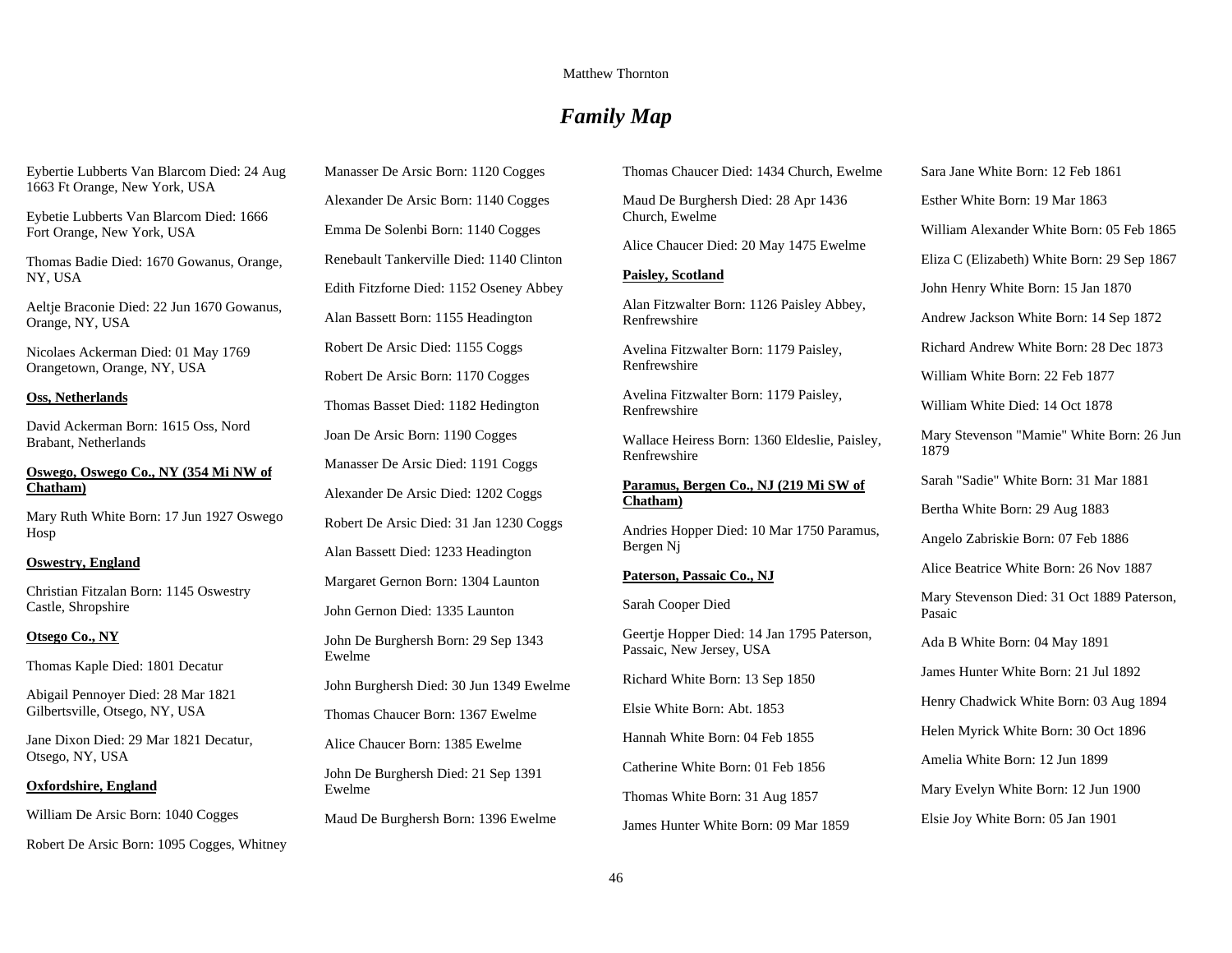# *Family Map*

Eybertie Lubberts Van Blarcom Died: 24 Aug 1663 Ft Orange, New York, USA

Eybetie Lubberts Van Blarcom Died: 1666 Fort Orange, New York, USA

Thomas Badie Died: 1670 Gowanus, Orange, NY, USA

Aeltje Braconie Died: 22 Jun 1670 Gowanus, Orange, NY, USA

Nicolaes Ackerman Died: 01 May 1769 Orangetown, Orange, NY, USA

**Oss, Netherlands**

David Ackerman Born: 1615 Oss, Nord Brabant, Netherlands

**Oswego, Oswego Co., NY (354 Mi NW of Chatham)**

Mary Ruth White Born: 17 Jun 1927 Oswego Hosp

**Oswestry, England**

Christian Fitzalan Born: 1145 Oswestry Castle, Shropshire

**Otsego Co., NY**

Thomas Kaple Died: 1801 Decatur

Abigail Pennoyer Died: 28 Mar 1821 Gilbertsville, Otsego, NY, USA

Jane Dixon Died: 29 Mar 1821 Decatur, Otsego, NY, USA

**Oxfordshire, England**

William De Arsic Born: 1040 Cogges

Robert De Arsic Born: 1095 Cogges, Whitney

Manasser De Arsic Born: 1120 Cogges

Alexander De Arsic Born: 1140 Cogges

Emma De Solenbi Born: 1140 Cogges

Renebault Tankerville Died: 1140 Clinton

Edith Fitzforne Died: 1152 Oseney Abbey

Alan Bassett Born: 1155 Headington

Robert De Arsic Died: 1155 Coggs

Robert De Arsic Born: 1170 Cogges

Thomas Basset Died: 1182 Hedington

Joan De Arsic Born: 1190 Cogges

Manasser De Arsic Died: 1191 Coggs

Alexander De Arsic Died: 1202 Coggs

Robert De Arsic Died: 31 Jan 1230 Coggs

Alan Bassett Died: 1233 Headington

Margaret Gernon Born: 1304 Launton

John Gernon Died: 1335 Launton

John De Burghersh Born: 29 Sep 1343 Ewelme

John Burghersh Died: 30 Jun 1349 Ewelme

Thomas Chaucer Born: 1367 Ewelme

Alice Chaucer Born: 1385 Ewelme

John De Burghersh Died: 21 Sep 1391 Ewelme

Maud De Burghersh Born: 1396 Ewelme

Thomas Chaucer Died: 1434 Church, Ewelme

Maud De Burghersh Died: 28 Apr 1436 Church, Ewelme

Alice Chaucer Died: 20 May 1475 Ewelme

**Paisley, Scotland**

Alan Fitzwalter Born: 1126 Paisley Abbey, Renfrewshire

Avelina Fitzwalter Born: 1179 Paisley, Renfrewshire

Avelina Fitzwalter Born: 1179 Paisley, Renfrewshire

Wallace Heiress Born: 1360 Eldeslie, Paisley, Renfrewshire

**Paramus, Bergen Co., NJ (219 Mi SW of Chatham)**

Andries Hopper Died: 10 Mar 1750 Paramus, Bergen Nj

**Paterson, Passaic Co., NJ**

Sarah Cooper Died

Geertje Hopper Died: 14 Jan 1795 Paterson, Passaic, New Jersey, USA

Richard White Born: 13 Sep 1850

Elsie White Born: Abt. 1853

Hannah White Born: 04 Feb 1855

Catherine White Born: 01 Feb 1856

Thomas White Born: 31 Aug 1857

James Hunter White Born: 09 Mar 1859

Sara Jane White Born: 12 Feb 1861

Esther White Born: 19 Mar 1863

William Alexander White Born: 05 Feb 1865

Eliza C (Elizabeth) White Born: 29 Sep 1867

John Henry White Born: 15 Jan 1870

Andrew Jackson White Born: 14 Sep 1872

Richard Andrew White Born: 28 Dec 1873

William White Born: 22 Feb 1877

William White Died: 14 Oct 1878

Mary Stevenson "Mamie" White Born: 26 Jun 1879

Sarah "Sadie" White Born: 31 Mar 1881

Bertha White Born: 29 Aug 1883

Angelo Zabriskie Born: 07 Feb 1886

Alice Beatrice White Born: 26 Nov 1887

Mary Stevenson Died: 31 Oct 1889 Paterson, Pasaic

Ada B White Born: 04 May 1891

James Hunter White Born: 21 Jul 1892

Henry Chadwick White Born: 03 Aug 1894

Helen Myrick White Born: 30 Oct 1896

Amelia White Born: 12 Jun 1899

Mary Evelyn White Born: 12 Jun 1900

Elsie Joy White Born: 05 Jan 1901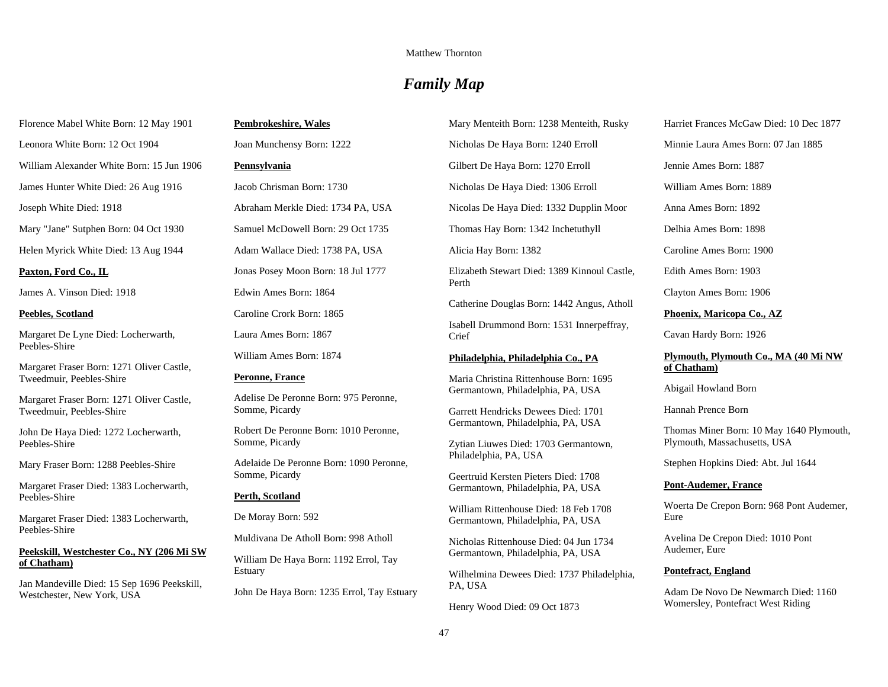# *Family Map*

Florence Mabel White Born: 12 May 1901

Leonora White Born: 12 Oct 1904

William Alexander White Born: 15 Jun 1906

James Hunter White Died: 26 Aug 1916

Joseph White Died: 1918

Mary "Jane" Sutphen Born: 04 Oct 1930

Helen Myrick White Died: 13 Aug 1944

**Paxton, Ford Co., IL**

James A. Vinson Died: 1918

**Peebles, Scotland**

Margaret De Lyne Died: Locherwarth, Peebles-Shire

Margaret Fraser Born: 1271 Oliver Castle, Tweedmuir, Peebles-Shire

Margaret Fraser Born: 1271 Oliver Castle, Tweedmuir, Peebles-Shire

John De Haya Died: 1272 Locherwarth, Peebles-Shire

Mary Fraser Born: 1288 Peebles-Shire

Margaret Fraser Died: 1383 Locherwarth, Peebles-Shire

Margaret Fraser Died: 1383 Locherwarth, Peebles-Shire

**Peekskill, Westchester Co., NY (206 Mi SW of Chatham)**

Jan Mandeville Died: 15 Sep 1696 Peekskill, Westchester, New York, USA

**Pembrokeshire, Wales**

Joan Munchensy Born: 1222

**Pennsylvania**

Jacob Chrisman Born: 1730

Abraham Merkle Died: 1734 PA, USA

Samuel McDowell Born: 29 Oct 1735

Adam Wallace Died: 1738 PA, USA

Jonas Posey Moon Born: 18 Jul 1777

Edwin Ames Born: 1864

Caroline Crork Born: 1865

Laura Ames Born: 1867

William Ames Born: 1874

**Peronne, France**

Adelise De Peronne Born: 975 Peronne, Somme, Picardy

Robert De Peronne Born: 1010 Peronne, Somme, Picardy

Adelaide De Peronne Born: 1090 Peronne, Somme, Picardy

**Perth, Scotland**

De Moray Born: 592

Muldivana De Atholl Born: 998 Atholl

William De Haya Born: 1192 Errol, Tay Estuary

John De Haya Born: 1235 Errol, Tay Estuary

Mary Menteith Born: 1238 Menteith, Rusky

Nicholas De Haya Born: 1240 Erroll

Gilbert De Haya Born: 1270 Erroll

Nicholas De Haya Died: 1306 Erroll

Nicolas De Haya Died: 1332 Dupplin Moor

Thomas Hay Born: 1342 Inchetuthyll

Alicia Hay Born: 1382

Elizabeth Stewart Died: 1389 Kinnoul Castle, Perth

Catherine Douglas Born: 1442 Angus, Atholl

Isabell Drummond Born: 1531 Innerpeffray, Crief

**Philadelphia, Philadelphia Co., PA**

Maria Christina Rittenhouse Born: 1695 Germantown, Philadelphia, PA, USA

Garrett Hendricks Dewees Died: 1701 Germantown, Philadelphia, PA, USA

Zytian Liuwes Died: 1703 Germantown, Philadelphia, PA, USA

Geertruid Kersten Pieters Died: 1708 Germantown, Philadelphia, PA, USA

William Rittenhouse Died: 18 Feb 1708 Germantown, Philadelphia, PA, USA

Nicholas Rittenhouse Died: 04 Jun 1734 Germantown, Philadelphia, PA, USA

Wilhelmina Dewees Died: 1737 Philadelphia, PA, USA

Henry Wood Died: 09 Oct 1873

Harriet Frances McGaw Died: 10 Dec 1877

Minnie Laura Ames Born: 07 Jan 1885

Jennie Ames Born: 1887

William Ames Born: 1889

Anna Ames Born: 1892

Delhia Ames Born: 1898

Caroline Ames Born: 1900

Edith Ames Born: 1903

Clayton Ames Born: 1906

**Phoenix, Maricopa Co., AZ**

Cavan Hardy Born: 1926

**Plymouth, Plymouth Co., MA (40 Mi NW of Chatham)**

Abigail Howland Born

Hannah Prence Born

Thomas Miner Born: 10 May 1640 Plymouth, Plymouth, Massachusetts, USA

Stephen Hopkins Died: Abt. Jul 1644

**Pont-Audemer, France**

Woerta De Crepon Born: 968 Pont Audemer, Eure

Avelina De Crepon Died: 1010 Pont Audemer, Eure

**Pontefract, England**

Adam De Novo De Newmarch Died: 1160 Womersley, Pontefract West Riding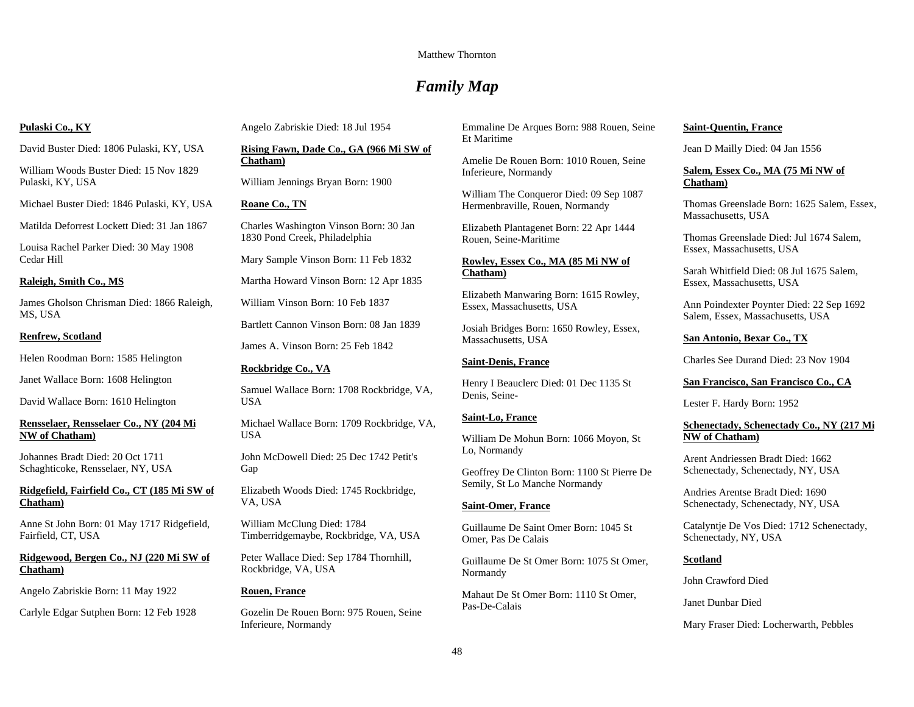# *Family Map*

**Pulaski Co., KY**

David Buster Died: 1806 Pulaski, KY, USA

William Woods Buster Died: 15 Nov 1829 Pulaski, KY, USA

Michael Buster Died: 1846 Pulaski, KY, USA

Matilda Deforrest Lockett Died: 31 Jan 1867

Louisa Rachel Parker Died: 30 May 1908 Cedar Hill

**Raleigh, Smith Co., MS**

James Gholson Chrisman Died: 1866 Raleigh, MS, USA

**Renfrew, Scotland**

Helen Roodman Born: 1585 Helington

Janet Wallace Born: 1608 Helington

David Wallace Born: 1610 Helington

**Rensselaer, Rensselaer Co., NY (204 Mi NW of Chatham)**

Johannes Bradt Died: 20 Oct 1711 Schaghticoke, Rensselaer, NY, USA

**Ridgefield, Fairfield Co., CT (185 Mi SW of Chatham)**

Anne St John Born: 01 May 1717 Ridgefield, Fairfield, CT, USA

**Ridgewood, Bergen Co., NJ (220 Mi SW of Chatham)**

Angelo Zabriskie Born: 11 May 1922

Carlyle Edgar Sutphen Born: 12 Feb 1928

Angelo Zabriskie Died: 18 Jul 1954

**Rising Fawn, Dade Co., GA (966 Mi SW of Chatham)**

William Jennings Bryan Born: 1900

**Roane Co., TN**

Charles Washington Vinson Born: 30 Jan 1830 Pond Creek, Philadelphia

Mary Sample Vinson Born: 11 Feb 1832

Martha Howard Vinson Born: 12 Apr 1835

William Vinson Born: 10 Feb 1837

Bartlett Cannon Vinson Born: 08 Jan 1839

James A. Vinson Born: 25 Feb 1842

**Rockbridge Co., VA**

Samuel Wallace Born: 1708 Rockbridge, VA, USA

Michael Wallace Born: 1709 Rockbridge, VA, USA

John McDowell Died: 25 Dec 1742 Petit's Gap

Elizabeth Woods Died: 1745 Rockbridge, VA, USA

William McClung Died: 1784 Timberridgemaybe, Rockbridge, VA, USA

Peter Wallace Died: Sep 1784 Thornhill, Rockbridge, VA, USA

**Rouen, France**

Gozelin De Rouen Born: 975 Rouen, Seine Inferieure, Normandy

Emmaline De Arques Born: 988 Rouen, Seine Et Maritime

Amelie De Rouen Born: 1010 Rouen, Seine Inferieure, Normandy

William The Conqueror Died: 09 Sep 1087 Hermenbraville, Rouen, Normandy

Elizabeth Plantagenet Born: 22 Apr 1444 Rouen, Seine-Maritime

**Rowley, Essex Co., MA (85 Mi NW of Chatham)**

Elizabeth Manwaring Born: 1615 Rowley, Essex, Massachusetts, USA

Josiah Bridges Born: 1650 Rowley, Essex, Massachusetts, USA

**Saint-Denis, France**

Henry I Beauclerc Died: 01 Dec 1135 St Denis, Seine-

**Saint-Lo, France**

William De Mohun Born: 1066 Moyon, St Lo, Normandy

Geoffrey De Clinton Born: 1100 St Pierre De Semily, St Lo Manche Normandy

**Saint-Omer, France**

Guillaume De Saint Omer Born: 1045 St Omer, Pas De Calais

Guillaume De St Omer Born: 1075 St Omer, Normandy

Mahaut De St Omer Born: 1110 St Omer, Pas-De-Calais

**Saint-Quentin, France**

Jean D Mailly Died: 04 Jan 1556

**Salem, Essex Co., MA (75 Mi NW of Chatham)**

Thomas Greenslade Born: 1625 Salem, Essex, Massachusetts, USA

Thomas Greenslade Died: Jul 1674 Salem, Essex, Massachusetts, USA

Sarah Whitfield Died: 08 Jul 1675 Salem, Essex, Massachusetts, USA

Ann Poindexter Poynter Died: 22 Sep 1692 Salem, Essex, Massachusetts, USA

**San Antonio, Bexar Co., TX**

Charles See Durand Died: 23 Nov 1904

**San Francisco, San Francisco Co., CA**

Lester F. Hardy Born: 1952

**Schenectady, Schenectady Co., NY (217 Mi NW of Chatham)**

Arent Andriessen Bradt Died: 1662 Schenectady, Schenectady, NY, USA

Andries Arentse Bradt Died: 1690 Schenectady, Schenectady, NY, USA

Catalyntje De Vos Died: 1712 Schenectady, Schenectady, NY, USA

**Scotland**

John Crawford Died

Janet Dunbar Died

Mary Fraser Died: Locherwarth, Pebbles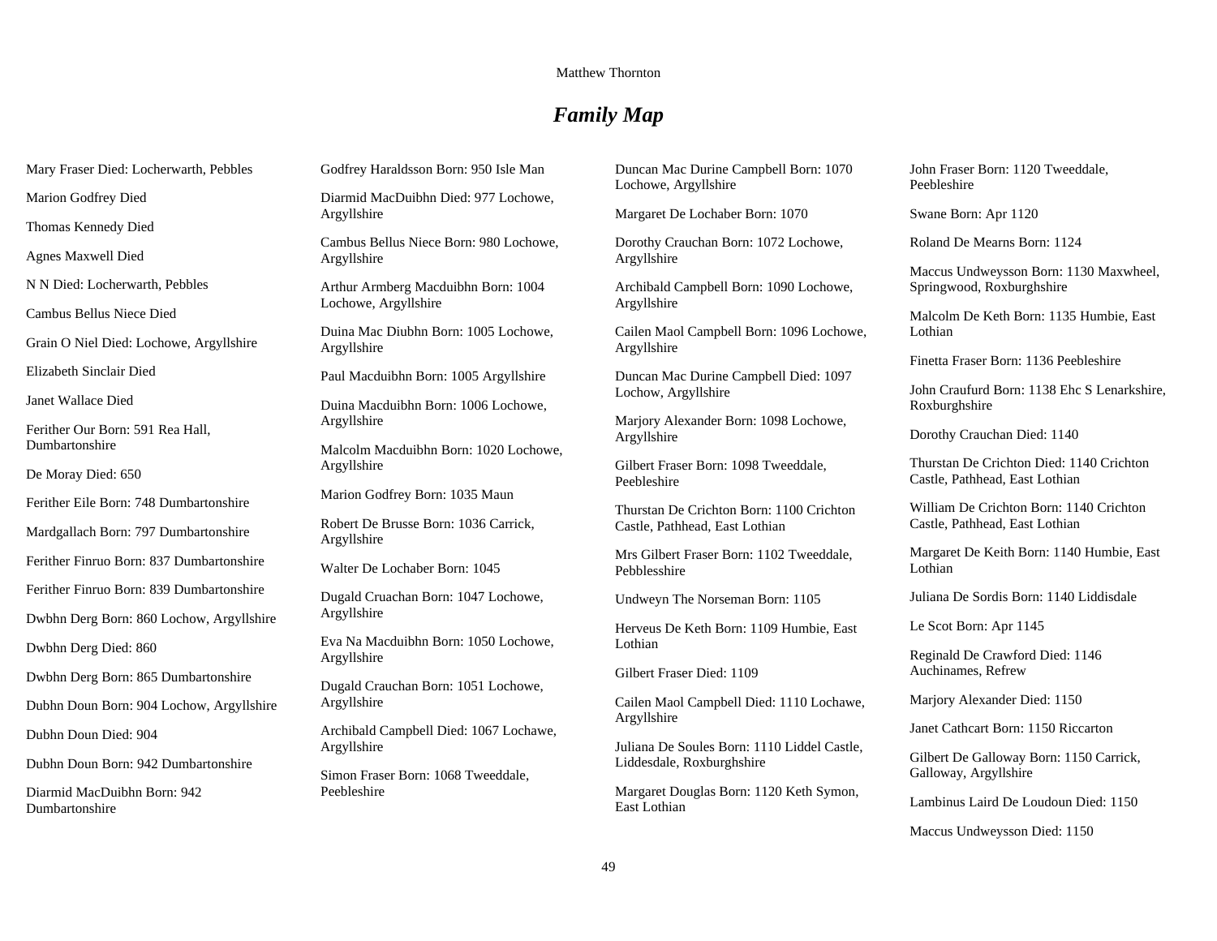# *Family Map*

Mary Fraser Died: Locherwarth, Pebbles

Marion Godfrey Died

Thomas Kennedy Died

Agnes Maxwell Died

N N Died: Locherwarth, Pebbles

Cambus Bellus Niece Died

Grain O Niel Died: Lochowe, Argyllshire

Elizabeth Sinclair Died

Janet Wallace Died

Ferither Our Born: 591 Rea Hall, Dumbartonshire

De Moray Died: 650

Ferither Eile Born: 748 Dumbartonshire

Mardgallach Born: 797 Dumbartonshire

Ferither Finruo Born: 837 Dumbartonshire

Ferither Finruo Born: 839 Dumbartonshire

Dwbhn Derg Born: 860 Lochow, Argyllshire

Dwbhn Derg Died: 860

Dwbhn Derg Born: 865 Dumbartonshire

Dubhn Doun Born: 904 Lochow, Argyllshire

Dubhn Doun Died: 904

Dubhn Doun Born: 942 Dumbartonshire

Diarmid MacDuibhn Born: 942 Dumbartonshire

Godfrey Haraldsson Born: 950 Isle Man

Diarmid MacDuibhn Died: 977 Lochowe, Argyllshire

Cambus Bellus Niece Born: 980 Lochowe, Argyllshire

Arthur Armberg Macduibhn Born: 1004 Lochowe, Argyllshire

Duina Mac Diubhn Born: 1005 Lochowe, Argyllshire

Paul Macduibhn Born: 1005 Argyllshire

Duina Macduibhn Born: 1006 Lochowe, Argyllshire

Malcolm Macduibhn Born: 1020 Lochowe, Argyllshire

Marion Godfrey Born: 1035 Maun

Robert De Brusse Born: 1036 Carrick, Argyllshire

Walter De Lochaber Born: 1045

Dugald Cruachan Born: 1047 Lochowe, Argyllshire

Eva Na Macduibhn Born: 1050 Lochowe, Argyllshire

Dugald Crauchan Born: 1051 Lochowe, Argyllshire

Archibald Campbell Died: 1067 Lochawe, Argyllshire

Simon Fraser Born: 1068 Tweeddale, Peebleshire

Duncan Mac Durine Campbell Born: 1070 Lochowe, Argyllshire

Margaret De Lochaber Born: 1070

Dorothy Crauchan Born: 1072 Lochowe, Argyllshire

Archibald Campbell Born: 1090 Lochowe, Argyllshire

Cailen Maol Campbell Born: 1096 Lochowe, Argyllshire

Duncan Mac Durine Campbell Died: 1097 Lochow, Argyllshire

Marjory Alexander Born: 1098 Lochowe, Argyllshire

Gilbert Fraser Born: 1098 Tweeddale, Peebleshire

Thurstan De Crichton Born: 1100 Crichton Castle, Pathhead, East Lothian

Mrs Gilbert Fraser Born: 1102 Tweeddale, Pebblesshire

Undweyn The Norseman Born: 1105

Herveus De Keth Born: 1109 Humbie, East Lothian

Gilbert Fraser Died: 1109

Cailen Maol Campbell Died: 1110 Lochawe, Argyllshire

Juliana De Soules Born: 1110 Liddel Castle, Liddesdale, Roxburghshire

Margaret Douglas Born: 1120 Keth Symon, East Lothian

John Fraser Born: 1120 Tweeddale, Peebleshire

Swane Born: Apr 1120

Roland De Mearns Born: 1124

Maccus Undweysson Born: 1130 Maxwheel, Springwood, Roxburghshire

Malcolm De Keth Born: 1135 Humbie, East Lothian

Finetta Fraser Born: 1136 Peebleshire

John Craufurd Born: 1138 Ehc S Lenarkshire, Roxburghshire

Dorothy Crauchan Died: 1140

Thurstan De Crichton Died: 1140 Crichton Castle, Pathhead, East Lothian

William De Crichton Born: 1140 Crichton Castle, Pathhead, East Lothian

Margaret De Keith Born: 1140 Humbie, East Lothian

Juliana De Sordis Born: 1140 Liddisdale

Le Scot Born: Apr 1145

Reginald De Crawford Died: 1146 Auchinames, Refrew

Marjory Alexander Died: 1150

Janet Cathcart Born: 1150 Riccarton

Gilbert De Galloway Born: 1150 Carrick, Galloway, Argyllshire

Lambinus Laird De Loudoun Died: 1150

Maccus Undweysson Died: 1150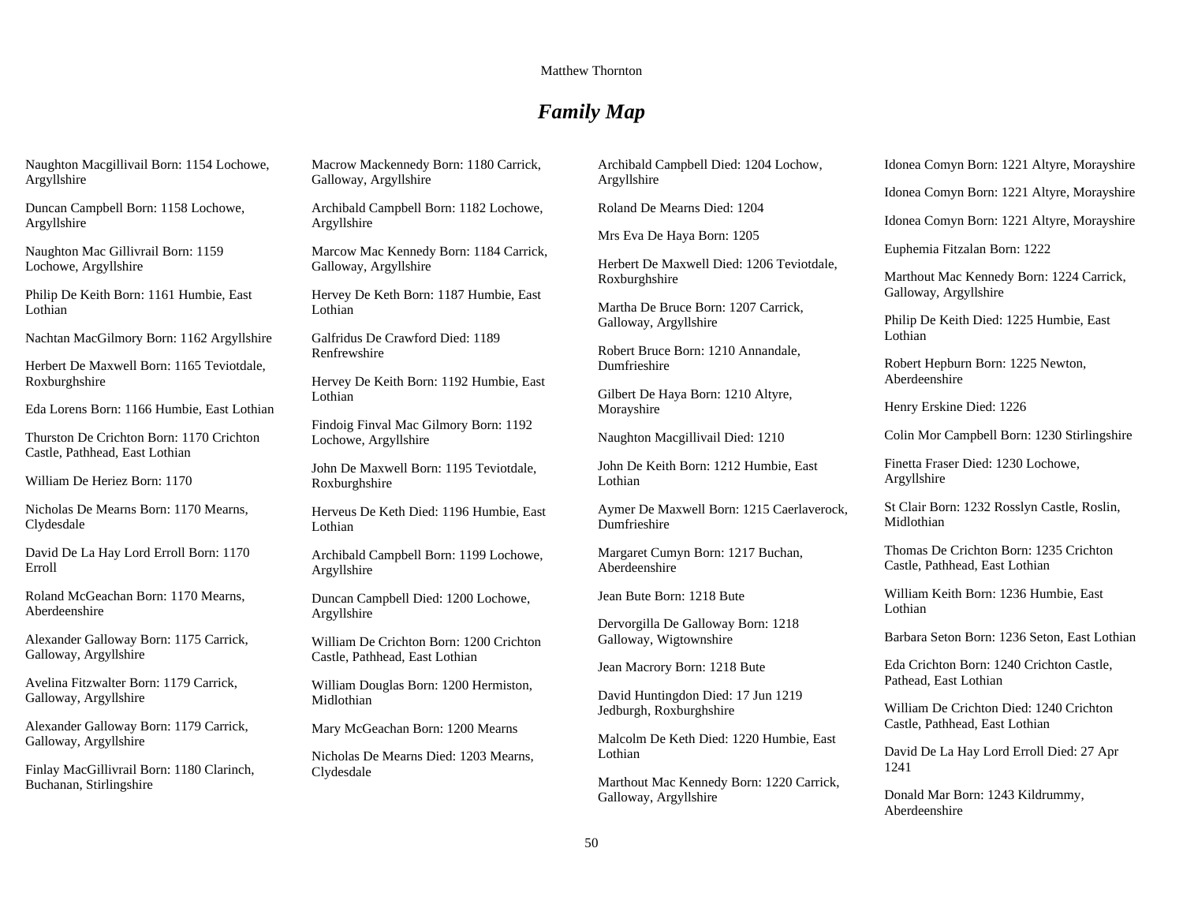# *Family Map*

Naughton Macgillivail Born: 1154 Lochowe, Argyllshire

Duncan Campbell Born: 1158 Lochowe, Argyllshire

Naughton Mac Gillivrail Born: 1159 Lochowe, Argyllshire

Philip De Keith Born: 1161 Humbie, East Lothian

Nachtan MacGilmory Born: 1162 Argyllshire

Herbert De Maxwell Born: 1165 Teviotdale, Roxburghshire

Eda Lorens Born: 1166 Humbie, East Lothian

Thurston De Crichton Born: 1170 Crichton Castle, Pathhead, East Lothian

William De Heriez Born: 1170

Nicholas De Mearns Born: 1170 Mearns, Clydesdale

David De La Hay Lord Erroll Born: 1170 Erroll

Roland McGeachan Born: 1170 Mearns, Aberdeenshire

Alexander Galloway Born: 1175 Carrick, Galloway, Argyllshire

Avelina Fitzwalter Born: 1179 Carrick, Galloway, Argyllshire

Alexander Galloway Born: 1179 Carrick, Galloway, Argyllshire

Finlay MacGillivrail Born: 1180 Clarinch, Buchanan, Stirlingshire

Macrow Mackennedy Born: 1180 Carrick, Galloway, Argyllshire

Archibald Campbell Born: 1182 Lochowe, Argyllshire

Marcow Mac Kennedy Born: 1184 Carrick, Galloway, Argyllshire

Hervey De Keth Born: 1187 Humbie, East Lothian

Galfridus De Crawford Died: 1189 Renfrewshire

Hervey De Keith Born: 1192 Humbie, East Lothian

Findoig Finval Mac Gilmory Born: 1192 Lochowe, Argyllshire

John De Maxwell Born: 1195 Teviotdale, Roxburghshire

Herveus De Keth Died: 1196 Humbie, East Lothian

Archibald Campbell Born: 1199 Lochowe, Argyllshire

Duncan Campbell Died: 1200 Lochowe, Argyllshire

William De Crichton Born: 1200 Crichton Castle, Pathhead, East Lothian

William Douglas Born: 1200 Hermiston, Midlothian

Mary McGeachan Born: 1200 Mearns

Nicholas De Mearns Died: 1203 Mearns, Clydesdale

Archibald Campbell Died: 1204 Lochow, Argyllshire

Roland De Mearns Died: 1204

Mrs Eva De Haya Born: 1205

Herbert De Maxwell Died: 1206 Teviotdale, Roxburghshire

Martha De Bruce Born: 1207 Carrick, Galloway, Argyllshire

Robert Bruce Born: 1210 Annandale, Dumfrieshire

Gilbert De Haya Born: 1210 Altyre, Morayshire

Naughton Macgillivail Died: 1210

John De Keith Born: 1212 Humbie, East Lothian

Aymer De Maxwell Born: 1215 Caerlaverock, Dumfrieshire

Margaret Cumyn Born: 1217 Buchan, Aberdeenshire

Jean Bute Born: 1218 Bute

Dervorgilla De Galloway Born: 1218 Galloway, Wigtownshire

Jean Macrory Born: 1218 Bute

David Huntingdon Died: 17 Jun 1219 Jedburgh, Roxburghshire

Malcolm De Keth Died: 1220 Humbie, East Lothian

Marthout Mac Kennedy Born: 1220 Carrick, Galloway, Argyllshire

Idonea Comyn Born: 1221 Altyre, Morayshire

Idonea Comyn Born: 1221 Altyre, Morayshire

Idonea Comyn Born: 1221 Altyre, Morayshire

Euphemia Fitzalan Born: 1222

Marthout Mac Kennedy Born: 1224 Carrick, Galloway, Argyllshire

Philip De Keith Died: 1225 Humbie, East Lothian

Robert Hepburn Born: 1225 Newton, Aberdeenshire

Henry Erskine Died: 1226

Colin Mor Campbell Born: 1230 Stirlingshire

Finetta Fraser Died: 1230 Lochowe, Argyllshire

St Clair Born: 1232 Rosslyn Castle, Roslin, Midlothian

Thomas De Crichton Born: 1235 Crichton Castle, Pathhead, East Lothian

William Keith Born: 1236 Humbie, East Lothian

Barbara Seton Born: 1236 Seton, East Lothian

Eda Crichton Born: 1240 Crichton Castle, Pathead, East Lothian

William De Crichton Died: 1240 Crichton Castle, Pathhead, East Lothian

David De La Hay Lord Erroll Died: 27 Apr 1241

Donald Mar Born: 1243 Kildrummy, Aberdeenshire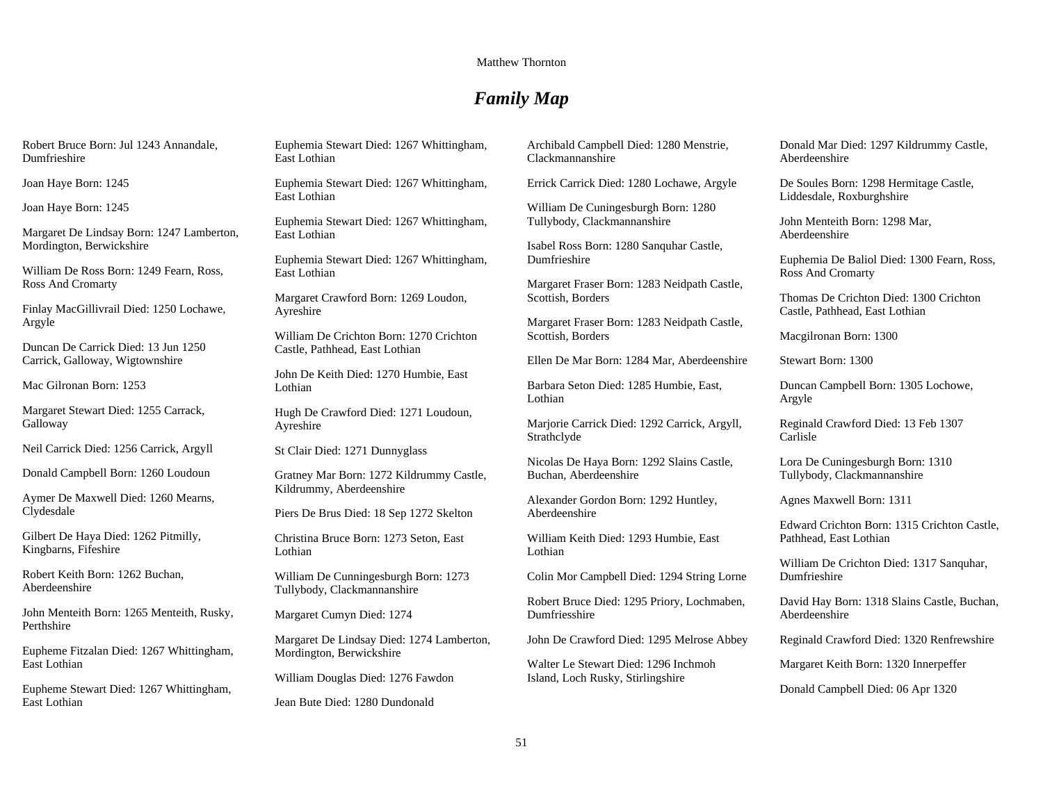# *Family Map*

Robert Bruce Born: Jul 1243 Annandale, Dumfrieshire

Joan Haye Born: 1245

Joan Haye Born: 1245

Margaret De Lindsay Born: 1247 Lamberton, Mordington, Berwickshire

William De Ross Born: 1249 Fearn, Ross, Ross And Cromarty

Finlay MacGillivrail Died: 1250 Lochawe, Argyle

Duncan De Carrick Died: 13 Jun 1250 Carrick, Galloway, Wigtownshire

Mac Gilronan Born: 1253

Margaret Stewart Died: 1255 Carrack, Galloway

Neil Carrick Died: 1256 Carrick, Argyll

Donald Campbell Born: 1260 Loudoun

Aymer De Maxwell Died: 1260 Mearns, Clydesdale

Gilbert De Haya Died: 1262 Pitmilly, Kingbarns, Fifeshire

Robert Keith Born: 1262 Buchan, Aberdeenshire

John Menteith Born: 1265 Menteith, Rusky, Perthshire

Eupheme Fitzalan Died: 1267 Whittingham, East Lothian

Eupheme Stewart Died: 1267 Whittingham, East Lothian

Euphemia Stewart Died: 1267 Whittingham, East Lothian

Euphemia Stewart Died: 1267 Whittingham, East Lothian

Euphemia Stewart Died: 1267 Whittingham, East Lothian

Euphemia Stewart Died: 1267 Whittingham, East Lothian

Margaret Crawford Born: 1269 Loudon, Ayreshire

William De Crichton Born: 1270 Crichton Castle, Pathhead, East Lothian

John De Keith Died: 1270 Humbie, East Lothian

Hugh De Crawford Died: 1271 Loudoun, Ayreshire

St Clair Died: 1271 Dunnyglass

Gratney Mar Born: 1272 Kildrummy Castle, Kildrummy, Aberdeenshire

Piers De Brus Died: 18 Sep 1272 Skelton

Christina Bruce Born: 1273 Seton, East Lothian

William De Cunningesburgh Born: 1273 Tullybody, Clackmannanshire

Margaret Cumyn Died: 1274

Margaret De Lindsay Died: 1274 Lamberton, Mordington, Berwickshire

William Douglas Died: 1276 Fawdon

Jean Bute Died: 1280 Dundonald

Archibald Campbell Died: 1280 Menstrie, Clackmannanshire

Errick Carrick Died: 1280 Lochawe, Argyle

William De Cuningesburgh Born: 1280 Tullybody, Clackmannanshire

Isabel Ross Born: 1280 Sanquhar Castle, Dumfrieshire

Margaret Fraser Born: 1283 Neidpath Castle, Scottish, Borders

Margaret Fraser Born: 1283 Neidpath Castle, Scottish, Borders

Ellen De Mar Born: 1284 Mar, Aberdeenshire

Barbara Seton Died: 1285 Humbie, East, Lothian

Marjorie Carrick Died: 1292 Carrick, Argyll, Strathclyde

Nicolas De Haya Born: 1292 Slains Castle, Buchan, Aberdeenshire

Alexander Gordon Born: 1292 Huntley, Aberdeenshire

William Keith Died: 1293 Humbie, East Lothian

Colin Mor Campbell Died: 1294 String Lorne

Robert Bruce Died: 1295 Priory, Lochmaben, Dumfriesshire

John De Crawford Died: 1295 Melrose Abbey

Walter Le Stewart Died: 1296 Inchmoh Island, Loch Rusky, Stirlingshire

Donald Mar Died: 1297 Kildrummy Castle, Aberdeenshire

De Soules Born: 1298 Hermitage Castle, Liddesdale, Roxburghshire

John Menteith Born: 1298 Mar, Aberdeenshire

Euphemia De Baliol Died: 1300 Fearn, Ross, Ross And Cromarty

Thomas De Crichton Died: 1300 Crichton Castle, Pathhead, East Lothian

Macgilronan Born: 1300

Stewart Born: 1300

Duncan Campbell Born: 1305 Lochowe, Argyle

Reginald Crawford Died: 13 Feb 1307 Carlisle

Lora De Cuningesburgh Born: 1310 Tullybody, Clackmannanshire

Agnes Maxwell Born: 1311

Edward Crichton Born: 1315 Crichton Castle, Pathhead, East Lothian

William De Crichton Died: 1317 Sanquhar, Dumfrieshire

David Hay Born: 1318 Slains Castle, Buchan, Aberdeenshire

Reginald Crawford Died: 1320 Renfrewshire

Margaret Keith Born: 1320 Innerpeffer

Donald Campbell Died: 06 Apr 1320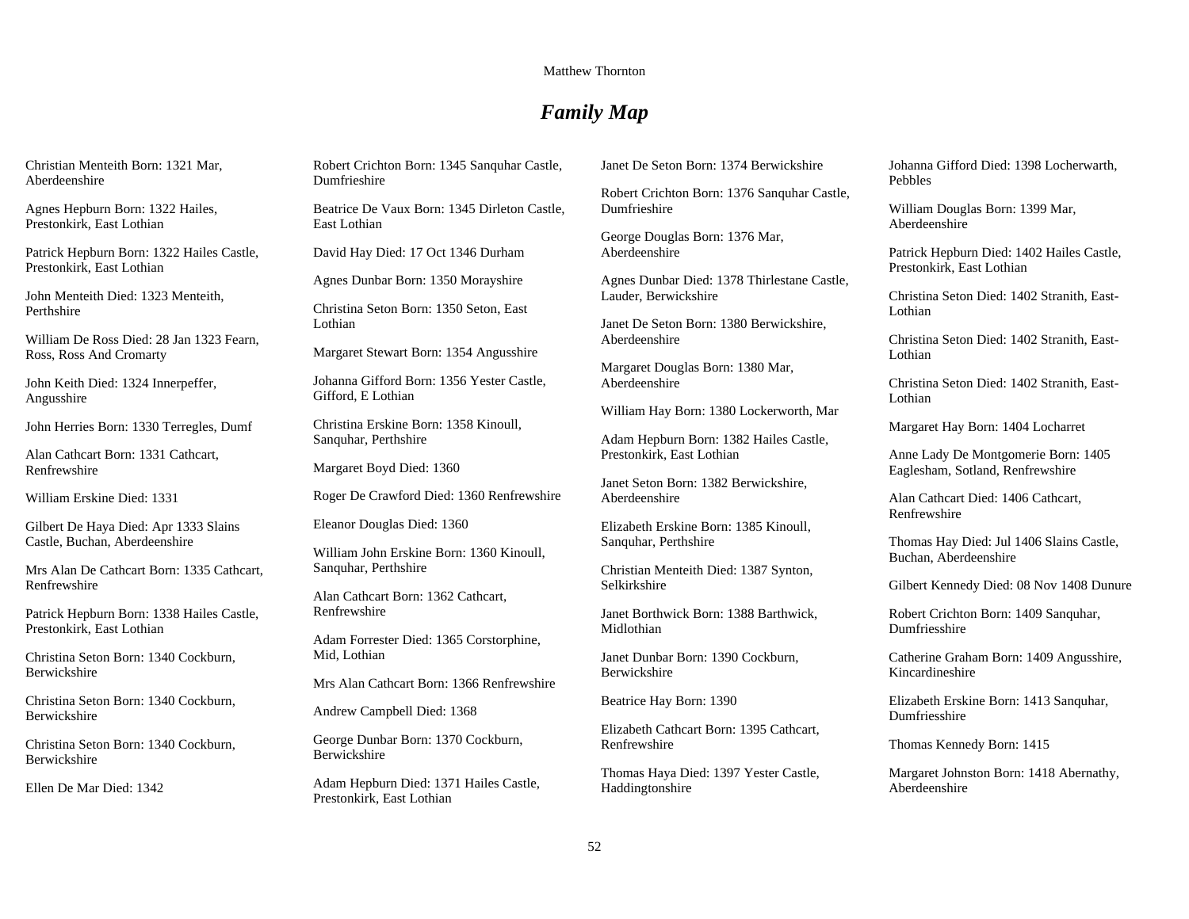# *Family Map*

Christian Menteith Born: 1321 Mar, Aberdeenshire

Agnes Hepburn Born: 1322 Hailes, Prestonkirk, East Lothian

Patrick Hepburn Born: 1322 Hailes Castle, Prestonkirk, East Lothian

John Menteith Died: 1323 Menteith, Perthshire

William De Ross Died: 28 Jan 1323 Fearn, Ross, Ross And Cromarty

John Keith Died: 1324 Innerpeffer, Angusshire

John Herries Born: 1330 Terregles, Dumf

Alan Cathcart Born: 1331 Cathcart, Renfrewshire

William Erskine Died: 1331

Gilbert De Haya Died: Apr 1333 Slains Castle, Buchan, Aberdeenshire

Mrs Alan De Cathcart Born: 1335 Cathcart, Renfrewshire

Patrick Hepburn Born: 1338 Hailes Castle, Prestonkirk, East Lothian

Christina Seton Born: 1340 Cockburn, Berwickshire

Christina Seton Born: 1340 Cockburn, Berwickshire

Christina Seton Born: 1340 Cockburn, Berwickshire

Ellen De Mar Died: 1342

Robert Crichton Born: 1345 Sanquhar Castle, Dumfrieshire

Beatrice De Vaux Born: 1345 Dirleton Castle, East Lothian

David Hay Died: 17 Oct 1346 Durham

Agnes Dunbar Born: 1350 Morayshire

Christina Seton Born: 1350 Seton, East Lothian

Margaret Stewart Born: 1354 Angusshire

Johanna Gifford Born: 1356 Yester Castle, Gifford, E Lothian

Christina Erskine Born: 1358 Kinoull, Sanquhar, Perthshire

Margaret Boyd Died: 1360

Roger De Crawford Died: 1360 Renfrewshire

Eleanor Douglas Died: 1360

William John Erskine Born: 1360 Kinoull, Sanquhar, Perthshire

Alan Cathcart Born: 1362 Cathcart, Renfrewshire

Adam Forrester Died: 1365 Corstorphine, Mid, Lothian

Mrs Alan Cathcart Born: 1366 Renfrewshire

Andrew Campbell Died: 1368

George Dunbar Born: 1370 Cockburn, Berwickshire

Adam Hepburn Died: 1371 Hailes Castle, Prestonkirk, East Lothian

Janet De Seton Born: 1374 Berwickshire

Robert Crichton Born: 1376 Sanquhar Castle, Dumfrieshire

George Douglas Born: 1376 Mar, Aberdeenshire

Agnes Dunbar Died: 1378 Thirlestane Castle, Lauder, Berwickshire

Janet De Seton Born: 1380 Berwickshire, Aberdeenshire

Margaret Douglas Born: 1380 Mar, Aberdeenshire

William Hay Born: 1380 Lockerworth, Mar

Adam Hepburn Born: 1382 Hailes Castle, Prestonkirk, East Lothian

Janet Seton Born: 1382 Berwickshire, Aberdeenshire

Elizabeth Erskine Born: 1385 Kinoull, Sanquhar, Perthshire

Christian Menteith Died: 1387 Synton, Selkirkshire

Janet Borthwick Born: 1388 Barthwick, Midlothian

Janet Dunbar Born: 1390 Cockburn, Berwickshire

Beatrice Hay Born: 1390

Elizabeth Cathcart Born: 1395 Cathcart, Renfrewshire

Thomas Haya Died: 1397 Yester Castle, Haddingtonshire

Johanna Gifford Died: 1398 Locherwarth, Pebbles

William Douglas Born: 1399 Mar, Aberdeenshire

Patrick Hepburn Died: 1402 Hailes Castle, Prestonkirk, East Lothian

Christina Seton Died: 1402 Stranith, East-Lothian

Christina Seton Died: 1402 Stranith, East-Lothian

Christina Seton Died: 1402 Stranith, East-Lothian

Margaret Hay Born: 1404 Locharret

Anne Lady De Montgomerie Born: 1405 Eaglesham, Sotland, Renfrewshire

Alan Cathcart Died: 1406 Cathcart, Renfrewshire

Thomas Hay Died: Jul 1406 Slains Castle, Buchan, Aberdeenshire

Gilbert Kennedy Died: 08 Nov 1408 Dunure

Robert Crichton Born: 1409 Sanquhar, Dumfriesshire

Catherine Graham Born: 1409 Angusshire, Kincardineshire

Elizabeth Erskine Born: 1413 Sanquhar, Dumfriesshire

Thomas Kennedy Born: 1415

Margaret Johnston Born: 1418 Abernathy, Aberdeenshire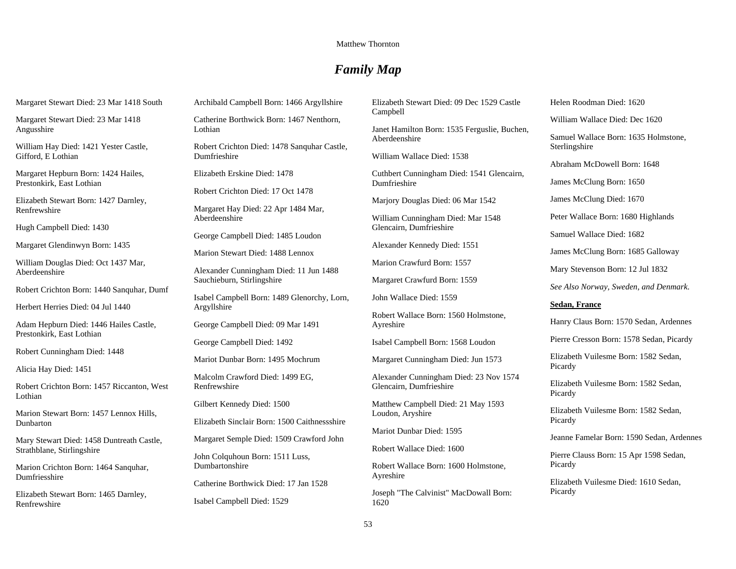# *Family Map*

Margaret Stewart Died: 23 Mar 1418 South

Margaret Stewart Died: 23 Mar 1418 Angusshire

William Hay Died: 1421 Yester Castle, Gifford, E Lothian

Margaret Hepburn Born: 1424 Hailes, Prestonkirk, East Lothian

Elizabeth Stewart Born: 1427 Darnley, Renfrewshire

Hugh Campbell Died: 1430

Margaret Glendinwyn Born: 1435

William Douglas Died: Oct 1437 Mar, Aberdeenshire

Robert Crichton Born: 1440 Sanquhar, Dumf

Herbert Herries Died: 04 Jul 1440

Adam Hepburn Died: 1446 Hailes Castle, Prestonkirk, East Lothian

Robert Cunningham Died: 1448

Alicia Hay Died: 1451

Robert Crichton Born: 1457 Riccanton, West Lothian

Marion Stewart Born: 1457 Lennox Hills, Dunbarton

Mary Stewart Died: 1458 Duntreath Castle, Strathblane, Stirlingshire

Marion Crichton Born: 1464 Sanquhar, Dumfriesshire

Elizabeth Stewart Born: 1465 Darnley, Renfrewshire

Archibald Campbell Born: 1466 Argyllshire

Catherine Borthwick Born: 1467 Nenthorn, Lothian

Robert Crichton Died: 1478 Sanquhar Castle, Dumfrieshire

Elizabeth Erskine Died: 1478

Robert Crichton Died: 17 Oct 1478

Margaret Hay Died: 22 Apr 1484 Mar, Aberdeenshire

George Campbell Died: 1485 Loudon

Marion Stewart Died: 1488 Lennox

Alexander Cunningham Died: 11 Jun 1488 Sauchieburn, Stirlingshire

Isabel Campbell Born: 1489 Glenorchy, Lorn, Argyllshire

George Campbell Died: 09 Mar 1491

George Campbell Died: 1492

Mariot Dunbar Born: 1495 Mochrum

Malcolm Crawford Died: 1499 EG, Renfrewshire

Gilbert Kennedy Died: 1500

Elizabeth Sinclair Born: 1500 Caithnessshire

Margaret Semple Died: 1509 Crawford John

John Colquhoun Born: 1511 Luss, Dumbartonshire

Catherine Borthwick Died: 17 Jan 1528

Isabel Campbell Died: 1529

Elizabeth Stewart Died: 09 Dec 1529 Castle Campbell

Janet Hamilton Born: 1535 Ferguslie, Buchen, Aberdeenshire

William Wallace Died: 1538

Cuthbert Cunningham Died: 1541 Glencairn, Dumfrieshire

Marjory Douglas Died: 06 Mar 1542

William Cunningham Died: Mar 1548 Glencairn, Dumfrieshire

Alexander Kennedy Died: 1551

Marion Crawfurd Born: 1557

Margaret Crawfurd Born: 1559

John Wallace Died: 1559

Robert Wallace Born: 1560 Holmstone, Ayreshire

Isabel Campbell Born: 1568 Loudon

Margaret Cunningham Died: Jun 1573

Alexander Cunningham Died: 23 Nov 1574 Glencairn, Dumfrieshire

Matthew Campbell Died: 21 May 1593 Loudon, Aryshire

Mariot Dunbar Died: 1595

Robert Wallace Died: 1600

Robert Wallace Born: 1600 Holmstone, Ayreshire

Joseph "The Calvinist" MacDowall Born: 1620

Helen Roodman Died: 1620

William Wallace Died: Dec 1620

Samuel Wallace Born: 1635 Holmstone, Sterlingshire

Abraham McDowell Born: 1648

James McClung Born: 1650

James McClung Died: 1670

Peter Wallace Born: 1680 Highlands

Samuel Wallace Died: 1682

James McClung Born: 1685 Galloway

Mary Stevenson Born: 12 Jul 1832

*See Also Norway, Sweden, and Denmark.*

**Sedan, France**

Hanry Claus Born: 1570 Sedan, Ardennes

Pierre Cresson Born: 1578 Sedan, Picardy

Elizabeth Vuilesme Born: 1582 Sedan, Picardy

Elizabeth Vuilesme Born: 1582 Sedan, Picardy

Elizabeth Vuilesme Born: 1582 Sedan, Picardy

Jeanne Famelar Born: 1590 Sedan, Ardennes

Pierre Clauss Born: 15 Apr 1598 Sedan, Picardy

Elizabeth Vuilesme Died: 1610 Sedan, Picardy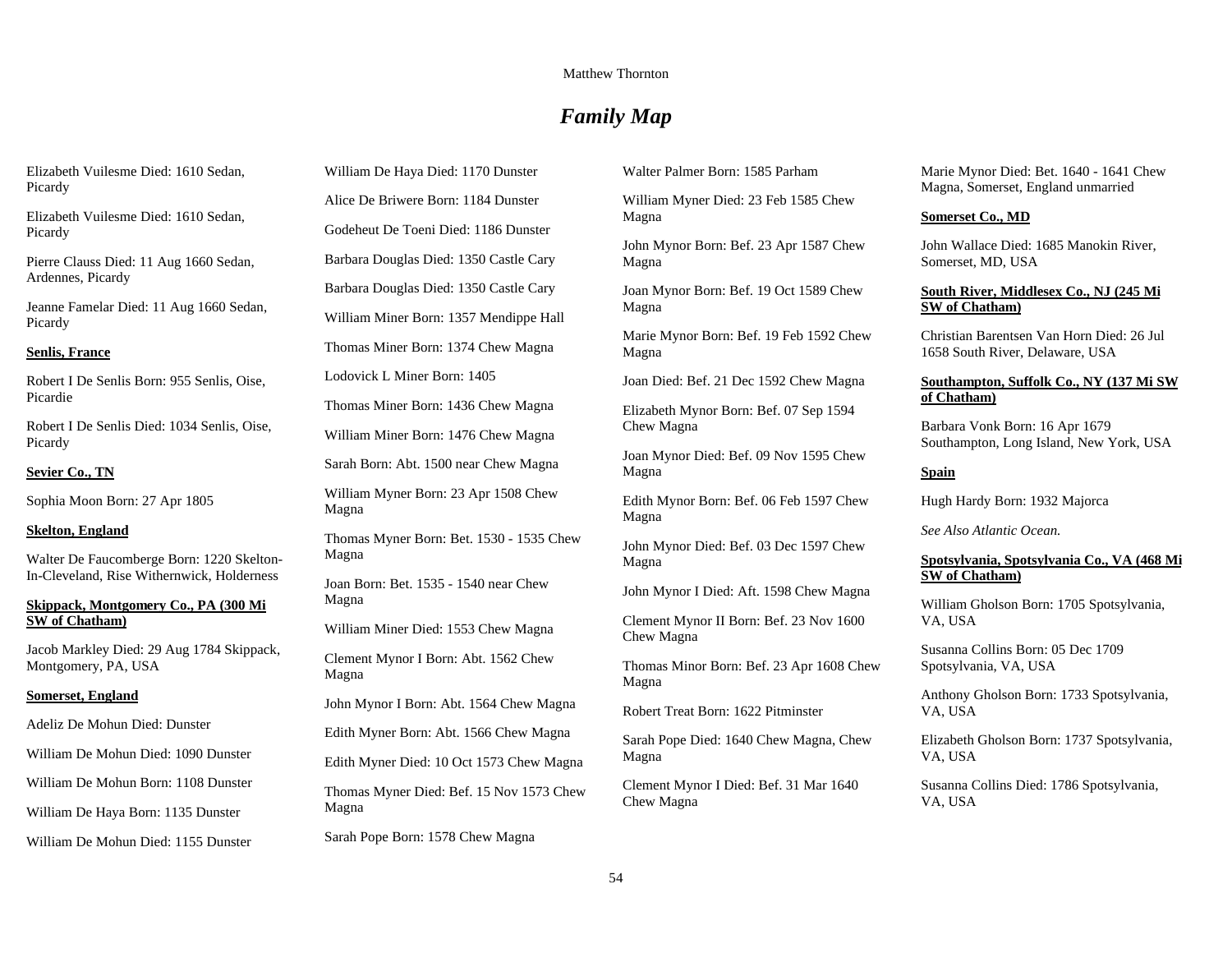## Family Map

Elizabeth Vuilesme Died: 1610 Sedan, Picardy

Elizabeth Vuilesme Died: 1610 Sedan, Picardy

Pierre Clauss Died: 11 Aug 1660 Sedan, Ardennes, Picardy

Jeanne Famelar Died: 11 Aug 1660 Sedan, Picardy

**Senlis, France**

Robert I De Senlis Born: 955 Senlis, Oise, Picardie

Robert I De Senlis Died: 1034 Senlis, Oise, Picardy

**Sevier Co., TN**

Sophia Moon Born: 27 Apr 1805

**Skelton, England**

Walter De Faucomberge Born: 1220 Skelton-In-Cleveland, Rise Withernwick, Holderness

**Skippack, Montgomery Co., PA (300 Mi SW of Chatham)**

Jacob Markley Died: 29 Aug 1784 Skippack, Montgomery, PA, USA

**Somerset, England**

Adeliz De Mohun Died: Dunster

William De Mohun Died: 1090 Dunster

William De Mohun Born: 1108 Dunster

William De Haya Born: 1135 Dunster

William De Mohun Died: 1155 Dunster

William De Haya Died: 1170 Dunster

Alice De Briwere Born: 1184 Dunster

Godeheut De Toeni Died: 1186 Dunster

Barbara Douglas Died: 1350 Castle Cary

Barbara Douglas Died: 1350 Castle Cary

William Miner Born: 1357 Mendippe Hall

Thomas Miner Born: 1374 Chew Magna

Lodovick L Miner Born: 1405

Thomas Miner Born: 1436 Chew Magna

William Miner Born: 1476 Chew Magna

Sarah Born: Abt. 1500 near Chew Magna

William Myner Born: 23 Apr 1508 Chew Magna

Thomas Myner Born: Bet. 1530 - 1535 Chew Magna

Joan Born: Bet. 1535 - 1540 near Chew Magna

William Miner Died: 1553 Chew Magna

Clement Mynor I Born: Abt. 1562 Chew Magna

John Mynor I Born: Abt. 1564 Chew Magna

Edith Myner Born: Abt. 1566 Chew Magna

Edith Myner Died: 10 Oct 1573 Chew Magna

Thomas Myner Died: Bef. 15 Nov 1573 Chew Magna

Sarah Pope Born: 1578 Chew Magna

Walter Palmer Born: 1585 Parham

William Myner Died: 23 Feb 1585 Chew Magna

John Mynor Born: Bef. 23 Apr 1587 Chew Magna

Joan Mynor Born: Bef. 19 Oct 1589 Chew Magna

Marie Mynor Born: Bef. 19 Feb 1592 Chew Magna

Joan Died: Bef. 21 Dec 1592 Chew Magna

Elizabeth Mynor Born: Bef. 07 Sep 1594 Chew Magna

Joan Mynor Died: Bef. 09 Nov 1595 Chew Magna

Edith Mynor Born: Bef. 06 Feb 1597 Chew Magna

John Mynor Died: Bef. 03 Dec 1597 Chew Magna

John Mynor I Died: Aft. 1598 Chew Magna

Clement Mynor II Born: Bef. 23 Nov 1600 Chew Magna

Thomas Minor Born: Bef. 23 Apr 1608 Chew Magna

Robert Treat Born: 1622 Pitminster

Sarah Pope Died: 1640 Chew Magna, Chew Magna

Clement Mynor I Died: Bef. 31 Mar 1640 Chew Magna

Marie Mynor Died: Bet. 1640 - 1641 Chew Magna, Somerset, England unmarried

**Somerset Co., MD**

John Wallace Died: 1685 Manokin River, Somerset, MD, USA

**South River, Middlesex Co., NJ (245 Mi SW of Chatham)**

Christian Barentsen Van Horn Died: 26 Jul 1658 South River, Delaware, USA

**Southampton, Suffolk Co., NY (137 Mi SW of Chatham)**

Barbara Vonk Born: 16 Apr 1679 Southampton, Long Island, New York, USA

**Spain**

Hugh Hardy Born: 1932 Majorca

*See Also Atlantic Ocean.*

**Spotsylvania, Spotsylvania Co., VA (468 Mi SW of Chatham)**

William Gholson Born: 1705 Spotsylvania, VA, USA

Susanna Collins Born: 05 Dec 1709 Spotsylvania, VA, USA

Anthony Gholson Born: 1733 Spotsylvania, VA, USA

Elizabeth Gholson Born: 1737 Spotsylvania, VA, USA

Susanna Collins Died: 1786 Spotsylvania, VA, USA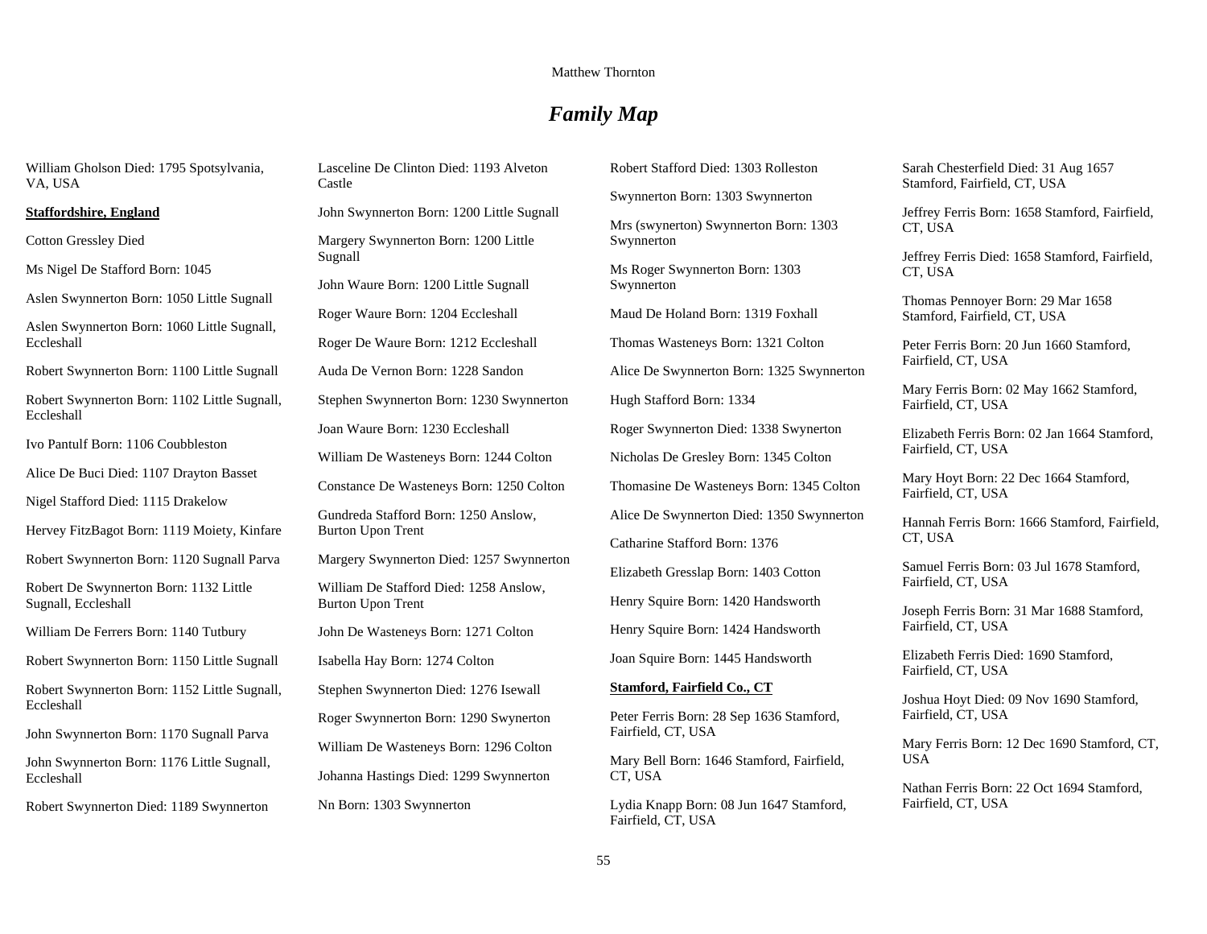## *Family Map*

William Gholson Died: 1795 Spotsylvania, VA, USA

**Staffordshire, England**

Cotton Gressley Died

Ms Nigel De Stafford Born: 1045

Aslen Swynnerton Born: 1050 Little Sugnall

Aslen Swynnerton Born: 1060 Little Sugnall, Eccleshall

Robert Swynnerton Born: 1100 Little Sugnall

Robert Swynnerton Born: 1102 Little Sugnall, Eccleshall

Ivo Pantulf Born: 1106 Coubbleston

Alice De Buci Died: 1107 Drayton Basset

Nigel Stafford Died: 1115 Drakelow

Hervey FitzBagot Born: 1119 Moiety, Kinfare

Robert Swynnerton Born: 1120 Sugnall Parva

Robert De Swynnerton Born: 1132 Little Sugnall, Eccleshall

William De Ferrers Born: 1140 Tutbury

Robert Swynnerton Born: 1150 Little Sugnall

Robert Swynnerton Born: 1152 Little Sugnall, Eccleshall

John Swynnerton Born: 1170 Sugnall Parva

John Swynnerton Born: 1176 Little Sugnall, Eccleshall

Robert Swynnerton Died: 1189 Swynnerton

Lasceline De Clinton Died: 1193 Alveton Castle

John Swynnerton Born: 1200 Little Sugnall

Margery Swynnerton Born: 1200 Little Sugnall

John Waure Born: 1200 Little Sugnall

Roger Waure Born: 1204 Eccleshall

Roger De Waure Born: 1212 Eccleshall

Auda De Vernon Born: 1228 Sandon

Stephen Swynnerton Born: 1230 Swynnerton

Joan Waure Born: 1230 Eccleshall

William De Wasteneys Born: 1244 Colton

Constance De Wasteneys Born: 1250 Colton

Gundreda Stafford Born: 1250 Anslow, Burton Upon Trent

Margery Swynnerton Died: 1257 Swynnerton

William De Stafford Died: 1258 Anslow, Burton Upon Trent

John De Wasteneys Born: 1271 Colton

Isabella Hay Born: 1274 Colton

Stephen Swynnerton Died: 1276 Isewall

Roger Swynnerton Born: 1290 Swynerton

William De Wasteneys Born: 1296 Colton

Johanna Hastings Died: 1299 Swynnerton

Nn Born: 1303 Swynnerton

Robert Stafford Died: 1303 Rolleston

Swynnerton Born: 1303 Swynnerton

Mrs (swynerton) Swynnerton Born: 1303 Swynnerton

Ms Roger Swynnerton Born: 1303 Swynnerton

Maud De Holand Born: 1319 Foxhall

Thomas Wasteneys Born: 1321 Colton

Alice De Swynnerton Born: 1325 Swynnerton

Hugh Stafford Born: 1334

Roger Swynnerton Died: 1338 Swynerton

Nicholas De Gresley Born: 1345 Colton

Thomasine De Wasteneys Born: 1345 Colton

Alice De Swynnerton Died: 1350 Swynnerton

Catharine Stafford Born: 1376

Elizabeth Gresslap Born: 1403 Cotton

Henry Squire Born: 1420 Handsworth

Henry Squire Born: 1424 Handsworth

Joan Squire Born: 1445 Handsworth

**Stamford, Fairfield Co., CT**

Peter Ferris Born: 28 Sep 1636 Stamford, Fairfield, CT, USA

Mary Bell Born: 1646 Stamford, Fairfield, CT, USA

Lydia Knapp Born: 08 Jun 1647 Stamford, Fairfield, CT, USA

Sarah Chesterfield Died: 31 Aug 1657 Stamford, Fairfield, CT, USA

Jeffrey Ferris Born: 1658 Stamford, Fairfield, CT, USA

Jeffrey Ferris Died: 1658 Stamford, Fairfield, CT, USA

Thomas Pennoyer Born: 29 Mar 1658 Stamford, Fairfield, CT, USA

Peter Ferris Born: 20 Jun 1660 Stamford, Fairfield, CT, USA

Mary Ferris Born: 02 May 1662 Stamford, Fairfield, CT, USA

Elizabeth Ferris Born: 02 Jan 1664 Stamford, Fairfield, CT, USA

Mary Hoyt Born: 22 Dec 1664 Stamford, Fairfield, CT, USA

Hannah Ferris Born: 1666 Stamford, Fairfield, CT, USA

Samuel Ferris Born: 03 Jul 1678 Stamford, Fairfield, CT, USA

Joseph Ferris Born: 31 Mar 1688 Stamford, Fairfield, CT, USA

Elizabeth Ferris Died: 1690 Stamford, Fairfield, CT, USA

Joshua Hoyt Died: 09 Nov 1690 Stamford, Fairfield, CT, USA

Mary Ferris Born: 12 Dec 1690 Stamford, CT, USA

Nathan Ferris Born: 22 Oct 1694 Stamford, Fairfield, CT, USA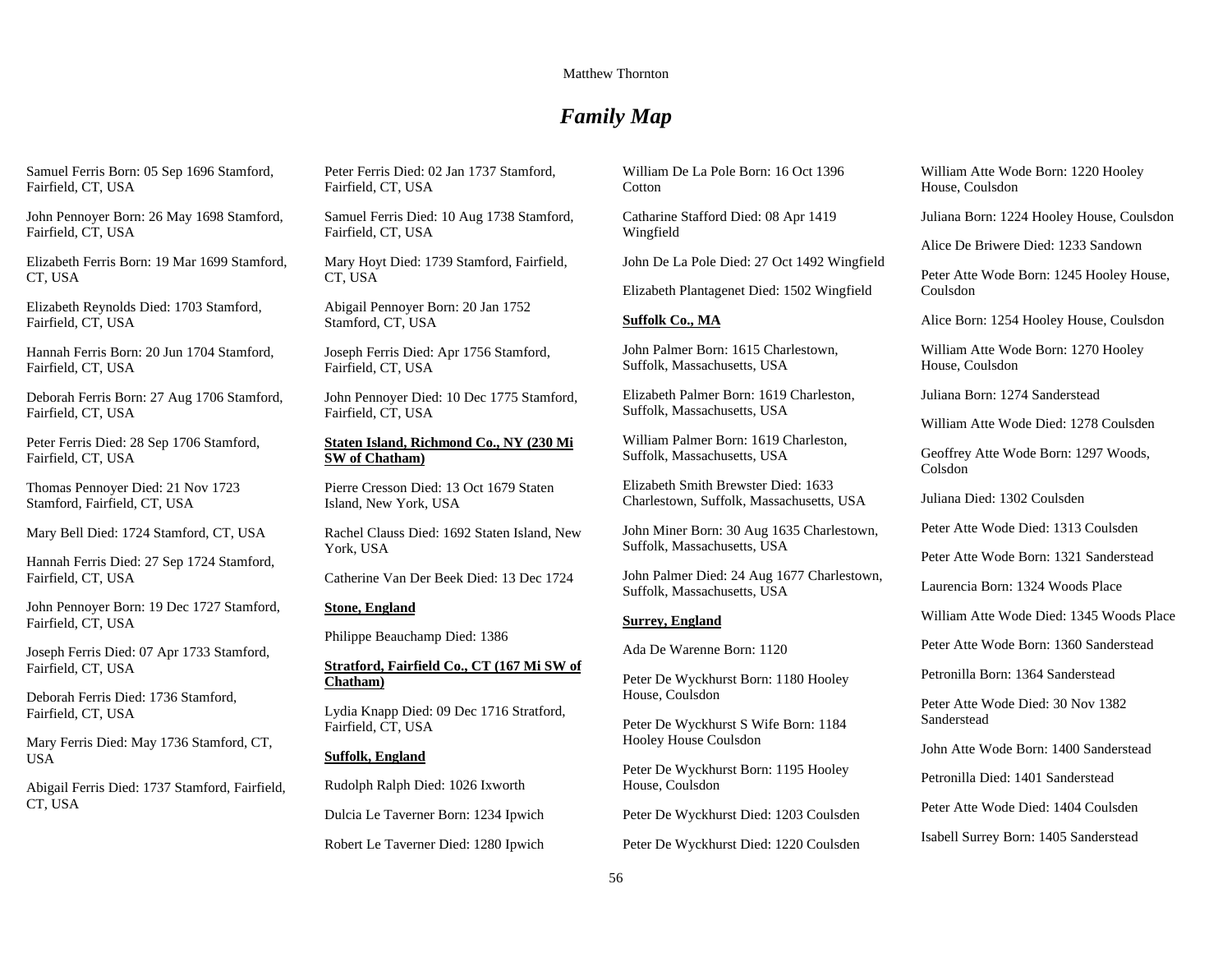# *Family Map*

Samuel Ferris Born: 05 Sep 1696 Stamford, Fairfield, CT, USA

John Pennoyer Born: 26 May 1698 Stamford, Fairfield, CT, USA

Elizabeth Ferris Born: 19 Mar 1699 Stamford, CT, USA

Elizabeth Reynolds Died: 1703 Stamford, Fairfield, CT, USA

Hannah Ferris Born: 20 Jun 1704 Stamford, Fairfield, CT, USA

Deborah Ferris Born: 27 Aug 1706 Stamford, Fairfield, CT, USA

Peter Ferris Died: 28 Sep 1706 Stamford, Fairfield, CT, USA

Thomas Pennoyer Died: 21 Nov 1723 Stamford, Fairfield, CT, USA

Mary Bell Died: 1724 Stamford, CT, USA

Hannah Ferris Died: 27 Sep 1724 Stamford, Fairfield, CT, USA

John Pennoyer Born: 19 Dec 1727 Stamford, Fairfield, CT, USA

Joseph Ferris Died: 07 Apr 1733 Stamford, Fairfield, CT, USA

Deborah Ferris Died: 1736 Stamford, Fairfield, CT, USA

Mary Ferris Died: May 1736 Stamford, CT, USA

Abigail Ferris Died: 1737 Stamford, Fairfield, CT, USA

Peter Ferris Died: 02 Jan 1737 Stamford, Fairfield, CT, USA

Samuel Ferris Died: 10 Aug 1738 Stamford, Fairfield, CT, USA

Mary Hoyt Died: 1739 Stamford, Fairfield, CT, USA

Abigail Pennoyer Born: 20 Jan 1752 Stamford, CT, USA

Joseph Ferris Died: Apr 1756 Stamford, Fairfield, CT, USA

John Pennoyer Died: 10 Dec 1775 Stamford, Fairfield, CT, USA

**Staten Island, Richmond Co., NY (230 Mi SW of Chatham)**

Pierre Cresson Died: 13 Oct 1679 Staten Island, New York, USA

Rachel Clauss Died: 1692 Staten Island, New York, USA

Catherine Van Der Beek Died: 13 Dec 1724

**Stone, England**

Philippe Beauchamp Died: 1386

**Stratford, Fairfield Co., CT (167 Mi SW of Chatham)**

Lydia Knapp Died: 09 Dec 1716 Stratford, Fairfield, CT, USA

**Suffolk, England**

Rudolph Ralph Died: 1026 Ixworth

Dulcia Le Taverner Born: 1234 Ipwich

Robert Le Taverner Died: 1280 Ipwich

William De La Pole Born: 16 Oct 1396 Cotton

Catharine Stafford Died: 08 Apr 1419 Wingfield

John De La Pole Died: 27 Oct 1492 Wingfield

Elizabeth Plantagenet Died: 1502 Wingfield

**Suffolk Co., MA**

John Palmer Born: 1615 Charlestown, Suffolk, Massachusetts, USA

Elizabeth Palmer Born: 1619 Charleston, Suffolk, Massachusetts, USA

William Palmer Born: 1619 Charleston, Suffolk, Massachusetts, USA

Elizabeth Smith Brewster Died: 1633 Charlestown, Suffolk, Massachusetts, USA

John Miner Born: 30 Aug 1635 Charlestown, Suffolk, Massachusetts, USA

John Palmer Died: 24 Aug 1677 Charlestown, Suffolk, Massachusetts, USA

**Surrey, England**

Ada De Warenne Born: 1120

Peter De Wyckhurst Born: 1180 Hooley House, Coulsdon

Peter De Wyckhurst S Wife Born: 1184 Hooley House Coulsdon

Peter De Wyckhurst Born: 1195 Hooley House, Coulsdon

Peter De Wyckhurst Died: 1203 Coulsden

Peter De Wyckhurst Died: 1220 Coulsden

William Atte Wode Born: 1220 Hooley House, Coulsdon

Juliana Born: 1224 Hooley House, Coulsdon

Alice De Briwere Died: 1233 Sandown

Peter Atte Wode Born: 1245 Hooley House, Coulsdon

Alice Born: 1254 Hooley House, Coulsdon

William Atte Wode Born: 1270 Hooley House, Coulsdon

Juliana Born: 1274 Sanderstead

William Atte Wode Died: 1278 Coulsden

Geoffrey Atte Wode Born: 1297 Woods, Colsdon

Juliana Died: 1302 Coulsden

Peter Atte Wode Died: 1313 Coulsden

Peter Atte Wode Born: 1321 Sanderstead

Laurencia Born: 1324 Woods Place

William Atte Wode Died: 1345 Woods Place

Peter Atte Wode Born: 1360 Sanderstead

Petronilla Born: 1364 Sanderstead

Peter Atte Wode Died: 30 Nov 1382 Sanderstead

John Atte Wode Born: 1400 Sanderstead

Petronilla Died: 1401 Sanderstead

Peter Atte Wode Died: 1404 Coulsden

Isabell Surrey Born: 1405 Sanderstead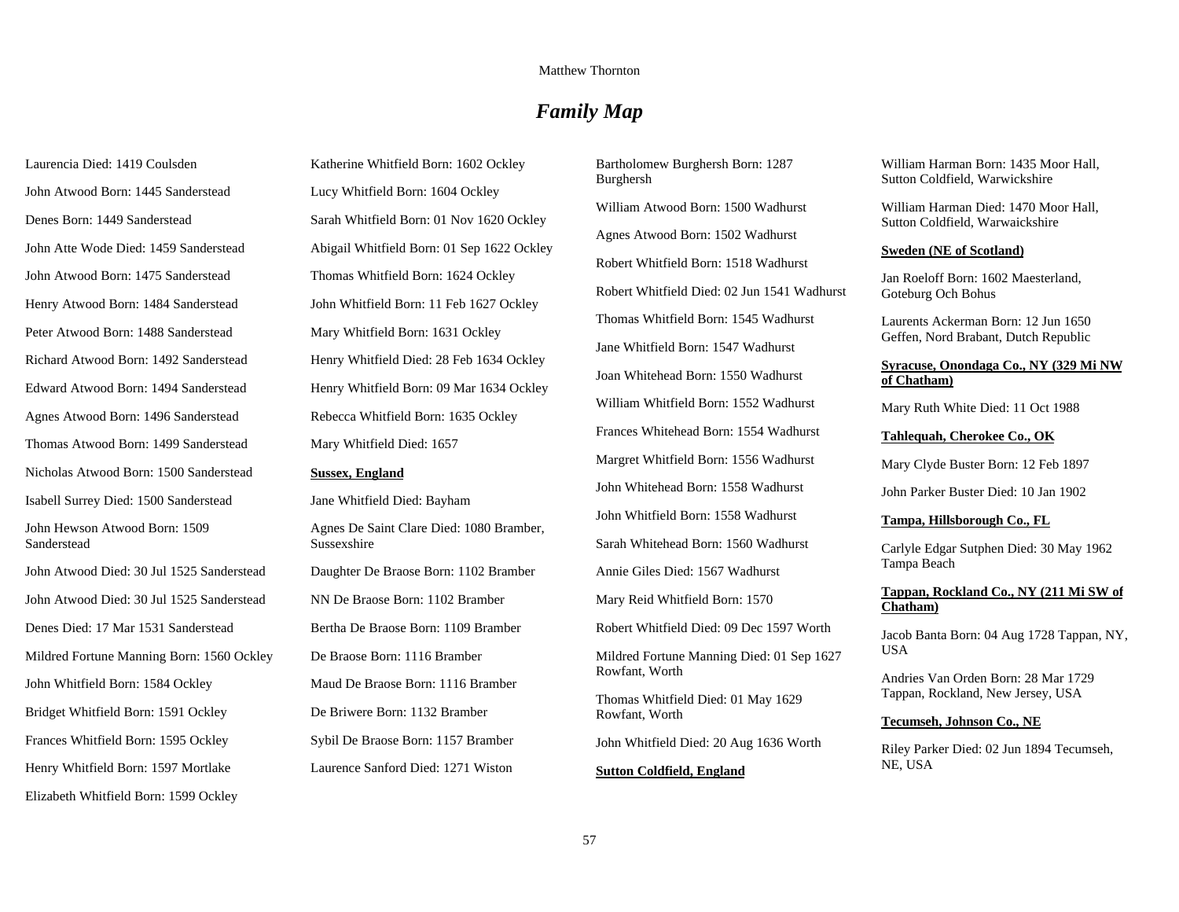## *Family Map*

Laurencia Died: 1419 Coulsden

John Atwood Born: 1445 Sanderstead

Denes Born: 1449 Sanderstead

John Atte Wode Died: 1459 Sanderstead

John Atwood Born: 1475 Sanderstead

Henry Atwood Born: 1484 Sanderstead

Peter Atwood Born: 1488 Sanderstead

Richard Atwood Born: 1492 Sanderstead

Edward Atwood Born: 1494 Sanderstead

Agnes Atwood Born: 1496 Sanderstead

Thomas Atwood Born: 1499 Sanderstead

Nicholas Atwood Born: 1500 Sanderstead

Isabell Surrey Died: 1500 Sanderstead

John Hewson Atwood Born: 1509 Sanderstead

John Atwood Died: 30 Jul 1525 Sanderstead

John Atwood Died: 30 Jul 1525 Sanderstead

Denes Died: 17 Mar 1531 Sanderstead

Mildred Fortune Manning Born: 1560 Ockley

John Whitfield Born: 1584 Ockley

Bridget Whitfield Born: 1591 Ockley

Frances Whitfield Born: 1595 Ockley

Henry Whitfield Born: 1597 Mortlake

Elizabeth Whitfield Born: 1599 Ockley

Katherine Whitfield Born: 1602 Ockley

Lucy Whitfield Born: 1604 Ockley

Sarah Whitfield Born: 01 Nov 1620 Ockley

Abigail Whitfield Born: 01 Sep 1622 Ockley

Thomas Whitfield Born: 1624 Ockley

John Whitfield Born: 11 Feb 1627 Ockley

Mary Whitfield Born: 1631 Ockley

Henry Whitfield Died: 28 Feb 1634 Ockley

Henry Whitfield Born: 09 Mar 1634 Ockley

Rebecca Whitfield Born: 1635 Ockley

Mary Whitfield Died: 1657

**Sussex, England**

Jane Whitfield Died: Bayham

Agnes De Saint Clare Died: 1080 Bramber, Sussexshire

Daughter De Braose Born: 1102 Bramber

NN De Braose Born: 1102 Bramber

Bertha De Braose Born: 1109 Bramber

De Braose Born: 1116 Bramber

Maud De Braose Born: 1116 Bramber

De Briwere Born: 1132 Bramber

Sybil De Braose Born: 1157 Bramber

Laurence Sanford Died: 1271 Wiston

Bartholomew Burghersh Born: 1287 Burghersh

William Atwood Born: 1500 Wadhurst

Agnes Atwood Born: 1502 Wadhurst

Robert Whitfield Born: 1518 Wadhurst

Robert Whitfield Died: 02 Jun 1541 Wadhurst

Thomas Whitfield Born: 1545 Wadhurst

Jane Whitfield Born: 1547 Wadhurst

Joan Whitehead Born: 1550 Wadhurst

William Whitfield Born: 1552 Wadhurst

Frances Whitehead Born: 1554 Wadhurst

Margret Whitfield Born: 1556 Wadhurst

John Whitehead Born: 1558 Wadhurst

John Whitfield Born: 1558 Wadhurst

Sarah Whitehead Born: 1560 Wadhurst

Annie Giles Died: 1567 Wadhurst

Mary Reid Whitfield Born: 1570

Robert Whitfield Died: 09 Dec 1597 Worth

Mildred Fortune Manning Died: 01 Sep 1627 Rowfant, Worth

Thomas Whitfield Died: 01 May 1629 Rowfant, Worth

John Whitfield Died: 20 Aug 1636 Worth

**Sutton Coldfield, England**

William Harman Born: 1435 Moor Hall, Sutton Coldfield, Warwickshire

William Harman Died: 1470 Moor Hall, Sutton Coldfield, Warwaickshire

**Sweden (NE of Scotland)**

Jan Roeloff Born: 1602 Maesterland, Goteburg Och Bohus

Laurents Ackerman Born: 12 Jun 1650 Geffen, Nord Brabant, Dutch Republic

**Syracuse, Onondaga Co., NY (329 Mi NW of Chatham)**

Mary Ruth White Died: 11 Oct 1988

**Tahlequah, Cherokee Co., OK**

Mary Clyde Buster Born: 12 Feb 1897

John Parker Buster Died: 10 Jan 1902

**Tampa, Hillsborough Co., FL**

Carlyle Edgar Sutphen Died: 30 May 1962 Tampa Beach

**Tappan, Rockland Co., NY (211 Mi SW of Chatham)**

Jacob Banta Born: 04 Aug 1728 Tappan, NY, USA

Andries Van Orden Born: 28 Mar 1729 Tappan, Rockland, New Jersey, USA

**Tecumseh, Johnson Co., NE**

Riley Parker Died: 02 Jun 1894 Tecumseh, NE, USA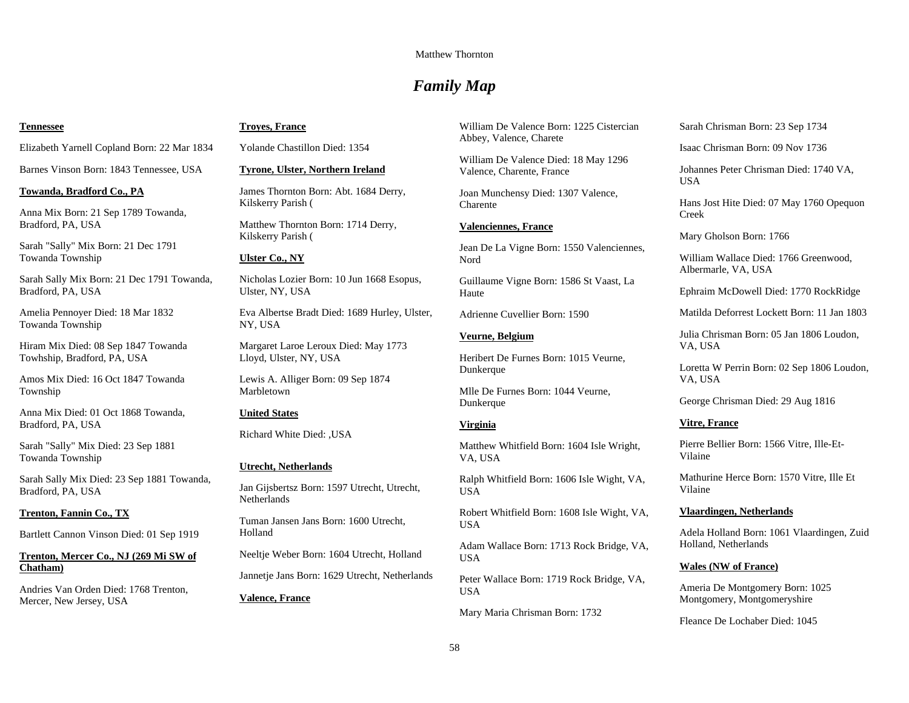# *Family Map*

**Tennessee**

Elizabeth Yarnell Copland Born: 22 Mar 1834

Barnes Vinson Born: 1843 Tennessee, USA

**Towanda, Bradford Co., PA**

Anna Mix Born: 21 Sep 1789 Towanda, Bradford, PA, USA

Sarah "Sally" Mix Born: 21 Dec 1791 Towanda Township

Sarah Sally Mix Born: 21 Dec 1791 Towanda, Bradford, PA, USA

Amelia Pennoyer Died: 18 Mar 1832 Towanda Township

Hiram Mix Died: 08 Sep 1847 Towanda Towhship, Bradford, PA, USA

Amos Mix Died: 16 Oct 1847 Towanda Township

Anna Mix Died: 01 Oct 1868 Towanda, Bradford, PA, USA

Sarah "Sally" Mix Died: 23 Sep 1881 Towanda Township

Sarah Sally Mix Died: 23 Sep 1881 Towanda, Bradford, PA, USA

**Trenton, Fannin Co., TX**

Bartlett Cannon Vinson Died: 01 Sep 1919

**Trenton, Mercer Co., NJ (269 Mi SW of Chatham)**

Andries Van Orden Died: 1768 Trenton, Mercer, New Jersey, USA

**Troyes, France**

Yolande Chastillon Died: 1354

**Tyrone, Ulster, Northern Ireland**

James Thornton Born: Abt. 1684 Derry, Kilskerry Parish (

Matthew Thornton Born: 1714 Derry, Kilskerry Parish (

**Ulster Co., NY**

Nicholas Lozier Born: 10 Jun 1668 Esopus, Ulster, NY, USA

Eva Albertse Bradt Died: 1689 Hurley, Ulster, NY, USA

Margaret Laroe Leroux Died: May 1773 Lloyd, Ulster, NY, USA

Lewis A. Alliger Born: 09 Sep 1874 Marbletown

**United States**

Richard White Died: ,USA

**Utrecht, Netherlands**

Jan Gijsbertsz Born: 1597 Utrecht, Utrecht, Netherlands

Tuman Jansen Jans Born: 1600 Utrecht, Holland

Neeltje Weber Born: 1604 Utrecht, Holland

Jannetje Jans Born: 1629 Utrecht, Netherlands

**Valence, France**

William De Valence Born: 1225 Cistercian Abbey, Valence, Charete

William De Valence Died: 18 May 1296 Valence, Charente, France

Joan Munchensy Died: 1307 Valence, Charente

**Valenciennes, France**

Jean De La Vigne Born: 1550 Valenciennes, Nord

Guillaume Vigne Born: 1586 St Vaast, La Haute

Adrienne Cuvellier Born: 1590

**Veurne, Belgium**

Heribert De Furnes Born: 1015 Veurne, Dunkerque

Mlle De Furnes Born: 1044 Veurne, Dunkerque

**Virginia**

Matthew Whitfield Born: 1604 Isle Wright, VA, USA

Ralph Whitfield Born: 1606 Isle Wight, VA, USA

Robert Whitfield Born: 1608 Isle Wight, VA, USA

Adam Wallace Born: 1713 Rock Bridge, VA, USA

Peter Wallace Born: 1719 Rock Bridge, VA, USA

Mary Maria Chrisman Born: 1732

Sarah Chrisman Born: 23 Sep 1734

Isaac Chrisman Born: 09 Nov 1736

Johannes Peter Chrisman Died: 1740 VA, USA

Hans Jost Hite Died: 07 May 1760 Opequon Creek

Mary Gholson Born: 1766

William Wallace Died: 1766 Greenwood, Albermarle, VA, USA

Ephraim McDowell Died: 1770 RockRidge

Matilda Deforrest Lockett Born: 11 Jan 1803

Julia Chrisman Born: 05 Jan 1806 Loudon, VA, USA

Loretta W Perrin Born: 02 Sep 1806 Loudon, VA, USA

George Chrisman Died: 29 Aug 1816

**Vitre, France**

Pierre Bellier Born: 1566 Vitre, Ille-Et-Vilaine

Mathurine Herce Born: 1570 Vitre, Ille Et Vilaine

**Vlaardingen, Netherlands**

Adela Holland Born: 1061 Vlaardingen, Zuid Holland, Netherlands

**Wales (NW of France)**

Ameria De Montgomery Born: 1025 Montgomery, Montgomeryshire

Fleance De Lochaber Died: 1045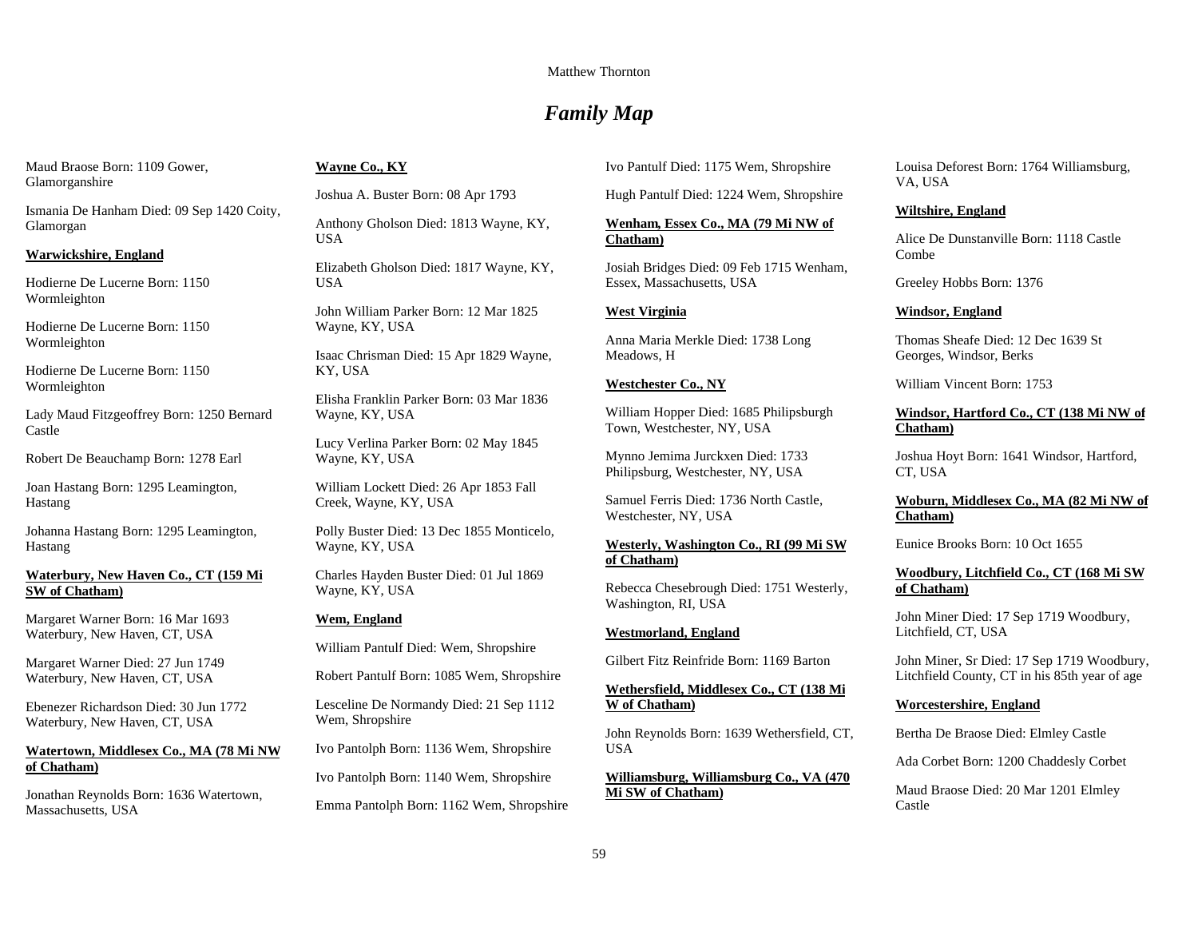# *Family Map*

Maud Braose Born: 1109 Gower, Glamorganshire

Ismania De Hanham Died: 09 Sep 1420 Coity, Glamorgan

**Warwickshire, England**

Hodierne De Lucerne Born: 1150 Wormleighton

Hodierne De Lucerne Born: 1150 Wormleighton

Hodierne De Lucerne Born: 1150 Wormleighton

Lady Maud Fitzgeoffrey Born: 1250 Bernard Castle

Robert De Beauchamp Born: 1278 Earl

Joan Hastang Born: 1295 Leamington, Hastang

Johanna Hastang Born: 1295 Leamington, Hastang

**Waterbury, New Haven Co., CT (159 Mi SW of Chatham)**

Margaret Warner Born: 16 Mar 1693 Waterbury, New Haven, CT, USA

Margaret Warner Died: 27 Jun 1749 Waterbury, New Haven, CT, USA

Ebenezer Richardson Died: 30 Jun 1772 Waterbury, New Haven, CT, USA

**Watertown, Middlesex Co., MA (78 Mi NW of Chatham)**

Jonathan Reynolds Born: 1636 Watertown, Massachusetts, USA

**Wayne Co., KY**

Joshua A. Buster Born: 08 Apr 1793

Anthony Gholson Died: 1813 Wayne, KY, USA

Elizabeth Gholson Died: 1817 Wayne, KY, USA

John William Parker Born: 12 Mar 1825 Wayne, KY, USA

Isaac Chrisman Died: 15 Apr 1829 Wayne, KY, USA

Elisha Franklin Parker Born: 03 Mar 1836 Wayne, KY, USA

Lucy Verlina Parker Born: 02 May 1845 Wayne, KY, USA

William Lockett Died: 26 Apr 1853 Fall Creek, Wayne, KY, USA

Polly Buster Died: 13 Dec 1855 Monticelo, Wayne, KY, USA

Charles Hayden Buster Died: 01 Jul 1869 Wayne, KY, USA

**Wem, England**

William Pantulf Died: Wem, Shropshire

Robert Pantulf Born: 1085 Wem, Shropshire

Lesceline De Normandy Died: 21 Sep 1112 Wem, Shropshire

Ivo Pantolph Born: 1136 Wem, Shropshire

Ivo Pantolph Born: 1140 Wem, Shropshire

Emma Pantolph Born: 1162 Wem, Shropshire

Ivo Pantulf Died: 1175 Wem, Shropshire

Hugh Pantulf Died: 1224 Wem, Shropshire

**Wenham, Essex Co., MA (79 Mi NW of Chatham)**

Josiah Bridges Died: 09 Feb 1715 Wenham, Essex, Massachusetts, USA

**West Virginia**

Anna Maria Merkle Died: 1738 Long Meadows, H

**Westchester Co., NY**

William Hopper Died: 1685 Philipsburgh Town, Westchester, NY, USA

Mynno Jemima Jurckxen Died: 1733 Philipsburg, Westchester, NY, USA

Samuel Ferris Died: 1736 North Castle, Westchester, NY, USA

**Westerly, Washington Co., RI (99 Mi SW of Chatham)**

Rebecca Chesebrough Died: 1751 Westerly, Washington, RI, USA

**Westmorland, England**

Gilbert Fitz Reinfride Born: 1169 Barton

**Wethersfield, Middlesex Co., CT (138 Mi W of Chatham)**

John Reynolds Born: 1639 Wethersfield, CT, USA

**Williamsburg, Williamsburg Co., VA (470 Mi SW of Chatham)**

Louisa Deforest Born: 1764 Williamsburg, VA, USA

**Wiltshire, England**

Alice De Dunstanville Born: 1118 Castle Combe

Greeley Hobbs Born: 1376

**Windsor, England**

Thomas Sheafe Died: 12 Dec 1639 St Georges, Windsor, Berks

William Vincent Born: 1753

**Windsor, Hartford Co., CT (138 Mi NW of Chatham)**

Joshua Hoyt Born: 1641 Windsor, Hartford, CT, USA

**Woburn, Middlesex Co., MA (82 Mi NW of Chatham)**

Eunice Brooks Born: 10 Oct 1655

**Woodbury, Litchfield Co., CT (168 Mi SW of Chatham)**

John Miner Died: 17 Sep 1719 Woodbury, Litchfield, CT, USA

John Miner, Sr Died: 17 Sep 1719 Woodbury, Litchfield County, CT in his 85th year of age

**Worcestershire, England**

Bertha De Braose Died: Elmley Castle

Ada Corbet Born: 1200 Chaddesly Corbet

Maud Braose Died: 20 Mar 1201 Elmley Castle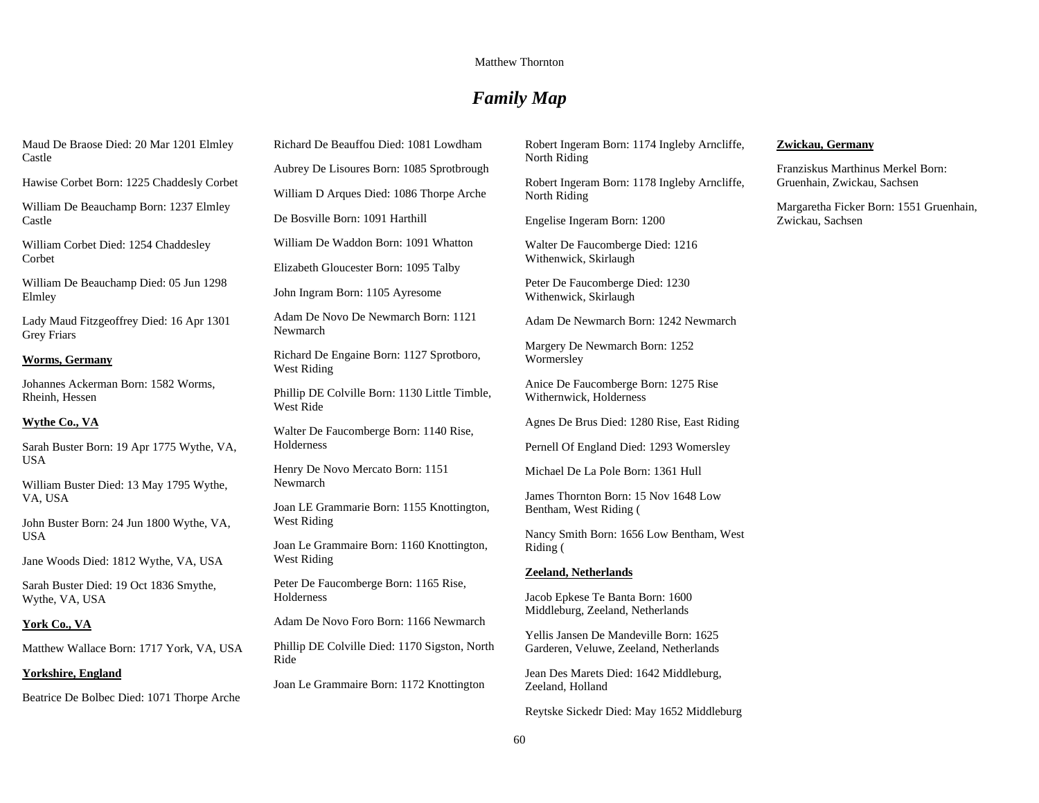# *Family Map*

Maud De Braose Died: 20 Mar 1201 Elmley Castle

Hawise Corbet Born: 1225 Chaddesly Corbet

William De Beauchamp Born: 1237 Elmley Castle

William Corbet Died: 1254 Chaddesley Corbet

William De Beauchamp Died: 05 Jun 1298 Elmley

Lady Maud Fitzgeoffrey Died: 16 Apr 1301 Grey Friars

**Worms, Germany**

Johannes Ackerman Born: 1582 Worms, Rheinh, Hessen

**Wythe Co., VA**

Sarah Buster Born: 19 Apr 1775 Wythe, VA, USA

William Buster Died: 13 May 1795 Wythe, VA, USA

John Buster Born: 24 Jun 1800 Wythe, VA, USA

Jane Woods Died: 1812 Wythe, VA, USA

Sarah Buster Died: 19 Oct 1836 Smythe, Wythe, VA, USA

**York Co., VA**

Matthew Wallace Born: 1717 York, VA, USA

**Yorkshire, England**

Beatrice De Bolbec Died: 1071 Thorpe Arche

Richard De Beauffou Died: 1081 Lowdham

Aubrey De Lisoures Born: 1085 Sprotbrough

William D Arques Died: 1086 Thorpe Arche

De Bosville Born: 1091 Harthill

William De Waddon Born: 1091 Whatton

Elizabeth Gloucester Born: 1095 Talby

John Ingram Born: 1105 Ayresome

Adam De Novo De Newmarch Born: 1121 Newmarch

Richard De Engaine Born: 1127 Sprotboro, West Riding

Phillip DE Colville Born: 1130 Little Timble, West Ride

Walter De Faucomberge Born: 1140 Rise, Holderness

Henry De Novo Mercato Born: 1151 Newmarch

Joan LE Grammarie Born: 1155 Knottington, West Riding

Joan Le Grammaire Born: 1160 Knottington, West Riding

Peter De Faucomberge Born: 1165 Rise, Holderness

Adam De Novo Foro Born: 1166 Newmarch

Phillip DE Colville Died: 1170 Sigston, North Ride

Joan Le Grammaire Born: 1172 Knottington

Robert Ingeram Born: 1174 Ingleby Arncliffe, North Riding

Robert Ingeram Born: 1178 Ingleby Arncliffe, North Riding

Engelise Ingeram Born: 1200

Walter De Faucomberge Died: 1216 Withenwick, Skirlaugh

Peter De Faucomberge Died: 1230 Withenwick, Skirlaugh

Adam De Newmarch Born: 1242 Newmarch

Margery De Newmarch Born: 1252 Wormersley

Anice De Faucomberge Born: 1275 Rise Withernwick, Holderness

Agnes De Brus Died: 1280 Rise, East Riding

Pernell Of England Died: 1293 Womersley

Michael De La Pole Born: 1361 Hull

James Thornton Born: 15 Nov 1648 Low Bentham, West Riding (

Nancy Smith Born: 1656 Low Bentham, West Riding (

**Zeeland, Netherlands**

Jacob Epkese Te Banta Born: 1600 Middleburg, Zeeland, Netherlands

Yellis Jansen De Mandeville Born: 1625 Garderen, Veluwe, Zeeland, Netherlands

Jean Des Marets Died: 1642 Middleburg, Zeeland, Holland

Reytske Sickedr Died: May 1652 Middleburg

**Zwickau, Germany**

Franziskus Marthinus Merkel Born: Gruenhain, Zwickau, Sachsen

Margaretha Ficker Born: 1551 Gruenhain, Zwickau, Sachsen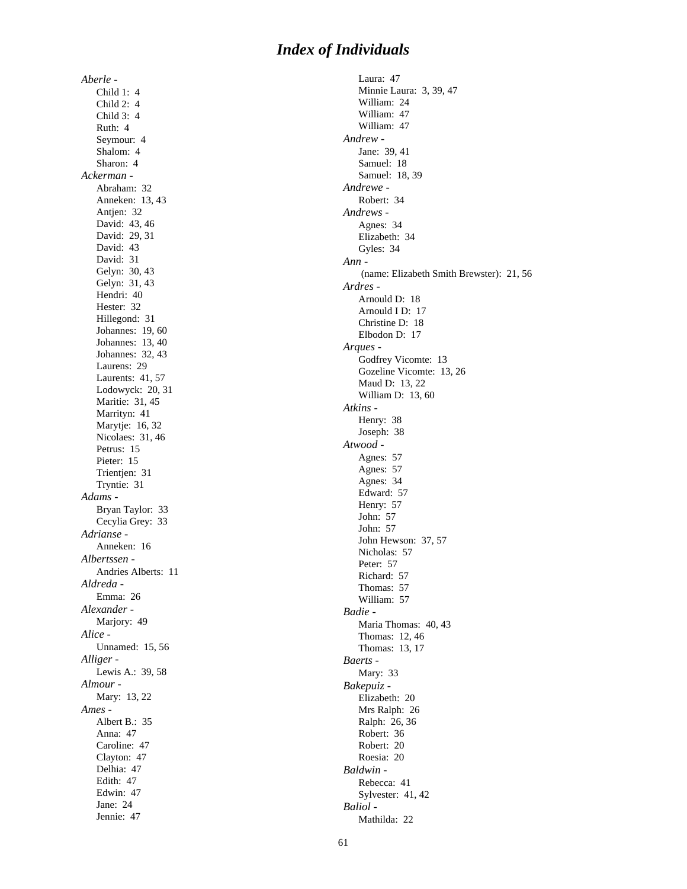# *Index of Individuals*

*Aberle -*

- Child 1: 4
- Child 2: 4
- Child 3: 4
- Ruth: 4
- Seymour: 4
- Shalom: 4
- Sharon: 4

*Ackerman -*

- Abraham: 32
- Anneken: 13, 43
- Antjen: 32
- David: 43, 46
- David: 29, 31
- David: 43
- David: 31
- Gelyn: 30, 43
- Gelyn: 31, 43
- Hendri: 40
- Hester: 32
- Hillegond: 31
- Johannes: 19, 60
- Johannes: 13, 40
- Johannes: 32, 43
- Laurens: 29
- Laurents: 41, 57
- Lodowyck: 20, 31
- Maritie: 31, 45
- Marrityn: 41
- Marytje: 16, 32
- Nicolaes: 31, 46
- Petrus: 15
- Pieter: 15
- Trientjen: 31
- Tryntie: 31

*Adams -*

- Bryan Taylor: 33
- Cecylia Grey: 33

*Adrianse -*

- Anneken: 16

*Albertssen -*

- Andries Alberts: 11

*Aldreda -*

- Emma: 26

*Alexander -*

- Marjory: 49

*Alice -*

- Unnamed: 15, 56

*Alliger -*

- Lewis A.: 39, 58

*Almour -*

- Mary: 13, 22

*Ames -*

- Albert B.: 35
- Anna: 47
- Caroline: 47
- Clayton: 47
- Delhia: 47
- Edith: 47
- Edwin: 47
- Jane: 24
- Jennie: 47
- Laura: 47
- Minnie Laura: 3, 39, 47
- William: 24
- William: 47
- William: 47

*Andrew -*

- Jane: 39, 41
- Samuel: 18
- Samuel: 18, 39

*Andrewe -*

- Robert: 34

*Andrews -*

- Agnes: 34
- Elizabeth: 34
- Gyles: 34

*Ann -*

- (name: Elizabeth Smith Brewster): 21, 56

*Ardres -*

- Arnould D: 18
- Arnould I D: 17
- Christine D: 18
- Elbodon D: 17

*Arques -*

- Godfrey Vicomte: 13
- Gozeline Vicomte: 13, 26
- Maud D: 13, 22
- William D: 13, 60

*Atkins -*

- Henry: 38
- Joseph: 38

*Atwood -*

- Agnes: 57
- Agnes: 57
- Agnes: 34
- Edward: 57
- Henry: 57
- John: 57
- John: 57
- John Hewson: 37, 57
- Nicholas: 57
- Peter: 57
- Richard: 57
- Thomas: 57
- William: 57

*Badie -*

- Maria Thomas: 40, 43
- Thomas: 12, 46
- Thomas: 13, 17

*Baerts -*

- Mary: 33

*Bakepuiz -*

- Elizabeth: 20
- Mrs Ralph: 26
- Ralph: 26, 36
- Robert: 36
- Robert: 20
- Roesia: 20

*Baldwin -*

- Rebecca: 41
- Sylvester: 41, 42

*Baliol -*

- Mathilda: 22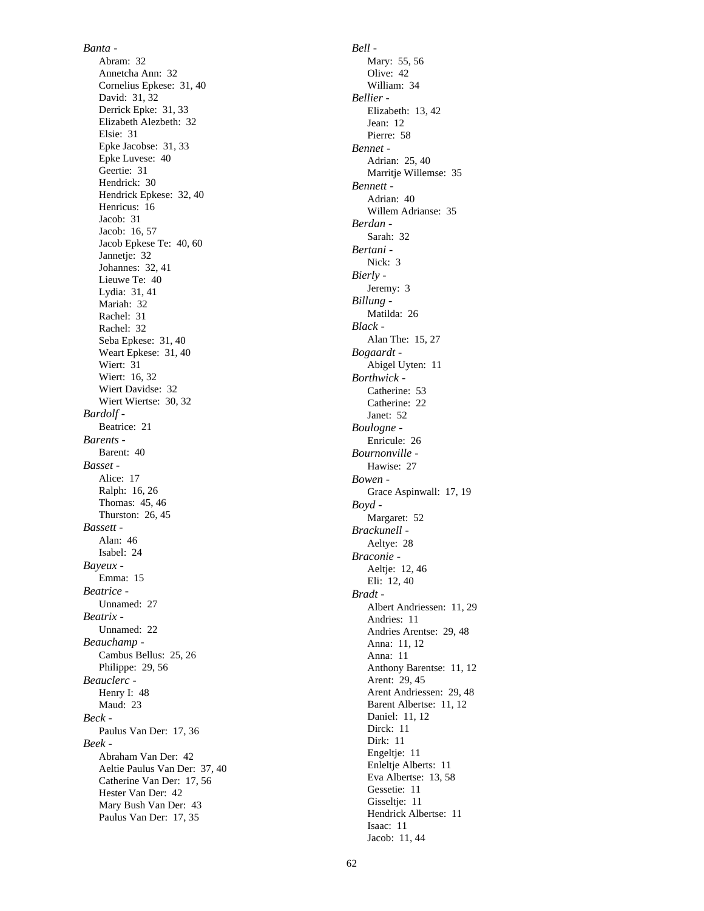*Banta -*
- Abram: 32
- Annetcha Ann: 32
- Cornelius Epkese: 31, 40
- David: 31, 32
- Derrick Epke: 31, 33
- Elizabeth Alezbeth: 32
- Elsie: 31
- Epke Jacobse: 31, 33
- Epke Luvese: 40
- Geertie: 31
- Hendrick: 30
- Hendrick Epkese: 32, 40
- Henricus: 16
- Jacob: 31
- Jacob: 16, 57
- Jacob Epkese Te: 40, 60
- Jannetje: 32
- Johannes: 32, 41
- Lieuwe Te: 40
- Lydia: 31, 41
- Mariah: 32
- Rachel: 31
- Rachel: 32
- Seba Epkese: 31, 40
- Weart Epkese: 31, 40
- Wiert: 31
- Wiert: 16, 32
- Wiert Davidse: 32
- Wiert Wiertse: 30, 32

*Bardolf -*
- Beatrice: 21

*Barents -*
- Barent: 40

*Basset -*
- Alice: 17
- Ralph: 16, 26
- Thomas: 45, 46
- Thurston: 26, 45

*Bassett -*
- Alan: 46
- Isabel: 24

*Bayeux -*
- Emma: 15

*Beatrice -*
- Unnamed: 27

*Beatrix -*
- Unnamed: 22

*Beauchamp -*
- Cambus Bellus: 25, 26
- Philippe: 29, 56

*Beauclerc -*
- Henry I: 48
- Maud: 23

*Beck -*
- Paulus Van Der: 17, 36

*Beek -*
- Abraham Van Der: 42
- Aeltie Paulus Van Der: 37, 40
- Catherine Van Der: 17, 56
- Hester Van Der: 42
- Mary Bush Van Der: 43
- Paulus Van Der: 17, 35

*Bell -*
- Mary: 55, 56
- Olive: 42
- William: 34

*Bellier -*
- Elizabeth: 13, 42
- Jean: 12
- Pierre: 58

*Bennet -*
- Adrian: 25, 40
- Marritje Willemse: 35

*Bennett -*
- Adrian: 40
- Willem Adrianse: 35

*Berdan -*
- Sarah: 32

*Bertani -*
- Nick: 3

*Bierly -*
- Jeremy: 3

*Billung -*
- Matilda: 26

*Black -*
- Alan The: 15, 27

*Bogaardt -*
- Abigel Uyten: 11

*Borthwick -*
- Catherine: 53
- Catherine: 22
- Janet: 52

*Boulogne -*
- Enricule: 26

*Bournonville -*
- Hawise: 27

*Bowen -*
- Grace Aspinwall: 17, 19

*Boyd -*
- Margaret: 52

*Brackunell -*
- Aeltye: 28

*Braconie -*
- Aeltje: 12, 46
- Eli: 12, 40

*Bradt -*
- Albert Andriessen: 11, 29
- Andries: 11
- Andries Arentse: 29, 48
- Anna: 11, 12
- Anna: 11
- Anthony Barentse: 11, 12
- Arent: 29, 45
- Arent Andriessen: 29, 48
- Barent Albertse: 11, 12
- Daniel: 11, 12
- Dirck: 11
- Dirk: 11
- Engeltje: 11
- Enleltje Alberts: 11
- Eva Albertse: 13, 58
- Gessetie: 11
- Gisseltje: 11
- Hendrick Albertse: 11
- Isaac: 11
- Jacob: 11, 44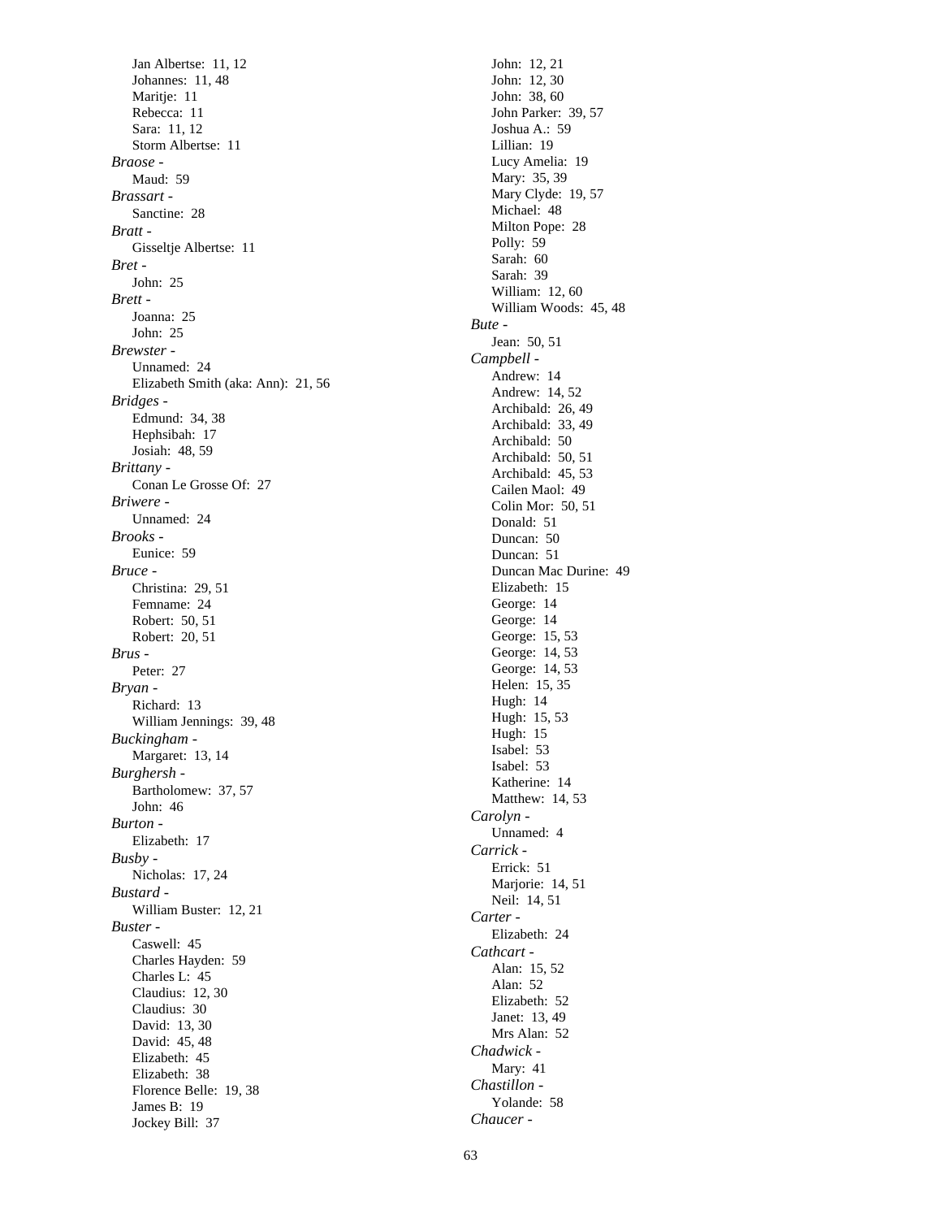Jan Albertse:  11, 12
Johannes:  11, 48
Maritje:  11
Rebecca:  11
Sara:  11, 12
Storm Albertse:  11

*Braose -*
Maud:  59

*Brassart -*
Sanctine:  28

*Bratt -*
Gisseltje Albertse:  11

*Bret -*
John:  25

*Brett -*
Joanna:  25
John:  25

*Brewster -*
Unnamed:  24
Elizabeth Smith (aka: Ann):  21, 56

*Bridges -*
Edmund:  34, 38
Hephsibah:  17
Josiah:  48, 59

*Brittany -*
Conan Le Grosse Of:  27

*Briwere -*
Unnamed:  24

*Brooks -*
Eunice:  59

*Bruce -*
Christina:  29, 51
Femname:  24
Robert:  50, 51
Robert:  20, 51

*Brus -*
Peter:  27

*Bryan -*
Richard:  13
William Jennings:  39, 48

*Buckingham -*
Margaret:  13, 14

*Burghersh -*
Bartholomew:  37, 57
John:  46

*Burton -*
Elizabeth:  17

*Busby -*
Nicholas:  17, 24

*Bustard -*
William Buster:  12, 21

*Buster -*
Caswell:  45
Charles Hayden:  59
Charles L:  45
Claudius:  12, 30
Claudius:  30
David:  13, 30
David:  45, 48
Elizabeth:  45
Elizabeth:  38
Florence Belle:  19, 38
James B:  19
Jockey Bill:  37
John:  12, 21
John:  12, 30
John:  38, 60
John Parker:  39, 57
Joshua A.:  59
Lillian:  19
Lucy Amelia:  19
Mary:  35, 39
Mary Clyde:  19, 57
Michael:  48
Milton Pope:  28
Polly:  59
Sarah:  60
Sarah:  39
William:  12, 60
William Woods:  45, 48

*Bute -*
Jean:  50, 51

*Campbell -*
Andrew:  14
Andrew:  14, 52
Archibald:  26, 49
Archibald:  33, 49
Archibald:  50
Archibald:  50, 51
Archibald:  45, 53
Cailen Maol:  49
Colin Mor:  50, 51
Donald:  51
Duncan:  50
Duncan:  51
Duncan Mac Durine:  49
Elizabeth:  15
George:  14
George:  14
George:  15, 53
George:  14, 53
George:  14, 53
Helen:  15, 35
Hugh:  14
Hugh:  15, 53
Hugh:  15
Isabel:  53
Isabel:  53
Katherine:  14
Matthew:  14, 53

*Carolyn -*
Unnamed:  4

*Carrick -*
Errick:  51
Marjorie:  14, 51
Neil:  14, 51

*Carter -*
Elizabeth:  24

*Cathcart -*
Alan:  15, 52
Alan:  52
Elizabeth:  52
Janet:  13, 49
Mrs Alan:  52

*Chadwick -*
Mary:  41

*Chastillon -*
Yolande:  58

*Chaucer -*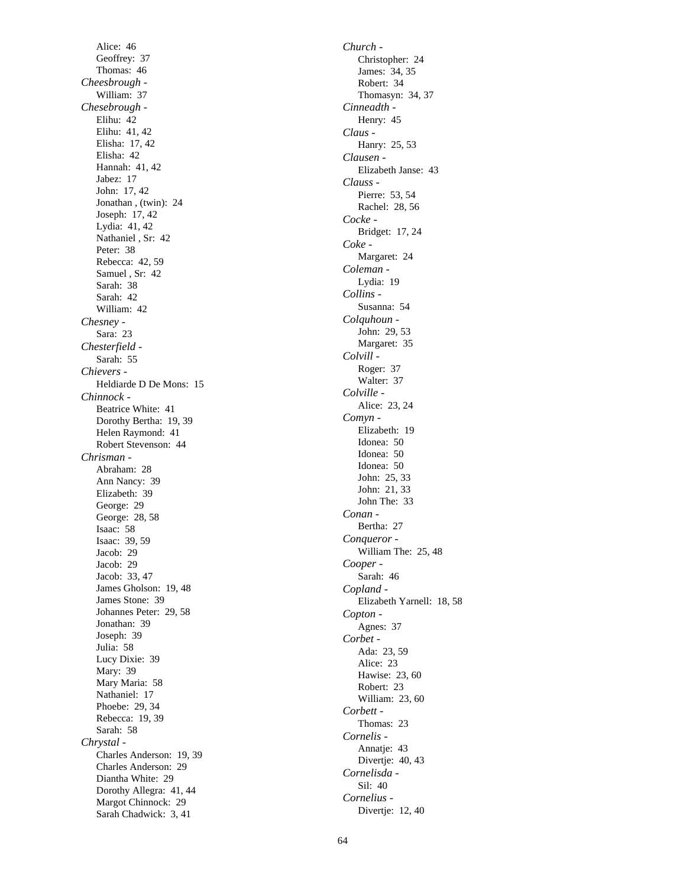Alice: 46
Geoffrey: 37
Thomas: 46

*Cheesbrough -*
William: 37

*Chesebrough -*
Elihu: 42
Elihu: 41, 42
Elisha: 17, 42
Elisha: 42
Hannah: 41, 42
Jabez: 17
John: 17, 42
Jonathan , (twin): 24
Joseph: 17, 42
Lydia: 41, 42
Nathaniel , Sr: 42
Peter: 38
Rebecca: 42, 59
Samuel , Sr: 42
Sarah: 38
Sarah: 42
William: 42

*Chesney -*
Sara: 23

*Chesterfield -*
Sarah: 55

*Chievers -*
Heldiarde D De Mons: 15

*Chinnock -*
Beatrice White: 41
Dorothy Bertha: 19, 39
Helen Raymond: 41
Robert Stevenson: 44

*Chrisman -*
Abraham: 28
Ann Nancy: 39
Elizabeth: 39
George: 29
George: 28, 58
Isaac: 58
Isaac: 39, 59
Jacob: 29
Jacob: 29
Jacob: 33, 47
James Gholson: 19, 48
James Stone: 39
Johannes Peter: 29, 58
Jonathan: 39
Joseph: 39
Julia: 58
Lucy Dixie: 39
Mary: 39
Mary Maria: 58
Nathaniel: 17
Phoebe: 29, 34
Rebecca: 19, 39
Sarah: 58

*Chrystal -*
Charles Anderson: 19, 39
Charles Anderson: 29
Diantha White: 29
Dorothy Allegra: 41, 44
Margot Chinnock: 29
Sarah Chadwick: 3, 41

*Church -*
Christopher: 24
James: 34, 35
Robert: 34
Thomasyn: 34, 37

*Cinneadth -*
Henry: 45

*Claus -*
Hanry: 25, 53

*Clausen -*
Elizabeth Janse: 43

*Clauss -*
Pierre: 53, 54
Rachel: 28, 56

*Cocke -*
Bridget: 17, 24

*Coke -*
Margaret: 24

*Coleman -*
Lydia: 19

*Collins -*
Susanna: 54

*Colquhoun -*
John: 29, 53
Margaret: 35

*Colvill -*
Roger: 37
Walter: 37

*Colville -*
Alice: 23, 24

*Comyn -*
Elizabeth: 19
Idonea: 50
Idonea: 50
Idonea: 50
John: 25, 33
John: 21, 33
John The: 33

*Conan -*
Bertha: 27

*Conqueror -*
William The: 25, 48

*Cooper -*
Sarah: 46

*Copland -*
Elizabeth Yarnell: 18, 58

*Copton -*
Agnes: 37

*Corbet -*
Ada: 23, 59
Alice: 23
Hawise: 23, 60
Robert: 23
William: 23, 60

*Corbett -*
Thomas: 23

*Cornelis -*
Annatje: 43
Divertje: 40, 43

*Cornelisda -*
Sil: 40

*Cornelius -*
Divertje: 12, 40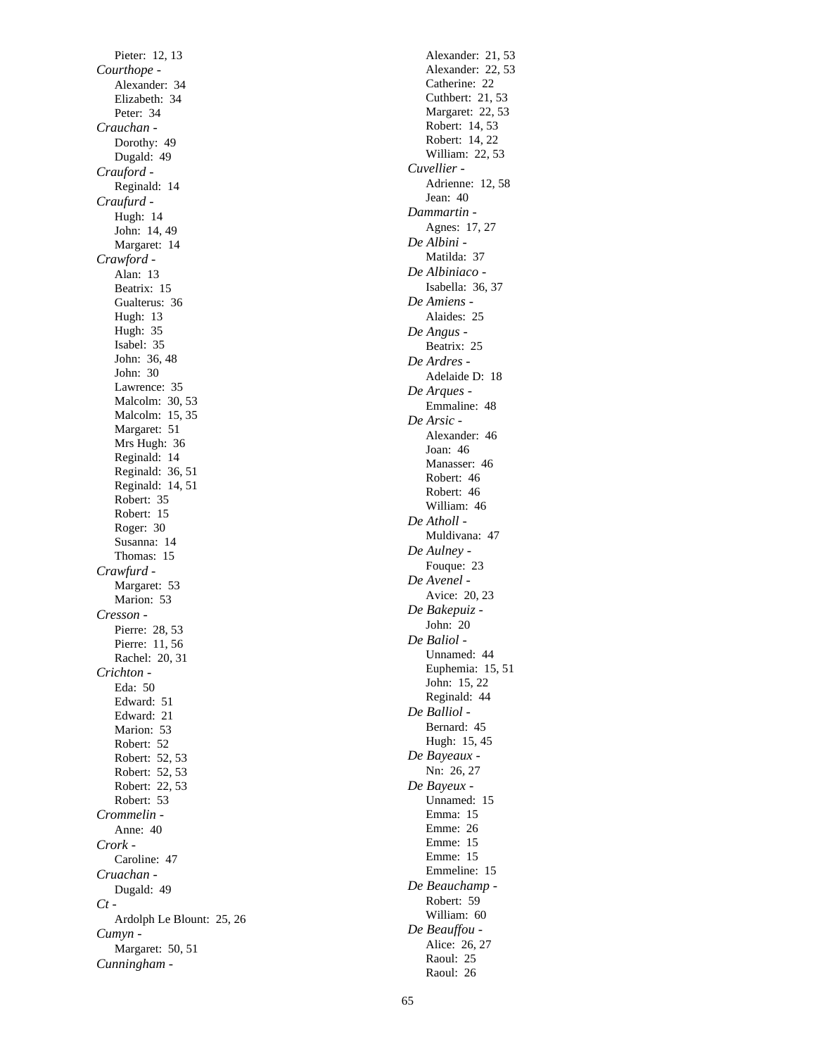Pieter: 12, 13

*Courthope* -
Alexander: 34
Elizabeth: 34
Peter: 34

*Crauchan* -
Dorothy: 49
Dugald: 49

*Crauford* -
Reginald: 14

*Craufurd* -
Hugh: 14
John: 14, 49
Margaret: 14

*Crawford* -
Alan: 13
Beatrix: 15
Gualterus: 36
Hugh: 13
Hugh: 35
Isabel: 35
John: 36, 48
John: 30
Lawrence: 35
Malcolm: 30, 53
Malcolm: 15, 35
Margaret: 51
Mrs Hugh: 36
Reginald: 14
Reginald: 36, 51
Reginald: 14, 51
Robert: 35
Robert: 15
Roger: 30
Susanna: 14
Thomas: 15

*Crawfurd* -
Margaret: 53
Marion: 53

*Cresson* -
Pierre: 28, 53
Pierre: 11, 56
Rachel: 20, 31

*Crichton* -
Eda: 50
Edward: 51
Edward: 21
Marion: 53
Robert: 52
Robert: 52, 53
Robert: 52, 53
Robert: 22, 53
Robert: 53

*Crommelin* -
Anne: 40

*Crork* -
Caroline: 47

*Cruachan* -
Dugald: 49

*Ct* -
Ardolph Le Blount: 25, 26

*Cumyn* -
Margaret: 50, 51

*Cunningham* -
Alexander: 21, 53
Alexander: 22, 53
Catherine: 22
Cuthbert: 21, 53
Margaret: 22, 53
Robert: 14, 53
Robert: 14, 22
William: 22, 53

*Cuvellier* -
Adrienne: 12, 58
Jean: 40

*Dammartin* -
Agnes: 17, 27

*De Albini* -
Matilda: 37

*De Albiniaco* -
Isabella: 36, 37

*De Amiens* -
Alaides: 25

*De Angus* -
Beatrix: 25

*De Ardres* -
Adelaide D: 18

*De Arques* -
Emmaline: 48

*De Arsic* -
Alexander: 46
Joan: 46
Manasser: 46
Robert: 46
Robert: 46
William: 46

*De Atholl* -
Muldivana: 47

*De Aulney* -
Fouque: 23

*De Avenel* -
Avice: 20, 23

*De Bakepuiz* -
John: 20

*De Baliol* -
Unnamed: 44
Euphemia: 15, 51
John: 15, 22
Reginald: 44

*De Balliol* -
Bernard: 45
Hugh: 15, 45

*De Bayeaux* -
Nn: 26, 27

*De Bayeux* -
Unnamed: 15
Emma: 15
Emme: 26
Emme: 15
Emme: 15
Emmeline: 15

*De Beauchamp* -
Robert: 59
William: 60

*De Beauffou* -
Alice: 26, 27
Raoul: 25
Raoul: 26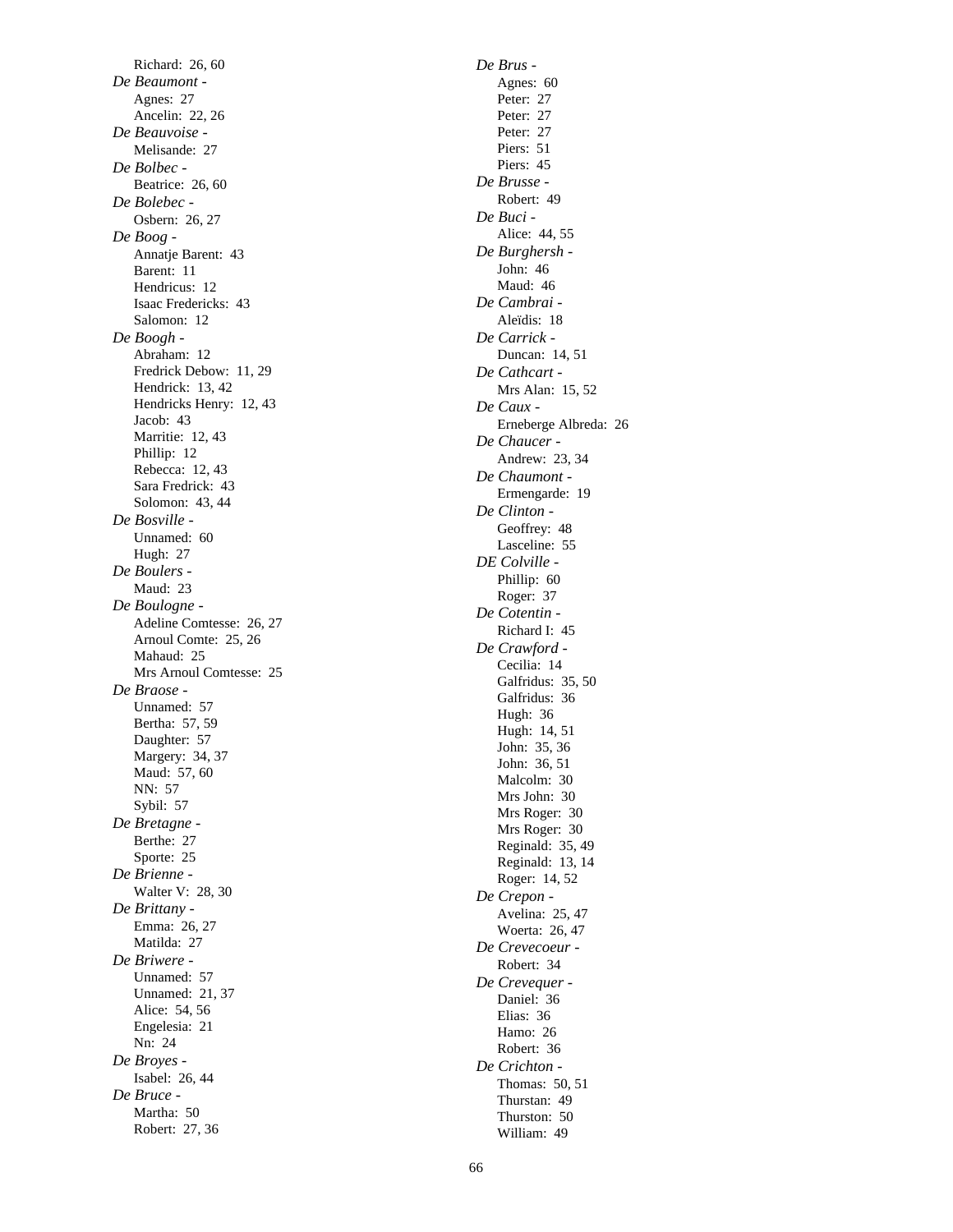Richard: 26, 60

*De Beaumont* -
Agnes: 27
Ancelin: 22, 26

*De Beauvoise* -
Melisande: 27

*De Bolbec* -
Beatrice: 26, 60

*De Bolebec* -
Osbern: 26, 27

*De Boog* -
Annatje Barent: 43
Barent: 11
Hendricus: 12
Isaac Fredericks: 43
Salomon: 12

*De Boogh* -
Abraham: 12
Fredrick Debow: 11, 29
Hendrick: 13, 42
Hendricks Henry: 12, 43
Jacob: 43
Marritie: 12, 43
Phillip: 12
Rebecca: 12, 43
Sara Fredrick: 43
Solomon: 43, 44

*De Bosville* -
Unnamed: 60
Hugh: 27

*De Boulers* -
Maud: 23

*De Boulogne* -
Adeline Comtesse: 26, 27
Arnoul Comte: 25, 26
Mahaud: 25
Mrs Arnoul Comtesse: 25

*De Braose* -
Unnamed: 57
Bertha: 57, 59
Daughter: 57
Margery: 34, 37
Maud: 57, 60
NN: 57
Sybil: 57

*De Bretagne* -
Berthe: 27
Sporte: 25

*De Brienne* -
Walter V: 28, 30

*De Brittany* -
Emma: 26, 27
Matilda: 27

*De Briwere* -
Unnamed: 57
Unnamed: 21, 37
Alice: 54, 56
Engelesia: 21
Nn: 24

*De Broyes* -
Isabel: 26, 44

*De Bruce* -
Martha: 50
Robert: 27, 36

*De Brus* -
Agnes: 60
Peter: 27
Peter: 27
Peter: 27
Piers: 51
Piers: 45

*De Brusse* -
Robert: 49

*De Buci* -
Alice: 44, 55

*De Burghersh* -
John: 46
Maud: 46

*De Cambrai* -
Aleïdis: 18

*De Carrick* -
Duncan: 14, 51

*De Cathcart* -
Mrs Alan: 15, 52

*De Caux* -
Erneberge Albreda: 26

*De Chaucer* -
Andrew: 23, 34

*De Chaumont* -
Ermengarde: 19

*De Clinton* -
Geoffrey: 48
Lasceline: 55

*DE Colville* -
Phillip: 60
Roger: 37

*De Cotentin* -
Richard I: 45

*De Crawford* -
Cecilia: 14
Galfridus: 35, 50
Galfridus: 36
Hugh: 36
Hugh: 14, 51
John: 35, 36
John: 36, 51
Malcolm: 30
Mrs John: 30
Mrs Roger: 30
Mrs Roger: 30
Reginald: 35, 49
Reginald: 13, 14
Roger: 14, 52

*De Crepon* -
Avelina: 25, 47
Woerta: 26, 47

*De Crevecoeur* -
Robert: 34

*De Crevequer* -
Daniel: 36
Elias: 36
Hamo: 26
Robert: 36

*De Crichton* -
Thomas: 50, 51
Thurstan: 49
Thurston: 50
William: 49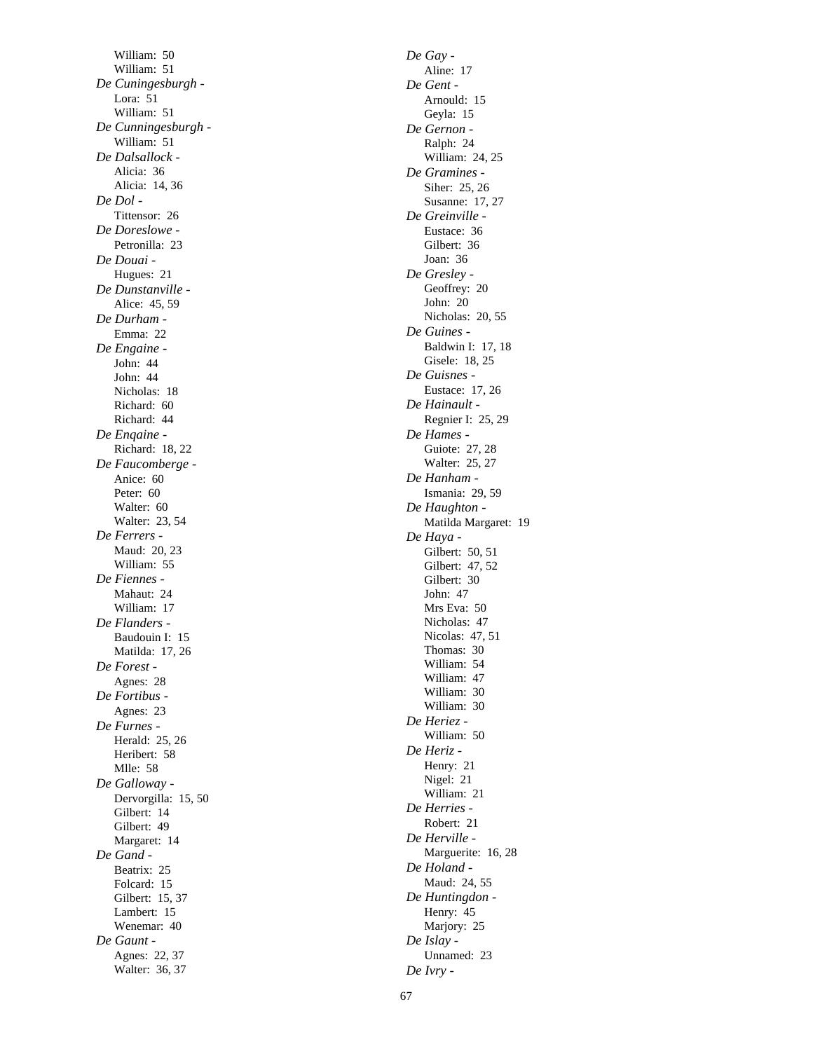William: 50
William: 51

*De Cuningesburgh* -
Lora: 51
William: 51

*De Cunningesburgh* -
William: 51

*De Dalsallock* -
Alicia: 36
Alicia: 14, 36

*De Dol* -
Tittensor: 26

*De Doreslowe* -
Petronilla: 23

*De Douai* -
Hugues: 21

*De Dunstanville* -
Alice: 45, 59

*De Durham* -
Emma: 22

*De Engaine* -
John: 44
John: 44
Nicholas: 18
Richard: 60
Richard: 44

*De Enqaine* -
Richard: 18, 22

*De Faucomberge* -
Anice: 60
Peter: 60
Walter: 60
Walter: 23, 54

*De Ferrers* -
Maud: 20, 23
William: 55

*De Fiennes* -
Mahaut: 24
William: 17

*De Flanders* -
Baudouin I: 15
Matilda: 17, 26

*De Forest* -
Agnes: 28

*De Fortibus* -
Agnes: 23

*De Furnes* -
Herald: 25, 26
Heribert: 58
Mlle: 58

*De Galloway* -
Dervorgilla: 15, 50
Gilbert: 14
Gilbert: 49
Margaret: 14

*De Gand* -
Beatrix: 25
Folcard: 15
Gilbert: 15, 37
Lambert: 15
Wenemar: 40

*De Gaunt* -
Agnes: 22, 37
Walter: 36, 37

*De Gay* -
Aline: 17

*De Gent* -
Arnould: 15
Geyla: 15

*De Gernon* -
Ralph: 24
William: 24, 25

*De Gramines* -
Siher: 25, 26
Susanne: 17, 27

*De Greinville* -
Eustace: 36
Gilbert: 36
Joan: 36

*De Gresley* -
Geoffrey: 20
John: 20
Nicholas: 20, 55

*De Guines* -
Baldwin I: 17, 18
Gisele: 18, 25

*De Guisnes* -
Eustace: 17, 26

*De Hainault* -
Regnier I: 25, 29

*De Hames* -
Guiote: 27, 28
Walter: 25, 27

*De Hanham* -
Ismania: 29, 59

*De Haughton* -
Matilda Margaret: 19

*De Haya* -
Gilbert: 50, 51
Gilbert: 47, 52
Gilbert: 30
John: 47
Mrs Eva: 50
Nicholas: 47
Nicolas: 47, 51
Thomas: 30
William: 54
William: 47
William: 30
William: 30

*De Heriez* -
William: 50

*De Heriz* -
Henry: 21
Nigel: 21
William: 21

*De Herries* -
Robert: 21

*De Herville* -
Marguerite: 16, 28

*De Holand* -
Maud: 24, 55

*De Huntingdon* -
Henry: 45
Marjory: 25

*De Islay* -
Unnamed: 23

*De Ivry* -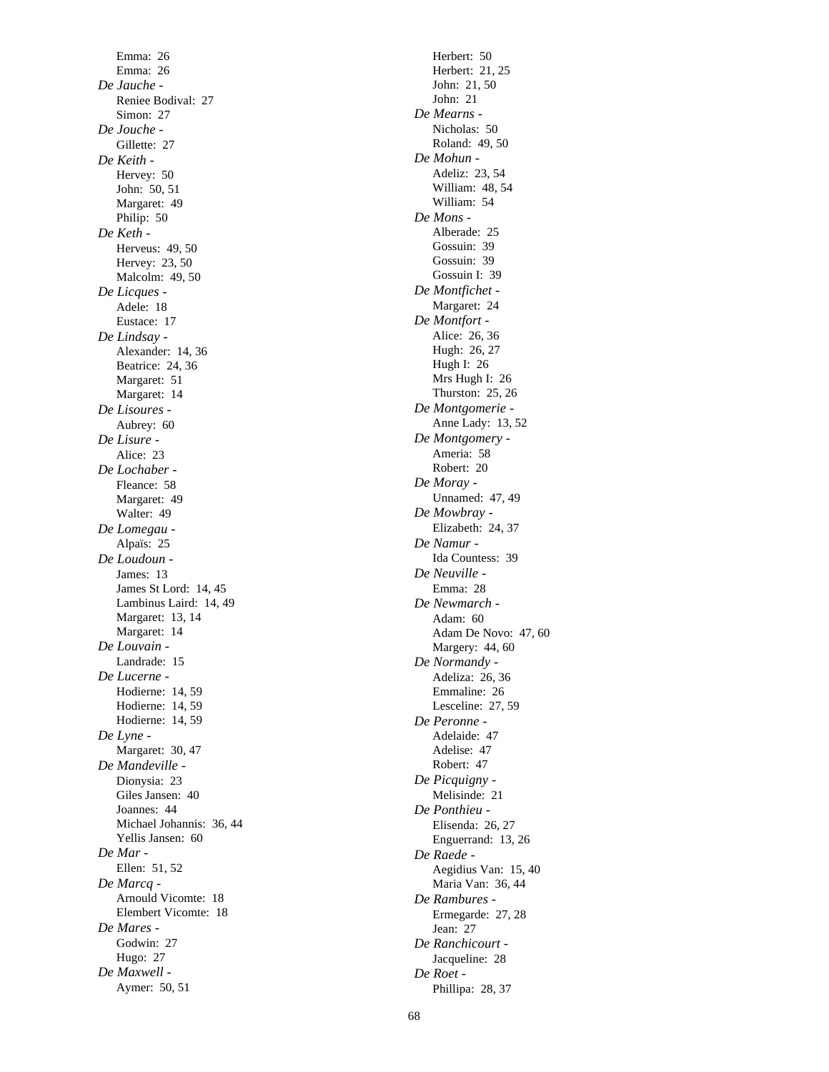Emma: 26
Emma: 26

*De Jauche* -
Reniee Bodival: 27
Simon: 27

*De Jouche* -
Gillette: 27

*De Keith* -
Hervey: 50
John: 50, 51
Margaret: 49
Philip: 50

*De Keth* -
Herveus: 49, 50
Hervey: 23, 50
Malcolm: 49, 50

*De Licques* -
Adele: 18
Eustace: 17

*De Lindsay* -
Alexander: 14, 36
Beatrice: 24, 36
Margaret: 51
Margaret: 14

*De Lisoures* -
Aubrey: 60

*De Lisure* -
Alice: 23

*De Lochaber* -
Fleance: 58
Margaret: 49
Walter: 49

*De Lomegau* -
Alpaïs: 25

*De Loudoun* -
James: 13
James St Lord: 14, 45
Lambinus Laird: 14, 49
Margaret: 13, 14
Margaret: 14

*De Louvain* -
Landrade: 15

*De Lucerne* -
Hodierne: 14, 59
Hodierne: 14, 59
Hodierne: 14, 59

*De Lyne* -
Margaret: 30, 47

*De Mandeville* -
Dionysia: 23
Giles Jansen: 40
Joannes: 44
Michael Johannis: 36, 44
Yellis Jansen: 60

*De Mar* -
Ellen: 51, 52

*De Marcq* -
Arnould Vicomte: 18
Elembert Vicomte: 18

*De Mares* -
Godwin: 27
Hugo: 27

*De Maxwell* -
Aymer: 50, 51
Herbert: 50
Herbert: 21, 25
John: 21, 50
John: 21

*De Mearns* -
Nicholas: 50
Roland: 49, 50

*De Mohun* -
Adeliz: 23, 54
William: 48, 54
William: 54

*De Mons* -
Alberade: 25
Gossuin: 39
Gossuin: 39
Gossuin I: 39

*De Montfichet* -
Margaret: 24

*De Montfort* -
Alice: 26, 36
Hugh: 26, 27
Hugh I: 26
Mrs Hugh I: 26
Thurston: 25, 26

*De Montgomerie* -
Anne Lady: 13, 52

*De Montgomery* -
Ameria: 58
Robert: 20

*De Moray* -
Unnamed: 47, 49

*De Mowbray* -
Elizabeth: 24, 37

*De Namur* -
Ida Countess: 39

*De Neuville* -
Emma: 28

*De Newmarch* -
Adam: 60
Adam De Novo: 47, 60
Margery: 44, 60

*De Normandy* -
Adeliza: 26, 36
Emmaline: 26
Lesceline: 27, 59

*De Peronne* -
Adelaide: 47
Adelise: 47
Robert: 47

*De Picquigny* -
Melisinde: 21

*De Ponthieu* -
Elisenda: 26, 27
Enguerrand: 13, 26

*De Raede* -
Aegidius Van: 15, 40
Maria Van: 36, 44

*De Rambures* -
Ermegarde: 27, 28
Jean: 27

*De Ranchicourt* -
Jacqueline: 28

*De Roet* -
Phillipa: 28, 37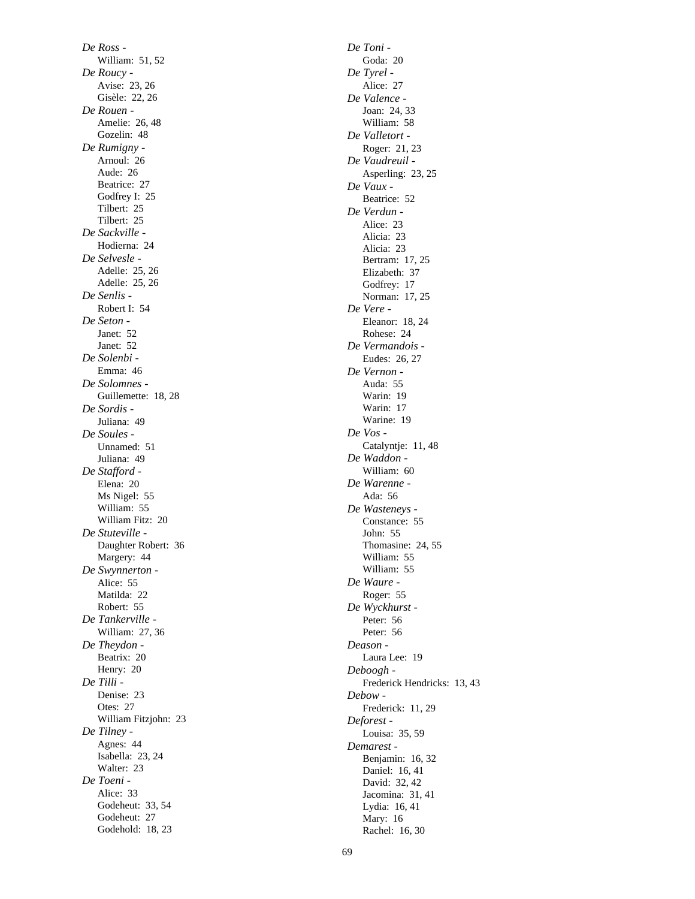*De Ross* -
William: 51, 52
*De Roucy* -
Avise: 23, 26
Gisèle: 22, 26
*De Rouen* -
Amelie: 26, 48
Gozelin: 48
*De Rumigny* -
Arnoul: 26
Aude: 26
Beatrice: 27
Godfrey I: 25
Tilbert: 25
Tilbert: 25
*De Sackville* -
Hodierna: 24
*De Selvesle* -
Adelle: 25, 26
Adelle: 25, 26
*De Senlis* -
Robert I: 54
*De Seton* -
Janet: 52
Janet: 52
*De Solenbi* -
Emma: 46
*De Solomnes* -
Guillemette: 18, 28
*De Sordis* -
Juliana: 49
*De Soules* -
Unnamed: 51
Juliana: 49
*De Stafford* -
Elena: 20
Ms Nigel: 55
William: 55
William Fitz: 20
*De Stuteville* -
Daughter Robert: 36
Margery: 44
*De Swynnerton* -
Alice: 55
Matilda: 22
Robert: 55
*De Tankerville* -
William: 27, 36
*De Theydon* -
Beatrix: 20
Henry: 20
*De Tilli* -
Denise: 23
Otes: 27
William Fitzjohn: 23
*De Tilney* -
Agnes: 44
Isabella: 23, 24
Walter: 23
*De Toeni* -
Alice: 33
Godeheut: 33, 54
Godeheut: 27
Godehold: 18, 23
*De Toni* -
Goda: 20
*De Tyrel* -
Alice: 27
*De Valence* -
Joan: 24, 33
William: 58
*De Valletort* -
Roger: 21, 23
*De Vaudreuil* -
Asperling: 23, 25
*De Vaux* -
Beatrice: 52
*De Verdun* -
Alice: 23
Alicia: 23
Alicia: 23
Bertram: 17, 25
Elizabeth: 37
Godfrey: 17
Norman: 17, 25
*De Vere* -
Eleanor: 18, 24
Rohese: 24
*De Vermandois* -
Eudes: 26, 27
*De Vernon* -
Auda: 55
Warin: 19
Warin: 17
Warine: 19
*De Vos* -
Catalyntje: 11, 48
*De Waddon* -
William: 60
*De Warenne* -
Ada: 56
*De Wasteneys* -
Constance: 55
John: 55
Thomasine: 24, 55
William: 55
William: 55
*De Waure* -
Roger: 55
*De Wyckhurst* -
Peter: 56
Peter: 56
*Deason* -
Laura Lee: 19
*Deboogh* -
Frederick Hendricks: 13, 43
*Debow* -
Frederick: 11, 29
*Deforest* -
Louisa: 35, 59
*Demarest* -
Benjamin: 16, 32
Daniel: 16, 41
David: 32, 42
Jacomina: 31, 41
Lydia: 16, 41
Mary: 16
Rachel: 16, 30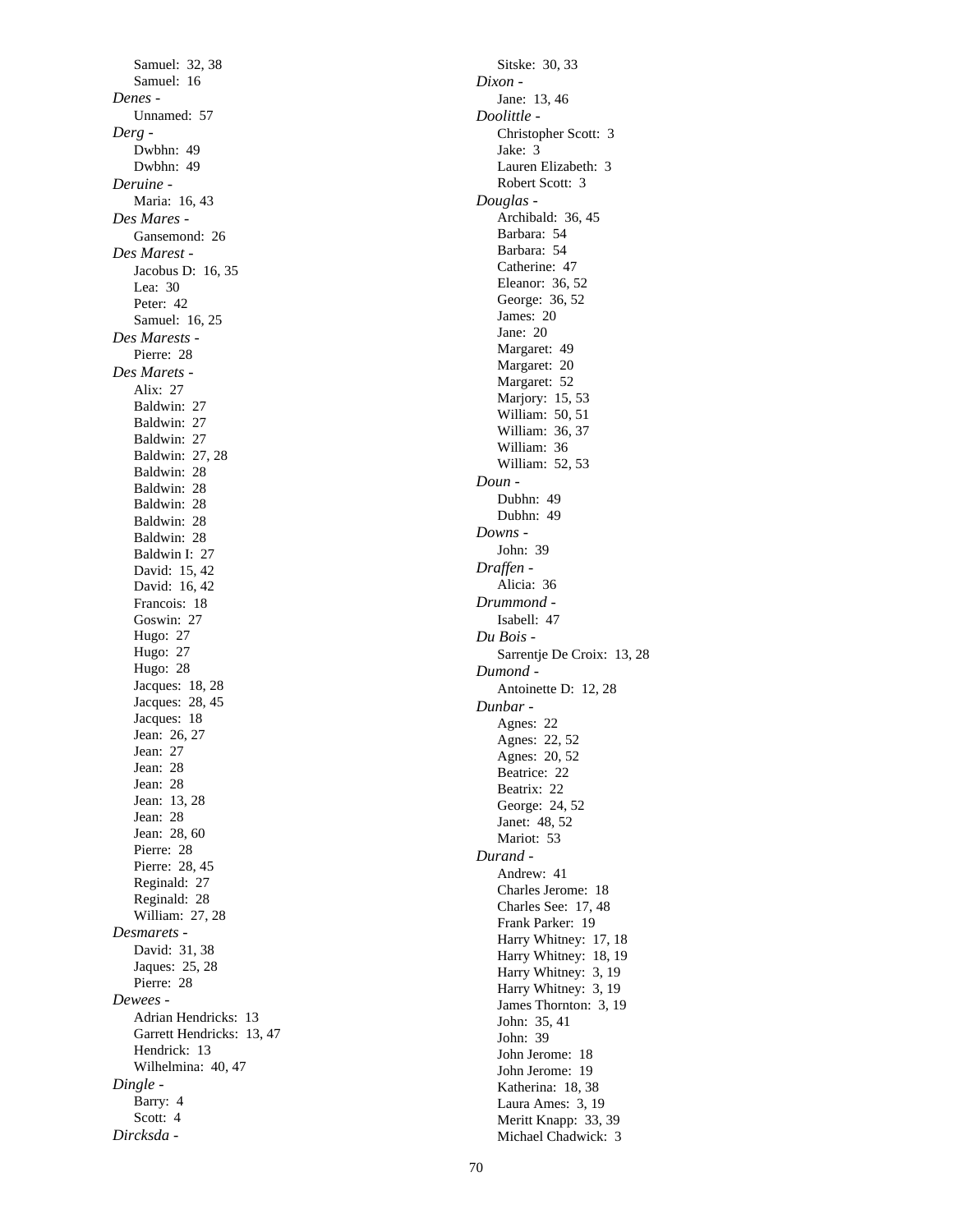Samuel: 32, 38
Samuel: 16

*Denes -*
Unnamed: 57

*Derg -*
Dwbhn: 49
Dwbhn: 49

*Deruine -*
Maria: 16, 43

*Des Mares -*
Gansemond: 26

*Des Marest -*
Jacobus D: 16, 35
Lea: 30
Peter: 42
Samuel: 16, 25

*Des Marests -*
Pierre: 28

*Des Marets -*
Alix: 27
Baldwin: 27
Baldwin: 27
Baldwin: 27
Baldwin: 27, 28
Baldwin: 28
Baldwin: 28
Baldwin: 28
Baldwin: 28
Baldwin: 28
Baldwin I: 27
David: 15, 42
David: 16, 42
Francois: 18
Goswin: 27
Hugo: 27
Hugo: 27
Hugo: 28
Jacques: 18, 28
Jacques: 28, 45
Jacques: 18
Jean: 26, 27
Jean: 27
Jean: 28
Jean: 28
Jean: 13, 28
Jean: 28
Jean: 28, 60
Pierre: 28
Pierre: 28, 45
Reginald: 27
Reginald: 28
William: 27, 28

*Desmarets -*
David: 31, 38
Jaques: 25, 28
Pierre: 28

*Dewees -*
Adrian Hendricks: 13
Garrett Hendricks: 13, 47
Hendrick: 13
Wilhelmina: 40, 47

*Dingle -*
Barry: 4
Scott: 4

*Dircksda -*
Sitske: 30, 33

*Dixon -*
Jane: 13, 46

*Doolittle -*
Christopher Scott: 3
Jake: 3
Lauren Elizabeth: 3
Robert Scott: 3

*Douglas -*
Archibald: 36, 45
Barbara: 54
Barbara: 54
Catherine: 47
Eleanor: 36, 52
George: 36, 52
James: 20
Jane: 20
Margaret: 49
Margaret: 20
Margaret: 52
Marjory: 15, 53
William: 50, 51
William: 36, 37
William: 36
William: 52, 53

*Doun -*
Dubhn: 49
Dubhn: 49

*Downs -*
John: 39

*Draffen -*
Alicia: 36

*Drummond -*
Isabell: 47

*Du Bois -*
Sarrentje De Croix: 13, 28

*Dumond -*
Antoinette D: 12, 28

*Dunbar -*
Agnes: 22
Agnes: 22, 52
Agnes: 20, 52
Beatrice: 22
Beatrix: 22
George: 24, 52
Janet: 48, 52
Mariot: 53

*Durand -*
Andrew: 41
Charles Jerome: 18
Charles See: 17, 48
Frank Parker: 19
Harry Whitney: 17, 18
Harry Whitney: 18, 19
Harry Whitney: 3, 19
Harry Whitney: 3, 19
James Thornton: 3, 19
John: 35, 41
John: 39
John Jerome: 18
John Jerome: 19
Katherina: 18, 38
Laura Ames: 3, 19
Meritt Knapp: 33, 39
Michael Chadwick: 3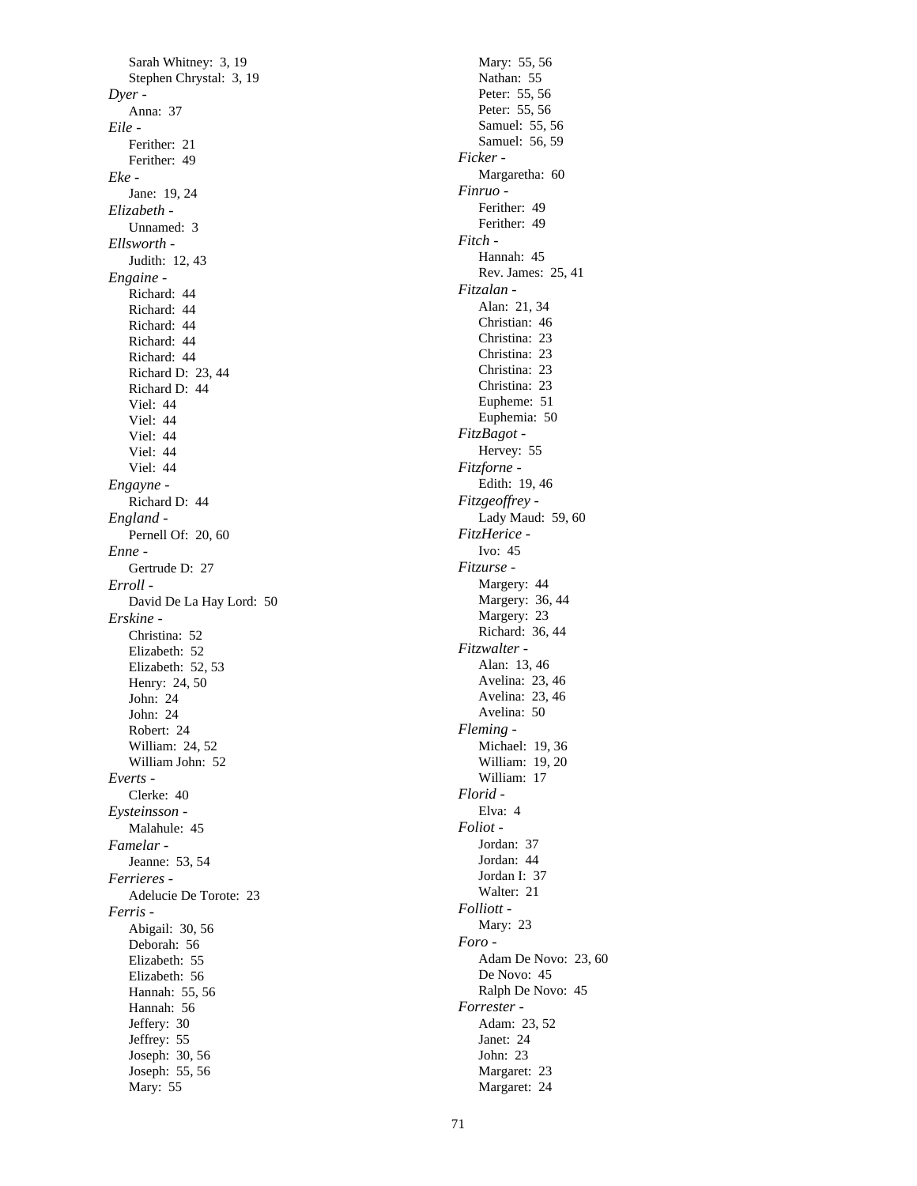Sarah Whitney: 3, 19
Stephen Chrystal: 3, 19

*Dyer -*
Anna: 37

*Eile -*
Ferither: 21
Ferither: 49

*Eke -*
Jane: 19, 24

*Elizabeth -*
Unnamed: 3

*Ellsworth -*
Judith: 12, 43

*Engaine -*
Richard: 44
Richard: 44
Richard: 44
Richard: 44
Richard: 44
Richard D: 23, 44
Richard D: 44
Viel: 44
Viel: 44
Viel: 44
Viel: 44
Viel: 44

*Engayne -*
Richard D: 44

*England -*
Pernell Of: 20, 60

*Enne -*
Gertrude D: 27

*Erroll -*
David De La Hay Lord: 50

*Erskine -*
Christina: 52
Elizabeth: 52
Elizabeth: 52, 53
Henry: 24, 50
John: 24
John: 24
Robert: 24
William: 24, 52
William John: 52

*Everts -*
Clerke: 40

*Eysteinsson -*
Malahule: 45

*Famelar -*
Jeanne: 53, 54

*Ferrieres -*
Adelucie De Torote: 23

*Ferris -*
Abigail: 30, 56
Deborah: 56
Elizabeth: 55
Elizabeth: 56
Hannah: 55, 56
Hannah: 56
Jeffery: 30
Jeffrey: 55
Joseph: 30, 56
Joseph: 55, 56
Mary: 55
Mary: 55, 56
Nathan: 55
Peter: 55, 56
Peter: 55, 56
Samuel: 55, 56
Samuel: 56, 59

*Ficker -*
Margaretha: 60

*Finruo -*
Ferither: 49
Ferither: 49

*Fitch -*
Hannah: 45
Rev. James: 25, 41

*Fitzalan -*
Alan: 21, 34
Christian: 46
Christina: 23
Christina: 23
Christina: 23
Christina: 23
Eupheme: 51
Euphemia: 50

*FitzBagot -*
Hervey: 55

*Fitzforne -*
Edith: 19, 46

*Fitzgeoffrey -*
Lady Maud: 59, 60

*FitzHerice -*
Ivo: 45

*Fitzurse -*
Margery: 44
Margery: 36, 44
Margery: 23
Richard: 36, 44

*Fitzwalter -*
Alan: 13, 46
Avelina: 23, 46
Avelina: 23, 46
Avelina: 50

*Fleming -*
Michael: 19, 36
William: 19, 20
William: 17

*Florid -*
Elva: 4

*Foliot -*
Jordan: 37
Jordan: 44
Jordan I: 37
Walter: 21

*Folliott -*
Mary: 23

*Foro -*
Adam De Novo: 23, 60
De Novo: 45
Ralph De Novo: 45

*Forrester -*
Adam: 23, 52
Janet: 24
John: 23
Margaret: 23
Margaret: 24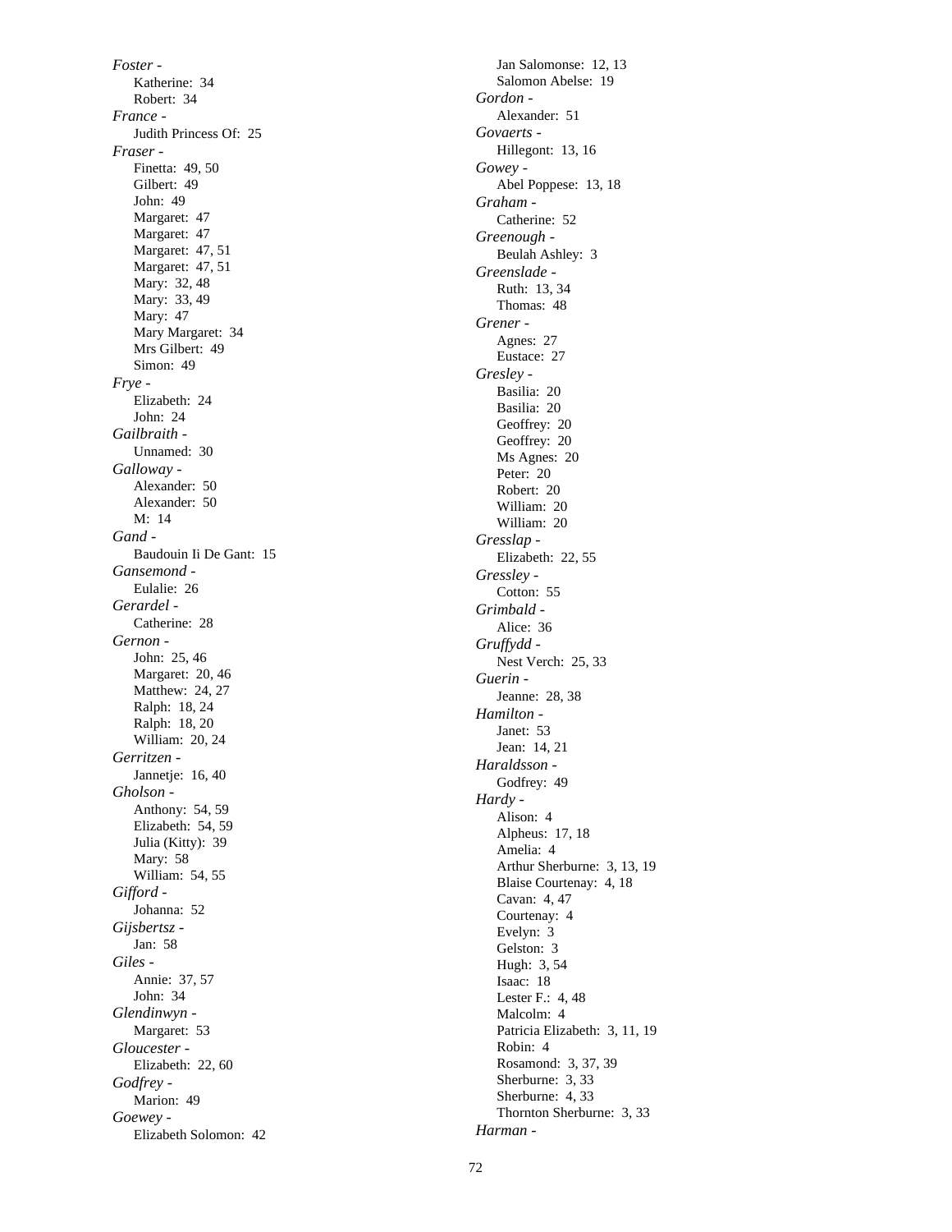*Foster -*
- Katherine: 34
- Robert: 34

*France -*
- Judith Princess Of: 25

*Fraser -*
- Finetta: 49, 50
- Gilbert: 49
- John: 49
- Margaret: 47
- Margaret: 47
- Margaret: 47, 51
- Margaret: 47, 51
- Mary: 32, 48
- Mary: 33, 49
- Mary: 47
- Mary Margaret: 34
- Mrs Gilbert: 49
- Simon: 49

*Frye -*
- Elizabeth: 24
- John: 24

*Gailbraith -*
- Unnamed: 30

*Galloway -*
- Alexander: 50
- Alexander: 50
- M: 14

*Gand -*
- Baudouin Ii De Gant: 15

*Gansemond -*
- Eulalie: 26

*Gerardel -*
- Catherine: 28

*Gernon -*
- John: 25, 46
- Margaret: 20, 46
- Matthew: 24, 27
- Ralph: 18, 24
- Ralph: 18, 20
- William: 20, 24

*Gerritzen -*
- Jannetje: 16, 40

*Gholson -*
- Anthony: 54, 59
- Elizabeth: 54, 59
- Julia (Kitty): 39
- Mary: 58
- William: 54, 55

*Gifford -*
- Johanna: 52

*Gijsbertsz -*
- Jan: 58

*Giles -*
- Annie: 37, 57
- John: 34

*Glendinwyn -*
- Margaret: 53

*Gloucester -*
- Elizabeth: 22, 60

*Godfrey -*
- Marion: 49

*Goewey -*
- Elizabeth Solomon: 42
- Jan Salomonse: 12, 13
- Salomon Abelse: 19

*Gordon -*
- Alexander: 51

*Govaerts -*
- Hillegont: 13, 16

*Gowey -*
- Abel Poppese: 13, 18

*Graham -*
- Catherine: 52

*Greenough -*
- Beulah Ashley: 3

*Greenslade -*
- Ruth: 13, 34
- Thomas: 48

*Grener -*
- Agnes: 27
- Eustace: 27

*Gresley -*
- Basilia: 20
- Basilia: 20
- Geoffrey: 20
- Geoffrey: 20
- Ms Agnes: 20
- Peter: 20
- Robert: 20
- William: 20
- William: 20

*Gresslap -*
- Elizabeth: 22, 55

*Gressley -*
- Cotton: 55

*Grimbald -*
- Alice: 36

*Gruffydd -*
- Nest Verch: 25, 33

*Guerin -*
- Jeanne: 28, 38

*Hamilton -*
- Janet: 53
- Jean: 14, 21

*Haraldsson -*
- Godfrey: 49

*Hardy -*
- Alison: 4
- Alpheus: 17, 18
- Amelia: 4
- Arthur Sherburne: 3, 13, 19
- Blaise Courtenay: 4, 18
- Cavan: 4, 47
- Courtenay: 4
- Evelyn: 3
- Gelston: 3
- Hugh: 3, 54
- Isaac: 18
- Lester F.: 4, 48
- Malcolm: 4
- Patricia Elizabeth: 3, 11, 19
- Robin: 4
- Rosamond: 3, 37, 39
- Sherburne: 3, 33
- Sherburne: 4, 33
- Thornton Sherburne: 3, 33

*Harman -*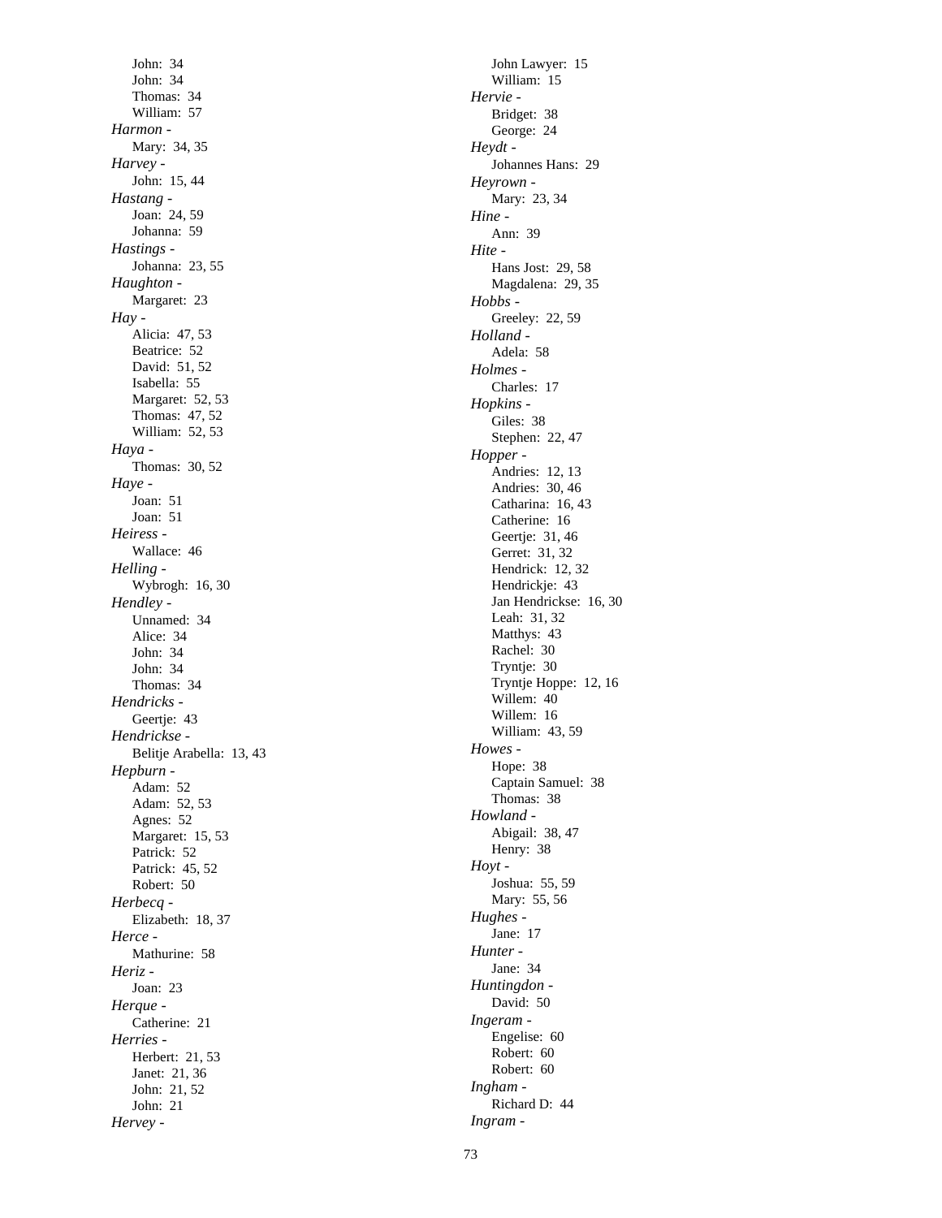John: 34
John: 34
Thomas: 34
William: 57

*Harmon* -
Mary: 34, 35

*Harvey* -
John: 15, 44

*Hastang* -
Joan: 24, 59
Johanna: 59

*Hastings* -
Johanna: 23, 55

*Haughton* -
Margaret: 23

*Hay* -
Alicia: 47, 53
Beatrice: 52
David: 51, 52
Isabella: 55
Margaret: 52, 53
Thomas: 47, 52
William: 52, 53

*Haya* -
Thomas: 30, 52

*Haye* -
Joan: 51
Joan: 51

*Heiress* -
Wallace: 46

*Helling* -
Wybrogh: 16, 30

*Hendley* -
Unnamed: 34
Alice: 34
John: 34
John: 34
Thomas: 34

*Hendricks* -
Geertje: 43

*Hendrickse* -
Belitje Arabella: 13, 43

*Hepburn* -
Adam: 52
Adam: 52, 53
Agnes: 52
Margaret: 15, 53
Patrick: 52
Patrick: 45, 52
Robert: 50

*Herbecq* -
Elizabeth: 18, 37

*Herce* -
Mathurine: 58

*Heriz* -
Joan: 23

*Herque* -
Catherine: 21

*Herries* -
Herbert: 21, 53
Janet: 21, 36
John: 21, 52
John: 21

*Hervey* -
John Lawyer: 15
William: 15

*Hervie* -
Bridget: 38
George: 24

*Heydt* -
Johannes Hans: 29

*Heyrown* -
Mary: 23, 34

*Hine* -
Ann: 39

*Hite* -
Hans Jost: 29, 58
Magdalena: 29, 35

*Hobbs* -
Greeley: 22, 59

*Holland* -
Adela: 58

*Holmes* -
Charles: 17

*Hopkins* -
Giles: 38
Stephen: 22, 47

*Hopper* -
Andries: 12, 13
Andries: 30, 46
Catharina: 16, 43
Catherine: 16
Geertje: 31, 46
Gerret: 31, 32
Hendrick: 12, 32
Hendrickje: 43
Jan Hendrickse: 16, 30
Leah: 31, 32
Matthys: 43
Rachel: 30
Tryntje: 30
Tryntje Hoppe: 12, 16
Willem: 40
Willem: 16
William: 43, 59

*Howes* -
Hope: 38
Captain Samuel: 38
Thomas: 38

*Howland* -
Abigail: 38, 47
Henry: 38

*Hoyt* -
Joshua: 55, 59
Mary: 55, 56

*Hughes* -
Jane: 17

*Hunter* -
Jane: 34

*Huntingdon* -
David: 50

*Ingeram* -
Engelise: 60
Robert: 60
Robert: 60

*Ingham* -
Richard D: 44

*Ingram* -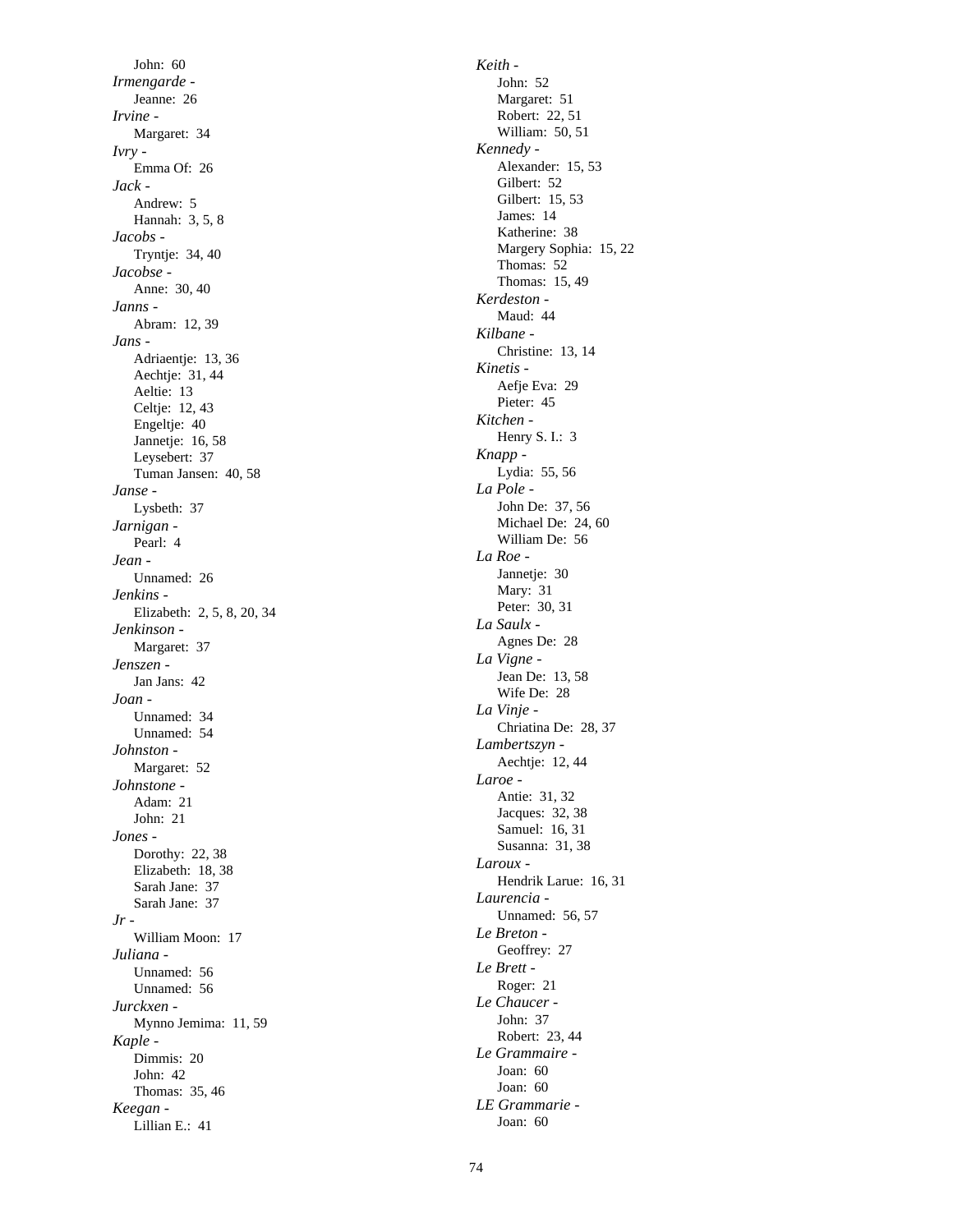John: 60

*Irmengarde -*
Jeanne: 26

*Irvine -*
Margaret: 34

*Ivry -*
Emma Of: 26

*Jack -*
Andrew: 5
Hannah: 3, 5, 8

*Jacobs -*
Tryntje: 34, 40

*Jacobse -*
Anne: 30, 40

*Janns -*
Abram: 12, 39

*Jans -*
Adriaentje: 13, 36
Aechtje: 31, 44
Aeltie: 13
Celtje: 12, 43
Engeltje: 40
Jannetje: 16, 58
Leysebert: 37
Tuman Jansen: 40, 58

*Janse -*
Lysbeth: 37

*Jarnigan -*
Pearl: 4

*Jean -*
Unnamed: 26

*Jenkins -*
Elizabeth: 2, 5, 8, 20, 34

*Jenkinson -*
Margaret: 37

*Jenszen -*
Jan Jans: 42

*Joan -*
Unnamed: 34
Unnamed: 54

*Johnston -*
Margaret: 52

*Johnstone -*
Adam: 21
John: 21

*Jones -*
Dorothy: 22, 38
Elizabeth: 18, 38
Sarah Jane: 37
Sarah Jane: 37

*Jr -*
William Moon: 17

*Juliana -*
Unnamed: 56
Unnamed: 56

*Jurckxen -*
Mynno Jemima: 11, 59

*Kaple -*
Dimmis: 20
John: 42
Thomas: 35, 46

*Keegan -*
Lillian E.: 41

*Keith -*
John: 52
Margaret: 51
Robert: 22, 51
William: 50, 51

*Kennedy -*
Alexander: 15, 53
Gilbert: 52
Gilbert: 15, 53
James: 14
Katherine: 38
Margery Sophia: 15, 22
Thomas: 52
Thomas: 15, 49

*Kerdeston -*
Maud: 44

*Kilbane -*
Christine: 13, 14

*Kinetis -*
Aefje Eva: 29
Pieter: 45

*Kitchen -*
Henry S. I.: 3

*Knapp -*
Lydia: 55, 56

*La Pole -*
John De: 37, 56
Michael De: 24, 60
William De: 56

*La Roe -*
Jannetje: 30
Mary: 31
Peter: 30, 31

*La Saulx -*
Agnes De: 28

*La Vigne -*
Jean De: 13, 58
Wife De: 28

*La Vinje -*
Chriatina De: 28, 37

*Lambertszyn -*
Aechtje: 12, 44

*Laroe -*
Antie: 31, 32
Jacques: 32, 38
Samuel: 16, 31
Susanna: 31, 38

*Laroux -*
Hendrik Larue: 16, 31

*Laurencia -*
Unnamed: 56, 57

*Le Breton -*
Geoffrey: 27

*Le Brett -*
Roger: 21

*Le Chaucer -*
John: 37
Robert: 23, 44

*Le Grammaire -*
Joan: 60
Joan: 60

*LE Grammarie -*
Joan: 60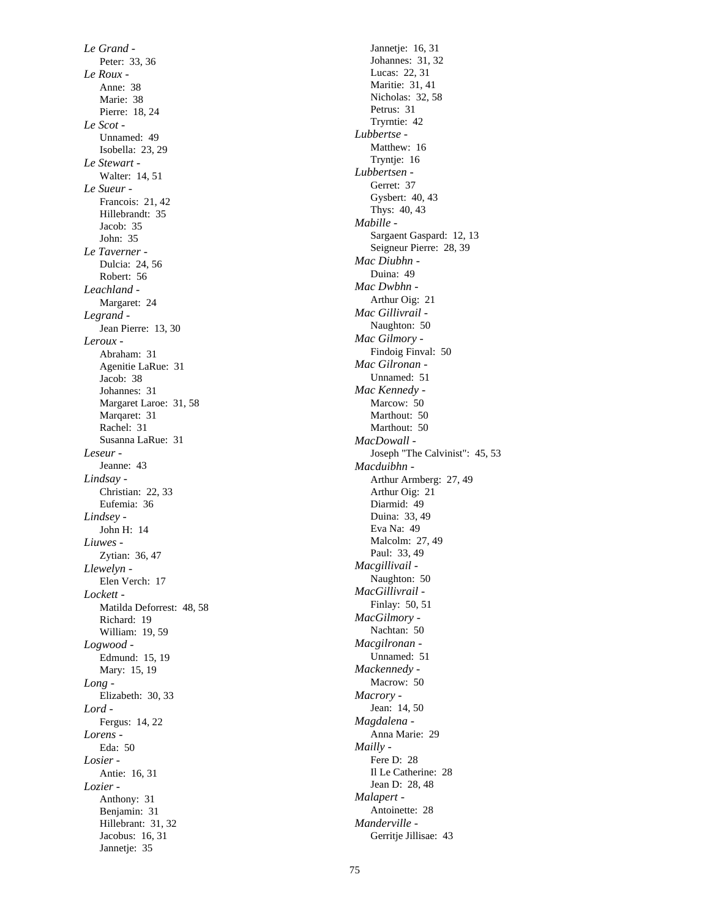*Le Grand* -
  Peter: 33, 36
*Le Roux* -
  Anne: 38
  Marie: 38
  Pierre: 18, 24
*Le Scot* -
  Unnamed: 49
  Isobella: 23, 29
*Le Stewart* -
  Walter: 14, 51
*Le Sueur* -
  Francois: 21, 42
  Hillebrandt: 35
  Jacob: 35
  John: 35
*Le Taverner* -
  Dulcia: 24, 56
  Robert: 56
*Leachland* -
  Margaret: 24
*Legrand* -
  Jean Pierre: 13, 30
*Leroux* -
  Abraham: 31
  Agenitie LaRue: 31
  Jacob: 38
  Johannes: 31
  Margaret Laroe: 31, 58
  Marqaret: 31
  Rachel: 31
  Susanna LaRue: 31
*Leseur* -
  Jeanne: 43
*Lindsay* -
  Christian: 22, 33
  Eufemia: 36
*Lindsey* -
  John H: 14
*Liuwes* -
  Zytian: 36, 47
*Llewelyn* -
  Elen Verch: 17
*Lockett* -
  Matilda Deforrest: 48, 58
  Richard: 19
  William: 19, 59
*Logwood* -
  Edmund: 15, 19
  Mary: 15, 19
*Long* -
  Elizabeth: 30, 33
*Lord* -
  Fergus: 14, 22
*Lorens* -
  Eda: 50
*Losier* -
  Antie: 16, 31
*Lozier* -
  Anthony: 31
  Benjamin: 31
  Hillebrant: 31, 32
  Jacobus: 16, 31
  Jannetje: 35
  Jannetje: 16, 31
  Johannes: 31, 32
  Lucas: 22, 31
  Maritie: 31, 41
  Nicholas: 32, 58
  Petrus: 31
  Tryrntie: 42
*Lubbertse* -
  Matthew: 16
  Tryntje: 16
*Lubbertsen* -
  Gerret: 37
  Gysbert: 40, 43
  Thys: 40, 43
*Mabille* -
  Sargaent Gaspard: 12, 13
  Seigneur Pierre: 28, 39
*Mac Diubhn* -
  Duina: 49
*Mac Dwbhn* -
  Arthur Oig: 21
*Mac Gillivrail* -
  Naughton: 50
*Mac Gilmory* -
  Findoig Finval: 50
*Mac Gilronan* -
  Unnamed: 51
*Mac Kennedy* -
  Marcow: 50
  Marthout: 50
  Marthout: 50
*MacDowall* -
  Joseph "The Calvinist": 45, 53
*Macduibhn* -
  Arthur Armberg: 27, 49
  Arthur Oig: 21
  Diarmid: 49
  Duina: 33, 49
  Eva Na: 49
  Malcolm: 27, 49
  Paul: 33, 49
*Macgillivail* -
  Naughton: 50
*MacGillivrail* -
  Finlay: 50, 51
*MacGilmory* -
  Nachtan: 50
*Macgilronan* -
  Unnamed: 51
*Mackennedy* -
  Macrow: 50
*Macrory* -
  Jean: 14, 50
*Magdalena* -
  Anna Marie: 29
*Mailly* -
  Fere D: 28
  Il Le Catherine: 28
  Jean D: 28, 48
*Malapert* -
  Antoinette: 28
*Manderville* -
  Gerritje Jillisae: 43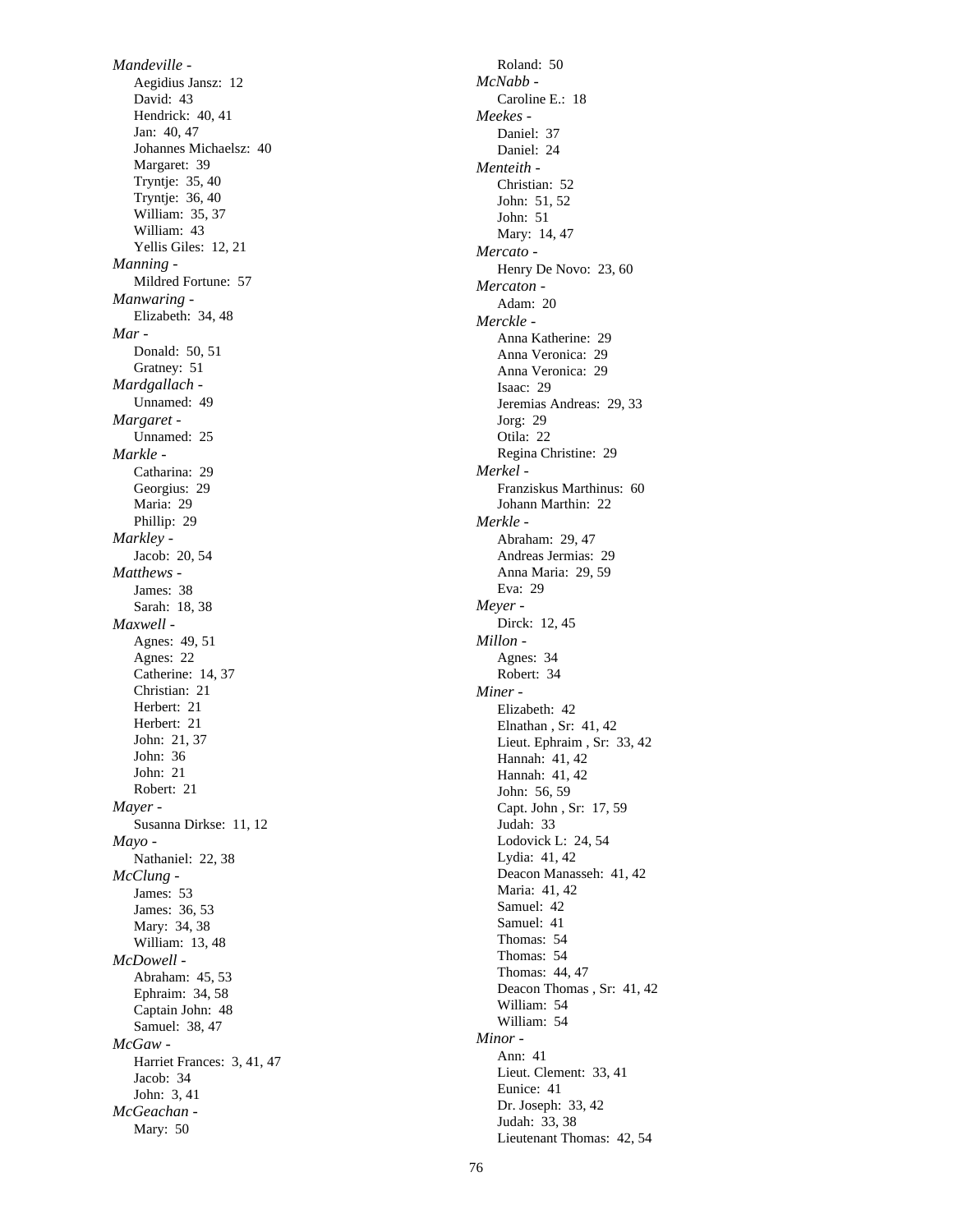*Mandeville* -
- Aegidius Jansz: 12
- David: 43
- Hendrick: 40, 41
- Jan: 40, 47
- Johannes Michaelsz: 40
- Margaret: 39
- Tryntje: 35, 40
- Tryntje: 36, 40
- William: 35, 37
- William: 43
- Yellis Giles: 12, 21

*Manning* -
- Mildred Fortune: 57

*Manwaring* -
- Elizabeth: 34, 48

*Mar* -
- Donald: 50, 51
- Gratney: 51

*Mardgallach* -
- Unnamed: 49

*Margaret* -
- Unnamed: 25

*Markle* -
- Catharina: 29
- Georgius: 29
- Maria: 29
- Phillip: 29

*Markley* -
- Jacob: 20, 54

*Matthews* -
- James: 38
- Sarah: 18, 38

*Maxwell* -
- Agnes: 49, 51
- Agnes: 22
- Catherine: 14, 37
- Christian: 21
- Herbert: 21
- Herbert: 21
- John: 21, 37
- John: 36
- John: 21
- Robert: 21

*Mayer* -
- Susanna Dirkse: 11, 12

*Mayo* -
- Nathaniel: 22, 38

*McClung* -
- James: 53
- James: 36, 53
- Mary: 34, 38
- William: 13, 48

*McDowell* -
- Abraham: 45, 53
- Ephraim: 34, 58
- Captain John: 48
- Samuel: 38, 47

*McGaw* -
- Harriet Frances: 3, 41, 47
- Jacob: 34
- John: 3, 41

*McGeachan* -
- Mary: 50
- Roland: 50

*McNabb* -
- Caroline E.: 18

*Meekes* -
- Daniel: 37
- Daniel: 24

*Menteith* -
- Christian: 52
- John: 51, 52
- John: 51
- Mary: 14, 47

*Mercato* -
- Henry De Novo: 23, 60

*Mercaton* -
- Adam: 20

*Merckle* -
- Anna Katherine: 29
- Anna Veronica: 29
- Anna Veronica: 29
- Isaac: 29
- Jeremias Andreas: 29, 33
- Jorg: 29
- Otila: 22
- Regina Christine: 29

*Merkel* -
- Franziskus Marthinus: 60
- Johann Marthin: 22

*Merkle* -
- Abraham: 29, 47
- Andreas Jermias: 29
- Anna Maria: 29, 59
- Eva: 29

*Meyer* -
- Dirck: 12, 45

*Millon* -
- Agnes: 34
- Robert: 34

*Miner* -
- Elizabeth: 42
- Elnathan , Sr: 41, 42
- Lieut. Ephraim , Sr: 33, 42
- Hannah: 41, 42
- Hannah: 41, 42
- John: 56, 59
- Capt. John , Sr: 17, 59
- Judah: 33
- Lodovick L: 24, 54
- Lydia: 41, 42
- Deacon Manasseh: 41, 42
- Maria: 41, 42
- Samuel: 42
- Samuel: 41
- Thomas: 54
- Thomas: 54
- Thomas: 44, 47
- Deacon Thomas , Sr: 41, 42
- William: 54
- William: 54

*Minor* -
- Ann: 41
- Lieut. Clement: 33, 41
- Eunice: 41
- Dr. Joseph: 33, 42
- Judah: 33, 38
- Lieutenant Thomas: 42, 54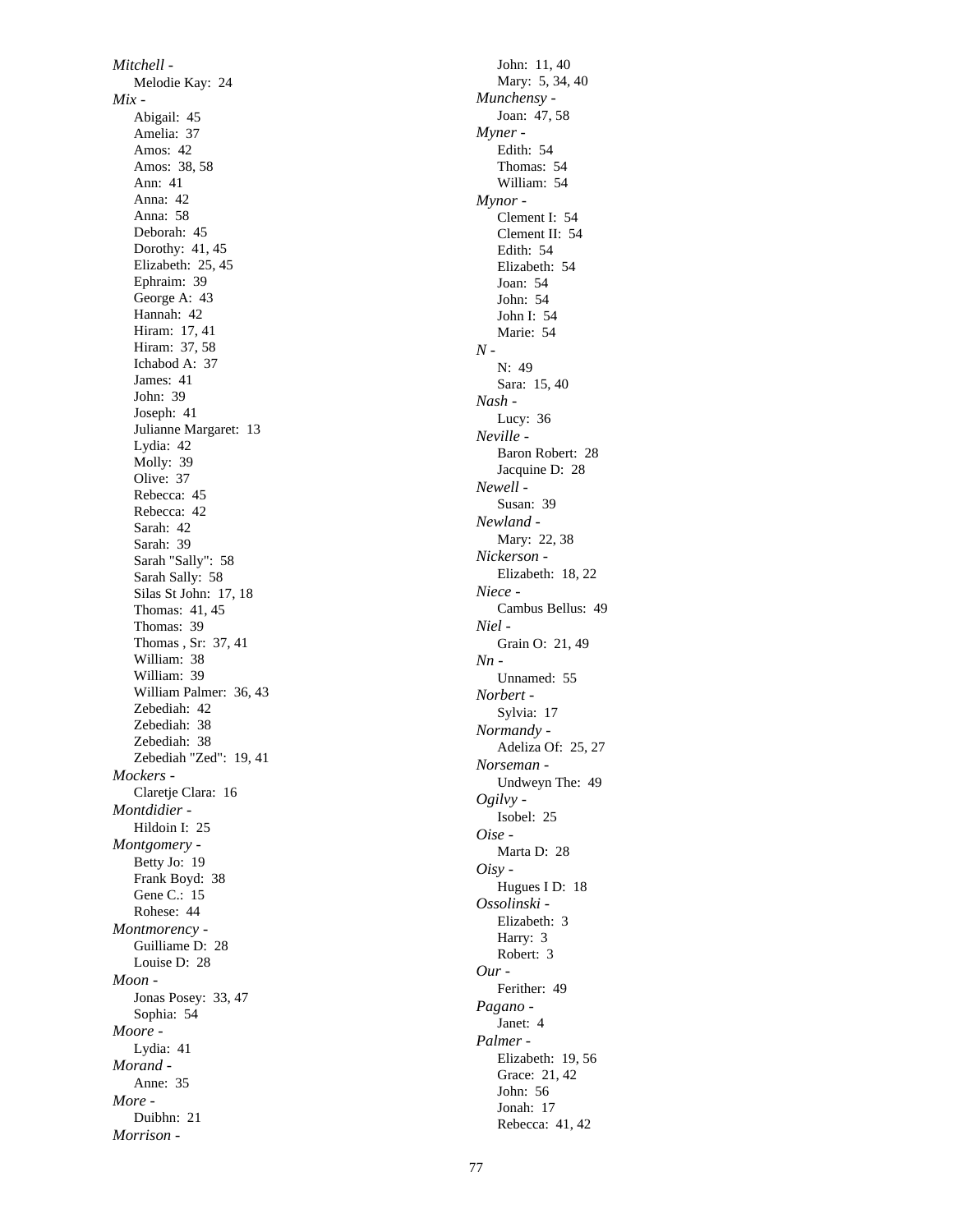*Mitchell -*
  Melodie Kay: 24
*Mix -*
  Abigail: 45
  Amelia: 37
  Amos: 42
  Amos: 38, 58
  Ann: 41
  Anna: 42
  Anna: 58
  Deborah: 45
  Dorothy: 41, 45
  Elizabeth: 25, 45
  Ephraim: 39
  George A: 43
  Hannah: 42
  Hiram: 17, 41
  Hiram: 37, 58
  Ichabod A: 37
  James: 41
  John: 39
  Joseph: 41
  Julianne Margaret: 13
  Lydia: 42
  Molly: 39
  Olive: 37
  Rebecca: 45
  Rebecca: 42
  Sarah: 42
  Sarah: 39
  Sarah "Sally": 58
  Sarah Sally: 58
  Silas St John: 17, 18
  Thomas: 41, 45
  Thomas: 39
  Thomas , Sr: 37, 41
  William: 38
  William: 39
  William Palmer: 36, 43
  Zebediah: 42
  Zebediah: 38
  Zebediah: 38
  Zebediah "Zed": 19, 41
*Mockers -*
  Claretje Clara: 16
*Montdidier -*
  Hildoin I: 25
*Montgomery -*
  Betty Jo: 19
  Frank Boyd: 38
  Gene C.: 15
  Rohese: 44
*Montmorency -*
  Guilliame D: 28
  Louise D: 28
*Moon -*
  Jonas Posey: 33, 47
  Sophia: 54
*Moore -*
  Lydia: 41
*Morand -*
  Anne: 35
*More -*
  Duibhn: 21
*Morrison -*
  John: 11, 40
  Mary: 5, 34, 40
*Munchensy -*
  Joan: 47, 58
*Myner -*
  Edith: 54
  Thomas: 54
  William: 54
*Mynor -*
  Clement I: 54
  Clement II: 54
  Edith: 54
  Elizabeth: 54
  Joan: 54
  John: 54
  John I: 54
  Marie: 54
*N -*
  N: 49
  Sara: 15, 40
*Nash -*
  Lucy: 36
*Neville -*
  Baron Robert: 28
  Jacquine D: 28
*Newell -*
  Susan: 39
*Newland -*
  Mary: 22, 38
*Nickerson -*
  Elizabeth: 18, 22
*Niece -*
  Cambus Bellus: 49
*Niel -*
  Grain O: 21, 49
*Nn -*
  Unnamed: 55
*Norbert -*
  Sylvia: 17
*Normandy -*
  Adeliza Of: 25, 27
*Norseman -*
  Undweyn The: 49
*Ogilvy -*
  Isobel: 25
*Oise -*
  Marta D: 28
*Oisy -*
  Hugues I D: 18
*Ossolinski -*
  Elizabeth: 3
  Harry: 3
  Robert: 3
*Our -*
  Ferither: 49
*Pagano -*
  Janet: 4
*Palmer -*
  Elizabeth: 19, 56
  Grace: 21, 42
  John: 56
  Jonah: 17
  Rebecca: 41, 42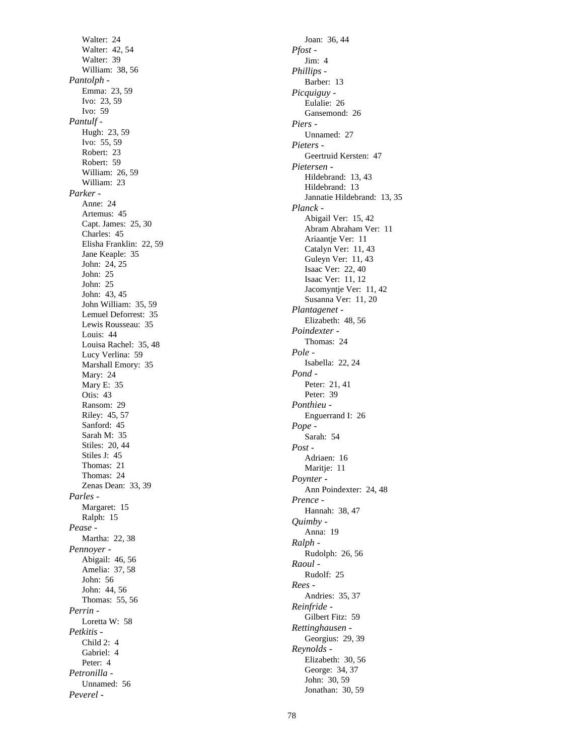Walter: 24
Walter: 42, 54
Walter: 39
William: 38, 56

*Pantolph -*
Emma: 23, 59
Ivo: 23, 59
Ivo: 59

*Pantulf -*
Hugh: 23, 59
Ivo: 55, 59
Robert: 23
Robert: 59
William: 26, 59
William: 23

*Parker -*
Anne: 24
Artemus: 45
Capt. James: 25, 30
Charles: 45
Elisha Franklin: 22, 59
Jane Keaple: 35
John: 24, 25
John: 25
John: 25
John: 43, 45
John William: 35, 59
Lemuel Deforrest: 35
Lewis Rousseau: 35
Louis: 44
Louisa Rachel: 35, 48
Lucy Verlina: 59
Marshall Emory: 35
Mary: 24
Mary E: 35
Otis: 43
Ransom: 29
Riley: 45, 57
Sanford: 45
Sarah M: 35
Stiles: 20, 44
Stiles J: 45
Thomas: 21
Thomas: 24
Zenas Dean: 33, 39

*Parles -*
Margaret: 15
Ralph: 15

*Pease -*
Martha: 22, 38

*Pennoyer -*
Abigail: 46, 56
Amelia: 37, 58
John: 56
John: 44, 56
Thomas: 55, 56

*Perrin -*
Loretta W: 58

*Petkitis -*
Child 2: 4
Gabriel: 4
Peter: 4

*Petronilla -*
Unnamed: 56

*Peverel -*
Joan: 36, 44

*Pfost -*
Jim: 4

*Phillips -*
Barber: 13

*Picquiguy -*
Eulalie: 26
Gansemond: 26

*Piers -*
Unnamed: 27

*Pieters -*
Geertruid Kersten: 47

*Pietersen -*
Hildebrand: 13, 43
Hildebrand: 13
Jannatie Hildebrand: 13, 35

*Planck -*
Abigail Ver: 15, 42
Abram Abraham Ver: 11
Ariaantje Ver: 11
Catalyn Ver: 11, 43
Guleyn Ver: 11, 43
Isaac Ver: 22, 40
Isaac Ver: 11, 12
Jacomyntje Ver: 11, 42
Susanna Ver: 11, 20

*Plantagenet -*
Elizabeth: 48, 56

*Poindexter -*
Thomas: 24

*Pole -*
Isabella: 22, 24

*Pond -*
Peter: 21, 41
Peter: 39

*Ponthieu -*
Enguerrand I: 26

*Pope -*
Sarah: 54

*Post -*
Adriaen: 16
Maritje: 11

*Poynter -*
Ann Poindexter: 24, 48

*Prence -*
Hannah: 38, 47

*Quimby -*
Anna: 19

*Ralph -*
Rudolph: 26, 56

*Raoul -*
Rudolf: 25

*Rees -*
Andries: 35, 37

*Reinfride -*
Gilbert Fitz: 59

*Rettinghausen -*
Georgius: 29, 39

*Reynolds -*
Elizabeth: 30, 56
George: 34, 37
John: 30, 59
Jonathan: 30, 59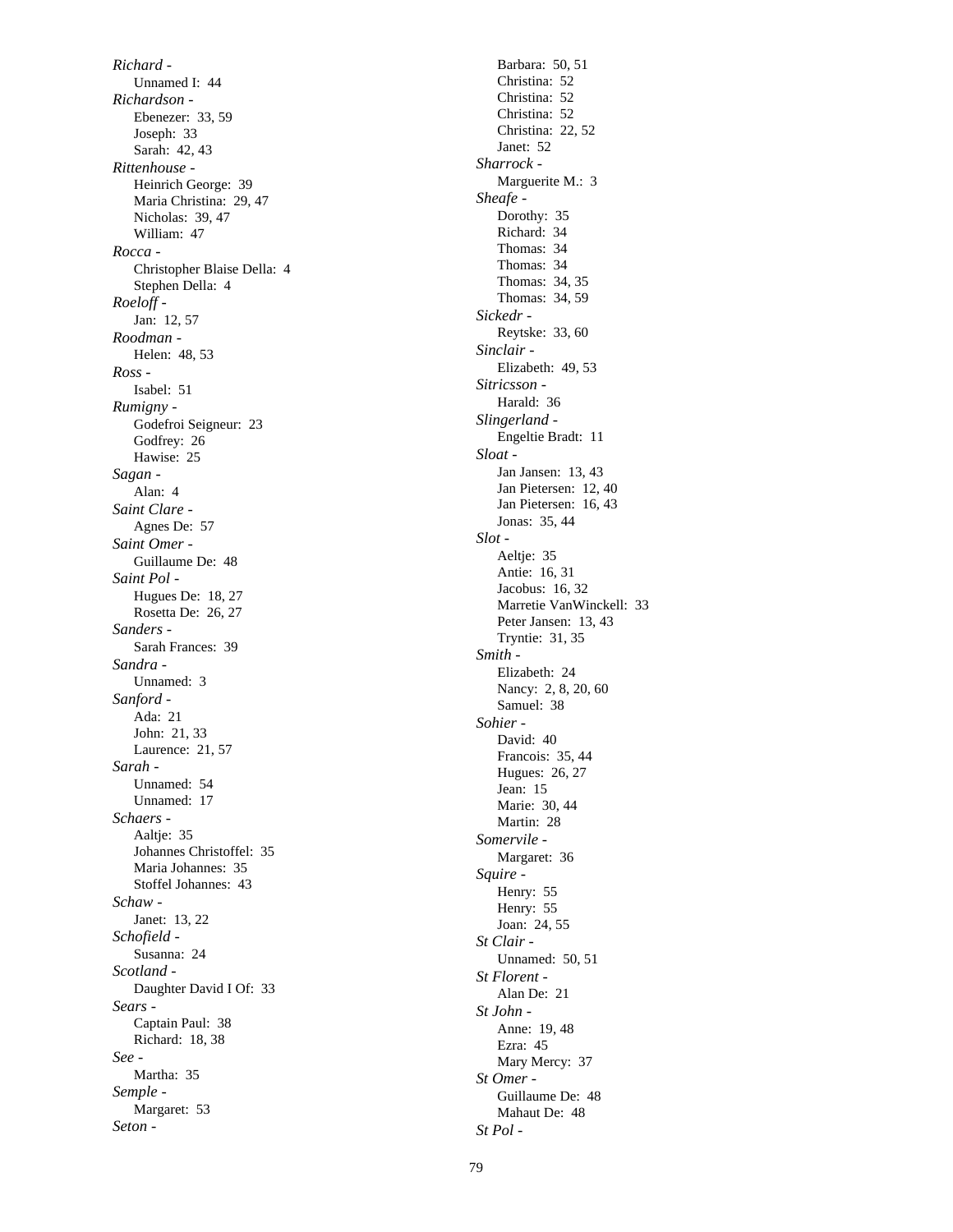*Richard -*
Unnamed I: 44

*Richardson -*
Ebenezer: 33, 59
Joseph: 33
Sarah: 42, 43

*Rittenhouse -*
Heinrich George: 39
Maria Christina: 29, 47
Nicholas: 39, 47
William: 47

*Rocca -*
Christopher Blaise Della: 4
Stephen Della: 4

*Roeloff -*
Jan: 12, 57

*Roodman -*
Helen: 48, 53

*Ross -*
Isabel: 51

*Rumigny -*
Godefroi Seigneur: 23
Godfrey: 26
Hawise: 25

*Sagan -*
Alan: 4

*Saint Clare -*
Agnes De: 57

*Saint Omer -*
Guillaume De: 48

*Saint Pol -*
Hugues De: 18, 27
Rosetta De: 26, 27

*Sanders -*
Sarah Frances: 39

*Sandra -*
Unnamed: 3

*Sanford -*
Ada: 21
John: 21, 33
Laurence: 21, 57

*Sarah -*
Unnamed: 54
Unnamed: 17

*Schaers -*
Aaltje: 35
Johannes Christoffel: 35
Maria Johannes: 35
Stoffel Johannes: 43

*Schaw -*
Janet: 13, 22

*Schofield -*
Susanna: 24

*Scotland -*
Daughter David I Of: 33

*Sears -*
Captain Paul: 38
Richard: 18, 38

*See -*
Martha: 35

*Semple -*
Margaret: 53

*Seton -*
Barbara: 50, 51
Christina: 52
Christina: 52
Christina: 52
Christina: 22, 52
Janet: 52

*Sharrock -*
Marguerite M.: 3

*Sheafe -*
Dorothy: 35
Richard: 34
Thomas: 34
Thomas: 34
Thomas: 34, 35
Thomas: 34, 59

*Sickedr -*
Reytske: 33, 60

*Sinclair -*
Elizabeth: 49, 53

*Sitricsson -*
Harald: 36

*Slingerland -*
Engeltie Bradt: 11

*Sloat -*
Jan Jansen: 13, 43
Jan Pietersen: 12, 40
Jan Pietersen: 16, 43
Jonas: 35, 44

*Slot -*
Aeltje: 35
Antie: 16, 31
Jacobus: 16, 32
Marretie VanWinckell: 33
Peter Jansen: 13, 43
Tryntie: 31, 35

*Smith -*
Elizabeth: 24
Nancy: 2, 8, 20, 60
Samuel: 38

*Sohier -*
David: 40
Francois: 35, 44
Hugues: 26, 27
Jean: 15
Marie: 30, 44
Martin: 28

*Somervile -*
Margaret: 36

*Squire -*
Henry: 55
Henry: 55
Joan: 24, 55

*St Clair -*
Unnamed: 50, 51

*St Florent -*
Alan De: 21

*St John -*
Anne: 19, 48
Ezra: 45
Mary Mercy: 37

*St Omer -*
Guillaume De: 48
Mahaut De: 48

*St Pol -*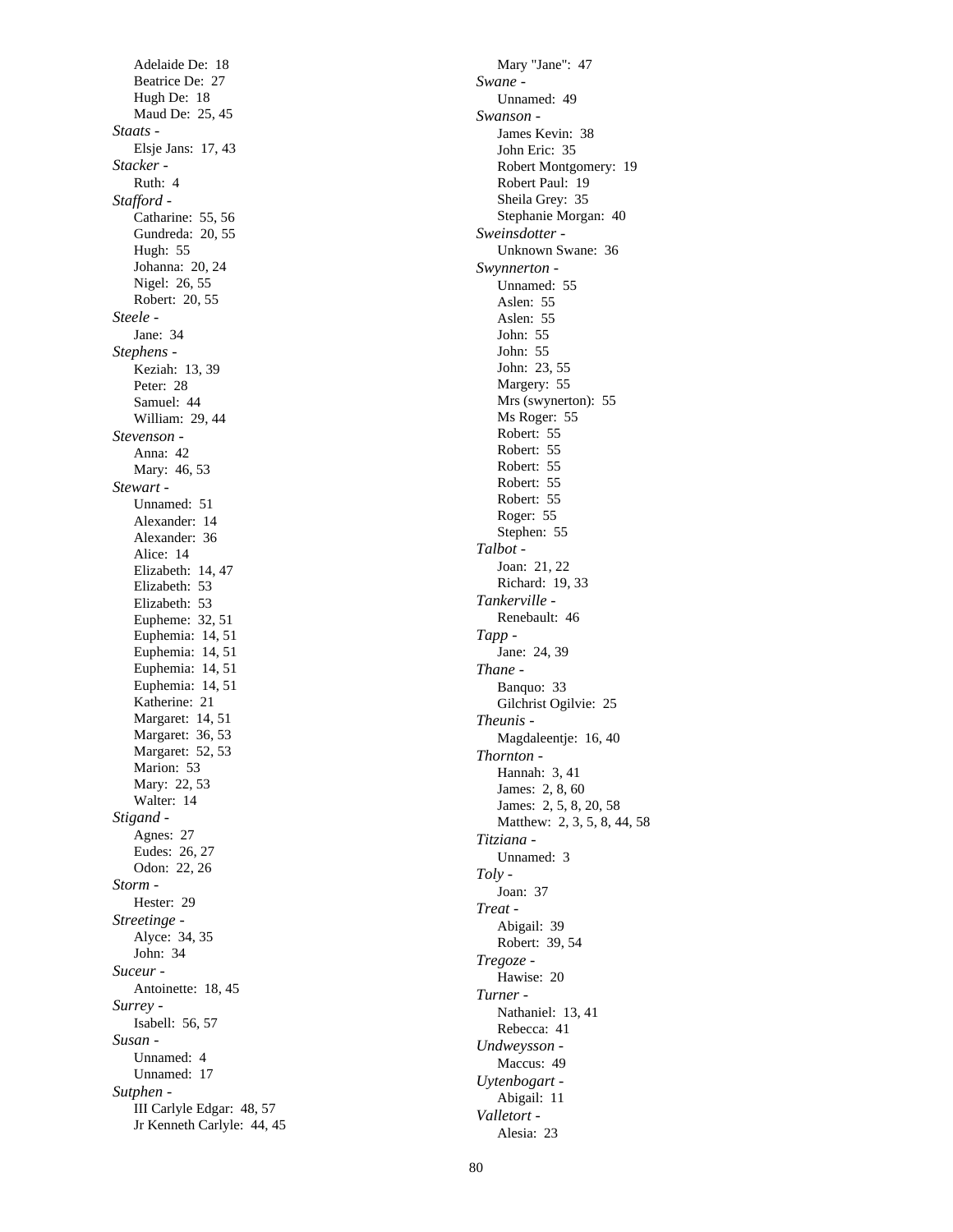Adelaide De: 18
Beatrice De: 27
Hugh De: 18
Maud De: 25, 45

*Staats* -
Elsje Jans: 17, 43

*Stacker* -
Ruth: 4

*Stafford* -
Catharine: 55, 56
Gundreda: 20, 55
Hugh: 55
Johanna: 20, 24
Nigel: 26, 55
Robert: 20, 55

*Steele* -
Jane: 34

*Stephens* -
Keziah: 13, 39
Peter: 28
Samuel: 44
William: 29, 44

*Stevenson* -
Anna: 42
Mary: 46, 53

*Stewart* -
Unnamed: 51
Alexander: 14
Alexander: 36
Alice: 14
Elizabeth: 14, 47
Elizabeth: 53
Elizabeth: 53
Eupheme: 32, 51
Euphemia: 14, 51
Euphemia: 14, 51
Euphemia: 14, 51
Euphemia: 14, 51
Katherine: 21
Margaret: 14, 51
Margaret: 36, 53
Margaret: 52, 53
Marion: 53
Mary: 22, 53
Walter: 14

*Stigand* -
Agnes: 27
Eudes: 26, 27
Odon: 22, 26

*Storm* -
Hester: 29

*Streetinge* -
Alyce: 34, 35
John: 34

*Suceur* -
Antoinette: 18, 45

*Surrey* -
Isabell: 56, 57

*Susan* -
Unnamed: 4
Unnamed: 17

*Sutphen* -
III Carlyle Edgar: 48, 57
Jr Kenneth Carlyle: 44, 45
Mary "Jane": 47

*Swane* -
Unnamed: 49

*Swanson* -
James Kevin: 38
John Eric: 35
Robert Montgomery: 19
Robert Paul: 19
Sheila Grey: 35
Stephanie Morgan: 40

*Sweinsdotter* -
Unknown Swane: 36

*Swynnerton* -
Unnamed: 55
Aslen: 55
Aslen: 55
John: 55
John: 55
John: 23, 55
Margery: 55
Mrs (swynerton): 55
Ms Roger: 55
Robert: 55
Robert: 55
Robert: 55
Robert: 55
Robert: 55
Roger: 55
Stephen: 55

*Talbot* -
Joan: 21, 22
Richard: 19, 33

*Tankerville* -
Renebault: 46

*Tapp* -
Jane: 24, 39

*Thane* -
Banquo: 33
Gilchrist Ogilvie: 25

*Theunis* -
Magdaleentje: 16, 40

*Thornton* -
Hannah: 3, 41
James: 2, 8, 60
James: 2, 5, 8, 20, 58
Matthew: 2, 3, 5, 8, 44, 58

*Titziana* -
Unnamed: 3

*Toly* -
Joan: 37

*Treat* -
Abigail: 39
Robert: 39, 54

*Tregoze* -
Hawise: 20

*Turner* -
Nathaniel: 13, 41
Rebecca: 41

*Undweysson* -
Maccus: 49

*Uytenbogart* -
Abigail: 11

*Valletort* -
Alesia: 23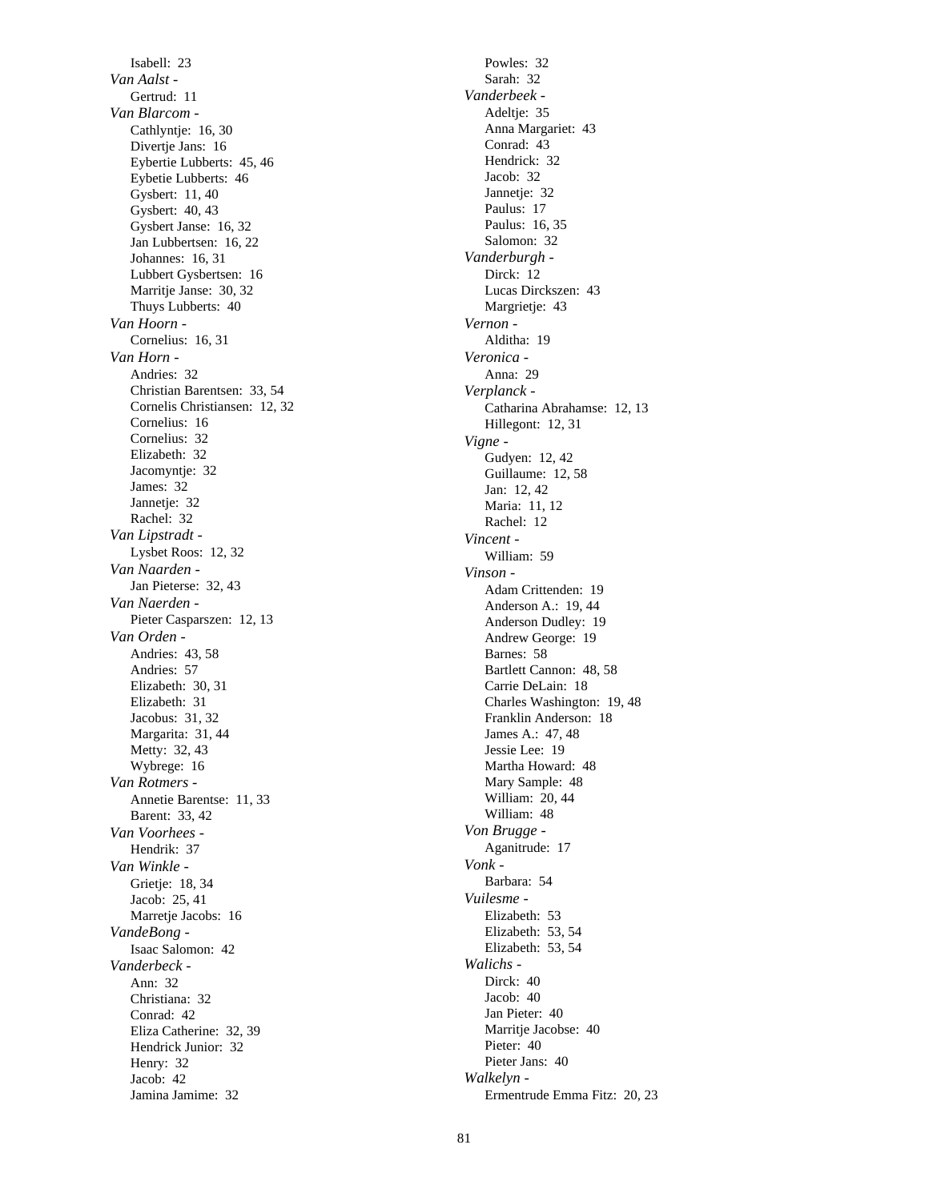Isabell: 23

*Van Aalst -*

Gertrud: 11

*Van Blarcom -*

Cathlyntje: 16, 30
Divertje Jans: 16
Eybertie Lubberts: 45, 46
Eybetie Lubberts: 46
Gysbert: 11, 40
Gysbert: 40, 43
Gysbert Janse: 16, 32
Jan Lubbertsen: 16, 22
Johannes: 16, 31
Lubbert Gysbertsen: 16
Marritje Janse: 30, 32
Thuys Lubberts: 40

*Van Hoorn -*

Cornelius: 16, 31

*Van Horn -*

Andries: 32
Christian Barentsen: 33, 54
Cornelis Christiansen: 12, 32
Cornelius: 16
Cornelius: 32
Elizabeth: 32
Jacomyntje: 32
James: 32
Jannetje: 32
Rachel: 32

*Van Lipstradt -*

Lysbet Roos: 12, 32

*Van Naarden -*

Jan Pieterse: 32, 43

*Van Naerden -*

Pieter Casparszen: 12, 13

*Van Orden -*

Andries: 43, 58
Andries: 57
Elizabeth: 30, 31
Elizabeth: 31
Jacobus: 31, 32
Margarita: 31, 44
Metty: 32, 43
Wybrege: 16

*Van Rotmers -*

Annetie Barentse: 11, 33
Barent: 33, 42

*Van Voorhees -*

Hendrik: 37

*Van Winkle -*

Grietje: 18, 34
Jacob: 25, 41
Marretje Jacobs: 16

*VandeBong -*

Isaac Salomon: 42

*Vanderbeck -*

Ann: 32
Christiana: 32
Conrad: 42
Eliza Catherine: 32, 39
Hendrick Junior: 32
Henry: 32
Jacob: 42
Jamina Jamime: 32
Powles: 32
Sarah: 32

*Vanderbeek -*

Adeltje: 35
Anna Margariet: 43
Conrad: 43
Hendrick: 32
Jacob: 32
Jannetje: 32
Paulus: 17
Paulus: 16, 35
Salomon: 32

*Vanderburgh -*

Dirck: 12
Lucas Dirckszen: 43
Margrietje: 43

*Vernon -*

Alditha: 19

*Veronica -*

Anna: 29

*Verplanck -*

Catharina Abrahamse: 12, 13
Hillegont: 12, 31

*Vigne -*

Gudyen: 12, 42
Guillaume: 12, 58
Jan: 12, 42
Maria: 11, 12
Rachel: 12

*Vincent -*

William: 59

*Vinson -*

Adam Crittenden: 19
Anderson A.: 19, 44
Anderson Dudley: 19
Andrew George: 19
Barnes: 58
Bartlett Cannon: 48, 58
Carrie DeLain: 18
Charles Washington: 19, 48
Franklin Anderson: 18
James A.: 47, 48
Jessie Lee: 19
Martha Howard: 48
Mary Sample: 48
William: 20, 44
William: 48

*Von Brugge -*

Aganitrude: 17

*Vonk -*

Barbara: 54

*Vuilesme -*

Elizabeth: 53
Elizabeth: 53, 54
Elizabeth: 53, 54

*Walichs -*

Dirck: 40
Jacob: 40
Jan Pieter: 40
Marritje Jacobse: 40
Pieter: 40
Pieter Jans: 40

*Walkelyn -*

Ermentrude Emma Fitz: 20, 23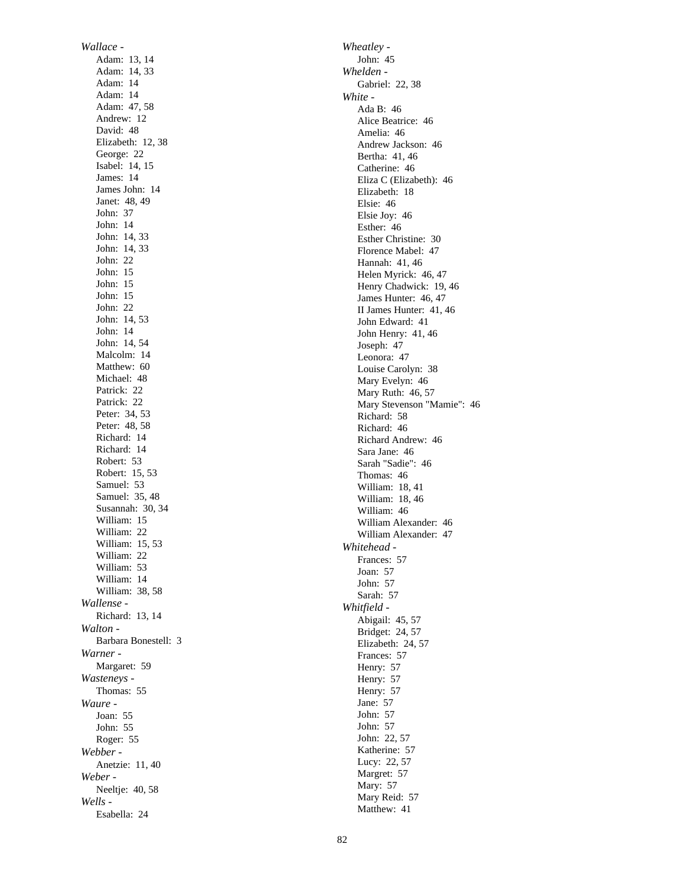*Wallace -*
- Adam: 13, 14
- Adam: 14, 33
- Adam: 14
- Adam: 14
- Adam: 47, 58
- Andrew: 12
- David: 48
- Elizabeth: 12, 38
- George: 22
- Isabel: 14, 15
- James: 14
- James John: 14
- Janet: 48, 49
- John: 37
- John: 14
- John: 14, 33
- John: 14, 33
- John: 22
- John: 15
- John: 15
- John: 15
- John: 22
- John: 14, 53
- John: 14
- John: 14, 54
- Malcolm: 14
- Matthew: 60
- Michael: 48
- Patrick: 22
- Patrick: 22
- Peter: 34, 53
- Peter: 48, 58
- Richard: 14
- Richard: 14
- Robert: 53
- Robert: 15, 53
- Samuel: 53
- Samuel: 35, 48
- Susannah: 30, 34
- William: 15
- William: 22
- William: 15, 53
- William: 22
- William: 53
- William: 14
- William: 38, 58

*Wallense -*
- Richard: 13, 14

*Walton -*
- Barbara Bonestell: 3

*Warner -*
- Margaret: 59

*Wasteneys -*
- Thomas: 55

*Waure -*
- Joan: 55
- John: 55
- Roger: 55

*Webber -*
- Anetzie: 11, 40

*Weber -*
- Neeltje: 40, 58

*Wells -*
- Esabella: 24

*Wheatley -*
- John: 45

*Whelden -*
- Gabriel: 22, 38

*White -*
- Ada B: 46
- Alice Beatrice: 46
- Amelia: 46
- Andrew Jackson: 46
- Bertha: 41, 46
- Catherine: 46
- Eliza C (Elizabeth): 46
- Elizabeth: 18
- Elsie: 46
- Elsie Joy: 46
- Esther: 46
- Esther Christine: 30
- Florence Mabel: 47
- Hannah: 41, 46
- Helen Myrick: 46, 47
- Henry Chadwick: 19, 46
- James Hunter: 46, 47
- II James Hunter: 41, 46
- John Edward: 41
- John Henry: 41, 46
- Joseph: 47
- Leonora: 47
- Louise Carolyn: 38
- Mary Evelyn: 46
- Mary Ruth: 46, 57
- Mary Stevenson "Mamie": 46
- Richard: 58
- Richard: 46
- Richard Andrew: 46
- Sara Jane: 46
- Sarah "Sadie": 46
- Thomas: 46
- William: 18, 41
- William: 18, 46
- William: 46
- William Alexander: 46
- William Alexander: 47

*Whitehead -*
- Frances: 57
- Joan: 57
- John: 57
- Sarah: 57

*Whitfield -*
- Abigail: 45, 57
- Bridget: 24, 57
- Elizabeth: 24, 57
- Frances: 57
- Henry: 57
- Henry: 57
- Henry: 57
- Jane: 57
- John: 57
- John: 57
- John: 22, 57
- Katherine: 57
- Lucy: 22, 57
- Margret: 57
- Mary: 57
- Mary Reid: 57
- Matthew: 41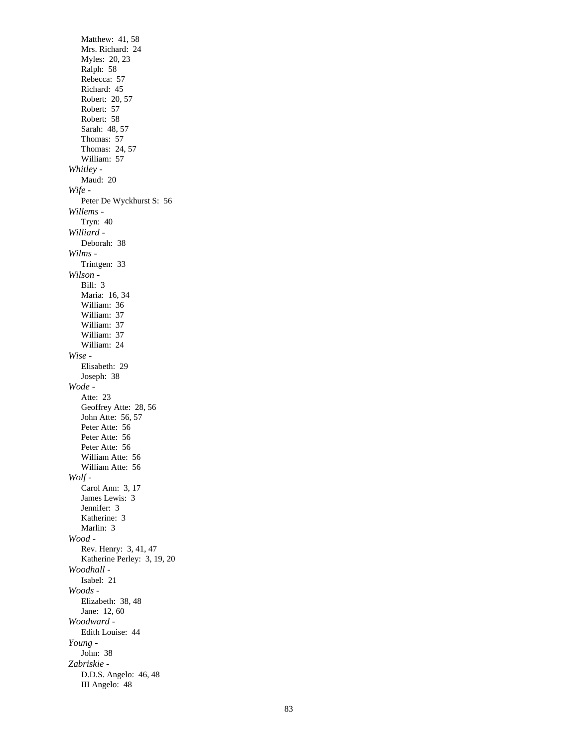Matthew: 41, 58
Mrs. Richard: 24
Myles: 20, 23
Ralph: 58
Rebecca: 57
Richard: 45
Robert: 20, 57
Robert: 57
Robert: 58
Sarah: 48, 57
Thomas: 57
Thomas: 24, 57
William: 57

*Whitley* -
Maud: 20

*Wife* -
Peter De Wyckhurst S: 56

*Willems* -
Tryn: 40

*Williard* -
Deborah: 38

*Wilms* -
Trintgen: 33

*Wilson* -
Bill: 3
Maria: 16, 34
William: 36
William: 37
William: 37
William: 37
William: 24

*Wise* -
Elisabeth: 29
Joseph: 38

*Wode* -
Atte: 23
Geoffrey Atte: 28, 56
John Atte: 56, 57
Peter Atte: 56
Peter Atte: 56
Peter Atte: 56
William Atte: 56
William Atte: 56

*Wolf* -
Carol Ann: 3, 17
James Lewis: 3
Jennifer: 3
Katherine: 3
Marlin: 3

*Wood* -
Rev. Henry: 3, 41, 47
Katherine Perley: 3, 19, 20

*Woodhall* -
Isabel: 21

*Woods* -
Elizabeth: 38, 48
Jane: 12, 60

*Woodward* -
Edith Louise: 44

*Young* -
John: 38

*Zabriskie* -
D.D.S. Angelo: 46, 48
III Angelo: 48